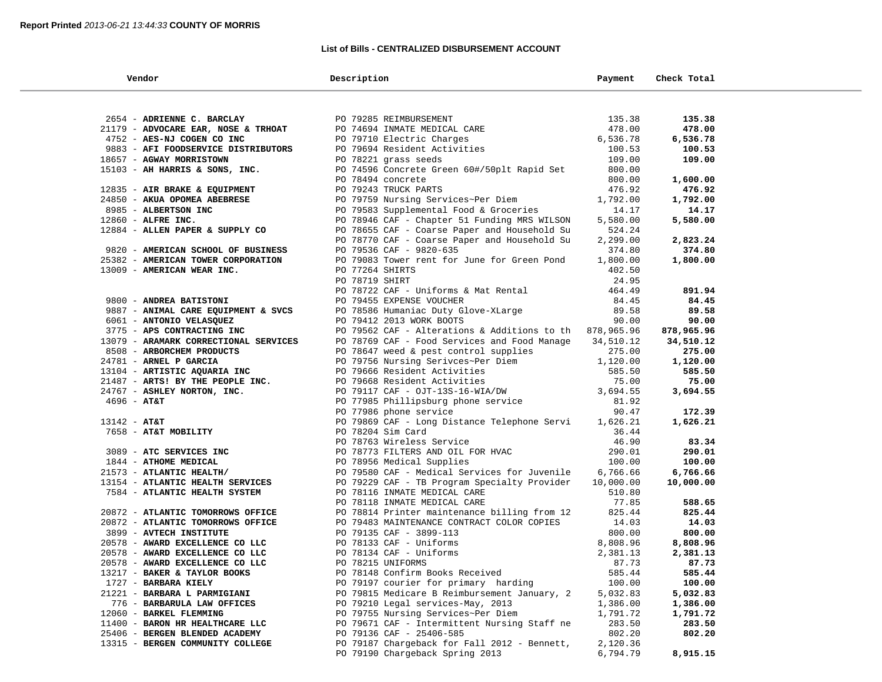**Report Printed** *2013-06-21 13:44:33* **COUNTY OF MORRIS**

### List of Bills - CENTRALIZED DISBURSEMENT ACCOUNT

| Vendor | Description | Payment | Check Total |
|---|---|---|---|
| 2654 - **ADRIENNE C. BARCLAY** | PO 79285 REIMBURSEMENT | 135.38 | **135.38** |
| 21179 - **ADVOCARE EAR, NOSE & TRHOAT** | PO 74694 INMATE MEDICAL CARE | 478.00 | **478.00** |
| 4752 - **AES-NJ COGEN CO INC** | PO 79710 Electric Charges | 6,536.78 | **6,536.78** |
| 9883 - **AFI FOODSERVICE DISTRIBUTORS** | PO 79694 Resident Activities | 100.53 | **100.53** |
| 18657 - **AGWAY MORRISTOWN** | PO 78221 grass seeds | 109.00 | **109.00** |
| 15103 - **AH HARRIS & SONS, INC.** | PO 74596 Concrete Green 60#/50plt Rapid Set | 800.00 | |
| | PO 78494 concrete | 800.00 | **1,600.00** |
| 12835 - **AIR BRAKE & EQUIPMENT** | PO 79243 TRUCK PARTS | 476.92 | **476.92** |
| 24850 - **AKUA OPOMEA ABEBRESE** | PO 79759 Nursing Services~Per Diem | 1,792.00 | **1,792.00** |
| 8985 - **ALBERTSON INC** | PO 79583 Supplemental Food & Groceries | 14.17 | **14.17** |
| 12860 - **ALFRE INC.** | PO 78946 CAF - Chapter 51 Funding MRS WILSON | 5,580.00 | **5,580.00** |
| 12884 - **ALLEN PAPER & SUPPLY CO** | PO 78655 CAF - Coarse Paper and Household Su | 524.24 | |
| | PO 78770 CAF - Coarse Paper and Household Su | 2,299.00 | **2,823.24** |
| 9820 - **AMERICAN SCHOOL OF BUSINESS** | PO 79536 CAF - 9820-635 | 374.80 | **374.80** |
| 25382 - **AMERICAN TOWER CORPORATION** | PO 79083 Tower rent for June for Green Pond | 1,800.00 | **1,800.00** |
| 13009 - **AMERICAN WEAR INC.** | PO 77264 SHIRTS | 402.50 | |
| | PO 78719 SHIRT | 24.95 | |
| | PO 78722 CAF - Uniforms & Mat Rental | 464.49 | **891.94** |
| 9800 - **ANDREA BATISTONI** | PO 79455 EXPENSE VOUCHER | 84.45 | **84.45** |
| 9887 - **ANIMAL CARE EQUIPMENT & SVCS** | PO 78586 Humaniac Duty Glove-XLarge | 89.58 | **89.58** |
| 6061 - **ANTONIO VELASQUEZ** | PO 79412 2013 WORK BOOTS | 90.00 | **90.00** |
| 3775 - **APS CONTRACTING INC** | PO 79562 CAF - Alterations & Additions to th | 878,965.96 | **878,965.96** |
| 13079 - **ARAMARK CORRECTIONAL SERVICES** | PO 78769 CAF - Food Services and Food Manage | 34,510.12 | **34,510.12** |
| 8508 - **ARBORCHEM PRODUCTS** | PO 78647 weed & pest control supplies | 275.00 | **275.00** |
| 24781 - **ARNEL P GARCIA** | PO 79756 Nursing Serivces~Per Diem | 1,120.00 | **1,120.00** |
| 13104 - **ARTISTIC AQUARIA INC** | PO 79666 Resident Activities | 585.50 | **585.50** |
| 21487 - **ARTS! BY THE PEOPLE INC.** | PO 79668 Resident Activities | 75.00 | **75.00** |
| 24767 - **ASHLEY NORTON, INC.** | PO 79117 CAF - OJT-13S-16-WIA/DW | 3,694.55 | **3,694.55** |
| 4696 - **AT&T** | PO 77985 Phillipsburg phone service | 81.92 | |
| | PO 77986 phone service | 90.47 | **172.39** |
| 13142 - **AT&T** | PO 79869 CAF - Long Distance Telephone Servi | 1,626.21 | **1,626.21** |
| 7658 - **AT&T MOBILITY** | PO 78204 Sim Card | 36.44 | |
| | PO 78763 Wireless Service | 46.90 | **83.34** |
| 3089 - **ATC SERVICES INC** | PO 78773 FILTERS AND OIL FOR HVAC | 290.01 | **290.01** |
| 1844 - **ATHOME MEDICAL** | PO 78956 Medical Supplies | 100.00 | **100.00** |
| 21573 - **ATLANTIC HEALTH/** | PO 79580 CAF - Medical Services for Juvenile | 6,766.66 | **6,766.66** |
| 13154 - **ATLANTIC HEALTH SERVICES** | PO 79229 CAF - TB Program Specialty Provider | 10,000.00 | **10,000.00** |
| 7584 - **ATLANTIC HEALTH SYSTEM** | PO 78116 INMATE MEDICAL CARE | 510.80 | |
| | PO 78118 INMATE MEDICAL CARE | 77.85 | **588.65** |
| 20872 - **ATLANTIC TOMORROWS OFFICE** | PO 78814 Printer maintenance billing from 12 | 825.44 | **825.44** |
| 20872 - **ATLANTIC TOMORROWS OFFICE** | PO 79483 MAINTENANCE CONTRACT COLOR COPIES | 14.03 | **14.03** |
| 3899 - **AVTECH INSTITUTE** | PO 79135 CAF - 3899-113 | 800.00 | **800.00** |
| 20578 - **AWARD EXCELLENCE CO LLC** | PO 78133 CAF - Uniforms | 8,808.96 | **8,808.96** |
| 20578 - **AWARD EXCELLENCE CO LLC** | PO 78134 CAF - Uniforms | 2,381.13 | **2,381.13** |
| 20578 - **AWARD EXCELLENCE CO LLC** | PO 78215 UNIFORMS | 87.73 | **87.73** |
| 13217 - **BAKER & TAYLOR BOOKS** | PO 78148 Confirm Books Received | 585.44 | **585.44** |
| 1727 - **BARBARA KIELY** | PO 79197 courier for primary harding | 100.00 | **100.00** |
| 21221 - **BARBARA L PARMIGIANI** | PO 79815 Medicare B Reimbursement January, 2 | 5,032.83 | **5,032.83** |
| 776 - **BARBARULA LAW OFFICES** | PO 79210 Legal services-May, 2013 | 1,386.00 | **1,386.00** |
| 12060 - **BARKEL FLEMMING** | PO 79755 Nursing Services~Per Diem | 1,791.72 | **1,791.72** |
| 11400 - **BARON HR HEALTHCARE LLC** | PO 79671 CAF - Intermittent Nursing Staff ne | 283.50 | **283.50** |
| 25406 - **BERGEN BLENDED ACADEMY** | PO 79136 CAF - 25406-585 | 802.20 | **802.20** |
| 13315 - **BERGEN COMMUNITY COLLEGE** | PO 79187 Chargeback for Fall 2012 - Bennett, | 2,120.36 | |
| | PO 79190 Chargeback Spring 2013 | 6,794.79 | **8,915.15** |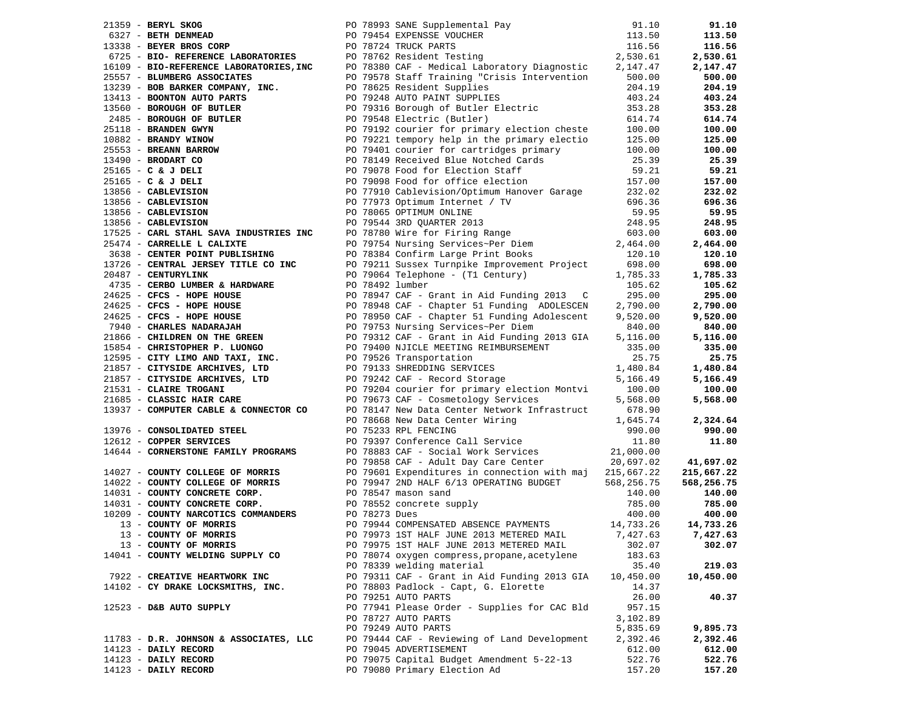| | | | |
|---|---|---|---|
| 21359 - **BERYL SKOG** | PO 78993 SANE Supplemental Pay | 91.10 | **91.10** |
| 6327 - **BETH DENMEAD** | PO 79454 EXPENSSE VOUCHER | 113.50 | **113.50** |
| 13338 - **BEYER BROS CORP** | PO 78724 TRUCK PARTS | 116.56 | **116.56** |
| 6725 - **BIO- REFERENCE LABORATORIES** | PO 78762 Resident Testing | 2,530.61 | **2,530.61** |
| 16109 - **BIO-REFERENCE LABORATORIES,INC** | PO 78380 CAF - Medical Laboratory Diagnostic | 2,147.47 | **2,147.47** |
| 25557 - **BLUMBERG ASSOCIATES** | PO 79578 Staff Training "Crisis Intervention | 500.00 | **500.00** |
| 13239 - **BOB BARKER COMPANY, INC.** | PO 78625 Resident Supplies | 204.19 | **204.19** |
| 13413 - **BOONTON AUTO PARTS** | PO 79248 AUTO PAINT SUPPLIES | 403.24 | **403.24** |
| 13560 - **BOROUGH OF BUTLER** | PO 79316 Borough of Butler Electric | 353.28 | **353.28** |
| 2485 - **BOROUGH OF BUTLER** | PO 79548 Electric (Butler) | 614.74 | **614.74** |
| 25118 - **BRANDEN GWYN** | PO 79192 courier for primary election cheste | 100.00 | **100.00** |
| 10882 - **BRANDY WINOW** | PO 79221 tempory help in the primary electio | 125.00 | **125.00** |
| 25553 - **BREANN BARROW** | PO 79401 courier for cartridges primary | 100.00 | **100.00** |
| 13490 - **BRODART CO** | PO 78149 Received Blue Notched Cards | 25.39 | **25.39** |
| 25165 - **C & J DELI** | PO 79078 Food for Election Staff | 59.21 | **59.21** |
| 25165 - **C & J DELI** | PO 79098 Food for office election | 157.00 | **157.00** |
| 13856 - **CABLEVISION** | PO 77910 Cablevision/Optimum Hanover Garage | 232.02 | **232.02** |
| 13856 - **CABLEVISION** | PO 77973 Optimum Internet / TV | 696.36 | **696.36** |
| 13856 - **CABLEVISION** | PO 78065 OPTIMUM ONLINE | 59.95 | **59.95** |
| 13856 - **CABLEVISION** | PO 79544 3RD QUARTER 2013 | 248.95 | **248.95** |
| 17525 - **CARL STAHL SAVA INDUSTRIES INC** | PO 78780 Wire for Firing Range | 603.00 | **603.00** |
| 25474 - **CARRELLE L CALIXTE** | PO 79754 Nursing Services~Per Diem | 2,464.00 | **2,464.00** |
| 3638 - **CENTER POINT PUBLISHING** | PO 78384 Confirm Large Print Books | 120.10 | **120.10** |
| 13726 - **CENTRAL JERSEY TITLE CO INC** | PO 79211 Sussex Turnpike Improvement Project | 698.00 | **698.00** |
| 20487 - **CENTURYLINK** | PO 79064 Telephone - (T1 Century) | 1,785.33 | **1,785.33** |
| 4735 - **CERBO LUMBER & HARDWARE** | PO 78492 lumber | 105.62 | **105.62** |
| 24625 - **CFCS - HOPE HOUSE** | PO 78947 CAF - Grant in Aid Funding 2013 C | 295.00 | **295.00** |
| 24625 - **CFCS - HOPE HOUSE** | PO 78948 CAF - Chapter 51 Funding ADOLESCEN | 2,790.00 | **2,790.00** |
| 24625 - **CFCS - HOPE HOUSE** | PO 78950 CAF - Chapter 51 Funding Adolescent | 9,520.00 | **9,520.00** |
| 7940 - **CHARLES NADARAJAH** | PO 79753 Nursing Services~Per Diem | 840.00 | **840.00** |
| 21866 - **CHILDREN ON THE GREEN** | PO 79312 CAF - Grant in Aid Funding 2013 GIA | 5,116.00 | **5,116.00** |
| 15854 - **CHRISTOPHER P. LUONGO** | PO 79400 NJICLE MEETING REIMBURSEMENT | 335.00 | **335.00** |
| 12595 - **CITY LIMO AND TAXI, INC.** | PO 79526 Transportation | 25.75 | **25.75** |
| 21857 - **CITYSIDE ARCHIVES, LTD** | PO 79133 SHREDDING SERVICES | 1,480.84 | **1,480.84** |
| 21857 - **CITYSIDE ARCHIVES, LTD** | PO 79242 CAF - Record Storage | 5,166.49 | **5,166.49** |
| 21531 - **CLAIRE TROGANI** | PO 79204 courier for primary election Montvi | 100.00 | **100.00** |
| 21685 - **CLASSIC HAIR CARE** | PO 79673 CAF - Cosmetology Services | 5,568.00 | **5,568.00** |
| 13937 - **COMPUTER CABLE & CONNECTOR CO** | PO 78147 New Data Center Network Infrastruct | 678.90 | |
| | PO 78668 New Data Center Wiring | 1,645.74 | **2,324.64** |
| 13976 - **CONSOLIDATED STEEL** | PO 75233 RPL FENCING | 990.00 | **990.00** |
| 12612 - **COPPER SERVICES** | PO 79397 Conference Call Service | 11.80 | **11.80** |
| 14644 - **CORNERSTONE FAMILY PROGRAMS** | PO 78883 CAF - Social Work Services | 21,000.00 | |
| | PO 79858 CAF - Adult Day Care Center | 20,697.02 | **41,697.02** |
| 14027 - **COUNTY COLLEGE OF MORRIS** | PO 79601 Expenditures in connection with maj | 215,667.22 | **215,667.22** |
| 14022 - **COUNTY COLLEGE OF MORRIS** | PO 79947 2ND HALF 6/13 OPERATING BUDGET | 568,256.75 | **568,256.75** |
| 14031 - **COUNTY CONCRETE CORP.** | PO 78547 mason sand | 140.00 | **140.00** |
| 14031 - **COUNTY CONCRETE CORP.** | PO 78552 concrete supply | 785.00 | **785.00** |
| 10209 - **COUNTY NARCOTICS COMMANDERS** | PO 78273 Dues | 400.00 | **400.00** |
| 13 - **COUNTY OF MORRIS** | PO 79944 COMPENSATED ABSENCE PAYMENTS | 14,733.26 | **14,733.26** |
| 13 - **COUNTY OF MORRIS** | PO 79973 1ST HALF JUNE 2013 METERED MAIL | 7,427.63 | **7,427.63** |
| 13 - **COUNTY OF MORRIS** | PO 79975 1ST HALF JUNE 2013 METERED MAIL | 302.07 | **302.07** |
| 14041 - **COUNTY WELDING SUPPLY CO** | PO 78074 oxygen compress,propane,acetylene | 183.63 | |
| | PO 78339 welding material | 35.40 | **219.03** |
| 7922 - **CREATIVE HEARTWORK INC** | PO 79311 CAF - Grant in Aid Funding 2013 GIA | 10,450.00 | **10,450.00** |
| 14102 - **CY DRAKE LOCKSMITHS, INC.** | PO 78803 Padlock - Capt, G. Elorette | 14.37 | |
| | PO 79251 AUTO PARTS | 26.00 | **40.37** |
| 12523 - **D&B AUTO SUPPLY** | PO 77941 Please Order - Supplies for CAC Bld | 957.15 | |
| | PO 78727 AUTO PARTS | 3,102.89 | |
| | PO 79249 AUTO PARTS | 5,835.69 | **9,895.73** |
| 11783 - **D.R. JOHNSON & ASSOCIATES, LLC** | PO 79444 CAF - Reviewing of Land Development | 2,392.46 | **2,392.46** |
| 14123 - **DAILY RECORD** | PO 79045 ADVERTISEMENT | 612.00 | **612.00** |
| 14123 - **DAILY RECORD** | PO 79075 Capital Budget Amendment 5-22-13 | 522.76 | **522.76** |
| 14123 - **DAILY RECORD** | PO 79080 Primary Election Ad | 157.20 | **157.20** |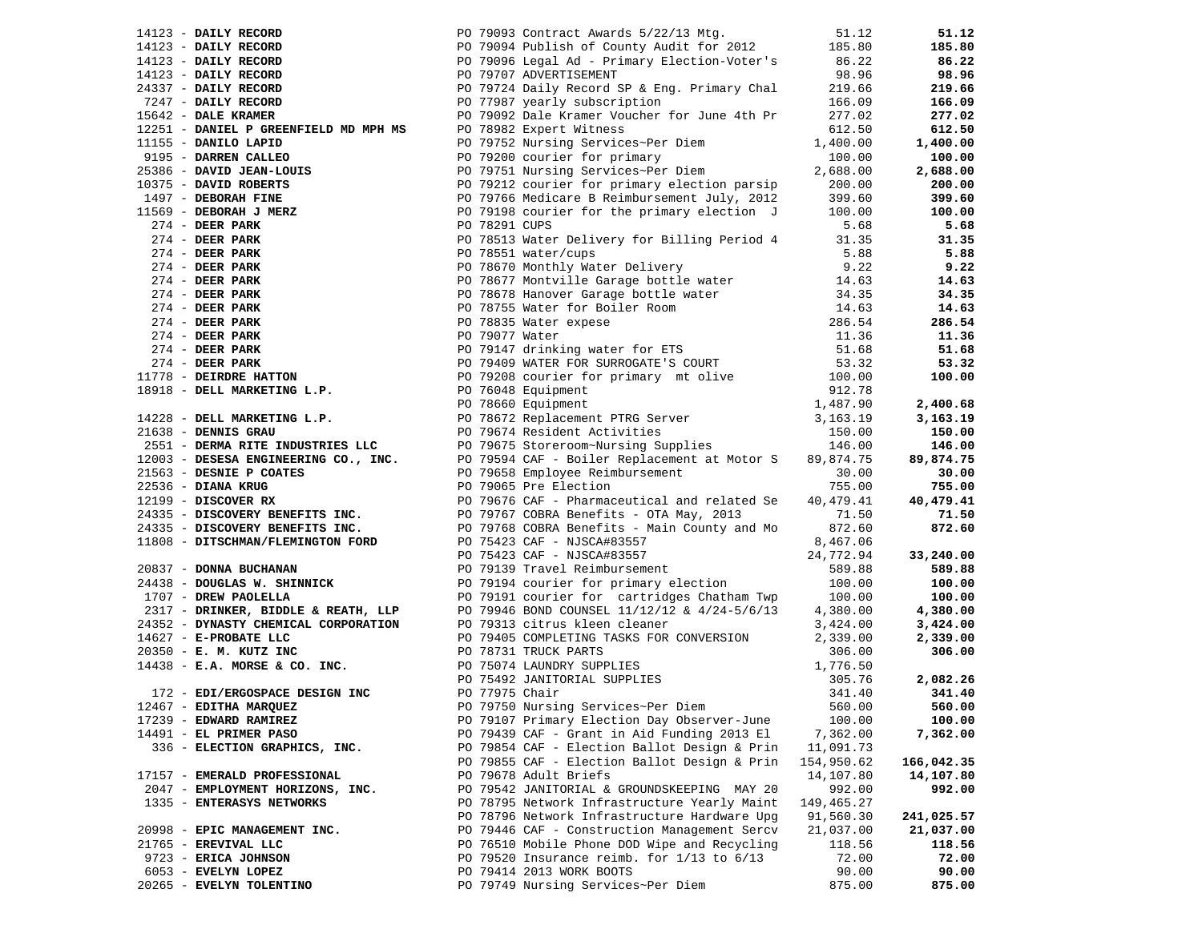| | | | |
|---|---|---|---|
| 14123 - **DAILY RECORD** | PO 79093 Contract Awards 5/22/13 Mtg. | 51.12 | **51.12** |
| 14123 - **DAILY RECORD** | PO 79094 Publish of County Audit for 2012 | 185.80 | **185.80** |
| 14123 - **DAILY RECORD** | PO 79096 Legal Ad - Primary Election-Voter's | 86.22 | **86.22** |
| 14123 - **DAILY RECORD** | PO 79707 ADVERTISEMENT | 98.96 | **98.96** |
| 24337 - **DAILY RECORD** | PO 79724 Daily Record SP & Eng. Primary Chal | 219.66 | **219.66** |
| 7247 - **DAILY RECORD** | PO 77987 yearly subscription | 166.09 | **166.09** |
| 15642 - **DALE KRAMER** | PO 79092 Dale Kramer Voucher for June 4th Pr | 277.02 | **277.02** |
| 12251 - **DANIEL P GREENFIELD MD MPH MS** | PO 78982 Expert Witness | 612.50 | **612.50** |
| 11155 - **DANILO LAPID** | PO 79752 Nursing Services~Per Diem | 1,400.00 | **1,400.00** |
| 9195 - **DARREN CALLEO** | PO 79200 courier for primary | 100.00 | **100.00** |
| 25386 - **DAVID JEAN-LOUIS** | PO 79751 Nursing Services~Per Diem | 2,688.00 | **2,688.00** |
| 10375 - **DAVID ROBERTS** | PO 79212 courier for primary election parsip | 200.00 | **200.00** |
| 1497 - **DEBORAH FINE** | PO 79766 Medicare B Reimbursement July, 2012 | 399.60 | **399.60** |
| 11569 - **DEBORAH J MERZ** | PO 79198 courier for the primary election J | 100.00 | **100.00** |
| 274 - **DEER PARK** | PO 78291 CUPS | 5.68 | **5.68** |
| 274 - **DEER PARK** | PO 78513 Water Delivery for Billing Period 4 | 31.35 | **31.35** |
| 274 - **DEER PARK** | PO 78551 water/cups | 5.88 | **5.88** |
| 274 - **DEER PARK** | PO 78670 Monthly Water Delivery | 9.22 | **9.22** |
| 274 - **DEER PARK** | PO 78677 Montville Garage bottle water | 14.63 | **14.63** |
| 274 - **DEER PARK** | PO 78678 Hanover Garage bottle water | 34.35 | **34.35** |
| 274 - **DEER PARK** | PO 78755 Water for Boiler Room | 14.63 | **14.63** |
| 274 - **DEER PARK** | PO 78835 Water expese | 286.54 | **286.54** |
| 274 - **DEER PARK** | PO 79077 Water | 11.36 | **11.36** |
| 274 - **DEER PARK** | PO 79147 drinking water for ETS | 51.68 | **51.68** |
| 274 - **DEER PARK** | PO 79409 WATER FOR SURROGATE'S COURT | 53.32 | **53.32** |
| 11778 - **DEIRDRE HATTON** | PO 79208 courier for primary mt olive | 100.00 | **100.00** |
| 18918 - **DELL MARKETING L.P.** | PO 76048 Equipment | 912.78 | |
| | PO 78660 Equipment | 1,487.90 | **2,400.68** |
| 14228 - **DELL MARKETING L.P.** | PO 78672 Replacement PTRG Server | 3,163.19 | **3,163.19** |
| 21638 - **DENNIS GRAU** | PO 79674 Resident Activities | 150.00 | **150.00** |
| 2551 - **DERMA RITE INDUSTRIES LLC** | PO 79675 Storeroom~Nursing Supplies | 146.00 | **146.00** |
| 12003 - **DESESA ENGINEERING CO., INC.** | PO 79594 CAF - Boiler Replacement at Motor S | 89,874.75 | **89,874.75** |
| 21563 - **DESNIE P COATES** | PO 79658 Employee Reimbursement | 30.00 | **30.00** |
| 22536 - **DIANA KRUG** | PO 79065 Pre Election | 755.00 | **755.00** |
| 12199 - **DISCOVER RX** | PO 79676 CAF - Pharmaceutical and related Se | 40,479.41 | **40,479.41** |
| 24335 - **DISCOVERY BENEFITS INC.** | PO 79767 COBRA Benefits - OTA May, 2013 | 71.50 | **71.50** |
| 24335 - **DISCOVERY BENEFITS INC.** | PO 79768 COBRA Benefits - Main County and Mo | 872.60 | **872.60** |
| 11808 - **DITSCHMAN/FLEMINGTON FORD** | PO 75423 CAF - NJSCA#83557 | 8,467.06 | |
| | PO 75423 CAF - NJSCA#83557 | 24,772.94 | **33,240.00** |
| 20837 - **DONNA BUCHANAN** | PO 79139 Travel Reimbursement | 589.88 | **589.88** |
| 24438 - **DOUGLAS W. SHINNICK** | PO 79194 courier for primary election | 100.00 | **100.00** |
| 1707 - **DREW PAOLELLA** | PO 79191 courier for cartridges Chatham Twp | 100.00 | **100.00** |
| 2317 - **DRINKER, BIDDLE & REATH, LLP** | PO 79946 BOND COUNSEL 11/12/12 & 4/24-5/6/13 | 4,380.00 | **4,380.00** |
| 24352 - **DYNASTY CHEMICAL CORPORATION** | PO 79313 citrus kleen cleaner | 3,424.00 | **3,424.00** |
| 14627 - **E-PROBATE LLC** | PO 79405 COMPLETING TASKS FOR CONVERSION | 2,339.00 | **2,339.00** |
| 20350 - **E. M. KUTZ INC** | PO 78731 TRUCK PARTS | 306.00 | **306.00** |
| 14438 - **E.A. MORSE & CO. INC.** | PO 75074 LAUNDRY SUPPLIES | 1,776.50 | |
| | PO 75492 JANITORIAL SUPPLIES | 305.76 | **2,082.26** |
| 172 - **EDI/ERGOSPACE DESIGN INC** | PO 77975 Chair | 341.40 | **341.40** |
| 12467 - **EDITHA MARQUEZ** | PO 79750 Nursing Services~Per Diem | 560.00 | **560.00** |
| 17239 - **EDWARD RAMIREZ** | PO 79107 Primary Election Day Observer-June | 100.00 | **100.00** |
| 14491 - **EL PRIMER PASO** | PO 79439 CAF - Grant in Aid Funding 2013 El | 7,362.00 | **7,362.00** |
| 336 - **ELECTION GRAPHICS, INC.** | PO 79854 CAF - Election Ballot Design & Prin | 11,091.73 | |
| | PO 79855 CAF - Election Ballot Design & Prin | 154,950.62 | **166,042.35** |
| 17157 - **EMERALD PROFESSIONAL** | PO 79678 Adult Briefs | 14,107.80 | **14,107.80** |
| 2047 - **EMPLOYMENT HORIZONS, INC.** | PO 79542 JANITORIAL & GROUNDSKEEPING MAY 20 | 992.00 | **992.00** |
| 1335 - **ENTERASYS NETWORKS** | PO 78795 Network Infrastructure Yearly Maint | 149,465.27 | |
| | PO 78796 Network Infrastructure Hardware Upg | 91,560.30 | **241,025.57** |
| 20998 - **EPIC MANAGEMENT INC.** | PO 79446 CAF - Construction Management Sercv | 21,037.00 | **21,037.00** |
| 21765 - **EREVIVAL LLC** | PO 76510 Mobile Phone DOD Wipe and Recycling | 118.56 | **118.56** |
| 9723 - **ERICA JOHNSON** | PO 79520 Insurance reimb. for 1/13 to 6/13 | 72.00 | **72.00** |
| 6053 - **EVELYN LOPEZ** | PO 79414 2013 WORK BOOTS | 90.00 | **90.00** |
| 20265 - **EVELYN TOLENTINO** | PO 79749 Nursing Services~Per Diem | 875.00 | **875.00** |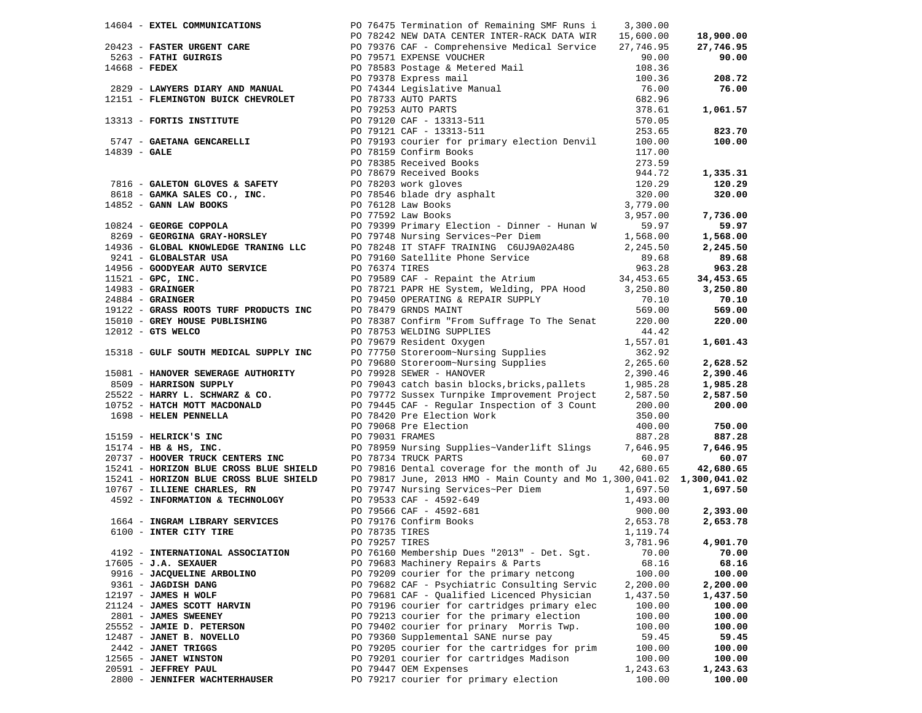| | | | |
|---|---|---|---|
| 14604 - **EXTEL COMMUNICATIONS** | PO 76475 Termination of Remaining SMF Runs i | 3,300.00 | |
| | PO 78242 NEW DATA CENTER INTER-RACK DATA WIR | 15,600.00 | **18,900.00** |
| 20423 - **FASTER URGENT CARE** | PO 79376 CAF - Comprehensive Medical Service | 27,746.95 | **27,746.95** |
| 5263 - **FATHI GUIRGIS** | PO 79571 EXPENSE VOUCHER | 90.00 | **90.00** |
| 14668 - **FEDEX** | PO 78583 Postage & Metered Mail | 108.36 | |
| | PO 79378 Express mail | 100.36 | **208.72** |
| 2829 - **LAWYERS DIARY AND MANUAL** | PO 74344 Legislative Manual | 76.00 | **76.00** |
| 12151 - **FLEMINGTON BUICK CHEVROLET** | PO 78733 AUTO PARTS | 682.96 | |
| | PO 79253 AUTO PARTS | 378.61 | **1,061.57** |
| 13313 - **FORTIS INSTITUTE** | PO 79120 CAF - 13313-511 | 570.05 | |
| | PO 79121 CAF - 13313-511 | 253.65 | **823.70** |
| 5747 - **GAETANA GENCARELLI** | PO 79193 courier for primary election Denvil | 100.00 | **100.00** |
| 14839 - **GALE** | PO 78159 Confirm Books | 117.00 | |
| | PO 78385 Received Books | 273.59 | |
| | PO 78679 Received Books | 944.72 | **1,335.31** |
| 7816 - **GALETON GLOVES & SAFETY** | PO 78203 work gloves | 120.29 | **120.29** |
| 8618 - **GAMKA SALES CO., INC.** | PO 78546 blade dry asphalt | 320.00 | **320.00** |
| 14852 - **GANN LAW BOOKS** | PO 76128 Law Books | 3,779.00 | |
| | PO 77592 Law Books | 3,957.00 | **7,736.00** |
| 10824 - **GEORGE COPPOLA** | PO 79399 Primary Election - Dinner - Hunan W | 59.97 | **59.97** |
| 8269 - **GEORGINA GRAY-HORSLEY** | PO 79748 Nursing Services~Per Diem | 1,568.00 | **1,568.00** |
| 14936 - **GLOBAL KNOWLEDGE TRANING LLC** | PO 78248 IT STAFF TRAINING C6UJ9A02A48G | 2,245.50 | **2,245.50** |
| 9241 - **GLOBALSTAR USA** | PO 79160 Satellite Phone Service | 89.68 | **89.68** |
| 14956 - **GOODYEAR AUTO SERVICE** | PO 76374 TIRES | 963.28 | **963.28** |
| 11521 - **GPC, INC.** | PO 79589 CAF - Repaint the Atrium | 34,453.65 | **34,453.65** |
| 14983 - **GRAINGER** | PO 78721 PAPR HE System, Welding, PPA Hood | 3,250.80 | **3,250.80** |
| 24884 - **GRAINGER** | PO 79450 OPERATING & REPAIR SUPPLY | 70.10 | **70.10** |
| 19122 - **GRASS ROOTS TURF PRODUCTS INC** | PO 78479 GRNDS MAINT | 569.00 | **569.00** |
| 15010 - **GREY HOUSE PUBLISHING** | PO 78387 Confirm "From Suffrage To The Senat | 220.00 | **220.00** |
| 12012 - **GTS WELCO** | PO 78753 WELDING SUPPLIES | 44.42 | |
| | PO 79679 Resident Oxygen | 1,557.01 | **1,601.43** |
| 15318 - **GULF SOUTH MEDICAL SUPPLY INC** | PO 77750 Storeroom~Nursing Supplies | 362.92 | |
| | PO 79680 Storeroom~Nursing Supplies | 2,265.60 | **2,628.52** |
| 15081 - **HANOVER SEWERAGE AUTHORITY** | PO 79928 SEWER - HANOVER | 2,390.46 | **2,390.46** |
| 8509 - **HARRISON SUPPLY** | PO 79043 catch basin blocks,bricks,pallets | 1,985.28 | **1,985.28** |
| 25522 - **HARRY L. SCHWARZ & CO.** | PO 79772 Sussex Turnpike Improvement Project | 2,587.50 | **2,587.50** |
| 10752 - **HATCH MOTT MACDONALD** | PO 79445 CAF - Regular Inspection of 3 Count | 200.00 | **200.00** |
| 1698 - **HELEN PENNELLA** | PO 78420 Pre Election Work | 350.00 | |
| | PO 79068 Pre Election | 400.00 | **750.00** |
| 15159 - **HELRICK'S INC** | PO 79031 FRAMES | 887.28 | **887.28** |
| 15174 - **HB & HS, INC.** | PO 78959 Nursing Supplies~Vanderlift Slings | 7,646.95 | **7,646.95** |
| 20737 - **HOOVER TRUCK CENTERS INC** | PO 78734 TRUCK PARTS | 60.07 | **60.07** |
| 15241 - **HORIZON BLUE CROSS BLUE SHIELD** | PO 79816 Dental coverage for the month of Ju | 42,680.65 | **42,680.65** |
| 15241 - **HORIZON BLUE CROSS BLUE SHIELD** | PO 79817 June, 2013 HMO - Main County and Mo | 1,300,041.02 | **1,300,041.02** |
| 10767 - **ILLIENE CHARLES, RN** | PO 79747 Nursing Services~Per Diem | 1,697.50 | **1,697.50** |
| 4592 - **INFORMATION & TECHNOLOGY** | PO 79533 CAF - 4592-649 | 1,493.00 | |
| | PO 79566 CAF - 4592-681 | 900.00 | **2,393.00** |
| 1664 - **INGRAM LIBRARY SERVICES** | PO 79176 Confirm Books | 2,653.78 | **2,653.78** |
| 6100 - **INTER CITY TIRE** | PO 78735 TIRES | 1,119.74 | |
| | PO 79257 TIRES | 3,781.96 | **4,901.70** |
| 4192 - **INTERNATIONAL ASSOCIATION** | PO 76160 Membership Dues "2013" - Det. Sgt. | 70.00 | **70.00** |
| 17605 - **J.A. SEXAUER** | PO 79683 Machinery Repairs & Parts | 68.16 | **68.16** |
| 9916 - **JACQUELINE ARBOLINO** | PO 79209 courier for the primary netcong | 100.00 | **100.00** |
| 9361 - **JAGDISH DANG** | PO 79682 CAF - Psychiatric Consulting Servic | 2,200.00 | **2,200.00** |
| 12197 - **JAMES H WOLF** | PO 79681 CAF - Qualified Licenced Physician | 1,437.50 | **1,437.50** |
| 21124 - **JAMES SCOTT HARVIN** | PO 79196 courier for cartridges primary elec | 100.00 | **100.00** |
| 2801 - **JAMES SWEENEY** | PO 79213 courier for the primary election | 100.00 | **100.00** |
| 25552 - **JAMIE D. PETERSON** | PO 79402 courier for primary Morris Twp. | 100.00 | **100.00** |
| 12487 - **JANET B. NOVELLO** | PO 79360 Supplemental SANE nurse pay | 59.45 | **59.45** |
| 2442 - **JANET TRIGGS** | PO 79205 courier for the cartridges for prim | 100.00 | **100.00** |
| 12565 - **JANET WINSTON** | PO 79201 courier for cartridges Madison | 100.00 | **100.00** |
| 20591 - **JEFFREY PAUL** | PO 79447 OEM Expenses | 1,243.63 | **1,243.63** |
| 2800 - **JENNIFER WACHTERHAUSER** | PO 79217 courier for primary election | 100.00 | **100.00** |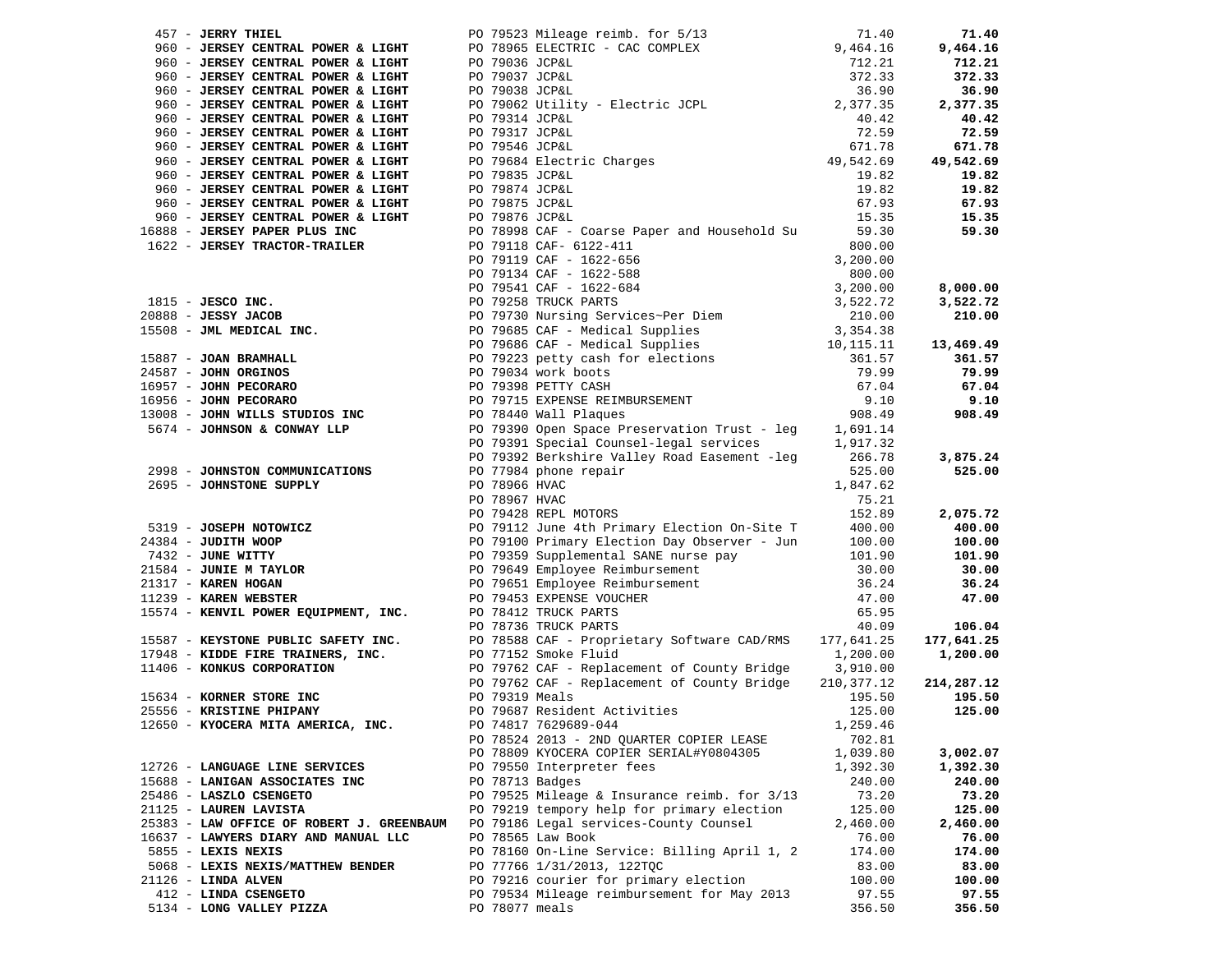| | | | |
|---|---|---|---|
| 457 - **JERRY THIEL** | PO 79523 Mileage reimb. for 5/13 | 71.40 | **71.40** |
| 960 - **JERSEY CENTRAL POWER & LIGHT** | PO 78965 ELECTRIC - CAC COMPLEX | 9,464.16 | **9,464.16** |
| 960 - **JERSEY CENTRAL POWER & LIGHT** | PO 79036 JCP&L | 712.21 | **712.21** |
| 960 - **JERSEY CENTRAL POWER & LIGHT** | PO 79037 JCP&L | 372.33 | **372.33** |
| 960 - **JERSEY CENTRAL POWER & LIGHT** | PO 79038 JCP&L | 36.90 | **36.90** |
| 960 - **JERSEY CENTRAL POWER & LIGHT** | PO 79062 Utility - Electric JCPL | 2,377.35 | **2,377.35** |
| 960 - **JERSEY CENTRAL POWER & LIGHT** | PO 79314 JCP&L | 40.42 | **40.42** |
| 960 - **JERSEY CENTRAL POWER & LIGHT** | PO 79317 JCP&L | 72.59 | **72.59** |
| 960 - **JERSEY CENTRAL POWER & LIGHT** | PO 79546 JCP&L | 671.78 | **671.78** |
| 960 - **JERSEY CENTRAL POWER & LIGHT** | PO 79684 Electric Charges | 49,542.69 | **49,542.69** |
| 960 - **JERSEY CENTRAL POWER & LIGHT** | PO 79835 JCP&L | 19.82 | **19.82** |
| 960 - **JERSEY CENTRAL POWER & LIGHT** | PO 79874 JCP&L | 19.82 | **19.82** |
| 960 - **JERSEY CENTRAL POWER & LIGHT** | PO 79875 JCP&L | 67.93 | **67.93** |
| 960 - **JERSEY CENTRAL POWER & LIGHT** | PO 79876 JCP&L | 15.35 | **15.35** |
| 16888 - **JERSEY PAPER PLUS INC** | PO 78998 CAF - Coarse Paper and Household Su | 59.30 | **59.30** |
| 1622 - **JERSEY TRACTOR-TRAILER** | PO 79118 CAF- 6122-411 | 800.00 | |
| | PO 79119 CAF - 1622-656 | 3,200.00 | |
| | PO 79134 CAF - 1622-588 | 800.00 | |
| | PO 79541 CAF - 1622-684 | 3,200.00 | **8,000.00** |
| 1815 - **JESCO INC.** | PO 79258 TRUCK PARTS | 3,522.72 | **3,522.72** |
| 20888 - **JESSY JACOB** | PO 79730 Nursing Services~Per Diem | 210.00 | **210.00** |
| 15508 - **JML MEDICAL INC.** | PO 79685 CAF - Medical Supplies | 3,354.38 | |
| | PO 79686 CAF - Medical Supplies | 10,115.11 | **13,469.49** |
| 15887 - **JOAN BRAMHALL** | PO 79223 petty cash for elections | 361.57 | **361.57** |
| 24587 - **JOHN ORGINOS** | PO 79034 work boots | 79.99 | **79.99** |
| 16957 - **JOHN PECORARO** | PO 79398 PETTY CASH | 67.04 | **67.04** |
| 16956 - **JOHN PECORARO** | PO 79715 EXPENSE REIMBURSEMENT | 9.10 | **9.10** |
| 13008 - **JOHN WILLS STUDIOS INC** | PO 78440 Wall Plaques | 908.49 | **908.49** |
| 5674 - **JOHNSON & CONWAY LLP** | PO 79390 Open Space Preservation Trust - leg | 1,691.14 | |
| | PO 79391 Special Counsel-legal services | 1,917.32 | |
| | PO 79392 Berkshire Valley Road Easement -leg | 266.78 | **3,875.24** |
| 2998 - **JOHNSTON COMMUNICATIONS** | PO 77984 phone repair | 525.00 | **525.00** |
| 2695 - **JOHNSTONE SUPPLY** | PO 78966 HVAC | 1,847.62 | |
| | PO 78967 HVAC | 75.21 | |
| | PO 79428 REPL MOTORS | 152.89 | **2,075.72** |
| 5319 - **JOSEPH NOTOWICZ** | PO 79112 June 4th Primary Election On-Site T | 400.00 | **400.00** |
| 24384 - **JUDITH WOOP** | PO 79100 Primary Election Day Observer - Jun | 100.00 | **100.00** |
| 7432 - **JUNE WITTY** | PO 79359 Supplemental SANE nurse pay | 101.90 | **101.90** |
| 21584 - **JUNIE M TAYLOR** | PO 79649 Employee Reimbursement | 30.00 | **30.00** |
| 21317 - **KAREN HOGAN** | PO 79651 Employee Reimbursement | 36.24 | **36.24** |
| 11239 - **KAREN WEBSTER** | PO 79453 EXPENSE VOUCHER | 47.00 | **47.00** |
| 15574 - **KENVIL POWER EQUIPMENT, INC.** | PO 78412 TRUCK PARTS | 65.95 | |
| | PO 78736 TRUCK PARTS | 40.09 | **106.04** |
| 15587 - **KEYSTONE PUBLIC SAFETY INC.** | PO 78588 CAF - Proprietary Software CAD/RMS | 177,641.25 | **177,641.25** |
| 17948 - **KIDDE FIRE TRAINERS, INC.** | PO 77152 Smoke Fluid | 1,200.00 | **1,200.00** |
| 11406 - **KONKUS CORPORATION** | PO 79762 CAF - Replacement of County Bridge | 3,910.00 | |
| | PO 79762 CAF - Replacement of County Bridge | 210,377.12 | **214,287.12** |
| 15634 - **KORNER STORE INC** | PO 79319 Meals | 195.50 | **195.50** |
| 25556 - **KRISTINE PHIPANY** | PO 79687 Resident Activities | 125.00 | **125.00** |
| 12650 - **KYOCERA MITA AMERICA, INC.** | PO 74817 7629689-044 | 1,259.46 | |
| | PO 78524 2013 - 2ND QUARTER COPIER LEASE | 702.81 | |
| | PO 78809 KYOCERA COPIER SERIAL#Y0804305 | 1,039.80 | **3,002.07** |
| 12726 - **LANGUAGE LINE SERVICES** | PO 79550 Interpreter fees | 1,392.30 | **1,392.30** |
| 15688 - **LANIGAN ASSOCIATES INC** | PO 78713 Badges | 240.00 | **240.00** |
| 25486 - **LASZLO CSENGETO** | PO 79525 Mileage & Insurance reimb. for 3/13 | 73.20 | **73.20** |
| 21125 - **LAUREN LAVISTA** | PO 79219 tempory help for primary election | 125.00 | **125.00** |
| 25383 - **LAW OFFICE OF ROBERT J. GREENBAUM** | PO 79186 Legal services-County Counsel | 2,460.00 | **2,460.00** |
| 16637 - **LAWYERS DIARY AND MANUAL LLC** | PO 78565 Law Book | 76.00 | **76.00** |
| 5855 - **LEXIS NEXIS** | PO 78160 On-Line Service: Billing April 1, 2 | 174.00 | **174.00** |
| 5068 - **LEXIS NEXIS/MATTHEW BENDER** | PO 77766 1/31/2013, 122TQC | 83.00 | **83.00** |
| 21126 - **LINDA ALVEN** | PO 79216 courier for primary election | 100.00 | **100.00** |
| 412 - **LINDA CSENGETO** | PO 79534 Mileage reimbursement for May 2013 | 97.55 | **97.55** |
| 5134 - **LONG VALLEY PIZZA** | PO 78077 meals | 356.50 | **356.50** |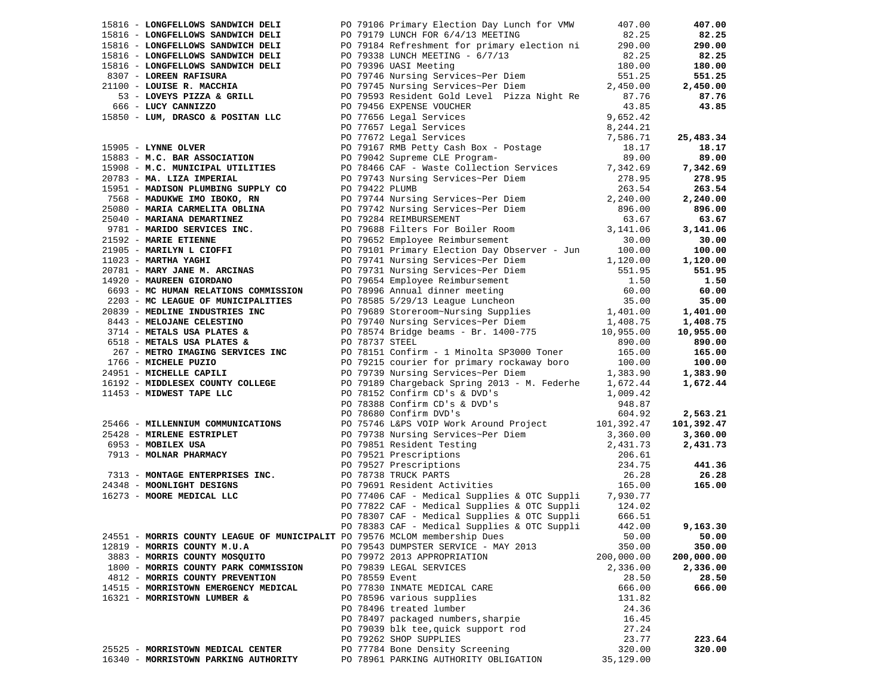| | | | |
|---|---|---|---|
| 15816 - **LONGFELLOWS SANDWICH DELI** | PO 79106 Primary Election Day Lunch for VMW | 407.00 | **407.00** |
| 15816 - **LONGFELLOWS SANDWICH DELI** | PO 79179 LUNCH FOR 6/4/13 MEETING | 82.25 | **82.25** |
| 15816 - **LONGFELLOWS SANDWICH DELI** | PO 79184 Refreshment for primary election ni | 290.00 | **290.00** |
| 15816 - **LONGFELLOWS SANDWICH DELI** | PO 79338 LUNCH MEETING - 6/7/13 | 82.25 | **82.25** |
| 15816 - **LONGFELLOWS SANDWICH DELI** | PO 79396 UASI Meeting | 180.00 | **180.00** |
| 8307 - **LOREEN RAFISURA** | PO 79746 Nursing Services~Per Diem | 551.25 | **551.25** |
| 21100 - **LOUISE R. MACCHIA** | PO 79745 Nursing Services~Per Diem | 2,450.00 | **2,450.00** |
| 53 - **LOVEYS PIZZA & GRILL** | PO 79593 Resident Gold Level Pizza Night Re | 87.76 | **87.76** |
| 666 - **LUCY CANNIZZO** | PO 79456 EXPENSE VOUCHER | 43.85 | **43.85** |
| 15850 - **LUM, DRASCO & POSITAN LLC** | PO 77656 Legal Services | 9,652.42 | |
| | PO 77657 Legal Services | 8,244.21 | |
| | PO 77672 Legal Services | 7,586.71 | **25,483.34** |
| 15905 - **LYNNE OLVER** | PO 79167 RMB Petty Cash Box - Postage | 18.17 | **18.17** |
| 15883 - **M.C. BAR ASSOCIATION** | PO 79042 Supreme CLE Program- | 89.00 | **89.00** |
| 15908 - **M.C. MUNICIPAL UTILITIES** | PO 78466 CAF - Waste Collection Services | 7,342.69 | **7,342.69** |
| 20783 - **MA. LIZA IMPERIAL** | PO 79743 Nursing Services~Per Diem | 278.95 | **278.95** |
| 15951 - **MADISON PLUMBING SUPPLY CO** | PO 79422 PLUMB | 263.54 | **263.54** |
| 7568 - **MADUKWE IMO IBOKO, RN** | PO 79744 Nursing Services~Per Diem | 2,240.00 | **2,240.00** |
| 25080 - **MARIA CARMELITA OBLINA** | PO 79742 Nursing Services~Per Diem | 896.00 | **896.00** |
| 25040 - **MARIANA DEMARTINEZ** | PO 79284 REIMBURSEMENT | 63.67 | **63.67** |
| 9781 - **MARIDO SERVICES INC.** | PO 79688 Filters For Boiler Room | 3,141.06 | **3,141.06** |
| 21592 - **MARIE ETIENNE** | PO 79652 Employee Reimbursement | 30.00 | **30.00** |
| 21905 - **MARILYN L CIOFFI** | PO 79101 Primary Election Day Observer - Jun | 100.00 | **100.00** |
| 11023 - **MARTHA YAGHI** | PO 79741 Nursing Services~Per Diem | 1,120.00 | **1,120.00** |
| 20781 - **MARY JANE M. ARCINAS** | PO 79731 Nursing Services~Per Diem | 551.95 | **551.95** |
| 14920 - **MAUREEN GIORDANO** | PO 79654 Employee Reimbursement | 1.50 | **1.50** |
| 6693 - **MC HUMAN RELATIONS COMMISSION** | PO 78996 Annual dinner meeting | 60.00 | **60.00** |
| 2203 - **MC LEAGUE OF MUNICIPALITIES** | PO 78585 5/29/13 League Luncheon | 35.00 | **35.00** |
| 20839 - **MEDLINE INDUSTRIES INC** | PO 79689 Storeroom~Nursing Supplies | 1,401.00 | **1,401.00** |
| 8443 - **MELOJANE CELESTINO** | PO 79740 Nursing Services~Per Diem | 1,408.75 | **1,408.75** |
| 3714 - **METALS USA PLATES &** | PO 78574 Bridge beams - Br. 1400-775 | 10,955.00 | **10,955.00** |
| 6518 - **METALS USA PLATES &** | PO 78737 STEEL | 890.00 | **890.00** |
| 267 - **METRO IMAGING SERVICES INC** | PO 78151 Confirm - 1 Minolta SP3000 Toner | 165.00 | **165.00** |
| 1766 - **MICHELE PUZIO** | PO 79215 courier for primary rockaway boro | 100.00 | **100.00** |
| 24951 - **MICHELLE CAPILI** | PO 79739 Nursing Services~Per Diem | 1,383.90 | **1,383.90** |
| 16192 - **MIDDLESEX COUNTY COLLEGE** | PO 79189 Chargeback Spring 2013 - M. Federhe | 1,672.44 | **1,672.44** |
| 11453 - **MIDWEST TAPE LLC** | PO 78152 Confirm CD's & DVD's | 1,009.42 | |
| | PO 78388 Confirm CD's & DVD's | 948.87 | |
| | PO 78680 Confirm DVD's | 604.92 | **2,563.21** |
| 25466 - **MILLENNIUM COMMUNICATIONS** | PO 75746 L&PS VOIP Work Around Project | 101,392.47 | **101,392.47** |
| 25428 - **MIRLENE ESTRIPLET** | PO 79738 Nursing Services~Per Diem | 3,360.00 | **3,360.00** |
| 6953 - **MOBILEX USA** | PO 79851 Resident Testing | 2,431.73 | **2,431.73** |
| 7913 - **MOLNAR PHARMACY** | PO 79521 Prescriptions | 206.61 | |
| | PO 79527 Prescriptions | 234.75 | **441.36** |
| 7313 - **MONTAGE ENTERPRISES INC.** | PO 78738 TRUCK PARTS | 26.28 | **26.28** |
| 24348 - **MOONLIGHT DESIGNS** | PO 79691 Resident Activities | 165.00 | **165.00** |
| 16273 - **MOORE MEDICAL LLC** | PO 77406 CAF - Medical Supplies & OTC Suppli | 7,930.77 | |
| | PO 77822 CAF - Medical Supplies & OTC Suppli | 124.02 | |
| | PO 78307 CAF - Medical Supplies & OTC Suppli | 666.51 | |
| | PO 78383 CAF - Medical Supplies & OTC Suppli | 442.00 | **9,163.30** |
| 24551 - **MORRIS COUNTY LEAGUE OF MUNICIPALIT** | PO 79576 MCLOM membership Dues | 50.00 | **50.00** |
| 12819 - **MORRIS COUNTY M.U.A** | PO 79543 DUMPSTER SERVICE - MAY 2013 | 350.00 | **350.00** |
| 3883 - **MORRIS COUNTY MOSQUITO** | PO 79972 2013 APPROPRIATION | 200,000.00 | **200,000.00** |
| 1800 - **MORRIS COUNTY PARK COMMISSION** | PO 79839 LEGAL SERVICES | 2,336.00 | **2,336.00** |
| 4812 - **MORRIS COUNTY PREVENTION** | PO 78559 Event | 28.50 | **28.50** |
| 14515 - **MORRISTOWN EMERGENCY MEDICAL** | PO 77830 INMATE MEDICAL CARE | 666.00 | **666.00** |
| 16321 - **MORRISTOWN LUMBER &** | PO 78596 various supplies | 131.82 | |
| | PO 78496 treated lumber | 24.36 | |
| | PO 78497 packaged numbers,sharpie | 16.45 | |
| | PO 79039 blk tee,quick support rod | 27.24 | |
| | PO 79262 SHOP SUPPLIES | 23.77 | **223.64** |
| 25525 - **MORRISTOWN MEDICAL CENTER** | PO 77784 Bone Density Screening | 320.00 | **320.00** |
| 16340 - **MORRISTOWN PARKING AUTHORITY** | PO 78961 PARKING AUTHORITY OBLIGATION | 35,129.00 | |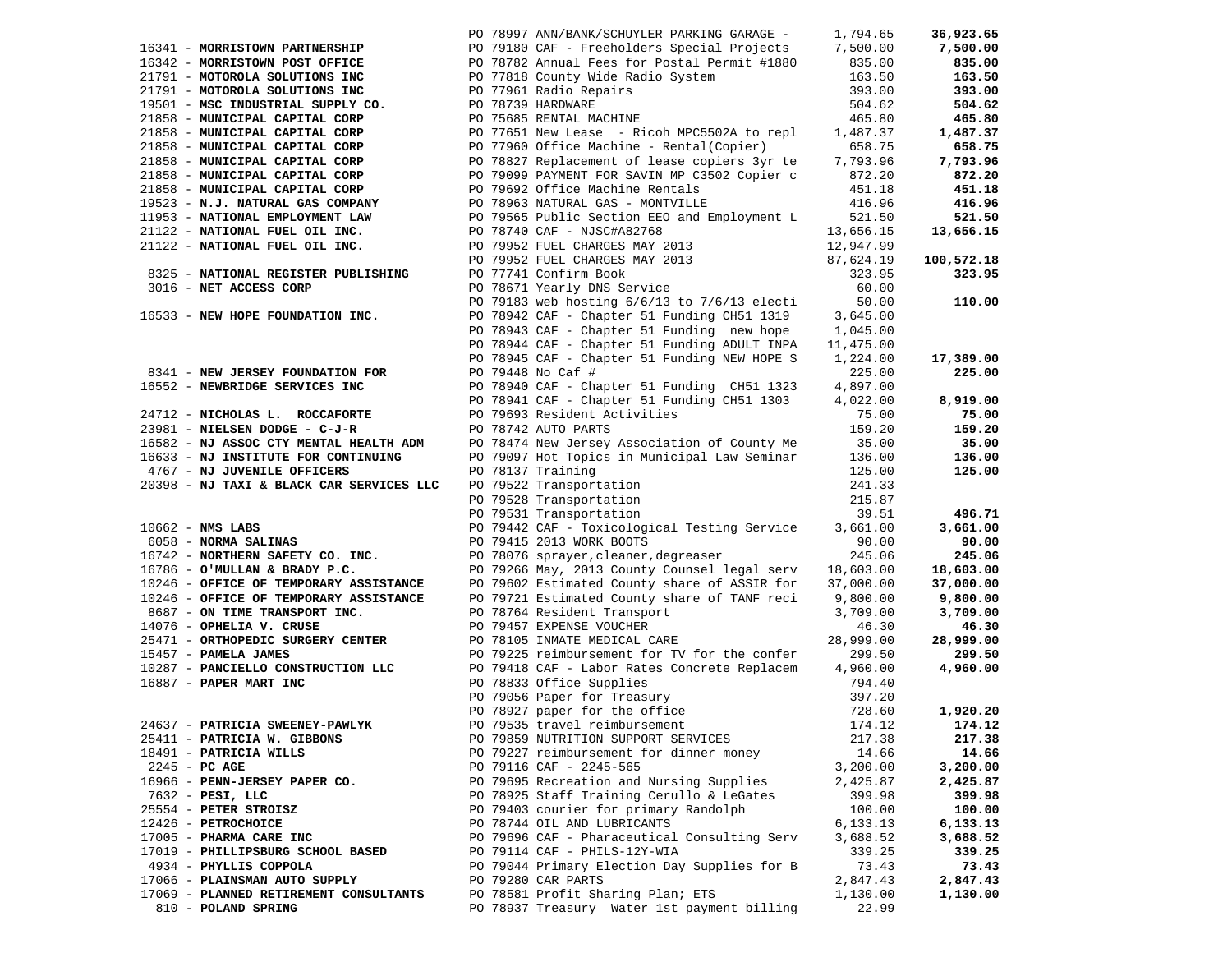| | | | |
|---|---|---|---|
| | PO 78997 ANN/BANK/SCHUYLER PARKING GARAGE - | 1,794.65 | **36,923.65** |
| 16341 - **MORRISTOWN PARTNERSHIP** | PO 79180 CAF - Freeholders Special Projects | 7,500.00 | **7,500.00** |
| 16342 - **MORRISTOWN POST OFFICE** | PO 78782 Annual Fees for Postal Permit #1880 | 835.00 | **835.00** |
| 21791 - **MOTOROLA SOLUTIONS INC** | PO 77818 County Wide Radio System | 163.50 | **163.50** |
| 21791 - **MOTOROLA SOLUTIONS INC** | PO 77961 Radio Repairs | 393.00 | **393.00** |
| 19501 - **MSC INDUSTRIAL SUPPLY CO.** | PO 78739 HARDWARE | 504.62 | **504.62** |
| 21858 - **MUNICIPAL CAPITAL CORP** | PO 75685 RENTAL MACHINE | 465.80 | **465.80** |
| 21858 - **MUNICIPAL CAPITAL CORP** | PO 77651 New Lease - Ricoh MPC5502A to repl | 1,487.37 | **1,487.37** |
| 21858 - **MUNICIPAL CAPITAL CORP** | PO 77960 Office Machine - Rental(Copier) | 658.75 | **658.75** |
| 21858 - **MUNICIPAL CAPITAL CORP** | PO 78827 Replacement of lease copiers 3yr te | 7,793.96 | **7,793.96** |
| 21858 - **MUNICIPAL CAPITAL CORP** | PO 79099 PAYMENT FOR SAVIN MP C3502 Copier c | 872.20 | **872.20** |
| 21858 - **MUNICIPAL CAPITAL CORP** | PO 79692 Office Machine Rentals | 451.18 | **451.18** |
| 19523 - **N.J. NATURAL GAS COMPANY** | PO 78963 NATURAL GAS - MONTVILLE | 416.96 | **416.96** |
| 11953 - **NATIONAL EMPLOYMENT LAW** | PO 79565 Public Section EEO and Employment L | 521.50 | **521.50** |
| 21122 - **NATIONAL FUEL OIL INC.** | PO 78740 CAF - NJSC#A82768 | 13,656.15 | **13,656.15** |
| 21122 - **NATIONAL FUEL OIL INC.** | PO 79952 FUEL CHARGES MAY 2013 | 12,947.99 | |
| | PO 79952 FUEL CHARGES MAY 2013 | 87,624.19 | **100,572.18** |
| 8325 - **NATIONAL REGISTER PUBLISHING** | PO 77741 Confirm Book | 323.95 | **323.95** |
| 3016 - **NET ACCESS CORP** | PO 78671 Yearly DNS Service | 60.00 | |
| | PO 79183 web hosting 6/6/13 to 7/6/13 electi | 50.00 | **110.00** |
| 16533 - **NEW HOPE FOUNDATION INC.** | PO 78942 CAF - Chapter 51 Funding CH51 1319 | 3,645.00 | |
| | PO 78943 CAF - Chapter 51 Funding new hope | 1,045.00 | |
| | PO 78944 CAF - Chapter 51 Funding ADULT INPA | 11,475.00 | |
| | PO 78945 CAF - Chapter 51 Funding NEW HOPE S | 1,224.00 | **17,389.00** |
| 8341 - **NEW JERSEY FOUNDATION FOR** | PO 79448 No Caf # | 225.00 | **225.00** |
| 16552 - **NEWBRIDGE SERVICES INC** | PO 78940 CAF - Chapter 51 Funding CH51 1323 | 4,897.00 | |
| | PO 78941 CAF - Chapter 51 Funding CH51 1303 | 4,022.00 | **8,919.00** |
| 24712 - **NICHOLAS L. ROCCAFORTE** | PO 79693 Resident Activities | 75.00 | **75.00** |
| 23981 - **NIELSEN DODGE - C-J-R** | PO 78742 AUTO PARTS | 159.20 | **159.20** |
| 16582 - **NJ ASSOC CTY MENTAL HEALTH ADM** | PO 78474 New Jersey Association of County Me | 35.00 | **35.00** |
| 16633 - **NJ INSTITUTE FOR CONTINUING** | PO 79097 Hot Topics in Municipal Law Seminar | 136.00 | **136.00** |
| 4767 - **NJ JUVENILE OFFICERS** | PO 78137 Training | 125.00 | **125.00** |
| 20398 - **NJ TAXI & BLACK CAR SERVICES LLC** | PO 79522 Transportation | 241.33 | |
| | PO 79528 Transportation | 215.87 | |
| | PO 79531 Transportation | 39.51 | **496.71** |
| 10662 - **NMS LABS** | PO 79442 CAF - Toxicological Testing Service | 3,661.00 | **3,661.00** |
| 6058 - **NORMA SALINAS** | PO 79415 2013 WORK BOOTS | 90.00 | **90.00** |
| 16742 - **NORTHERN SAFETY CO. INC.** | PO 78076 sprayer,cleaner,degreaser | 245.06 | **245.06** |
| 16786 - **O'MULLAN & BRADY P.C.** | PO 79266 May, 2013 County Counsel legal serv | 18,603.00 | **18,603.00** |
| 10246 - **OFFICE OF TEMPORARY ASSISTANCE** | PO 79602 Estimated County share of ASSIR for | 37,000.00 | **37,000.00** |
| 10246 - **OFFICE OF TEMPORARY ASSISTANCE** | PO 79721 Estimated County share of TANF reci | 9,800.00 | **9,800.00** |
| 8687 - **ON TIME TRANSPORT INC.** | PO 78764 Resident Transport | 3,709.00 | **3,709.00** |
| 14076 - **OPHELIA V. CRUSE** | PO 79457 EXPENSE VOUCHER | 46.30 | **46.30** |
| 25471 - **ORTHOPEDIC SURGERY CENTER** | PO 78105 INMATE MEDICAL CARE | 28,999.00 | **28,999.00** |
| 15457 - **PAMELA JAMES** | PO 79225 reimbursement for TV for the confer | 299.50 | **299.50** |
| 10287 - **PANCIELLO CONSTRUCTION LLC** | PO 79418 CAF - Labor Rates Concrete Replacem | 4,960.00 | **4,960.00** |
| 16887 - **PAPER MART INC** | PO 78833 Office Supplies | 794.40 | |
| | PO 79056 Paper for Treasury | 397.20 | |
| | PO 78927 paper for the office | 728.60 | **1,920.20** |
| 24637 - **PATRICIA SWEENEY-PAWLYK** | PO 79535 travel reimbursement | 174.12 | **174.12** |
| 25411 - **PATRICIA W. GIBBONS** | PO 79859 NUTRITION SUPPORT SERVICES | 217.38 | **217.38** |
| 18491 - **PATRICIA WILLS** | PO 79227 reimbursement for dinner money | 14.66 | **14.66** |
| 2245 - **PC AGE** | PO 79116 CAF - 2245-565 | 3,200.00 | **3,200.00** |
| 16966 - **PENN-JERSEY PAPER CO.** | PO 79695 Recreation and Nursing Supplies | 2,425.87 | **2,425.87** |
| 7632 - **PESI, LLC** | PO 78925 Staff Training Cerullo & LeGates | 399.98 | **399.98** |
| 25554 - **PETER STROISZ** | PO 79403 courier for primary Randolph | 100.00 | **100.00** |
| 12426 - **PETROCHOICE** | PO 78744 OIL AND LUBRICANTS | 6,133.13 | **6,133.13** |
| 17005 - **PHARMA CARE INC** | PO 79696 CAF - Pharaceutical Consulting Serv | 3,688.52 | **3,688.52** |
| 17019 - **PHILLIPSBURG SCHOOL BASED** | PO 79114 CAF - PHILS-12Y-WIA | 339.25 | **339.25** |
| 4934 - **PHYLLIS COPPOLA** | PO 79044 Primary Election Day Supplies for B | 73.43 | **73.43** |
| 17066 - **PLAINSMAN AUTO SUPPLY** | PO 79280 CAR PARTS | 2,847.43 | **2,847.43** |
| 17069 - **PLANNED RETIREMENT CONSULTANTS** | PO 78581 Profit Sharing Plan; ETS | 1,130.00 | **1,130.00** |
| 810 - **POLAND SPRING** | PO 78937 Treasury Water 1st payment billing | 22.99 | |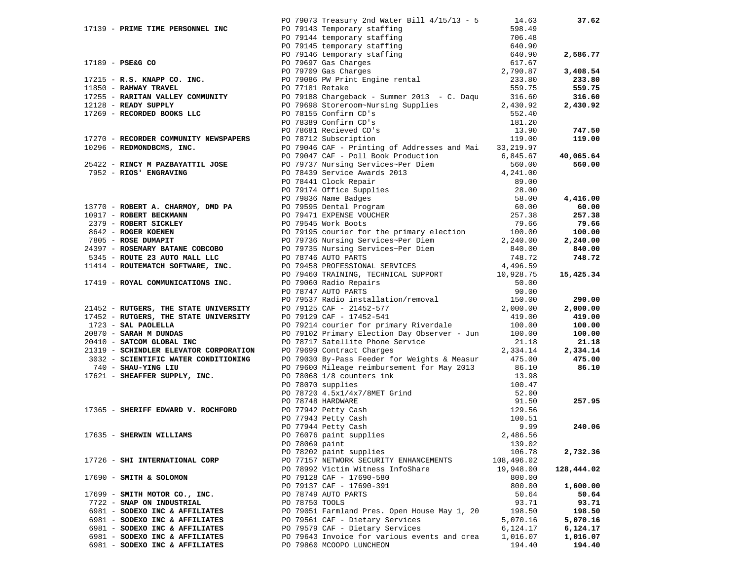| Vendor | PO / Description | Amount | Total |
|---|---|---|---|
| | PO 79073 Treasury 2nd Water Bill 4/15/13 - 5 | 14.63 | **37.62** |
| 17139 - **PRIME TIME PERSONNEL INC** | PO 79143 Temporary staffing | 598.49 | |
| | PO 79144 temporary staffing | 706.48 | |
| | PO 79145 temporary staffing | 640.90 | |
| | PO 79146 temporary staffing | 640.90 | **2,586.77** |
| 17189 - **PSE&G CO** | PO 79697 Gas Charges | 617.67 | |
| | PO 79709 Gas Charges | 2,790.87 | **3,408.54** |
| 17215 - **R.S. KNAPP CO. INC.** | PO 79086 PW Print Engine rental | 233.80 | **233.80** |
| 11850 - **RAHWAY TRAVEL** | PO 77181 Retake | 559.75 | **559.75** |
| 17255 - **RARITAN VALLEY COMMUNITY** | PO 79188 Chargeback - Summer 2013 - C. Daqu | 316.60 | **316.60** |
| 12128 - **READY SUPPLY** | PO 79698 Storeroom~Nursing Supplies | 2,430.92 | **2,430.92** |
| 17269 - **RECORDED BOOKS LLC** | PO 78155 Confirm CD's | 552.40 | |
| | PO 78389 Confirm CD's | 181.20 | |
| | PO 78681 Recieved CD's | 13.90 | **747.50** |
| 17270 - **RECORDER COMMUNITY NEWSPAPERS** | PO 78712 Subscription | 119.00 | **119.00** |
| 10296 - **REDMONDBCMS, INC.** | PO 79046 CAF - Printing of Addresses and Mai | 33,219.97 | |
| | PO 79047 CAF - Poll Book Production | 6,845.67 | **40,065.64** |
| 25422 - **RINCY M PAZBAYATTIL JOSE** | PO 79737 Nursing Services~Per Diem | 560.00 | **560.00** |
| 7952 - **RIOS' ENGRAVING** | PO 78439 Service Awards 2013 | 4,241.00 | |
| | PO 78441 Clock Repair | 89.00 | |
| | PO 79174 Office Supplies | 28.00 | |
| | PO 79836 Name Badges | 58.00 | **4,416.00** |
| 13770 - **ROBERT A. CHARMOY, DMD PA** | PO 79595 Dental Program | 60.00 | **60.00** |
| 10917 - **ROBERT BECKMANN** | PO 79471 EXPENSE VOUCHER | 257.38 | **257.38** |
| 2379 - **ROBERT SICKLEY** | PO 79545 Work Boots | 79.66 | **79.66** |
| 8642 - **ROGER KOENEN** | PO 79195 courier for the primary election | 100.00 | **100.00** |
| 7805 - **ROSE DUMAPIT** | PO 79736 Nursing Services~Per Diem | 2,240.00 | **2,240.00** |
| 24397 - **ROSEMARY BATANE COBCOBO** | PO 79735 Nursing Services~Per Diem | 840.00 | **840.00** |
| 5345 - **ROUTE 23 AUTO MALL LLC** | PO 78746 AUTO PARTS | 748.72 | **748.72** |
| 11414 - **ROUTEMATCH SOFTWARE, INC.** | PO 79458 PROFESSIONAL SERVICES | 4,496.59 | |
| | PO 79460 TRAINING, TECHNICAL SUPPORT | 10,928.75 | **15,425.34** |
| 17419 - **ROYAL COMMUNICATIONS INC.** | PO 79060 Radio Repairs | 50.00 | |
| | PO 78747 AUTO PARTS | 90.00 | |
| | PO 79537 Radio installation/removal | 150.00 | **290.00** |
| 21452 - **RUTGERS, THE STATE UNIVERSITY** | PO 79125 CAF - 21452-577 | 2,000.00 | **2,000.00** |
| 17452 - **RUTGERS, THE STATE UNIVERSITY** | PO 79129 CAF - 17452-541 | 419.00 | **419.00** |
| 1723 - **SAL PAOLELLA** | PO 79214 courier for primary Riverdale | 100.00 | **100.00** |
| 20870 - **SARAH M DUNDAS** | PO 79102 Primary Election Day Observer - Jun | 100.00 | **100.00** |
| 20410 - **SATCOM GLOBAL INC** | PO 78717 Satellite Phone Service | 21.18 | **21.18** |
| 21319 - **SCHINDLER ELEVATOR CORPORATION** | PO 79699 Contract Charges | 2,334.14 | **2,334.14** |
| 3032 - **SCIENTIFIC WATER CONDITIONING** | PO 79030 By-Pass Feeder for Weights & Measur | 475.00 | **475.00** |
| 740 - **SHAU-YING LIU** | PO 79600 Mileage reimbursement for May 2013 | 86.10 | **86.10** |
| 17621 - **SHEAFFER SUPPLY, INC.** | PO 78068 1/8 counters ink | 13.98 | |
| | PO 78070 supplies | 100.47 | |
| | PO 78720 4.5x1/4x7/8MET Grind | 52.00 | |
| | PO 78748 HARDWARE | 91.50 | **257.95** |
| 17365 - **SHERIFF EDWARD V. ROCHFORD** | PO 77942 Petty Cash | 129.56 | |
| | PO 77943 Petty Cash | 100.51 | |
| | PO 77944 Petty Cash | 9.99 | **240.06** |
| 17635 - **SHERWIN WILLIAMS** | PO 76076 paint supplies | 2,486.56 | |
| | PO 78069 paint | 139.02 | |
| | PO 78202 paint supplies | 106.78 | **2,732.36** |
| 17726 - **SHI INTERNATIONAL CORP** | PO 77157 NETWORK SECURITY ENHANCEMENTS | 108,496.02 | |
| | PO 78992 Victim Witness InfoShare | 19,948.00 | **128,444.02** |
| 17690 - **SMITH & SOLOMON** | PO 79128 CAF - 17690-580 | 800.00 | |
| | PO 79137 CAF - 17690-391 | 800.00 | **1,600.00** |
| 17699 - **SMITH MOTOR CO., INC.** | PO 78749 AUTO PARTS | 50.64 | **50.64** |
| 7722 - **SNAP ON INDUSTRIAL** | PO 78750 TOOLS | 93.71 | **93.71** |
| 6981 - **SODEXO INC & AFFILIATES** | PO 79051 Farmland Pres. Open House May 1, 20 | 198.50 | **198.50** |
| 6981 - **SODEXO INC & AFFILIATES** | PO 79561 CAF - Dietary Services | 5,070.16 | **5,070.16** |
| 6981 - **SODEXO INC & AFFILIATES** | PO 79579 CAF - Dietary Services | 6,124.17 | **6,124.17** |
| 6981 - **SODEXO INC & AFFILIATES** | PO 79643 Invoice for various events and crea | 1,016.07 | **1,016.07** |
| 6981 - **SODEXO INC & AFFILIATES** | PO 79860 MCOOPO LUNCHEON | 194.40 | **194.40** |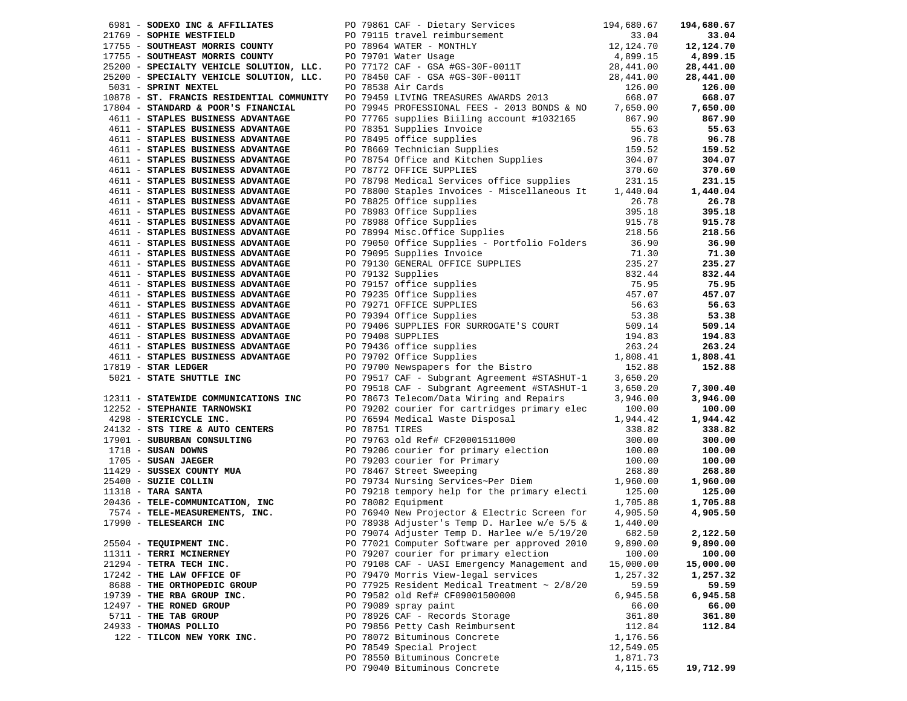| | | | |
|---|---|---|---|
| 6981 - **SODEXO INC & AFFILIATES** | PO 79861 CAF - Dietary Services | 194,680.67 | **194,680.67** |
| 21769 - **SOPHIE WESTFIELD** | PO 79115 travel reimbursement | 33.04 | **33.04** |
| 17755 - **SOUTHEAST MORRIS COUNTY** | PO 78964 WATER - MONTHLY | 12,124.70 | **12,124.70** |
| 17755 - **SOUTHEAST MORRIS COUNTY** | PO 79701 Water Usage | 4,899.15 | **4,899.15** |
| 25200 - **SPECIALTY VEHICLE SOLUTION, LLC.** | PO 77172 CAF - GSA #GS-30F-0011T | 28,441.00 | **28,441.00** |
| 25200 - **SPECIALTY VEHICLE SOLUTION, LLC.** | PO 78450 CAF - GSA #GS-30F-0011T | 28,441.00 | **28,441.00** |
| 5031 - **SPRINT NEXTEL** | PO 78538 Air Cards | 126.00 | **126.00** |
| 10878 - **ST. FRANCIS RESIDENTIAL COMMUNITY** | PO 79459 LIVING TREASURES AWARDS 2013 | 668.07 | **668.07** |
| 17804 - **STANDARD & POOR'S FINANCIAL** | PO 79945 PROFESSIONAL FEES - 2013 BONDS & NO | 7,650.00 | **7,650.00** |
| 4611 - **STAPLES BUSINESS ADVANTAGE** | PO 77765 supplies Biiling account #1032165 | 867.90 | **867.90** |
| 4611 - **STAPLES BUSINESS ADVANTAGE** | PO 78351 Supplies Invoice | 55.63 | **55.63** |
| 4611 - **STAPLES BUSINESS ADVANTAGE** | PO 78495 office supplies | 96.78 | **96.78** |
| 4611 - **STAPLES BUSINESS ADVANTAGE** | PO 78669 Technician Supplies | 159.52 | **159.52** |
| 4611 - **STAPLES BUSINESS ADVANTAGE** | PO 78754 Office and Kitchen Supplies | 304.07 | **304.07** |
| 4611 - **STAPLES BUSINESS ADVANTAGE** | PO 78772 OFFICE SUPPLIES | 370.60 | **370.60** |
| 4611 - **STAPLES BUSINESS ADVANTAGE** | PO 78798 Medical Services office supplies | 231.15 | **231.15** |
| 4611 - **STAPLES BUSINESS ADVANTAGE** | PO 78800 Staples Invoices - Miscellaneous It | 1,440.04 | **1,440.04** |
| 4611 - **STAPLES BUSINESS ADVANTAGE** | PO 78825 Office supplies | 26.78 | **26.78** |
| 4611 - **STAPLES BUSINESS ADVANTAGE** | PO 78983 Office Supplies | 395.18 | **395.18** |
| 4611 - **STAPLES BUSINESS ADVANTAGE** | PO 78988 Office Supplies | 915.78 | **915.78** |
| 4611 - **STAPLES BUSINESS ADVANTAGE** | PO 78994 Misc.Office Supplies | 218.56 | **218.56** |
| 4611 - **STAPLES BUSINESS ADVANTAGE** | PO 79050 Office Supplies - Portfolio Folders | 36.90 | **36.90** |
| 4611 - **STAPLES BUSINESS ADVANTAGE** | PO 79095 Supplies Invoice | 71.30 | **71.30** |
| 4611 - **STAPLES BUSINESS ADVANTAGE** | PO 79130 GENERAL OFFICE SUPPLIES | 235.27 | **235.27** |
| 4611 - **STAPLES BUSINESS ADVANTAGE** | PO 79132 Supplies | 832.44 | **832.44** |
| 4611 - **STAPLES BUSINESS ADVANTAGE** | PO 79157 office supplies | 75.95 | **75.95** |
| 4611 - **STAPLES BUSINESS ADVANTAGE** | PO 79235 Office Supplies | 457.07 | **457.07** |
| 4611 - **STAPLES BUSINESS ADVANTAGE** | PO 79271 OFFICE SUPPLIES | 56.63 | **56.63** |
| 4611 - **STAPLES BUSINESS ADVANTAGE** | PO 79394 Office Supplies | 53.38 | **53.38** |
| 4611 - **STAPLES BUSINESS ADVANTAGE** | PO 79406 SUPPLIES FOR SURROGATE'S COURT | 509.14 | **509.14** |
| 4611 - **STAPLES BUSINESS ADVANTAGE** | PO 79408 SUPPLIES | 194.83 | **194.83** |
| 4611 - **STAPLES BUSINESS ADVANTAGE** | PO 79436 office supplies | 263.24 | **263.24** |
| 4611 - **STAPLES BUSINESS ADVANTAGE** | PO 79702 Office Supplies | 1,808.41 | **1,808.41** |
| 17819 - **STAR LEDGER** | PO 79700 Newspapers for the Bistro | 152.88 | **152.88** |
| 5021 - **STATE SHUTTLE INC** | PO 79517 CAF - Subgrant Agreement #STASHUT-1 | 3,650.20 | |
| | PO 79518 CAF - Subgrant Agreement #STASHUT-1 | 3,650.20 | **7,300.40** |
| 12311 - **STATEWIDE COMMUNICATIONS INC** | PO 78673 Telecom/Data Wiring and Repairs | 3,946.00 | **3,946.00** |
| 12252 - **STEPHANIE TARNOWSKI** | PO 79202 courier for cartridges primary elec | 100.00 | **100.00** |
| 4298 - **STERICYCLE INC.** | PO 76594 Medical Waste Disposal | 1,944.42 | **1,944.42** |
| 24132 - **STS TIRE & AUTO CENTERS** | PO 78751 TIRES | 338.82 | **338.82** |
| 17901 - **SUBURBAN CONSULTING** | PO 79763 old Ref# CF20001511000 | 300.00 | **300.00** |
| 1718 - **SUSAN DOWNS** | PO 79206 courier for primary election | 100.00 | **100.00** |
| 1705 - **SUSAN JAEGER** | PO 79203 courier for Primary | 100.00 | **100.00** |
| 11429 - **SUSSEX COUNTY MUA** | PO 78467 Street Sweeping | 268.80 | **268.80** |
| 25400 - **SUZIE COLLIN** | PO 79734 Nursing Services~Per Diem | 1,960.00 | **1,960.00** |
| 11318 - **TARA SANTA** | PO 79218 tempory help for the primary electi | 125.00 | **125.00** |
| 20436 - **TELE-COMMUNICATION, INC** | PO 78082 Equipment | 1,705.88 | **1,705.88** |
| 7574 - **TELE-MEASUREMENTS, INC.** | PO 76940 New Projector & Electric Screen for | 4,905.50 | **4,905.50** |
| 17990 - **TELESEARCH INC** | PO 78938 Adjuster's Temp D. Harlee w/e 5/5 & | 1,440.00 | |
| | PO 79074 Adjuster Temp D. Harlee w/e 5/19/20 | 682.50 | **2,122.50** |
| 25504 - **TEQUIPMENT INC.** | PO 77021 Computer Software per approved 2010 | 9,890.00 | **9,890.00** |
| 11311 - **TERRI MCINERNEY** | PO 79207 courier for primary election | 100.00 | **100.00** |
| 21294 - **TETRA TECH INC.** | PO 79108 CAF - UASI Emergency Management and | 15,000.00 | **15,000.00** |
| 17242 - **THE LAW OFFICE OF** | PO 79470 Morris View-legal services | 1,257.32 | **1,257.32** |
| 8688 - **THE ORTHOPEDIC GROUP** | PO 77925 Resident Medical Treatment ~ 2/8/20 | 59.59 | **59.59** |
| 19739 - **THE RBA GROUP INC.** | PO 79582 old Ref# CF09001500000 | 6,945.58 | **6,945.58** |
| 12497 - **THE RONED GROUP** | PO 79089 spray paint | 66.00 | **66.00** |
| 5711 - **THE TAB GROUP** | PO 78926 CAF - Records Storage | 361.80 | **361.80** |
| 24933 - **THOMAS POLLIO** | PO 79856 Petty Cash Reimbursent | 112.84 | **112.84** |
| 122 - **TILCON NEW YORK INC.** | PO 78072 Bituminous Concrete | 1,176.56 | |
| | PO 78549 Special Project | 12,549.05 | |
| | PO 78550 Bituminous Concrete | 1,871.73 | |
| | PO 79040 Bituminous Concrete | 4,115.65 | **19,712.99** |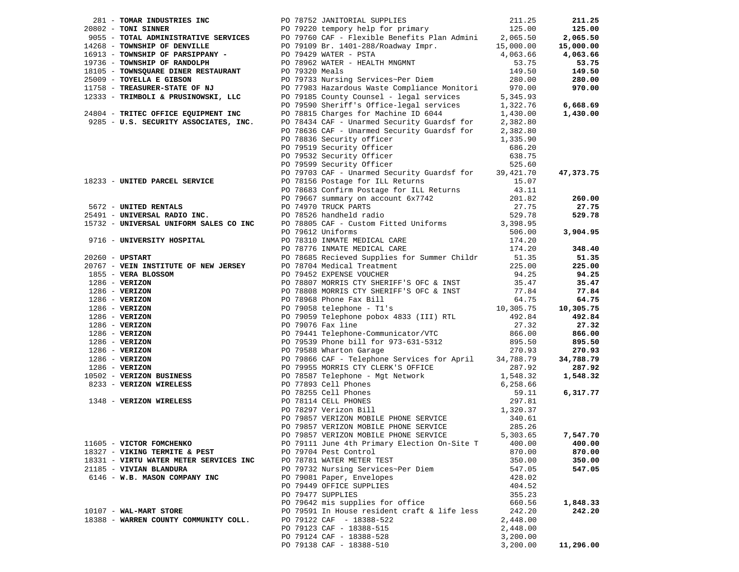| | | | |
|---|---|---|---|
| 281 - **TOMAR INDUSTRIES INC** | PO 78752 JANITORIAL SUPPLIES | 211.25 | **211.25** |
| 20802 - **TONI SINNER** | PO 79220 tempory help for primary | 125.00 | **125.00** |
| 9055 - **TOTAL ADMINISTRATIVE SERVICES** | PO 79760 CAF - Flexible Benefits Plan Admini | 2,065.50 | **2,065.50** |
| 14268 - **TOWNSHIP OF DENVILLE** | PO 79109 Br. 1401-288/Roadway Impr. | 15,000.00 | **15,000.00** |
| 16913 - **TOWNSHIP OF PARSIPPANY -** | PO 79429 WATER - PSTA | 4,063.66 | **4,063.66** |
| 19736 - **TOWNSHIP OF RANDOLPH** | PO 78962 WATER - HEALTH MNGMNT | 53.75 | **53.75** |
| 18105 - **TOWNSQUARE DINER RESTAURANT** | PO 79320 Meals | 149.50 | **149.50** |
| 25009 - **TOYELLA E GIBSON** | PO 79733 Nursing Services~Per Diem | 280.00 | **280.00** |
| 11758 - **TREASURER-STATE OF NJ** | PO 77983 Hazardous Waste Compliance Monitori | 970.00 | **970.00** |
| 12333 - **TRIMBOLI & PRUSINOWSKI, LLC** | PO 79185 County Counsel - legal services | 5,345.93 | |
| | PO 79590 Sheriff's Office-legal services | 1,322.76 | **6,668.69** |
| 24804 - **TRITEC OFFICE EQUIPMENT INC** | PO 78815 Charges for Machine ID 6044 | 1,430.00 | **1,430.00** |
| 9285 - **U.S. SECURITY ASSOCIATES, INC.** | PO 78434 CAF - Unarmed Security Guardsf for | 2,382.80 | |
| | PO 78636 CAF - Unarmed Security Guardsf for | 2,382.80 | |
| | PO 78836 Security officer | 1,335.90 | |
| | PO 79519 Security Officer | 686.20 | |
| | PO 79532 Security Officer | 638.75 | |
| | PO 79599 Security Officer | 525.60 | |
| | PO 79703 CAF - Unarmed Security Guardsf for | 39,421.70 | **47,373.75** |
| 18233 - **UNITED PARCEL SERVICE** | PO 78156 Postage for ILL Returns | 15.07 | |
| | PO 78683 Confirm Postage for ILL Returns | 43.11 | |
| | PO 79667 summary on account 6x7742 | 201.82 | **260.00** |
| 5672 - **UNITED RENTALS** | PO 74970 TRUCK PARTS | 27.75 | **27.75** |
| 25491 - **UNIVERSAL RADIO INC.** | PO 78526 handheld radio | 529.78 | **529.78** |
| 15732 - **UNIVERSAL UNIFORM SALES CO INC** | PO 78805 CAF - Custom Fitted Uniforms | 3,398.95 | |
| | PO 79612 Uniforms | 506.00 | **3,904.95** |
| 9716 - **UNIVERSITY HOSPITAL** | PO 78310 INMATE MEDICAL CARE | 174.20 | |
| | PO 78776 INMATE MEDICAL CARE | 174.20 | **348.40** |
| 20260 - **UPSTART** | PO 78685 Recieved Supplies for Summer Childr | 51.35 | **51.35** |
| 20767 - **VEIN INSTITUTE OF NEW JERSEY** | PO 78704 Medical Treatment | 225.00 | **225.00** |
| 1855 - **VERA BLOSSOM** | PO 79452 EXPENSE VOUCHER | 94.25 | **94.25** |
| 1286 - **VERIZON** | PO 78807 MORRIS CTY SHERIFF'S OFC & INST | 35.47 | **35.47** |
| 1286 - **VERIZON** | PO 78808 MORRIS CTY SHERIFF'S OFC & INST | 77.84 | **77.84** |
| 1286 - **VERIZON** | PO 78968 Phone Fax Bill | 64.75 | **64.75** |
| 1286 - **VERIZON** | PO 79058 telephone - T1's | 10,305.75 | **10,305.75** |
| 1286 - **VERIZON** | PO 79059 Telephone pobox 4833 (III) RTL | 492.84 | **492.84** |
| 1286 - **VERIZON** | PO 79076 Fax line | 27.32 | **27.32** |
| 1286 - **VERIZON** | PO 79441 Telephone-Communicator/VTC | 866.00 | **866.00** |
| 1286 - **VERIZON** | PO 79539 Phone bill for 973-631-5312 | 895.50 | **895.50** |
| 1286 - **VERIZON** | PO 79588 Wharton Garage | 270.93 | **270.93** |
| 1286 - **VERIZON** | PO 79866 CAF - Telephone Services for April | 34,788.79 | **34,788.79** |
| 1286 - **VERIZON** | PO 79955 MORRIS CTY CLERK'S OFFICE | 287.92 | **287.92** |
| 10502 - **VERIZON BUSINESS** | PO 78587 Telephone - Mgt Network | 1,548.32 | **1,548.32** |
| 8233 - **VERIZON WIRELESS** | PO 77893 Cell Phones | 6,258.66 | |
| | PO 78255 Cell Phones | 59.11 | **6,317.77** |
| 1348 - **VERIZON WIRELESS** | PO 78114 CELL PHONES | 297.81 | |
| | PO 78297 Verizon Bill | 1,320.37 | |
| | PO 79857 VERIZON MOBILE PHONE SERVICE | 340.61 | |
| | PO 79857 VERIZON MOBILE PHONE SERVICE | 285.26 | |
| | PO 79857 VERIZON MOBILE PHONE SERVICE | 5,303.65 | **7,547.70** |
| 11605 - **VICTOR FOMCHENKO** | PO 79111 June 4th Primary Election On-Site T | 400.00 | **400.00** |
| 18327 - **VIKING TERMITE & PEST** | PO 79704 Pest Control | 870.00 | **870.00** |
| 18331 - **VIRTU WATER METER SERVICES INC** | PO 78781 WATER METER TEST | 350.00 | **350.00** |
| 21185 - **VIVIAN BLANDURA** | PO 79732 Nursing Services~Per Diem | 547.05 | **547.05** |
| 6146 - **W.B. MASON COMPANY INC** | PO 79081 Paper, Envelopes | 428.02 | |
| | PO 79449 OFFICE SUPPLIES | 404.52 | |
| | PO 79477 SUPPLIES | 355.23 | |
| | PO 79642 mis supplies for office | 660.56 | **1,848.33** |
| 10107 - **WAL-MART STORE** | PO 79591 In House resident craft & life less | 242.20 | **242.20** |
| 18388 - **WARREN COUNTY COMMUNITY COLL.** | PO 79122 CAF - 18388-522 | 2,448.00 | |
| | PO 79123 CAF - 18388-515 | 2,448.00 | |
| | PO 79124 CAF - 18388-528 | 3,200.00 | |
| | PO 79138 CAF - 18388-510 | 3,200.00 | **11,296.00** |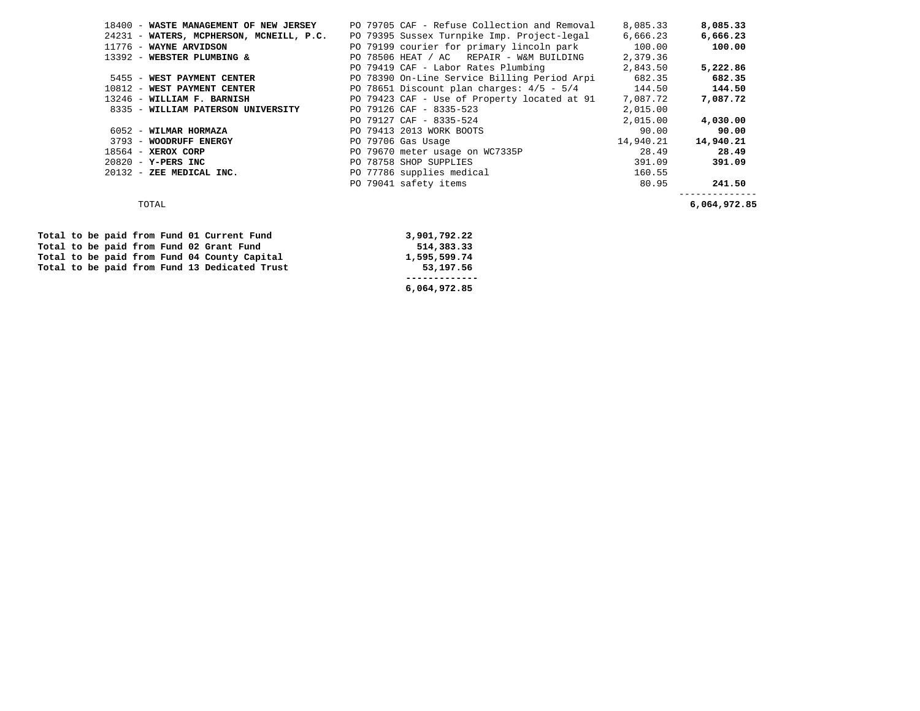| | | | |
|---|---|---|---|
| 18400 - **WASTE MANAGEMENT OF NEW JERSEY** | PO 79705 CAF - Refuse Collection and Removal | 8,085.33 | **8,085.33** |
| 24231 - **WATERS, MCPHERSON, MCNEILL, P.C.** | PO 79395 Sussex Turnpike Imp. Project-legal | 6,666.23 | **6,666.23** |
| 11776 - **WAYNE ARVIDSON** | PO 79199 courier for primary lincoln park | 100.00 | **100.00** |
| 13392 - **WEBSTER PLUMBING &** | PO 78506 HEAT / AC REPAIR - W&M BUILDING | 2,379.36 | |
| | PO 79419 CAF - Labor Rates Plumbing | 2,843.50 | **5,222.86** |
| 5455 - **WEST PAYMENT CENTER** | PO 78390 On-Line Service Billing Period Arpi | 682.35 | **682.35** |
| 10812 - **WEST PAYMENT CENTER** | PO 78651 Discount plan charges: 4/5 - 5/4 | 144.50 | **144.50** |
| 13246 - **WILLIAM F. BARNISH** | PO 79423 CAF - Use of Property located at 91 | 7,087.72 | **7,087.72** |
| 8335 - **WILLIAM PATERSON UNIVERSITY** | PO 79126 CAF - 8335-523 | 2,015.00 | |
| | PO 79127 CAF - 8335-524 | 2,015.00 | **4,030.00** |
| 6052 - **WILMAR HORMAZA** | PO 79413 2013 WORK BOOTS | 90.00 | **90.00** |
| 3793 - **WOODRUFF ENERGY** | PO 79706 Gas Usage | 14,940.21 | **14,940.21** |
| 18564 - **XEROX CORP** | PO 79670 meter usage on WC7335P | 28.49 | **28.49** |
| 20820 - **Y-PERS INC** | PO 78758 SHOP SUPPLIES | 391.09 | **391.09** |
| 20132 - **ZEE MEDICAL INC.** | PO 77786 supplies medical | 160.55 | |
| | PO 79041 safety items | 80.95 | **241.50** |
| TOTAL | | | **6,064,972.85** |

| | |
|---|---|
| **Total to be paid from Fund 01 Current Fund** | **3,901,792.22** |
| **Total to be paid from Fund 02 Grant Fund** | **514,383.33** |
| **Total to be paid from Fund 04 County Capital** | **1,595,599.74** |
| **Total to be paid from Fund 13 Dedicated Trust** | **53,197.56** |
| | **6,064,972.85** |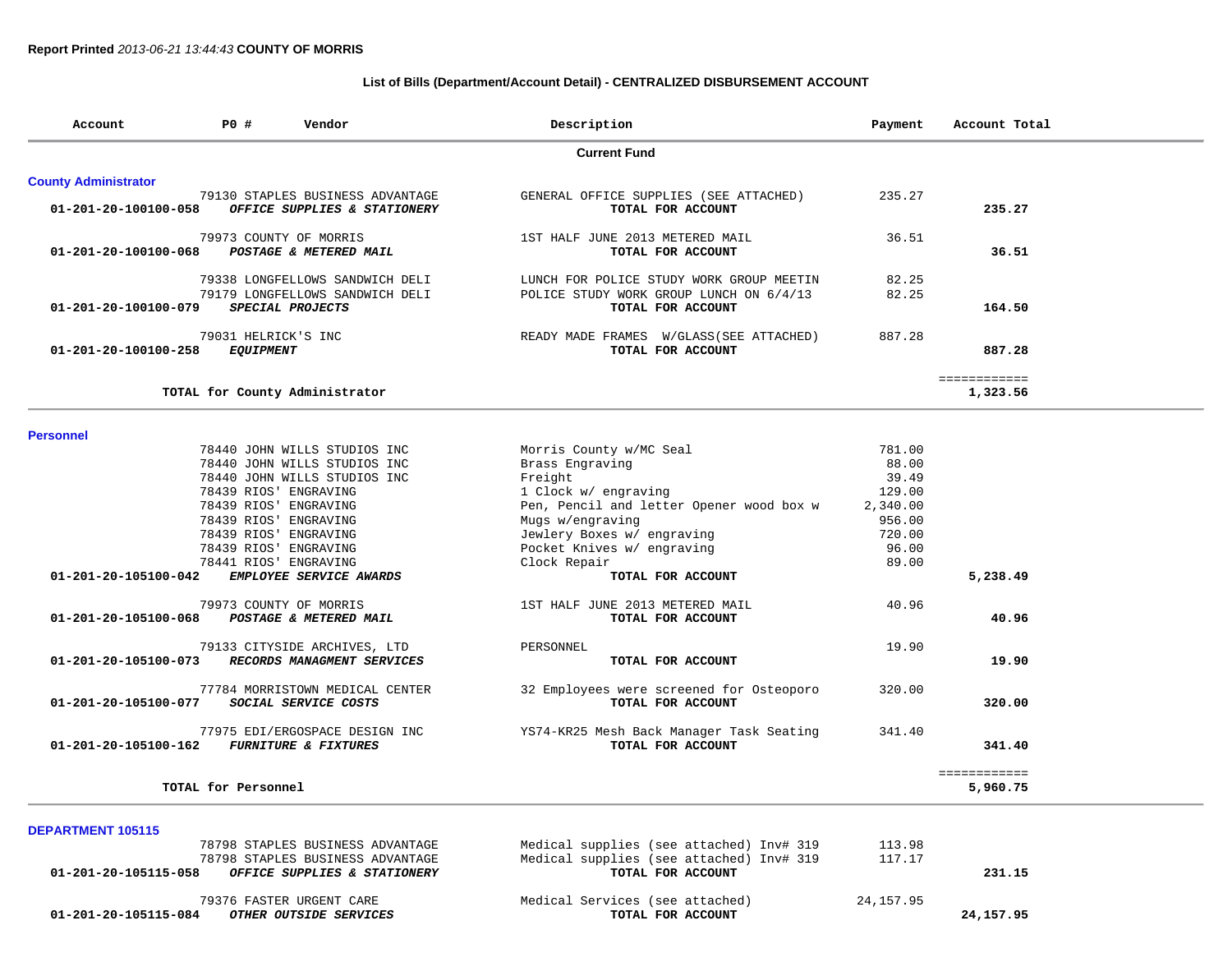**Report Printed** *2013-06-21 13:44:43* **COUNTY OF MORRIS**

**List of Bills (Department/Account Detail) - CENTRALIZED DISBURSEMENT ACCOUNT**

| Account | PO # Vendor | Description | Payment | Account Total |
|---|---|---|---|---|
| | | **Current Fund** | | |
| **County Administrator** | | | | |
| | 79130 STAPLES BUSINESS ADVANTAGE | GENERAL OFFICE SUPPLIES (SEE ATTACHED) | 235.27 | |
| **01-201-20-100100-058** | ***OFFICE SUPPLIES & STATIONERY*** | **TOTAL FOR ACCOUNT** | | **235.27** |
| | 79973 COUNTY OF MORRIS | 1ST HALF JUNE 2013 METERED MAIL | 36.51 | |
| **01-201-20-100100-068** | ***POSTAGE & METERED MAIL*** | **TOTAL FOR ACCOUNT** | | **36.51** |
| | 79338 LONGFELLOWS SANDWICH DELI | LUNCH FOR POLICE STUDY WORK GROUP MEETIN | 82.25 | |
| | 79179 LONGFELLOWS SANDWICH DELI | POLICE STUDY WORK GROUP LUNCH ON 6/4/13 | 82.25 | |
| **01-201-20-100100-079** | ***SPECIAL PROJECTS*** | **TOTAL FOR ACCOUNT** | | **164.50** |
| | 79031 HELRICK'S INC | READY MADE FRAMES W/GLASS(SEE ATTACHED) | 887.28 | |
| **01-201-20-100100-258** | ***EQUIPMENT*** | **TOTAL FOR ACCOUNT** | | **887.28** |
| | **TOTAL for County Administrator** | | | ============ **1,323.56** |
| **Personnel** | | | | |
| | 78440 JOHN WILLS STUDIOS INC | Morris County w/MC Seal | 781.00 | |
| | 78440 JOHN WILLS STUDIOS INC | Brass Engraving | 88.00 | |
| | 78440 JOHN WILLS STUDIOS INC | Freight | 39.49 | |
| | 78439 RIOS' ENGRAVING | 1 Clock w/ engraving | 129.00 | |
| | 78439 RIOS' ENGRAVING | Pen, Pencil and letter Opener wood box w | 2,340.00 | |
| | 78439 RIOS' ENGRAVING | Mugs w/engraving | 956.00 | |
| | 78439 RIOS' ENGRAVING | Jewlery Boxes w/ engraving | 720.00 | |
| | 78439 RIOS' ENGRAVING | Pocket Knives w/ engraving | 96.00 | |
| | 78441 RIOS' ENGRAVING | Clock Repair | 89.00 | |
| **01-201-20-105100-042** | ***EMPLOYEE SERVICE AWARDS*** | **TOTAL FOR ACCOUNT** | | **5,238.49** |
| | 79973 COUNTY OF MORRIS | 1ST HALF JUNE 2013 METERED MAIL | 40.96 | |
| **01-201-20-105100-068** | ***POSTAGE & METERED MAIL*** | **TOTAL FOR ACCOUNT** | | **40.96** |
| | 79133 CITYSIDE ARCHIVES, LTD | PERSONNEL | 19.90 | |
| **01-201-20-105100-073** | ***RECORDS MANAGMENT SERVICES*** | **TOTAL FOR ACCOUNT** | | **19.90** |
| | 77784 MORRISTOWN MEDICAL CENTER | 32 Employees were screened for Osteoporo | 320.00 | |
| **01-201-20-105100-077** | ***SOCIAL SERVICE COSTS*** | **TOTAL FOR ACCOUNT** | | **320.00** |
| | 77975 EDI/ERGOSPACE DESIGN INC | YS74-KR25 Mesh Back Manager Task Seating | 341.40 | |
| **01-201-20-105100-162** | ***FURNITURE & FIXTURES*** | **TOTAL FOR ACCOUNT** | | **341.40** |
| | **TOTAL for Personnel** | | | ============ **5,960.75** |
| **DEPARTMENT 105115** | | | | |
| | 78798 STAPLES BUSINESS ADVANTAGE | Medical supplies (see attached) Inv# 319 | 113.98 | |
| | 78798 STAPLES BUSINESS ADVANTAGE | Medical supplies (see attached) Inv# 319 | 117.17 | |
| **01-201-20-105115-058** | ***OFFICE SUPPLIES & STATIONERY*** | **TOTAL FOR ACCOUNT** | | **231.15** |
| | 79376 FASTER URGENT CARE | Medical Services (see attached) | 24,157.95 | |
| **01-201-20-105115-084** | ***OTHER OUTSIDE SERVICES*** | **TOTAL FOR ACCOUNT** | | **24,157.95** |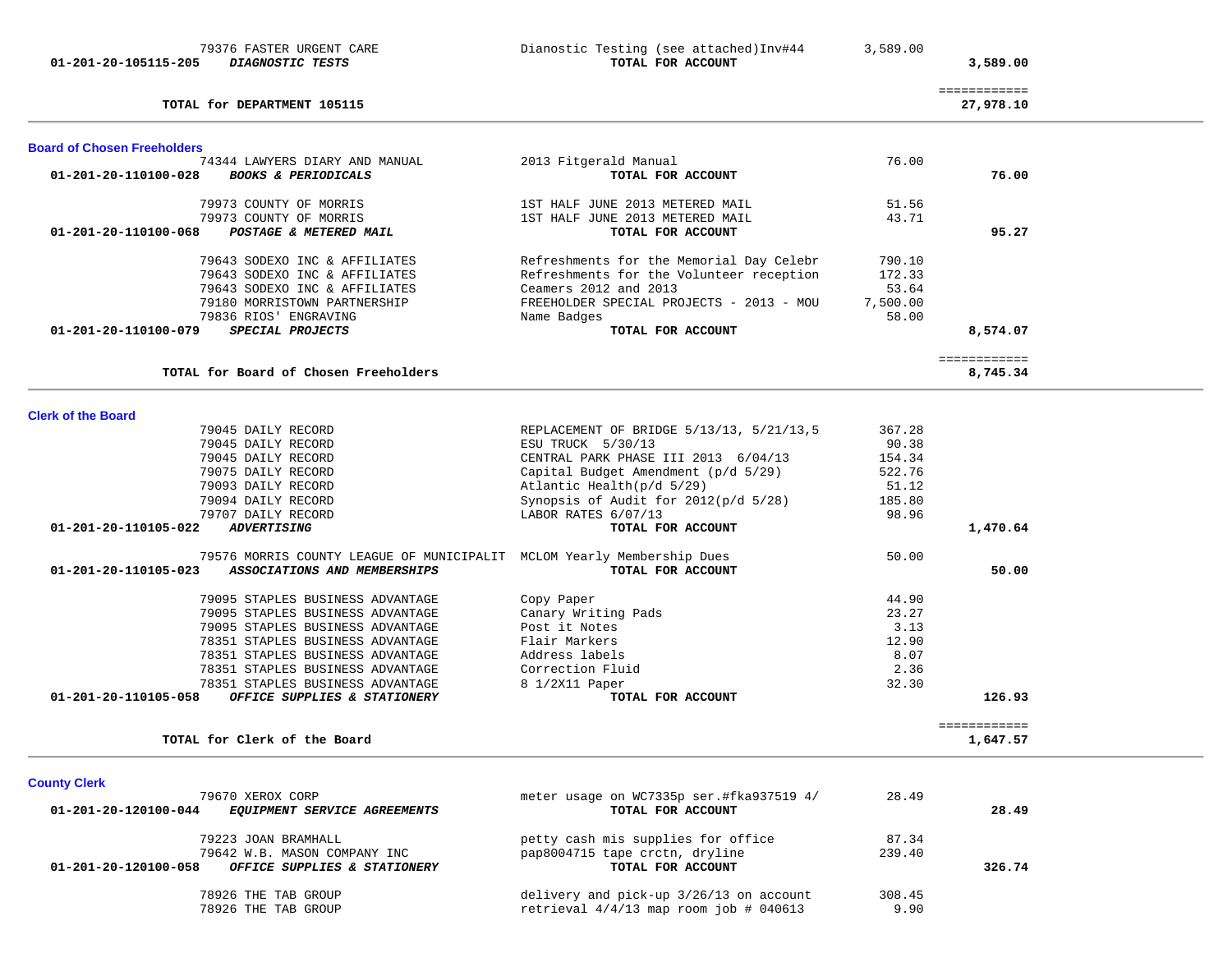| | | | | |
|---|---|---|---|---|
| | 79376 FASTER URGENT CARE | Dianostic Testing (see attached)Inv#44 | 3,589.00 | |
| **01-201-20-105115-205** | ***DIAGNOSTIC TESTS*** | **TOTAL FOR ACCOUNT** | | **3,589.00** |
| | | | | ============ |
| | **TOTAL for DEPARTMENT 105115** | | | **27,978.10** |

## Board of Chosen Freeholders

| | | | | |
|---|---|---|---|---|
| | 74344 LAWYERS DIARY AND MANUAL | 2013 Fitgerald Manual | 76.00 | |
| **01-201-20-110100-028** | ***BOOKS & PERIODICALS*** | **TOTAL FOR ACCOUNT** | | **76.00** |
| | 79973 COUNTY OF MORRIS | 1ST HALF JUNE 2013 METERED MAIL | 51.56 | |
| | 79973 COUNTY OF MORRIS | 1ST HALF JUNE 2013 METERED MAIL | 43.71 | |
| **01-201-20-110100-068** | ***POSTAGE & METERED MAIL*** | **TOTAL FOR ACCOUNT** | | **95.27** |
| | 79643 SODEXO INC & AFFILIATES | Refreshments for the Memorial Day Celebr | 790.10 | |
| | 79643 SODEXO INC & AFFILIATES | Refreshments for the Volunteer reception | 172.33 | |
| | 79643 SODEXO INC & AFFILIATES | Ceamers 2012 and 2013 | 53.64 | |
| | 79180 MORRISTOWN PARTNERSHIP | FREEHOLDER SPECIAL PROJECTS - 2013 - MOU | 7,500.00 | |
| | 79836 RIOS' ENGRAVING | Name Badges | 58.00 | |
| **01-201-20-110100-079** | ***SPECIAL PROJECTS*** | **TOTAL FOR ACCOUNT** | | **8,574.07** |
| | | | | ============ |
| | **TOTAL for Board of Chosen Freeholders** | | | **8,745.34** |

## Clerk of the Board

| | | | | |
|---|---|---|---|---|
| | 79045 DAILY RECORD | REPLACEMENT OF BRIDGE 5/13/13, 5/21/13,5 | 367.28 | |
| | 79045 DAILY RECORD | ESU TRUCK 5/30/13 | 90.38 | |
| | 79045 DAILY RECORD | CENTRAL PARK PHASE III 2013 6/04/13 | 154.34 | |
| | 79075 DAILY RECORD | Capital Budget Amendment (p/d 5/29) | 522.76 | |
| | 79093 DAILY RECORD | Atlantic Health(p/d 5/29) | 51.12 | |
| | 79094 DAILY RECORD | Synopsis of Audit for 2012(p/d 5/28) | 185.80 | |
| | 79707 DAILY RECORD | LABOR RATES 6/07/13 | 98.96 | |
| **01-201-20-110105-022** | ***ADVERTISING*** | **TOTAL FOR ACCOUNT** | | **1,470.64** |
| | 79576 MORRIS COUNTY LEAGUE OF MUNICIPALIT | MCLOM Yearly Membership Dues | 50.00 | |
| **01-201-20-110105-023** | ***ASSOCIATIONS AND MEMBERSHIPS*** | **TOTAL FOR ACCOUNT** | | **50.00** |
| | 79095 STAPLES BUSINESS ADVANTAGE | Copy Paper | 44.90 | |
| | 79095 STAPLES BUSINESS ADVANTAGE | Canary Writing Pads | 23.27 | |
| | 79095 STAPLES BUSINESS ADVANTAGE | Post it Notes | 3.13 | |
| | 78351 STAPLES BUSINESS ADVANTAGE | Flair Markers | 12.90 | |
| | 78351 STAPLES BUSINESS ADVANTAGE | Address labels | 8.07 | |
| | 78351 STAPLES BUSINESS ADVANTAGE | Correction Fluid | 2.36 | |
| | 78351 STAPLES BUSINESS ADVANTAGE | 8 1/2X11 Paper | 32.30 | |
| **01-201-20-110105-058** | ***OFFICE SUPPLIES & STATIONERY*** | **TOTAL FOR ACCOUNT** | | **126.93** |
| | | | | ============ |
| | **TOTAL for Clerk of the Board** | | | **1,647.57** |

## County Clerk

| | | | | |
|---|---|---|---|---|
| | 79670 XEROX CORP | meter usage on WC7335p ser.#fka937519 4/ | 28.49 | |
| **01-201-20-120100-044** | ***EQUIPMENT SERVICE AGREEMENTS*** | **TOTAL FOR ACCOUNT** | | **28.49** |
| | 79223 JOAN BRAMHALL | petty cash mis supplies for office | 87.34 | |
| | 79642 W.B. MASON COMPANY INC | pap8004715 tape crctn, dryline | 239.40 | |
| **01-201-20-120100-058** | ***OFFICE SUPPLIES & STATIONERY*** | **TOTAL FOR ACCOUNT** | | **326.74** |
| | 78926 THE TAB GROUP | delivery and pick-up 3/26/13 on account | 308.45 | |
| | 78926 THE TAB GROUP | retrieval 4/4/13 map room job # 040613 | 9.90 | |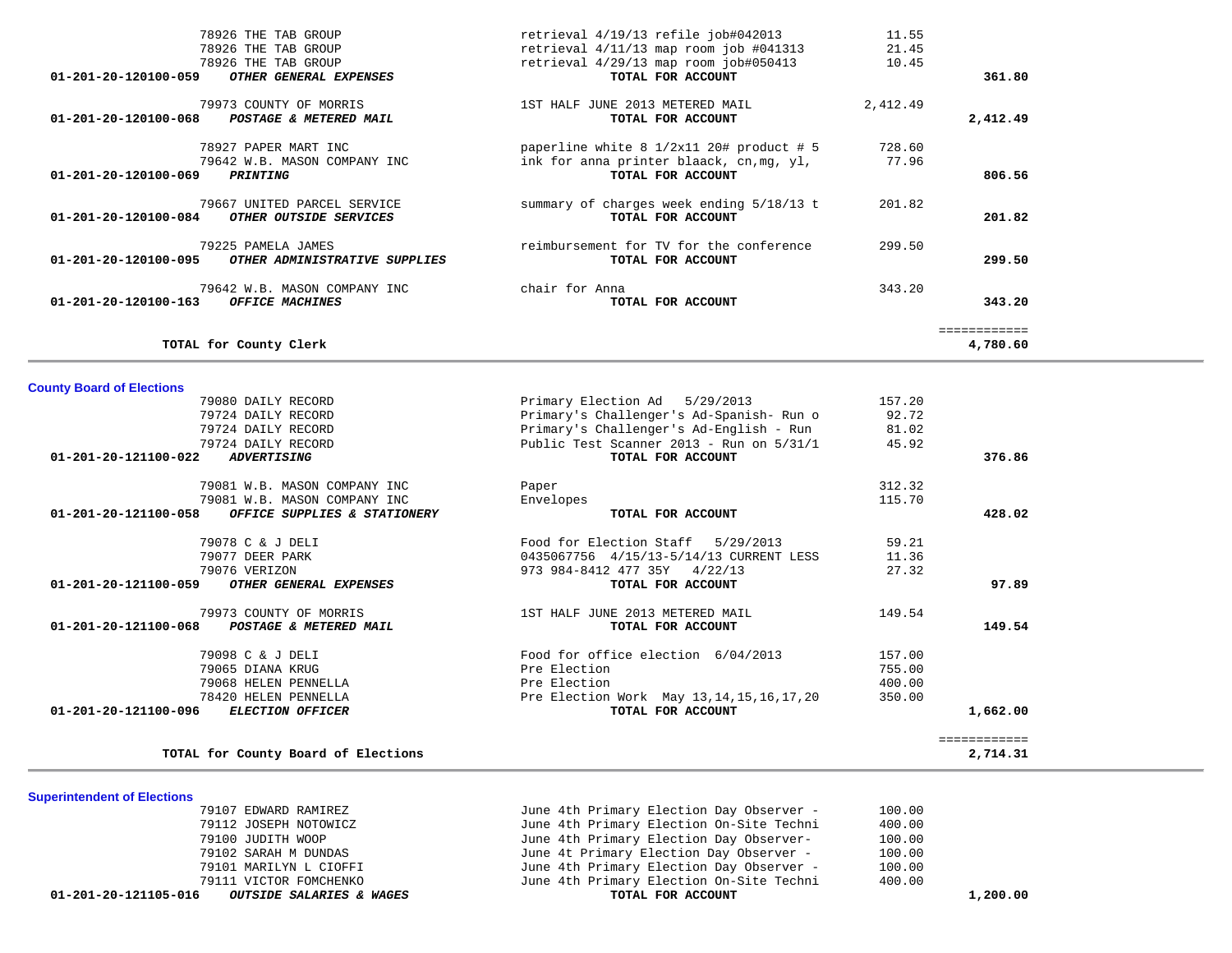| | | | | |
|---|---|---|---|---|
| | 78926 THE TAB GROUP | retrieval 4/19/13 refile job#042013 | 11.55 | |
| | 78926 THE TAB GROUP | retrieval 4/11/13 map room job #041313 | 21.45 | |
| | 78926 THE TAB GROUP | retrieval 4/29/13 map room job#050413 | 10.45 | |
| 01-201-20-120100-059 | ***OTHER GENERAL EXPENSES*** | **TOTAL FOR ACCOUNT** | | **361.80** |
| | 79973 COUNTY OF MORRIS | 1ST HALF JUNE 2013 METERED MAIL | 2,412.49 | |
| 01-201-20-120100-068 | ***POSTAGE & METERED MAIL*** | **TOTAL FOR ACCOUNT** | | **2,412.49** |
| | 78927 PAPER MART INC | paperline white 8 1/2x11 20# product # 5 | 728.60 | |
| | 79642 W.B. MASON COMPANY INC | ink for anna printer blaack, cn,mg, yl, | 77.96 | |
| 01-201-20-120100-069 | ***PRINTING*** | **TOTAL FOR ACCOUNT** | | **806.56** |
| | 79667 UNITED PARCEL SERVICE | summary of charges week ending 5/18/13 t | 201.82 | |
| 01-201-20-120100-084 | ***OTHER OUTSIDE SERVICES*** | **TOTAL FOR ACCOUNT** | | **201.82** |
| | 79225 PAMELA JAMES | reimbursement for TV for the conference | 299.50 | |
| 01-201-20-120100-095 | ***OTHER ADMINISTRATIVE SUPPLIES*** | **TOTAL FOR ACCOUNT** | | **299.50** |
| | 79642 W.B. MASON COMPANY INC | chair for Anna | 343.20 | |
| 01-201-20-120100-163 | ***OFFICE MACHINES*** | **TOTAL FOR ACCOUNT** | | **343.20** |
| | | | | ============ |
| | **TOTAL for County Clerk** | | | **4,780.60** |

**County Board of Elections**

| | | | | |
|---|---|---|---|---|
| | 79080 DAILY RECORD | Primary Election Ad 5/29/2013 | 157.20 | |
| | 79724 DAILY RECORD | Primary's Challenger's Ad-Spanish- Run o | 92.72 | |
| | 79724 DAILY RECORD | Primary's Challenger's Ad-English - Run | 81.02 | |
| | 79724 DAILY RECORD | Public Test Scanner 2013 - Run on 5/31/1 | 45.92 | |
| 01-201-20-121100-022 | ***ADVERTISING*** | **TOTAL FOR ACCOUNT** | | **376.86** |
| | 79081 W.B. MASON COMPANY INC | Paper | 312.32 | |
| | 79081 W.B. MASON COMPANY INC | Envelopes | 115.70 | |
| 01-201-20-121100-058 | ***OFFICE SUPPLIES & STATIONERY*** | **TOTAL FOR ACCOUNT** | | **428.02** |
| | 79078 C & J DELI | Food for Election Staff 5/29/2013 | 59.21 | |
| | 79077 DEER PARK | 0435067756 4/15/13-5/14/13 CURRENT LESS | 11.36 | |
| | 79076 VERIZON | 973 984-8412 477 35Y 4/22/13 | 27.32 | |
| 01-201-20-121100-059 | ***OTHER GENERAL EXPENSES*** | **TOTAL FOR ACCOUNT** | | **97.89** |
| | 79973 COUNTY OF MORRIS | 1ST HALF JUNE 2013 METERED MAIL | 149.54 | |
| 01-201-20-121100-068 | ***POSTAGE & METERED MAIL*** | **TOTAL FOR ACCOUNT** | | **149.54** |
| | 79098 C & J DELI | Food for office election 6/04/2013 | 157.00 | |
| | 79065 DIANA KRUG | Pre Election | 755.00 | |
| | 79068 HELEN PENNELLA | Pre Election | 400.00 | |
| | 78420 HELEN PENNELLA | Pre Election Work May 13,14,15,16,17,20 | 350.00 | |
| 01-201-20-121100-096 | ***ELECTION OFFICER*** | **TOTAL FOR ACCOUNT** | | **1,662.00** |
| | | | | ============ |
| | **TOTAL for County Board of Elections** | | | **2,714.31** |

**Superintendent of Elections**

| | | | | |
|---|---|---|---|---|
| | 79107 EDWARD RAMIREZ | June 4th Primary Election Day Observer - | 100.00 | |
| | 79112 JOSEPH NOTOWICZ | June 4th Primary Election On-Site Techni | 400.00 | |
| | 79100 JUDITH WOOP | June 4th Primary Election Day Observer- | 100.00 | |
| | 79102 SARAH M DUNDAS | June 4t Primary Election Day Observer - | 100.00 | |
| | 79101 MARILYN L CIOFFI | June 4th Primary Election Day Observer - | 100.00 | |
| | 79111 VICTOR FOMCHENKO | June 4th Primary Election On-Site Techni | 400.00 | |
| 01-201-20-121105-016 | ***OUTSIDE SALARIES & WAGES*** | **TOTAL FOR ACCOUNT** | | **1,200.00** |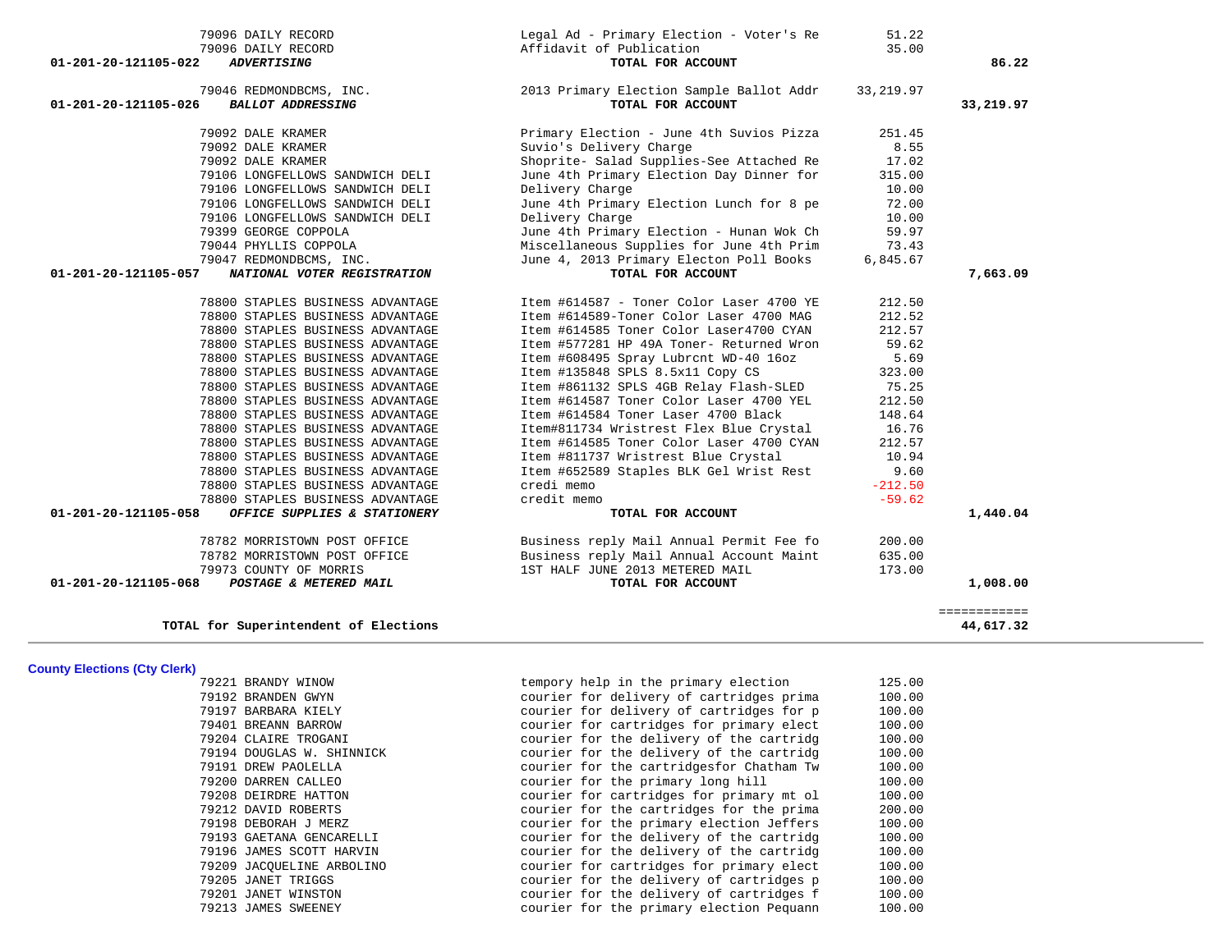| | | | | |
|---|---|---|---|---|
| | 79096 DAILY RECORD | Legal Ad - Primary Election - Voter's Re | 51.22 | |
| | 79096 DAILY RECORD | Affidavit of Publication | 35.00 | |
| **01-201-20-121105-022** | ***ADVERTISING*** | **TOTAL FOR ACCOUNT** | | **86.22** |
| | 79046 REDMONDBCMS, INC. | 2013 Primary Election Sample Ballot Addr | 33,219.97 | |
| **01-201-20-121105-026** | ***BALLOT ADDRESSING*** | **TOTAL FOR ACCOUNT** | | **33,219.97** |
| | 79092 DALE KRAMER | Primary Election - June 4th Suvios Pizza | 251.45 | |
| | 79092 DALE KRAMER | Suvio's Delivery Charge | 8.55 | |
| | 79092 DALE KRAMER | Shoprite- Salad Supplies-See Attached Re | 17.02 | |
| | 79106 LONGFELLOWS SANDWICH DELI | June 4th Primary Election Day Dinner for | 315.00 | |
| | 79106 LONGFELLOWS SANDWICH DELI | Delivery Charge | 10.00 | |
| | 79106 LONGFELLOWS SANDWICH DELI | June 4th Primary Election Lunch for 8 pe | 72.00 | |
| | 79106 LONGFELLOWS SANDWICH DELI | Delivery Charge | 10.00 | |
| | 79399 GEORGE COPPOLA | June 4th Primary Election - Hunan Wok Ch | 59.97 | |
| | 79044 PHYLLIS COPPOLA | Miscellaneous Supplies for June 4th Prim | 73.43 | |
| | 79047 REDMONDBCMS, INC. | June 4, 2013 Primary Electon Poll Books | 6,845.67 | |
| **01-201-20-121105-057** | ***NATIONAL VOTER REGISTRATION*** | **TOTAL FOR ACCOUNT** | | **7,663.09** |
| | 78800 STAPLES BUSINESS ADVANTAGE | Item #614587 - Toner Color Laser 4700 YE | 212.50 | |
| | 78800 STAPLES BUSINESS ADVANTAGE | Item #614589-Toner Color Laser 4700 MAG | 212.52 | |
| | 78800 STAPLES BUSINESS ADVANTAGE | Item #614585 Toner Color Laser4700 CYAN | 212.57 | |
| | 78800 STAPLES BUSINESS ADVANTAGE | Item #577281 HP 49A Toner- Returned Wron | 59.62 | |
| | 78800 STAPLES BUSINESS ADVANTAGE | Item #608495 Spray Lubrcnt WD-40 16oz | 5.69 | |
| | 78800 STAPLES BUSINESS ADVANTAGE | Item #135848 SPLS 8.5x11 Copy CS | 323.00 | |
| | 78800 STAPLES BUSINESS ADVANTAGE | Item #861132 SPLS 4GB Relay Flash-SLED | 75.25 | |
| | 78800 STAPLES BUSINESS ADVANTAGE | Item #614587 Toner Color Laser 4700 YEL | 212.50 | |
| | 78800 STAPLES BUSINESS ADVANTAGE | Item #614584 Toner Laser 4700 Black | 148.64 | |
| | 78800 STAPLES BUSINESS ADVANTAGE | Item#811734 Wristrest Flex Blue Crystal | 16.76 | |
| | 78800 STAPLES BUSINESS ADVANTAGE | Item #614585 Toner Color Laser 4700 CYAN | 212.57 | |
| | 78800 STAPLES BUSINESS ADVANTAGE | Item #811737 Wristrest Blue Crystal | 10.94 | |
| | 78800 STAPLES BUSINESS ADVANTAGE | Item #652589 Staples BLK Gel Wrist Rest | 9.60 | |
| | 78800 STAPLES BUSINESS ADVANTAGE | credi memo | -212.50 | |
| | 78800 STAPLES BUSINESS ADVANTAGE | credit memo | -59.62 | |
| **01-201-20-121105-058** | ***OFFICE SUPPLIES & STATIONERY*** | **TOTAL FOR ACCOUNT** | | **1,440.04** |
| | 78782 MORRISTOWN POST OFFICE | Business reply Mail Annual Permit Fee fo | 200.00 | |
| | 78782 MORRISTOWN POST OFFICE | Business reply Mail Annual Account Maint | 635.00 | |
| | 79973 COUNTY OF MORRIS | 1ST HALF JUNE 2013 METERED MAIL | 173.00 | |
| **01-201-20-121105-068** | ***POSTAGE & METERED MAIL*** | **TOTAL FOR ACCOUNT** | | **1,008.00** |
| | | | | ============ |
| | **TOTAL for Superintendent of Elections** | | | **44,617.32** |

**County Elections (Cty Clerk)**

| | | |
|---|---|---|
| 79221 BRANDY WINOW | tempory help in the primary election | 125.00 |
| 79192 BRANDEN GWYN | courier for delivery of cartridges prima | 100.00 |
| 79197 BARBARA KIELY | courier for delivery of cartridges for p | 100.00 |
| 79401 BREANN BARROW | courier for cartridges for primary elect | 100.00 |
| 79204 CLAIRE TROGANI | courier for the delivery of the cartridg | 100.00 |
| 79194 DOUGLAS W. SHINNICK | courier for the delivery of the cartridg | 100.00 |
| 79191 DREW PAOLELLA | courier for the cartridgesfor Chatham Tw | 100.00 |
| 79200 DARREN CALLEO | courier for the primary long hill | 100.00 |
| 79208 DEIRDRE HATTON | courier for cartridges for primary mt ol | 100.00 |
| 79212 DAVID ROBERTS | courier for the cartridges for the prima | 200.00 |
| 79198 DEBORAH J MERZ | courier for the primary election Jeffers | 100.00 |
| 79193 GAETANA GENCARELLI | courier for the delivery of the cartridg | 100.00 |
| 79196 JAMES SCOTT HARVIN | courier for the delivery of the cartridg | 100.00 |
| 79209 JACQUELINE ARBOLINO | courier for cartridges for primary elect | 100.00 |
| 79205 JANET TRIGGS | courier for the delivery of cartridges p | 100.00 |
| 79201 JANET WINSTON | courier for the delivery of cartridges f | 100.00 |
| 79213 JAMES SWEENEY | courier for the primary election Pequann | 100.00 |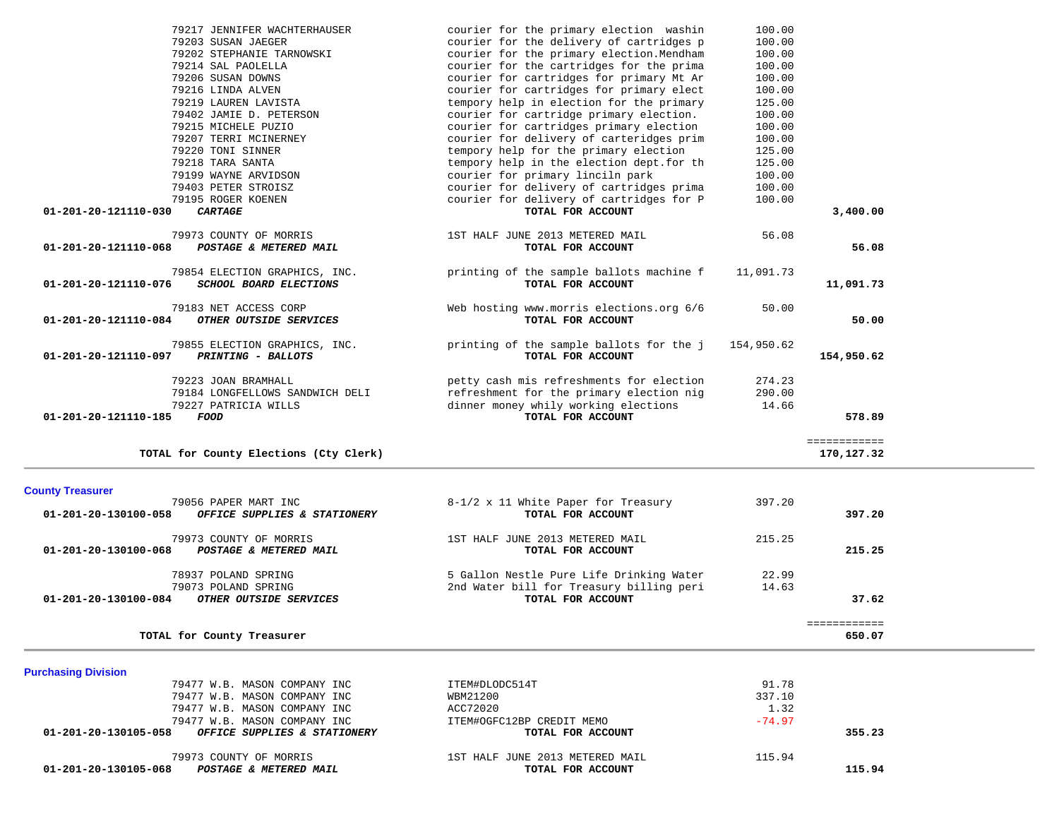| | | | | |
|---|---|---|---|---|
| | 79217 JENNIFER WACHTERHAUSER | courier for the primary election washin | 100.00 | |
| | 79203 SUSAN JAEGER | courier for the delivery of cartridges p | 100.00 | |
| | 79202 STEPHANIE TARNOWSKI | courier for the primary election.Mendham | 100.00 | |
| | 79214 SAL PAOLELLA | courier for the cartridges for the prima | 100.00 | |
| | 79206 SUSAN DOWNS | courier for cartridges for primary Mt Ar | 100.00 | |
| | 79216 LINDA ALVEN | courier for cartridges for primary elect | 100.00 | |
| | 79219 LAUREN LAVISTA | tempory help in election for the primary | 125.00 | |
| | 79402 JAMIE D. PETERSON | courier for cartridge primary election. | 100.00 | |
| | 79215 MICHELE PUZIO | courier for cartridges primary election | 100.00 | |
| | 79207 TERRI MCINERNEY | courier for delivery of carteridges prim | 100.00 | |
| | 79220 TONI SINNER | tempory help for the primary election | 125.00 | |
| | 79218 TARA SANTA | tempory help in the election dept.for th | 125.00 | |
| | 79199 WAYNE ARVIDSON | courier for primary lincoln park | 100.00 | |
| | 79403 PETER STROISZ | courier for delivery of cartridges prima | 100.00 | |
| | 79195 ROGER KOENEN | courier for delivery of cartridges for P | 100.00 | |
| **01-201-20-121110-030** | ***CARTAGE*** | **TOTAL FOR ACCOUNT** | | **3,400.00** |
| | 79973 COUNTY OF MORRIS | 1ST HALF JUNE 2013 METERED MAIL | 56.08 | |
| **01-201-20-121110-068** | ***POSTAGE & METERED MAIL*** | **TOTAL FOR ACCOUNT** | | **56.08** |
| | 79854 ELECTION GRAPHICS, INC. | printing of the sample ballots machine f | 11,091.73 | |
| **01-201-20-121110-076** | ***SCHOOL BOARD ELECTIONS*** | **TOTAL FOR ACCOUNT** | | **11,091.73** |
| | 79183 NET ACCESS CORP | Web hosting www.morris elections.org 6/6 | 50.00 | |
| **01-201-20-121110-084** | ***OTHER OUTSIDE SERVICES*** | **TOTAL FOR ACCOUNT** | | **50.00** |
| | 79855 ELECTION GRAPHICS, INC. | printing of the sample ballots for the j | 154,950.62 | |
| **01-201-20-121110-097** | ***PRINTING - BALLOTS*** | **TOTAL FOR ACCOUNT** | | **154,950.62** |
| | 79223 JOAN BRAMHALL | petty cash mis refreshments for election | 274.23 | |
| | 79184 LONGFELLOWS SANDWICH DELI | refreshment for the primary election nig | 290.00 | |
| | 79227 PATRICIA WILLS | dinner money whily working elections | 14.66 | |
| **01-201-20-121110-185** | ***FOOD*** | **TOTAL FOR ACCOUNT** | | **578.89** |
| | | | | ============ |
| | **TOTAL for County Elections (Cty Clerk)** | | | **170,127.32** |

## County Treasurer

| | | | | |
|---|---|---|---|---|
| | 79056 PAPER MART INC | 8-1/2 x 11 White Paper for Treasury | 397.20 | |
| **01-201-20-130100-058** | ***OFFICE SUPPLIES & STATIONERY*** | **TOTAL FOR ACCOUNT** | | **397.20** |
| | 79973 COUNTY OF MORRIS | 1ST HALF JUNE 2013 METERED MAIL | 215.25 | |
| **01-201-20-130100-068** | ***POSTAGE & METERED MAIL*** | **TOTAL FOR ACCOUNT** | | **215.25** |
| | 78937 POLAND SPRING | 5 Gallon Nestle Pure Life Drinking Water | 22.99 | |
| | 79073 POLAND SPRING | 2nd Water bill for Treasury billing peri | 14.63 | |
| **01-201-20-130100-084** | ***OTHER OUTSIDE SERVICES*** | **TOTAL FOR ACCOUNT** | | **37.62** |
| | | | | ============ |
| | **TOTAL for County Treasurer** | | | **650.07** |

## Purchasing Division

| | | | | |
|---|---|---|---|---|
| | 79477 W.B. MASON COMPANY INC | ITEM#DLODC514T | 91.78 | |
| | 79477 W.B. MASON COMPANY INC | WBM21200 | 337.10 | |
| | 79477 W.B. MASON COMPANY INC | ACC72020 | 1.32 | |
| | 79477 W.B. MASON COMPANY INC | ITEM#OGFC12BP CREDIT MEMO | -74.97 | |
| **01-201-20-130105-058** | ***OFFICE SUPPLIES & STATIONERY*** | **TOTAL FOR ACCOUNT** | | **355.23** |
| | 79973 COUNTY OF MORRIS | 1ST HALF JUNE 2013 METERED MAIL | 115.94 | |
| **01-201-20-130105-068** | ***POSTAGE & METERED MAIL*** | **TOTAL FOR ACCOUNT** | | **115.94** |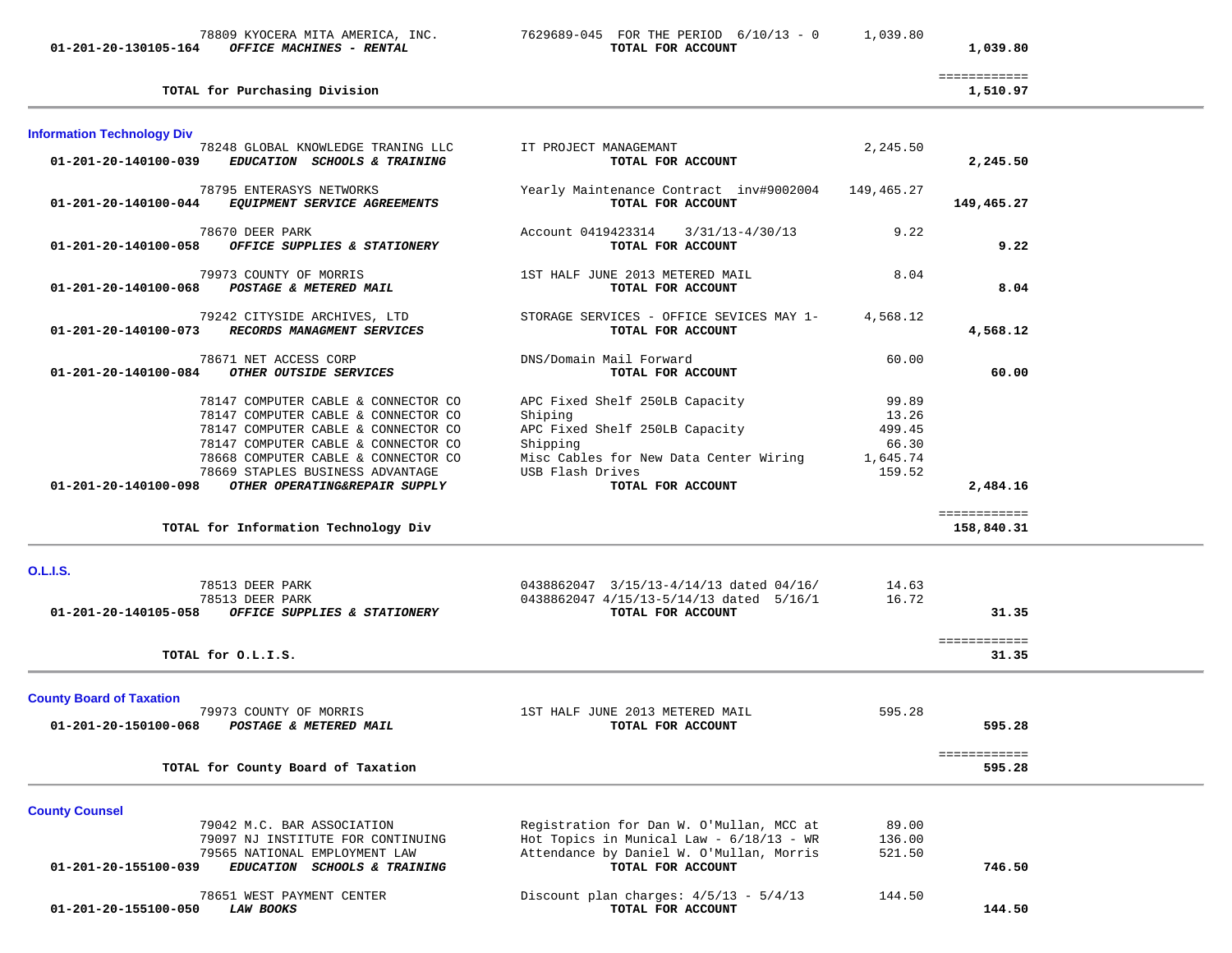| | | | | |
|---|---|---|---|---|
| | 78809 KYOCERA MITA AMERICA, INC. | 7629689-045 FOR THE PERIOD 6/10/13 - 0 | 1,039.80 | |
| 01-201-20-130105-164 | ***OFFICE MACHINES - RENTAL*** | **TOTAL FOR ACCOUNT** | | **1,039.80** |
| | | | | ============ |
| | **TOTAL for Purchasing Division** | | | **1,510.97** |

## Information Technology Div

| | | | | |
|---|---|---|---|---|
| | 78248 GLOBAL KNOWLEDGE TRANING LLC | IT PROJECT MANAGEMANT | 2,245.50 | |
| 01-201-20-140100-039 | ***EDUCATION SCHOOLS & TRAINING*** | **TOTAL FOR ACCOUNT** | | **2,245.50** |
| | 78795 ENTERASYS NETWORKS | Yearly Maintenance Contract inv#9002004 | 149,465.27 | |
| 01-201-20-140100-044 | ***EQUIPMENT SERVICE AGREEMENTS*** | **TOTAL FOR ACCOUNT** | | **149,465.27** |
| | 78670 DEER PARK | Account 0419423314 3/31/13-4/30/13 | 9.22 | |
| 01-201-20-140100-058 | ***OFFICE SUPPLIES & STATIONERY*** | **TOTAL FOR ACCOUNT** | | **9.22** |
| | 79973 COUNTY OF MORRIS | 1ST HALF JUNE 2013 METERED MAIL | 8.04 | |
| 01-201-20-140100-068 | ***POSTAGE & METERED MAIL*** | **TOTAL FOR ACCOUNT** | | **8.04** |
| | 79242 CITYSIDE ARCHIVES, LTD | STORAGE SERVICES - OFFICE SEVICES MAY 1- | 4,568.12 | |
| 01-201-20-140100-073 | ***RECORDS MANAGMENT SERVICES*** | **TOTAL FOR ACCOUNT** | | **4,568.12** |
| | 78671 NET ACCESS CORP | DNS/Domain Mail Forward | 60.00 | |
| 01-201-20-140100-084 | ***OTHER OUTSIDE SERVICES*** | **TOTAL FOR ACCOUNT** | | **60.00** |
| | 78147 COMPUTER CABLE & CONNECTOR CO | APC Fixed Shelf 250LB Capacity | 99.89 | |
| | 78147 COMPUTER CABLE & CONNECTOR CO | Shiping | 13.26 | |
| | 78147 COMPUTER CABLE & CONNECTOR CO | APC Fixed Shelf 250LB Capacity | 499.45 | |
| | 78147 COMPUTER CABLE & CONNECTOR CO | Shipping | 66.30 | |
| | 78668 COMPUTER CABLE & CONNECTOR CO | Misc Cables for New Data Center Wiring | 1,645.74 | |
| | 78669 STAPLES BUSINESS ADVANTAGE | USB Flash Drives | 159.52 | |
| 01-201-20-140100-098 | ***OTHER OPERATING&REPAIR SUPPLY*** | **TOTAL FOR ACCOUNT** | | **2,484.16** |
| | | | | ============ |
| | **TOTAL for Information Technology Div** | | | **158,840.31** |

## O.L.I.S.

| | | | | |
|---|---|---|---|---|
| | 78513 DEER PARK | 0438862047 3/15/13-4/14/13 dated 04/16/ | 14.63 | |
| | 78513 DEER PARK | 0438862047 4/15/13-5/14/13 dated 5/16/1 | 16.72 | |
| 01-201-20-140105-058 | ***OFFICE SUPPLIES & STATIONERY*** | **TOTAL FOR ACCOUNT** | | **31.35** |
| | | | | ============ |
| | **TOTAL for O.L.I.S.** | | | **31.35** |

## County Board of Taxation

| | | | | |
|---|---|---|---|---|
| | 79973 COUNTY OF MORRIS | 1ST HALF JUNE 2013 METERED MAIL | 595.28 | |
| 01-201-20-150100-068 | ***POSTAGE & METERED MAIL*** | **TOTAL FOR ACCOUNT** | | **595.28** |
| | | | | ============ |
| | **TOTAL for County Board of Taxation** | | | **595.28** |

## County Counsel

| | | | | |
|---|---|---|---|---|
| | 79042 M.C. BAR ASSOCIATION | Registration for Dan W. O'Mullan, MCC at | 89.00 | |
| | 79097 NJ INSTITUTE FOR CONTINUING | Hot Topics in Munical Law - 6/18/13 - WR | 136.00 | |
| | 79565 NATIONAL EMPLOYMENT LAW | Attendance by Daniel W. O'Mullan, Morris | 521.50 | |
| 01-201-20-155100-039 | ***EDUCATION SCHOOLS & TRAINING*** | **TOTAL FOR ACCOUNT** | | **746.50** |
| | 78651 WEST PAYMENT CENTER | Discount plan charges: 4/5/13 - 5/4/13 | 144.50 | |
| 01-201-20-155100-050 | ***LAW BOOKS*** | **TOTAL FOR ACCOUNT** | | **144.50** |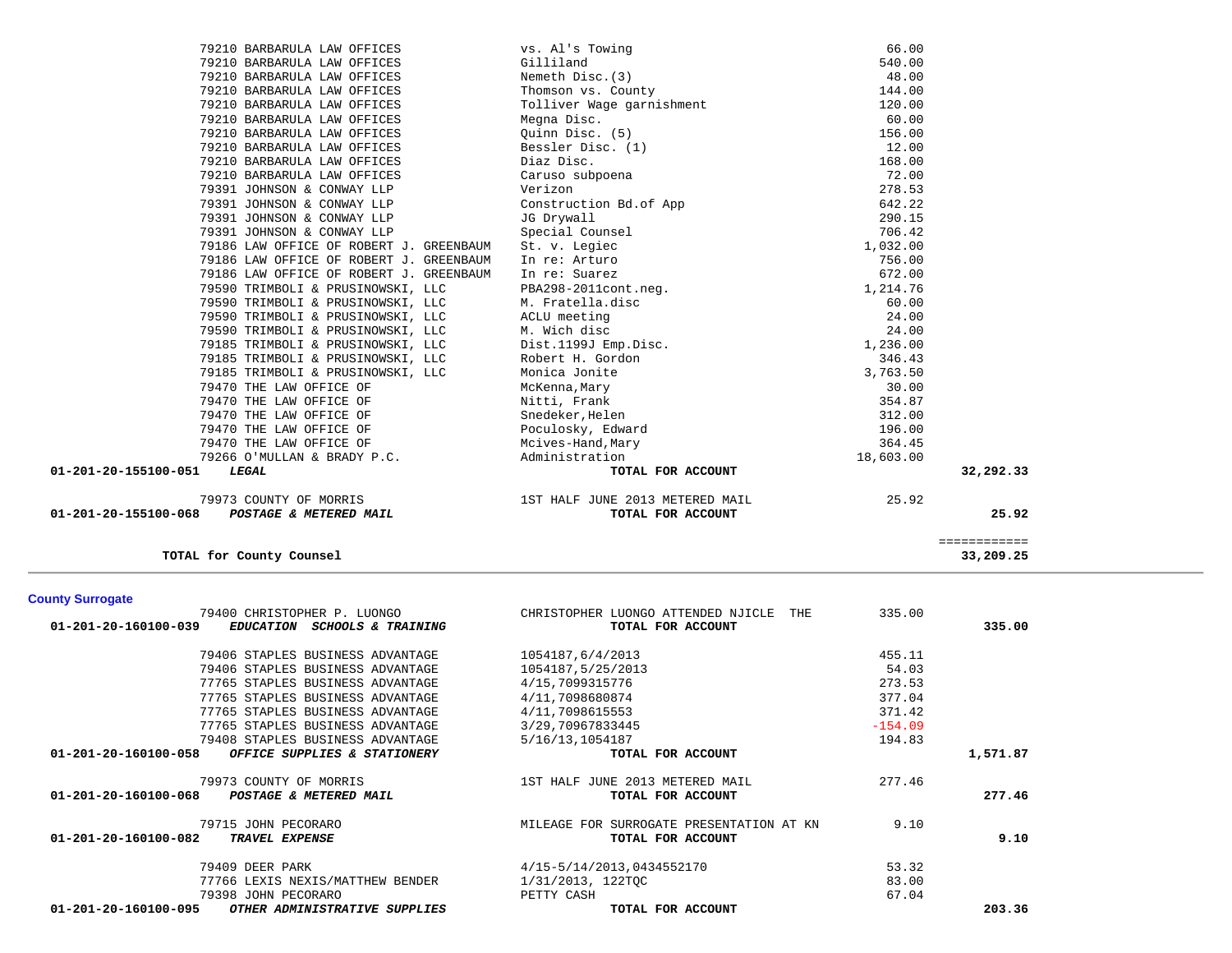| | | | | |
|---|---|---|---|---|
| | 79210 BARBARULA LAW OFFICES | vs. Al's Towing | 66.00 | |
| | 79210 BARBARULA LAW OFFICES | Gilliland | 540.00 | |
| | 79210 BARBARULA LAW OFFICES | Nemeth Disc.(3) | 48.00 | |
| | 79210 BARBARULA LAW OFFICES | Thomson vs. County | 144.00 | |
| | 79210 BARBARULA LAW OFFICES | Tolliver Wage garnishment | 120.00 | |
| | 79210 BARBARULA LAW OFFICES | Megna Disc. | 60.00 | |
| | 79210 BARBARULA LAW OFFICES | Quinn Disc. (5) | 156.00 | |
| | 79210 BARBARULA LAW OFFICES | Bessler Disc. (1) | 12.00 | |
| | 79210 BARBARULA LAW OFFICES | Diaz Disc. | 168.00 | |
| | 79210 BARBARULA LAW OFFICES | Caruso subpoena | 72.00 | |
| | 79391 JOHNSON & CONWAY LLP | Verizon | 278.53 | |
| | 79391 JOHNSON & CONWAY LLP | Construction Bd.of App | 642.22 | |
| | 79391 JOHNSON & CONWAY LLP | JG Drywall | 290.15 | |
| | 79391 JOHNSON & CONWAY LLP | Special Counsel | 706.42 | |
| | 79186 LAW OFFICE OF ROBERT J. GREENBAUM | St. v. Legiec | 1,032.00 | |
| | 79186 LAW OFFICE OF ROBERT J. GREENBAUM | In re: Arturo | 756.00 | |
| | 79186 LAW OFFICE OF ROBERT J. GREENBAUM | In re: Suarez | 672.00 | |
| | 79590 TRIMBOLI & PRUSINOWSKI, LLC | PBA298-2011cont.neg. | 1,214.76 | |
| | 79590 TRIMBOLI & PRUSINOWSKI, LLC | M. Fratella.disc | 60.00 | |
| | 79590 TRIMBOLI & PRUSINOWSKI, LLC | ACLU meeting | 24.00 | |
| | 79590 TRIMBOLI & PRUSINOWSKI, LLC | M. Wich disc | 24.00 | |
| | 79185 TRIMBOLI & PRUSINOWSKI, LLC | Dist.1199J Emp.Disc. | 1,236.00 | |
| | 79185 TRIMBOLI & PRUSINOWSKI, LLC | Robert H. Gordon | 346.43 | |
| | 79185 TRIMBOLI & PRUSINOWSKI, LLC | Monica Jonite | 3,763.50 | |
| | 79470 THE LAW OFFICE OF | McKenna,Mary | 30.00 | |
| | 79470 THE LAW OFFICE OF | Nitti, Frank | 354.87 | |
| | 79470 THE LAW OFFICE OF | Snedeker,Helen | 312.00 | |
| | 79470 THE LAW OFFICE OF | Poculosky, Edward | 196.00 | |
| | 79470 THE LAW OFFICE OF | Mcives-Hand,Mary | 364.45 | |
| | 79266 O'MULLAN & BRADY P.C. | Administration | 18,603.00 | |
| **01-201-20-155100-051** | ***LEGAL*** | **TOTAL FOR ACCOUNT** | | **32,292.33** |
| | 79973 COUNTY OF MORRIS | 1ST HALF JUNE 2013 METERED MAIL | 25.92 | |
| **01-201-20-155100-068** | ***POSTAGE & METERED MAIL*** | **TOTAL FOR ACCOUNT** | | **25.92** |
| | | | | ============ |
| **TOTAL for County Counsel** | | | | **33,209.25** |

**County Surrogate**

| | | | | |
|---|---|---|---|---|
| | 79400 CHRISTOPHER P. LUONGO | CHRISTOPHER LUONGO ATTENDED NJICLE THE | 335.00 | |
| **01-201-20-160100-039** | ***EDUCATION SCHOOLS & TRAINING*** | **TOTAL FOR ACCOUNT** | | **335.00** |
| | 79406 STAPLES BUSINESS ADVANTAGE | 1054187,6/4/2013 | 455.11 | |
| | 79406 STAPLES BUSINESS ADVANTAGE | 1054187,5/25/2013 | 54.03 | |
| | 77765 STAPLES BUSINESS ADVANTAGE | 4/15,7099315776 | 273.53 | |
| | 77765 STAPLES BUSINESS ADVANTAGE | 4/11,7098680874 | 377.04 | |
| | 77765 STAPLES BUSINESS ADVANTAGE | 4/11,7098615553 | 371.42 | |
| | 77765 STAPLES BUSINESS ADVANTAGE | 3/29,70967833445 | -154.09 | |
| | 79408 STAPLES BUSINESS ADVANTAGE | 5/16/13,1054187 | 194.83 | |
| **01-201-20-160100-058** | ***OFFICE SUPPLIES & STATIONERY*** | **TOTAL FOR ACCOUNT** | | **1,571.87** |
| | 79973 COUNTY OF MORRIS | 1ST HALF JUNE 2013 METERED MAIL | 277.46 | |
| **01-201-20-160100-068** | ***POSTAGE & METERED MAIL*** | **TOTAL FOR ACCOUNT** | | **277.46** |
| | 79715 JOHN PECORARO | MILEAGE FOR SURROGATE PRESENTATION AT KN | 9.10 | |
| **01-201-20-160100-082** | ***TRAVEL EXPENSE*** | **TOTAL FOR ACCOUNT** | | **9.10** |
| | 79409 DEER PARK | 4/15-5/14/2013,0434552170 | 53.32 | |
| | 77766 LEXIS NEXIS/MATTHEW BENDER | 1/31/2013, 122TQC | 83.00 | |
| | 79398 JOHN PECORARO | PETTY CASH | 67.04 | |
| **01-201-20-160100-095** | ***OTHER ADMINISTRATIVE SUPPLIES*** | **TOTAL FOR ACCOUNT** | | **203.36** |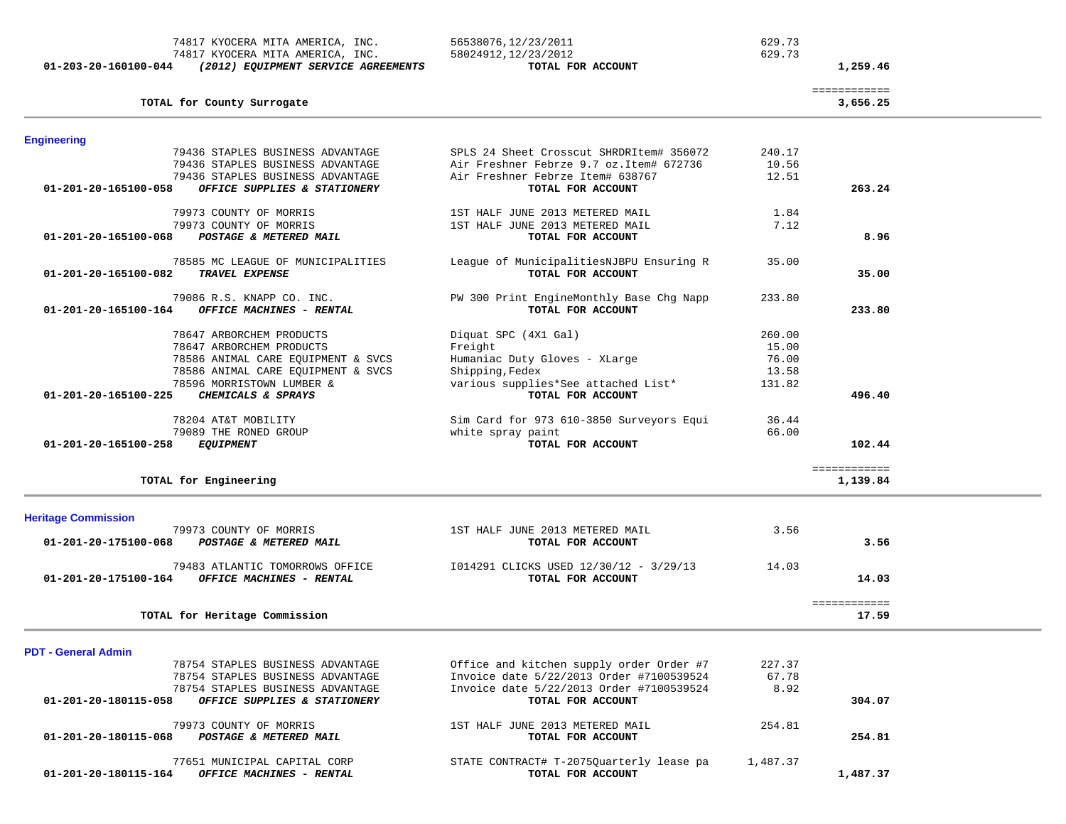| | | | | |
|---|---|---|---|---|
| | 74817 KYOCERA MITA AMERICA, INC. | 56538076,12/23/2011 | 629.73 | |
| | 74817 KYOCERA MITA AMERICA, INC. | 58024912,12/23/2012 | 629.73 | |
| 01-203-20-160100-044 | *(2012) EQUIPMENT SERVICE AGREEMENTS* | TOTAL FOR ACCOUNT | | 1,259.46 |
| | | | | ============ |
| | TOTAL for County Surrogate | | | 3,656.25 |

## Engineering

| | | | | |
|---|---|---|---|---|
| | 79436 STAPLES BUSINESS ADVANTAGE | SPLS 24 Sheet Crosscut SHRDRItem# 356072 | 240.17 | |
| | 79436 STAPLES BUSINESS ADVANTAGE | Air Freshner Febrze 9.7 oz.Item# 672736 | 10.56 | |
| | 79436 STAPLES BUSINESS ADVANTAGE | Air Freshner Febrze Item# 638767 | 12.51 | |
| 01-201-20-165100-058 | *OFFICE SUPPLIES & STATIONERY* | TOTAL FOR ACCOUNT | | 263.24 |
| | 79973 COUNTY OF MORRIS | 1ST HALF JUNE 2013 METERED MAIL | 1.84 | |
| | 79973 COUNTY OF MORRIS | 1ST HALF JUNE 2013 METERED MAIL | 7.12 | |
| 01-201-20-165100-068 | *POSTAGE & METERED MAIL* | TOTAL FOR ACCOUNT | | 8.96 |
| | 78585 MC LEAGUE OF MUNICIPALITIES | League of MunicipalitiesNJBPU Ensuring R | 35.00 | |
| 01-201-20-165100-082 | *TRAVEL EXPENSE* | TOTAL FOR ACCOUNT | | 35.00 |
| | 79086 R.S. KNAPP CO. INC. | PW 300 Print EngineMonthly Base Chg Napp | 233.80 | |
| 01-201-20-165100-164 | *OFFICE MACHINES - RENTAL* | TOTAL FOR ACCOUNT | | 233.80 |
| | 78647 ARBORCHEM PRODUCTS | Diquat SPC (4X1 Gal) | 260.00 | |
| | 78647 ARBORCHEM PRODUCTS | Freight | 15.00 | |
| | 78586 ANIMAL CARE EQUIPMENT & SVCS | Humaniac Duty Gloves - XLarge | 76.00 | |
| | 78586 ANIMAL CARE EQUIPMENT & SVCS | Shipping,Fedex | 13.58 | |
| | 78596 MORRISTOWN LUMBER & | various supplies*See attached List* | 131.82 | |
| 01-201-20-165100-225 | *CHEMICALS & SPRAYS* | TOTAL FOR ACCOUNT | | 496.40 |
| | 78204 AT&T MOBILITY | Sim Card for 973 610-3850 Surveyors Equi | 36.44 | |
| | 79089 THE RONED GROUP | white spray paint | 66.00 | |
| 01-201-20-165100-258 | *EQUIPMENT* | TOTAL FOR ACCOUNT | | 102.44 |
| | | | | ============ |
| | TOTAL for Engineering | | | 1,139.84 |

## Heritage Commission

| | | | | |
|---|---|---|---|---|
| | 79973 COUNTY OF MORRIS | 1ST HALF JUNE 2013 METERED MAIL | 3.56 | |
| 01-201-20-175100-068 | *POSTAGE & METERED MAIL* | TOTAL FOR ACCOUNT | | 3.56 |
| | 79483 ATLANTIC TOMORROWS OFFICE | I014291 CLICKS USED 12/30/12 - 3/29/13 | 14.03 | |
| 01-201-20-175100-164 | *OFFICE MACHINES - RENTAL* | TOTAL FOR ACCOUNT | | 14.03 |
| | | | | ============ |
| | TOTAL for Heritage Commission | | | 17.59 |

## PDT - General Admin

| | | | | |
|---|---|---|---|---|
| | 78754 STAPLES BUSINESS ADVANTAGE | Office and kitchen supply order Order #7 | 227.37 | |
| | 78754 STAPLES BUSINESS ADVANTAGE | Invoice date 5/22/2013 Order #7100539524 | 67.78 | |
| | 78754 STAPLES BUSINESS ADVANTAGE | Invoice date 5/22/2013 Order #7100539524 | 8.92 | |
| 01-201-20-180115-058 | *OFFICE SUPPLIES & STATIONERY* | TOTAL FOR ACCOUNT | | 304.07 |
| | 79973 COUNTY OF MORRIS | 1ST HALF JUNE 2013 METERED MAIL | 254.81 | |
| 01-201-20-180115-068 | *POSTAGE & METERED MAIL* | TOTAL FOR ACCOUNT | | 254.81 |
| | 77651 MUNICIPAL CAPITAL CORP | STATE CONTRACT# T-2075Quarterly lease pa | 1,487.37 | |
| 01-201-20-180115-164 | *OFFICE MACHINES - RENTAL* | TOTAL FOR ACCOUNT | | 1,487.37 |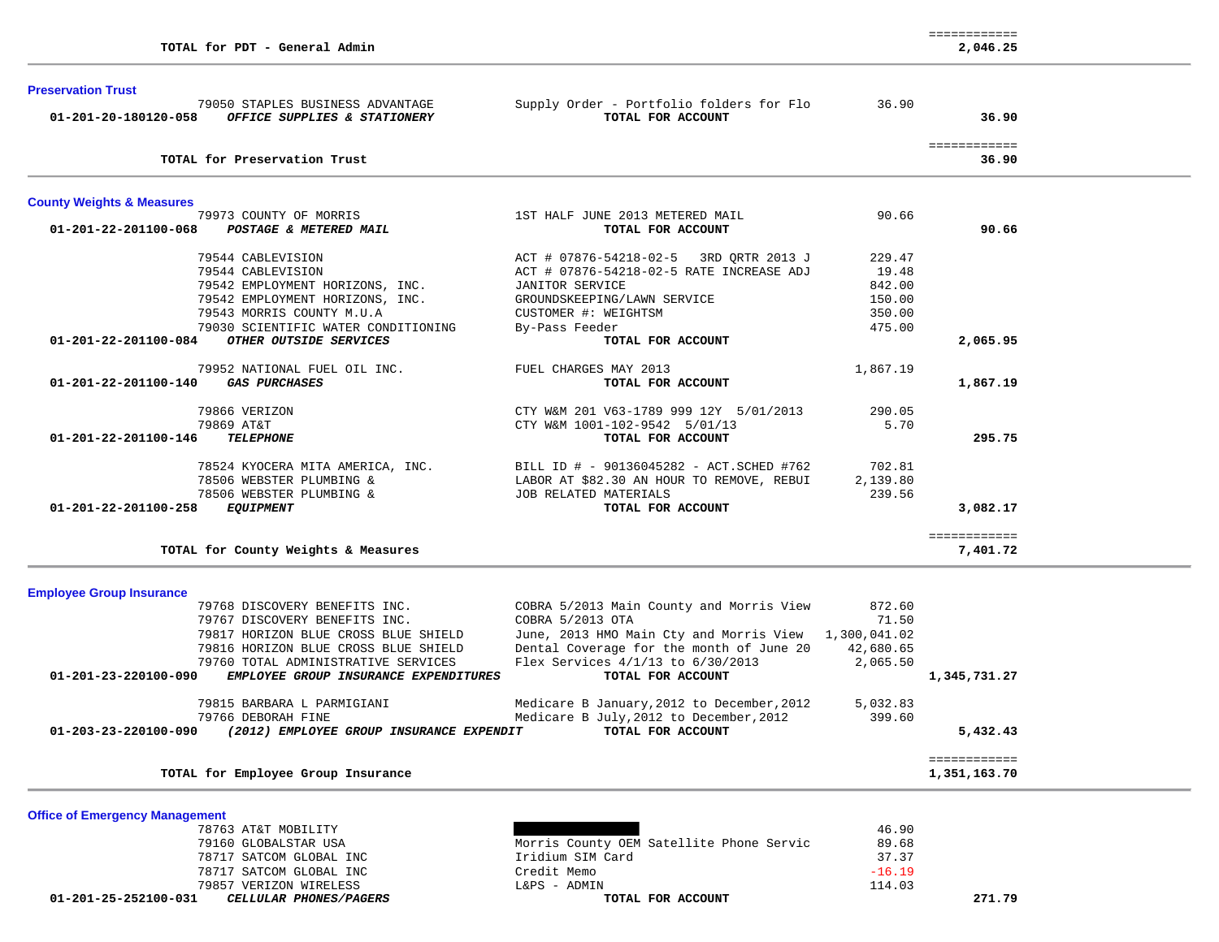| | | | | |
|---|---|---|---|---|
| | **TOTAL for PDT - General Admin** | | | ============ **2,046.25** |

## Preservation Trust

| | | | | |
|---|---|---|---|---|
| | 79050 STAPLES BUSINESS ADVANTAGE | Supply Order - Portfolio folders for Flo | 36.90 | |
| **01-201-20-180120-058** | ***OFFICE SUPPLIES & STATIONERY*** | **TOTAL FOR ACCOUNT** | | **36.90** |
| | **TOTAL for Preservation Trust** | | | ============ **36.90** |

## County Weights & Measures

| | | | | |
|---|---|---|---|---|
| | 79973 COUNTY OF MORRIS | 1ST HALF JUNE 2013 METERED MAIL | 90.66 | |
| **01-201-22-201100-068** | ***POSTAGE & METERED MAIL*** | **TOTAL FOR ACCOUNT** | | **90.66** |
| | 79544 CABLEVISION | ACT # 07876-54218-02-5 3RD QRTR 2013 J | 229.47 | |
| | 79544 CABLEVISION | ACT # 07876-54218-02-5 RATE INCREASE ADJ | 19.48 | |
| | 79542 EMPLOYMENT HORIZONS, INC. | JANITOR SERVICE | 842.00 | |
| | 79542 EMPLOYMENT HORIZONS, INC. | GROUNDSKEEPING/LAWN SERVICE | 150.00 | |
| | 79543 MORRIS COUNTY M.U.A | CUSTOMER #: WEIGHTSM | 350.00 | |
| | 79030 SCIENTIFIC WATER CONDITIONING | By-Pass Feeder | 475.00 | |
| **01-201-22-201100-084** | ***OTHER OUTSIDE SERVICES*** | **TOTAL FOR ACCOUNT** | | **2,065.95** |
| | 79952 NATIONAL FUEL OIL INC. | FUEL CHARGES MAY 2013 | 1,867.19 | |
| **01-201-22-201100-140** | ***GAS PURCHASES*** | **TOTAL FOR ACCOUNT** | | **1,867.19** |
| | 79866 VERIZON | CTY W&M 201 V63-1789 999 12Y 5/01/2013 | 290.05 | |
| | 79869 AT&T | CTY W&M 1001-102-9542 5/01/13 | 5.70 | |
| **01-201-22-201100-146** | ***TELEPHONE*** | **TOTAL FOR ACCOUNT** | | **295.75** |
| | 78524 KYOCERA MITA AMERICA, INC. | BILL ID # - 90136045282 - ACT.SCHED #762 | 702.81 | |
| | 78506 WEBSTER PLUMBING & | LABOR AT $82.30 AN HOUR TO REMOVE, REBUI | 2,139.80 | |
| | 78506 WEBSTER PLUMBING & | JOB RELATED MATERIALS | 239.56 | |
| **01-201-22-201100-258** | ***EQUIPMENT*** | **TOTAL FOR ACCOUNT** | | **3,082.17** |
| | **TOTAL for County Weights & Measures** | | | ============ **7,401.72** |

## Employee Group Insurance

| | | | | |
|---|---|---|---|---|
| | 79768 DISCOVERY BENEFITS INC. | COBRA 5/2013 Main County and Morris View | 872.60 | |
| | 79767 DISCOVERY BENEFITS INC. | COBRA 5/2013 OTA | 71.50 | |
| | 79817 HORIZON BLUE CROSS BLUE SHIELD | June, 2013 HMO Main Cty and Morris View | 1,300,041.02 | |
| | 79816 HORIZON BLUE CROSS BLUE SHIELD | Dental Coverage for the month of June 20 | 42,680.65 | |
| | 79760 TOTAL ADMINISTRATIVE SERVICES | Flex Services 4/1/13 to 6/30/2013 | 2,065.50 | |
| **01-201-23-220100-090** | ***EMPLOYEE GROUP INSURANCE EXPENDITURES*** | **TOTAL FOR ACCOUNT** | | **1,345,731.27** |
| | 79815 BARBARA L PARMIGIANI | Medicare B January,2012 to December,2012 | 5,032.83 | |
| | 79766 DEBORAH FINE | Medicare B July,2012 to December,2012 | 399.60 | |
| **01-203-23-220100-090** | ***(2012) EMPLOYEE GROUP INSURANCE EXPENDIT*** | **TOTAL FOR ACCOUNT** | | **5,432.43** |
| | **TOTAL for Employee Group Insurance** | | | ============ **1,351,163.70** |

## Office of Emergency Management

| | | | | |
|---|---|---|---|---|
| | 78763 AT&T MOBILITY | | 46.90 | |
| | 79160 GLOBALSTAR USA | Morris County OEM Satellite Phone Servic | 89.68 | |
| | 78717 SATCOM GLOBAL INC | Iridium SIM Card | 37.37 | |
| | 78717 SATCOM GLOBAL INC | Credit Memo | -16.19 | |
| | 79857 VERIZON WIRELESS | L&PS - ADMIN | 114.03 | |
| **01-201-25-252100-031** | ***CELLULAR PHONES/PAGERS*** | **TOTAL FOR ACCOUNT** | | **271.79** |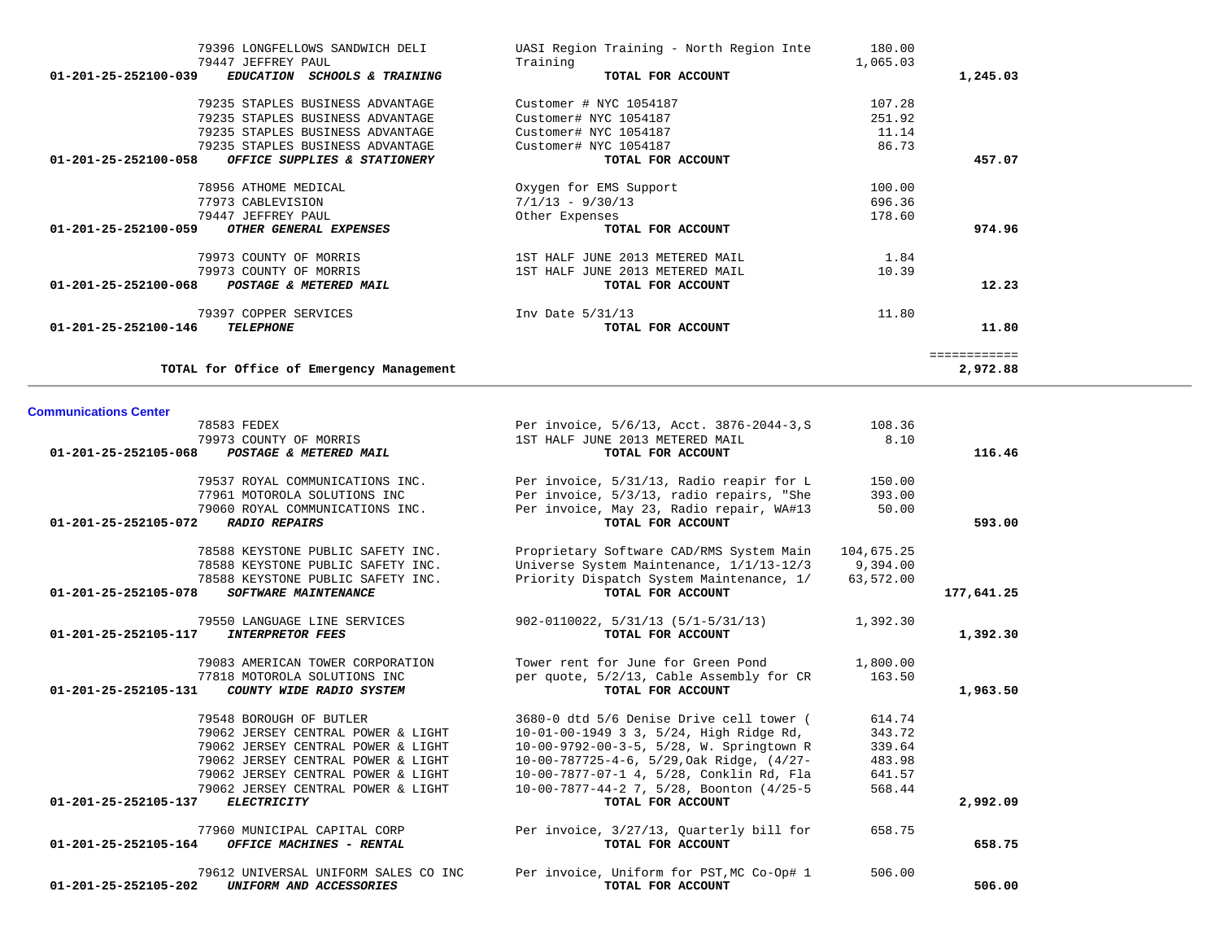| | | | | |
|---|---|---|---|---|
| | 79396 LONGFELLOWS SANDWICH DELI | UASI Region Training - North Region Inte | 180.00 | |
| | 79447 JEFFREY PAUL | Training | 1,065.03 | |
| 01-201-25-252100-039 | ***EDUCATION SCHOOLS & TRAINING*** | **TOTAL FOR ACCOUNT** | | **1,245.03** |
| | 79235 STAPLES BUSINESS ADVANTAGE | Customer # NYC 1054187 | 107.28 | |
| | 79235 STAPLES BUSINESS ADVANTAGE | Customer# NYC 1054187 | 251.92 | |
| | 79235 STAPLES BUSINESS ADVANTAGE | Customer# NYC 1054187 | 11.14 | |
| | 79235 STAPLES BUSINESS ADVANTAGE | Customer# NYC 1054187 | 86.73 | |
| 01-201-25-252100-058 | ***OFFICE SUPPLIES & STATIONERY*** | **TOTAL FOR ACCOUNT** | | **457.07** |
| | 78956 ATHOME MEDICAL | Oxygen for EMS Support | 100.00 | |
| | 77973 CABLEVISION | 7/1/13 - 9/30/13 | 696.36 | |
| | 79447 JEFFREY PAUL | Other Expenses | 178.60 | |
| 01-201-25-252100-059 | ***OTHER GENERAL EXPENSES*** | **TOTAL FOR ACCOUNT** | | **974.96** |
| | 79973 COUNTY OF MORRIS | 1ST HALF JUNE 2013 METERED MAIL | 1.84 | |
| | 79973 COUNTY OF MORRIS | 1ST HALF JUNE 2013 METERED MAIL | 10.39 | |
| 01-201-25-252100-068 | ***POSTAGE & METERED MAIL*** | **TOTAL FOR ACCOUNT** | | **12.23** |
| | 79397 COPPER SERVICES | Inv Date 5/31/13 | 11.80 | |
| 01-201-25-252100-146 | ***TELEPHONE*** | **TOTAL FOR ACCOUNT** | | **11.80** |
| | | | | ============ |
| | **TOTAL for Office of Emergency Management** | | | **2,972.88** |

## Communications Center

| | | | | |
|---|---|---|---|---|
| | 78583 FEDEX | Per invoice, 5/6/13, Acct. 3876-2044-3,S | 108.36 | |
| | 79973 COUNTY OF MORRIS | 1ST HALF JUNE 2013 METERED MAIL | 8.10 | |
| 01-201-25-252105-068 | ***POSTAGE & METERED MAIL*** | **TOTAL FOR ACCOUNT** | | **116.46** |
| | 79537 ROYAL COMMUNICATIONS INC. | Per invoice, 5/31/13, Radio reapir for L | 150.00 | |
| | 77961 MOTOROLA SOLUTIONS INC | Per invoice, 5/3/13, radio repairs, "She | 393.00 | |
| | 79060 ROYAL COMMUNICATIONS INC. | Per invoice, May 23, Radio repair, WA#13 | 50.00 | |
| 01-201-25-252105-072 | ***RADIO REPAIRS*** | **TOTAL FOR ACCOUNT** | | **593.00** |
| | 78588 KEYSTONE PUBLIC SAFETY INC. | Proprietary Software CAD/RMS System Main | 104,675.25 | |
| | 78588 KEYSTONE PUBLIC SAFETY INC. | Universe System Maintenance, 1/1/13-12/3 | 9,394.00 | |
| | 78588 KEYSTONE PUBLIC SAFETY INC. | Priority Dispatch System Maintenance, 1/ | 63,572.00 | |
| 01-201-25-252105-078 | ***SOFTWARE MAINTENANCE*** | **TOTAL FOR ACCOUNT** | | **177,641.25** |
| | 79550 LANGUAGE LINE SERVICES | 902-0110022, 5/31/13 (5/1-5/31/13) | 1,392.30 | |
| 01-201-25-252105-117 | ***INTERPRETOR FEES*** | **TOTAL FOR ACCOUNT** | | **1,392.30** |
| | 79083 AMERICAN TOWER CORPORATION | Tower rent for June for Green Pond | 1,800.00 | |
| | 77818 MOTOROLA SOLUTIONS INC | per quote, 5/2/13, Cable Assembly for CR | 163.50 | |
| 01-201-25-252105-131 | ***COUNTY WIDE RADIO SYSTEM*** | **TOTAL FOR ACCOUNT** | | **1,963.50** |
| | 79548 BOROUGH OF BUTLER | 3680-0 dtd 5/6 Denise Drive cell tower ( | 614.74 | |
| | 79062 JERSEY CENTRAL POWER & LIGHT | 10-01-00-1949 3 3, 5/24, High Ridge Rd, | 343.72 | |
| | 79062 JERSEY CENTRAL POWER & LIGHT | 10-00-9792-00-3-5, 5/28, W. Springtown R | 339.64 | |
| | 79062 JERSEY CENTRAL POWER & LIGHT | 10-00-787725-4-6, 5/29,Oak Ridge, (4/27- | 483.98 | |
| | 79062 JERSEY CENTRAL POWER & LIGHT | 10-00-7877-07-1 4, 5/28, Conklin Rd, Fla | 641.57 | |
| | 79062 JERSEY CENTRAL POWER & LIGHT | 10-00-7877-44-2 7, 5/28, Boonton (4/25-5 | 568.44 | |
| 01-201-25-252105-137 | ***ELECTRICITY*** | **TOTAL FOR ACCOUNT** | | **2,992.09** |
| | 77960 MUNICIPAL CAPITAL CORP | Per invoice, 3/27/13, Quarterly bill for | 658.75 | |
| 01-201-25-252105-164 | ***OFFICE MACHINES - RENTAL*** | **TOTAL FOR ACCOUNT** | | **658.75** |
| | 79612 UNIVERSAL UNIFORM SALES CO INC | Per invoice, Uniform for PST,MC Co-Op# 1 | 506.00 | |
| 01-201-25-252105-202 | ***UNIFORM AND ACCESSORIES*** | **TOTAL FOR ACCOUNT** | | **506.00** |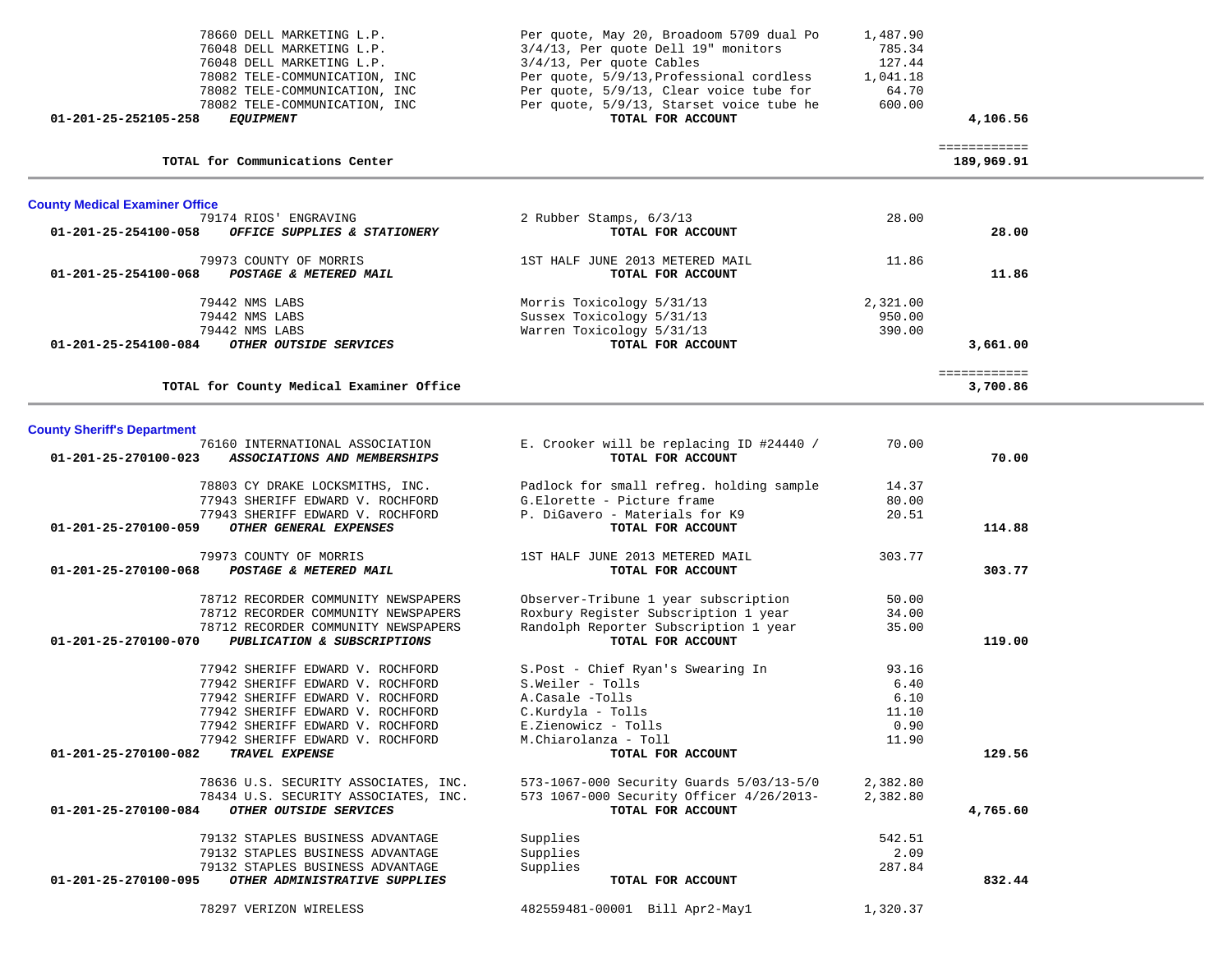| | | | |
|---|---|---|---|
| 78660 DELL MARKETING L.P. | Per quote, May 20, Broadoom 5709 dual Po | 1,487.90 | |
| 76048 DELL MARKETING L.P. | 3/4/13, Per quote Dell 19" monitors | 785.34 | |
| 76048 DELL MARKETING L.P. | 3/4/13, Per quote Cables | 127.44 | |
| 78082 TELE-COMMUNICATION, INC | Per quote, 5/9/13,Professional cordless | 1,041.18 | |
| 78082 TELE-COMMUNICATION, INC | Per quote, 5/9/13, Clear voice tube for | 64.70 | |
| 78082 TELE-COMMUNICATION, INC | Per quote, 5/9/13, Starset voice tube he | 600.00 | |
| **01-201-25-252105-258** ***EQUIPMENT*** | **TOTAL FOR ACCOUNT** | | **4,106.56** |

| | |
|---|---|
| **TOTAL for Communications Center** | ============ **189,969.91** |

## County Medical Examiner Office

| | | | |
|---|---|---|---|
| 79174 RIOS' ENGRAVING | 2 Rubber Stamps, 6/3/13 | 28.00 | |
| **01-201-25-254100-058** ***OFFICE SUPPLIES & STATIONERY*** | **TOTAL FOR ACCOUNT** | | **28.00** |
| 79973 COUNTY OF MORRIS | 1ST HALF JUNE 2013 METERED MAIL | 11.86 | |
| **01-201-25-254100-068** ***POSTAGE & METERED MAIL*** | **TOTAL FOR ACCOUNT** | | **11.86** |
| 79442 NMS LABS | Morris Toxicology 5/31/13 | 2,321.00 | |
| 79442 NMS LABS | Sussex Toxicology 5/31/13 | 950.00 | |
| 79442 NMS LABS | Warren Toxicology 5/31/13 | 390.00 | |
| **01-201-25-254100-084** ***OTHER OUTSIDE SERVICES*** | **TOTAL FOR ACCOUNT** | | **3,661.00** |

| | |
|---|---|
| **TOTAL for County Medical Examiner Office** | ============ **3,700.86** |

## County Sheriff's Department

| | | | |
|---|---|---|---|
| 76160 INTERNATIONAL ASSOCIATION | E. Crooker will be replacing ID #24440 / | 70.00 | |
| **01-201-25-270100-023** ***ASSOCIATIONS AND MEMBERSHIPS*** | **TOTAL FOR ACCOUNT** | | **70.00** |
| 78803 CY DRAKE LOCKSMITHS, INC. | Padlock for small refreg. holding sample | 14.37 | |
| 77943 SHERIFF EDWARD V. ROCHFORD | G.Elorette - Picture frame | 80.00 | |
| 77943 SHERIFF EDWARD V. ROCHFORD | P. DiGavero - Materials for K9 | 20.51 | |
| **01-201-25-270100-059** ***OTHER GENERAL EXPENSES*** | **TOTAL FOR ACCOUNT** | | **114.88** |
| 79973 COUNTY OF MORRIS | 1ST HALF JUNE 2013 METERED MAIL | 303.77 | |
| **01-201-25-270100-068** ***POSTAGE & METERED MAIL*** | **TOTAL FOR ACCOUNT** | | **303.77** |
| 78712 RECORDER COMMUNITY NEWSPAPERS | Observer-Tribune 1 year subscription | 50.00 | |
| 78712 RECORDER COMMUNITY NEWSPAPERS | Roxbury Register Subscription 1 year | 34.00 | |
| 78712 RECORDER COMMUNITY NEWSPAPERS | Randolph Reporter Subscription 1 year | 35.00 | |
| **01-201-25-270100-070** ***PUBLICATION & SUBSCRIPTIONS*** | **TOTAL FOR ACCOUNT** | | **119.00** |
| 77942 SHERIFF EDWARD V. ROCHFORD | S.Post - Chief Ryan's Swearing In | 93.16 | |
| 77942 SHERIFF EDWARD V. ROCHFORD | S.Weiler - Tolls | 6.40 | |
| 77942 SHERIFF EDWARD V. ROCHFORD | A.Casale -Tolls | 6.10 | |
| 77942 SHERIFF EDWARD V. ROCHFORD | C.Kurdyla - Tolls | 11.10 | |
| 77942 SHERIFF EDWARD V. ROCHFORD | E.Zienowicz - Tolls | 0.90 | |
| 77942 SHERIFF EDWARD V. ROCHFORD | M.Chiarolanza - Toll | 11.90 | |
| **01-201-25-270100-082** ***TRAVEL EXPENSE*** | **TOTAL FOR ACCOUNT** | | **129.56** |
| 78636 U.S. SECURITY ASSOCIATES, INC. | 573-1067-000 Security Guards 5/03/13-5/0 | 2,382.80 | |
| 78434 U.S. SECURITY ASSOCIATES, INC. | 573 1067-000 Security Officer 4/26/2013- | 2,382.80 | |
| **01-201-25-270100-084** ***OTHER OUTSIDE SERVICES*** | **TOTAL FOR ACCOUNT** | | **4,765.60** |
| 79132 STAPLES BUSINESS ADVANTAGE | Supplies | 542.51 | |
| 79132 STAPLES BUSINESS ADVANTAGE | Supplies | 2.09 | |
| 79132 STAPLES BUSINESS ADVANTAGE | Supplies | 287.84 | |
| **01-201-25-270100-095** ***OTHER ADMINISTRATIVE SUPPLIES*** | **TOTAL FOR ACCOUNT** | | **832.44** |
| 78297 VERIZON WIRELESS | 482559481-00001 Bill Apr2-May1 | 1,320.37 | |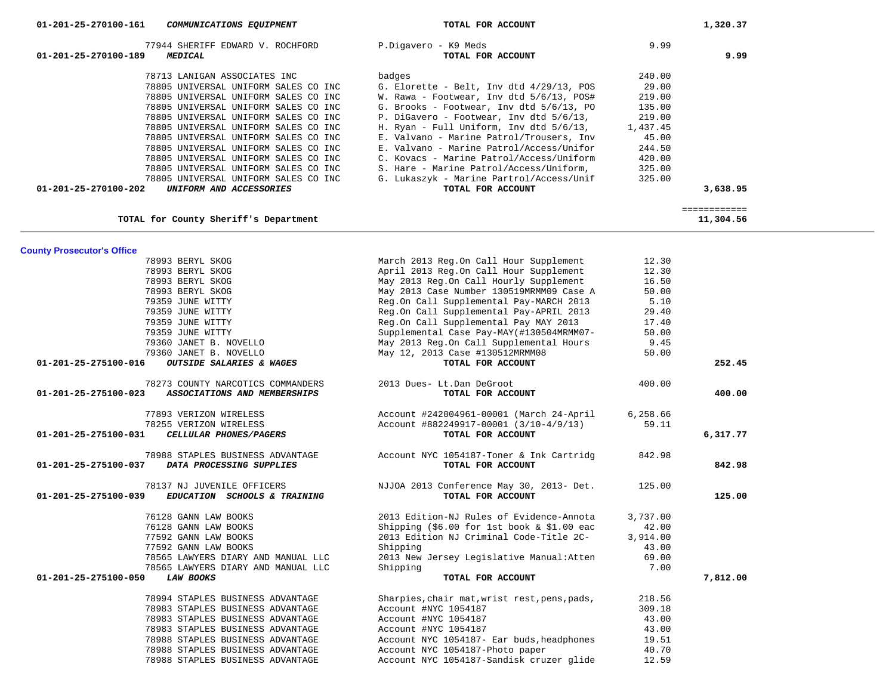| | | | | |
|---|---|---|---|---|
| 01-201-25-270100-161 | ***COMMUNICATIONS EQUIPMENT*** | **TOTAL FOR ACCOUNT** | | **1,320.37** |
| | 77944 SHERIFF EDWARD V. ROCHFORD | P.Digavero - K9 Meds | 9.99 | |
| 01-201-25-270100-189 | ***MEDICAL*** | **TOTAL FOR ACCOUNT** | | **9.99** |
| | 78713 LANIGAN ASSOCIATES INC | badges | 240.00 | |
| | 78805 UNIVERSAL UNIFORM SALES CO INC | G. Elorette - Belt, Inv dtd 4/29/13, POS | 29.00 | |
| | 78805 UNIVERSAL UNIFORM SALES CO INC | W. Rawa - Footwear, Inv dtd 5/6/13, POS# | 219.00 | |
| | 78805 UNIVERSAL UNIFORM SALES CO INC | G. Brooks - Footwear, Inv dtd 5/6/13, PO | 135.00 | |
| | 78805 UNIVERSAL UNIFORM SALES CO INC | P. DiGavero - Footwear, Inv dtd 5/6/13, | 219.00 | |
| | 78805 UNIVERSAL UNIFORM SALES CO INC | H. Ryan - Full Uniform, Inv dtd 5/6/13, | 1,437.45 | |
| | 78805 UNIVERSAL UNIFORM SALES CO INC | E. Valvano - Marine Patrol/Trousers, Inv | 45.00 | |
| | 78805 UNIVERSAL UNIFORM SALES CO INC | E. Valvano - Marine Patrol/Access/Unifor | 244.50 | |
| | 78805 UNIVERSAL UNIFORM SALES CO INC | C. Kovacs - Marine Patrol/Access/Uniform | 420.00 | |
| | 78805 UNIVERSAL UNIFORM SALES CO INC | S. Hare - Marine Patrol/Access/Uniform, | 325.00 | |
| | 78805 UNIVERSAL UNIFORM SALES CO INC | G. Lukaszyk - Marine Partrol/Access/Unif | 325.00 | |
| 01-201-25-270100-202 | ***UNIFORM AND ACCESSORIES*** | **TOTAL FOR ACCOUNT** | | **3,638.95** |
| | | | | ============ |
| | **TOTAL for County Sheriff's Department** | | | **11,304.56** |

**County Prosecutor's Office**

| | | | | |
|---|---|---|---|---|
| | 78993 BERYL SKOG | March 2013 Reg.On Call Hour Supplement | 12.30 | |
| | 78993 BERYL SKOG | April 2013 Reg.On Call Hour Supplement | 12.30 | |
| | 78993 BERYL SKOG | May 2013 Reg.On Call Hourly Supplement | 16.50 | |
| | 78993 BERYL SKOG | May 2013 Case Number 130519MRMM09 Case A | 50.00 | |
| | 79359 JUNE WITTY | Reg.On Call Supplemental Pay-MARCH 2013 | 5.10 | |
| | 79359 JUNE WITTY | Reg.On Call Supplemental Pay-APRIL 2013 | 29.40 | |
| | 79359 JUNE WITTY | Reg.On Call Supplemental Pay MAY 2013 | 17.40 | |
| | 79359 JUNE WITTY | Supplemental Case Pay-MAY(#130504MRMM07- | 50.00 | |
| | 79360 JANET B. NOVELLO | May 2013 Reg.On Call Supplemental Hours | 9.45 | |
| | 79360 JANET B. NOVELLO | May 12, 2013 Case #130512MRMM08 | 50.00 | |
| 01-201-25-275100-016 | ***OUTSIDE SALARIES & WAGES*** | **TOTAL FOR ACCOUNT** | | **252.45** |
| | 78273 COUNTY NARCOTICS COMMANDERS | 2013 Dues- Lt.Dan DeGroot | 400.00 | |
| 01-201-25-275100-023 | ***ASSOCIATIONS AND MEMBERSHIPS*** | **TOTAL FOR ACCOUNT** | | **400.00** |
| | 77893 VERIZON WIRELESS | Account #242004961-00001 (March 24-April | 6,258.66 | |
| | 78255 VERIZON WIRELESS | Account #882249917-00001 (3/10-4/9/13) | 59.11 | |
| 01-201-25-275100-031 | ***CELLULAR PHONES/PAGERS*** | **TOTAL FOR ACCOUNT** | | **6,317.77** |
| | 78988 STAPLES BUSINESS ADVANTAGE | Account NYC 1054187-Toner & Ink Cartridg | 842.98 | |
| 01-201-25-275100-037 | ***DATA PROCESSING SUPPLIES*** | **TOTAL FOR ACCOUNT** | | **842.98** |
| | 78137 NJ JUVENILE OFFICERS | NJJOA 2013 Conference May 30, 2013- Det. | 125.00 | |
| 01-201-25-275100-039 | ***EDUCATION SCHOOLS & TRAINING*** | **TOTAL FOR ACCOUNT** | | **125.00** |
| | 76128 GANN LAW BOOKS | 2013 Edition-NJ Rules of Evidence-Annota | 3,737.00 | |
| | 76128 GANN LAW BOOKS | Shipping ($6.00 for 1st book & $1.00 eac | 42.00 | |
| | 77592 GANN LAW BOOKS | 2013 Edition NJ Criminal Code-Title 2C- | 3,914.00 | |
| | 77592 GANN LAW BOOKS | Shipping | 43.00 | |
| | 78565 LAWYERS DIARY AND MANUAL LLC | 2013 New Jersey Legislative Manual:Atten | 69.00 | |
| | 78565 LAWYERS DIARY AND MANUAL LLC | Shipping | 7.00 | |
| 01-201-25-275100-050 | ***LAW BOOKS*** | **TOTAL FOR ACCOUNT** | | **7,812.00** |
| | 78994 STAPLES BUSINESS ADVANTAGE | Sharpies,chair mat,wrist rest,pens,pads, | 218.56 | |
| | 78983 STAPLES BUSINESS ADVANTAGE | Account #NYC 1054187 | 309.18 | |
| | 78983 STAPLES BUSINESS ADVANTAGE | Account #NYC 1054187 | 43.00 | |
| | 78983 STAPLES BUSINESS ADVANTAGE | Account #NYC 1054187 | 43.00 | |
| | 78988 STAPLES BUSINESS ADVANTAGE | Account NYC 1054187- Ear buds,headphones | 19.51 | |
| | 78988 STAPLES BUSINESS ADVANTAGE | Account NYC 1054187-Photo paper | 40.70 | |
| | 78988 STAPLES BUSINESS ADVANTAGE | Account NYC 1054187-Sandisk cruzer glide | 12.59 | |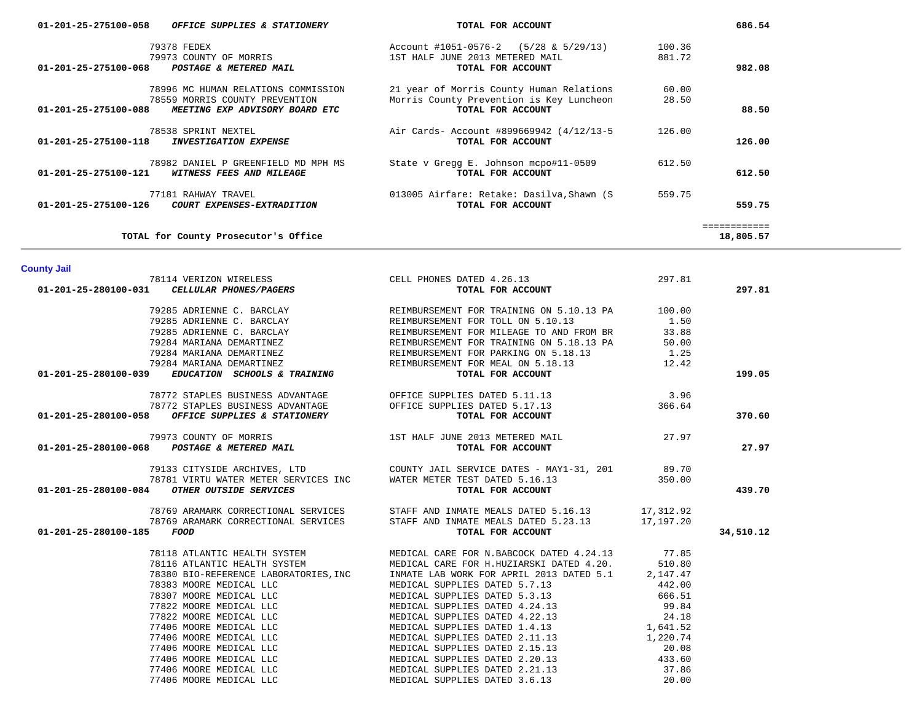| | | | | |
|---|---|---|---|---|
| 01-201-25-275100-058 *OFFICE SUPPLIES & STATIONERY* | | **TOTAL FOR ACCOUNT** | | **686.54** |
| | 79378 FEDEX | Account #1051-0576-2 (5/28 & 5/29/13) | 100.36 | |
| | 79973 COUNTY OF MORRIS | 1ST HALF JUNE 2013 METERED MAIL | 881.72 | |
| 01-201-25-275100-068 *POSTAGE & METERED MAIL* | | **TOTAL FOR ACCOUNT** | | **982.08** |
| | 78996 MC HUMAN RELATIONS COMMISSION | 21 year of Morris County Human Relations | 60.00 | |
| | 78559 MORRIS COUNTY PREVENTION | Morris County Prevention is Key Luncheon | 28.50 | |
| 01-201-25-275100-088 *MEETING EXP ADVISORY BOARD ETC* | | **TOTAL FOR ACCOUNT** | | **88.50** |
| | 78538 SPRINT NEXTEL | Air Cards- Account #899669942 (4/12/13-5 | 126.00 | |
| 01-201-25-275100-118 *INVESTIGATION EXPENSE* | | **TOTAL FOR ACCOUNT** | | **126.00** |
| | 78982 DANIEL P GREENFIELD MD MPH MS | State v Gregg E. Johnson mcpo#11-0509 | 612.50 | |
| 01-201-25-275100-121 *WITNESS FEES AND MILEAGE* | | **TOTAL FOR ACCOUNT** | | **612.50** |
| | 77181 RAHWAY TRAVEL | 013005 Airfare: Retake: Dasilva,Shawn (S | 559.75 | |
| 01-201-25-275100-126 *COURT EXPENSES-EXTRADITION* | | **TOTAL FOR ACCOUNT** | | **559.75** |
| | | | | ============ |
| **TOTAL for County Prosecutor's Office** | | | | **18,805.57** |

**County Jail**

| | | | | |
|---|---|---|---|---|
| | 78114 VERIZON WIRELESS | CELL PHONES DATED 4.26.13 | 297.81 | |
| 01-201-25-280100-031 *CELLULAR PHONES/PAGERS* | | **TOTAL FOR ACCOUNT** | | **297.81** |
| | 79285 ADRIENNE C. BARCLAY | REIMBURSEMENT FOR TRAINING ON 5.10.13 PA | 100.00 | |
| | 79285 ADRIENNE C. BARCLAY | REIMBURSEMENT FOR TOLL ON 5.10.13 | 1.50 | |
| | 79285 ADRIENNE C. BARCLAY | REIMBURSEMENT FOR MILEAGE TO AND FROM BR | 33.88 | |
| | 79284 MARIANA DEMARTINEZ | REIMBURSEMENT FOR TRAINING ON 5.18.13 PA | 50.00 | |
| | 79284 MARIANA DEMARTINEZ | REIMBURSEMENT FOR PARKING ON 5.18.13 | 1.25 | |
| | 79284 MARIANA DEMARTINEZ | REIMBURSEMENT FOR MEAL ON 5.18.13 | 12.42 | |
| 01-201-25-280100-039 *EDUCATION SCHOOLS & TRAINING* | | **TOTAL FOR ACCOUNT** | | **199.05** |
| | 78772 STAPLES BUSINESS ADVANTAGE | OFFICE SUPPLIES DATED 5.11.13 | 3.96 | |
| | 78772 STAPLES BUSINESS ADVANTAGE | OFFICE SUPPLIES DATED 5.17.13 | 366.64 | |
| 01-201-25-280100-058 *OFFICE SUPPLIES & STATIONERY* | | **TOTAL FOR ACCOUNT** | | **370.60** |
| | 79973 COUNTY OF MORRIS | 1ST HALF JUNE 2013 METERED MAIL | 27.97 | |
| 01-201-25-280100-068 *POSTAGE & METERED MAIL* | | **TOTAL FOR ACCOUNT** | | **27.97** |
| | 79133 CITYSIDE ARCHIVES, LTD | COUNTY JAIL SERVICE DATES - MAY1-31, 201 | 89.70 | |
| | 78781 VIRTU WATER METER SERVICES INC | WATER METER TEST DATED 5.16.13 | 350.00 | |
| 01-201-25-280100-084 *OTHER OUTSIDE SERVICES* | | **TOTAL FOR ACCOUNT** | | **439.70** |
| | 78769 ARAMARK CORRECTIONAL SERVICES | STAFF AND INMATE MEALS DATED 5.16.13 | 17,312.92 | |
| | 78769 ARAMARK CORRECTIONAL SERVICES | STAFF AND INMATE MEALS DATED 5.23.13 | 17,197.20 | |
| 01-201-25-280100-185 *FOOD* | | **TOTAL FOR ACCOUNT** | | **34,510.12** |
| | 78118 ATLANTIC HEALTH SYSTEM | MEDICAL CARE FOR N.BABCOCK DATED 4.24.13 | 77.85 | |
| | 78116 ATLANTIC HEALTH SYSTEM | MEDICAL CARE FOR H.HUZIARSKI DATED 4.20. | 510.80 | |
| | 78380 BIO-REFERENCE LABORATORIES,INC | INMATE LAB WORK FOR APRIL 2013 DATED 5.1 | 2,147.47 | |
| | 78383 MOORE MEDICAL LLC | MEDICAL SUPPLIES DATED 5.7.13 | 442.00 | |
| | 78307 MOORE MEDICAL LLC | MEDICAL SUPPLIES DATED 5.3.13 | 666.51 | |
| | 77822 MOORE MEDICAL LLC | MEDICAL SUPPLIES DATED 4.24.13 | 99.84 | |
| | 77822 MOORE MEDICAL LLC | MEDICAL SUPPLIES DATED 4.22.13 | 24.18 | |
| | 77406 MOORE MEDICAL LLC | MEDICAL SUPPLIES DATED 1.4.13 | 1,641.52 | |
| | 77406 MOORE MEDICAL LLC | MEDICAL SUPPLIES DATED 2.11.13 | 1,220.74 | |
| | 77406 MOORE MEDICAL LLC | MEDICAL SUPPLIES DATED 2.15.13 | 20.08 | |
| | 77406 MOORE MEDICAL LLC | MEDICAL SUPPLIES DATED 2.20.13 | 433.60 | |
| | 77406 MOORE MEDICAL LLC | MEDICAL SUPPLIES DATED 2.21.13 | 37.86 | |
| | 77406 MOORE MEDICAL LLC | MEDICAL SUPPLIES DATED 3.6.13 | 20.00 | |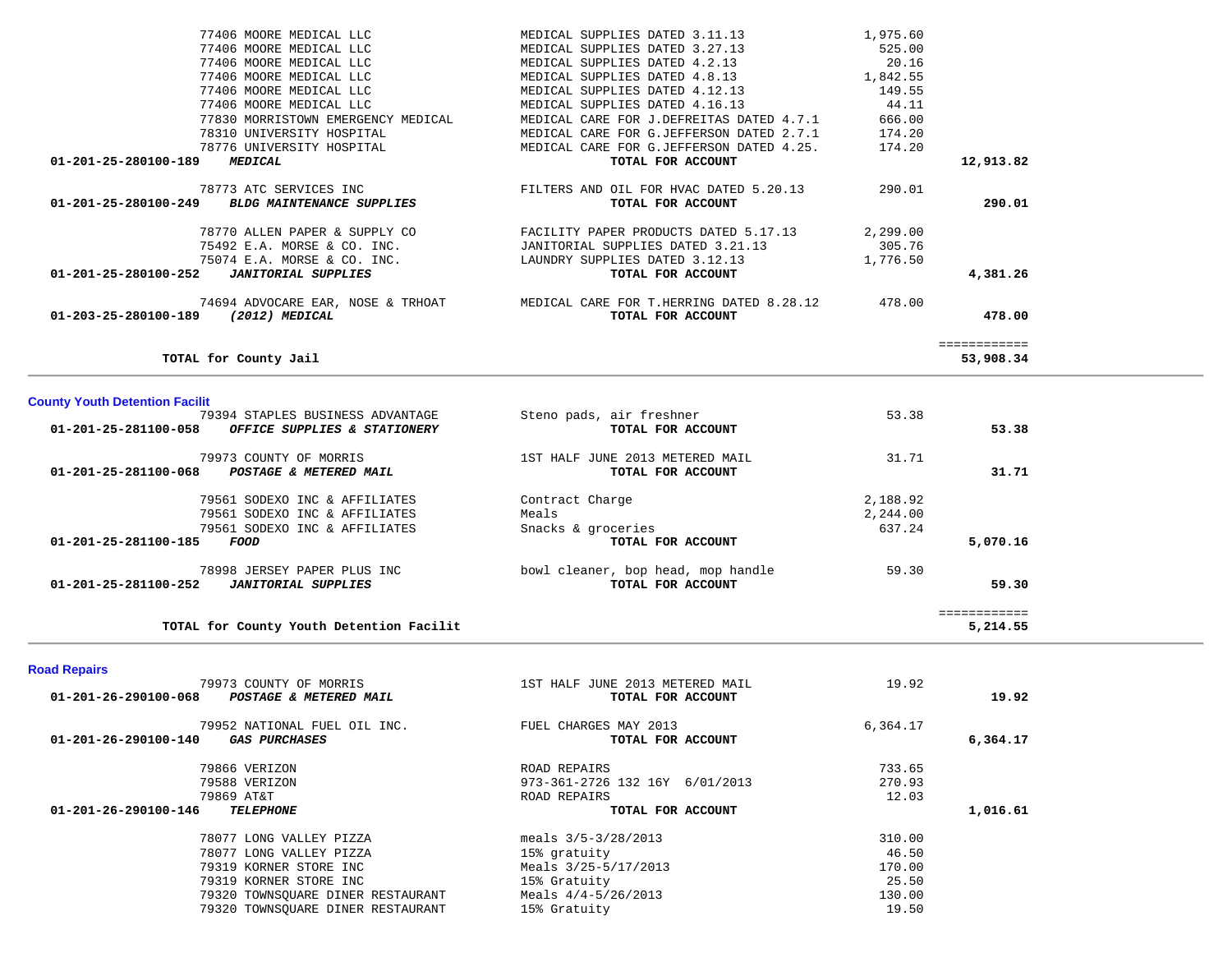| | | | |
|---|---|---|---|
| 77406 MOORE MEDICAL LLC | MEDICAL SUPPLIES DATED 3.11.13 | 1,975.60 | |
| 77406 MOORE MEDICAL LLC | MEDICAL SUPPLIES DATED 3.27.13 | 525.00 | |
| 77406 MOORE MEDICAL LLC | MEDICAL SUPPLIES DATED 4.2.13 | 20.16 | |
| 77406 MOORE MEDICAL LLC | MEDICAL SUPPLIES DATED 4.8.13 | 1,842.55 | |
| 77406 MOORE MEDICAL LLC | MEDICAL SUPPLIES DATED 4.12.13 | 149.55 | |
| 77406 MOORE MEDICAL LLC | MEDICAL SUPPLIES DATED 4.16.13 | 44.11 | |
| 77830 MORRISTOWN EMERGENCY MEDICAL | MEDICAL CARE FOR J.DEFREITAS DATED 4.7.1 | 666.00 | |
| 78310 UNIVERSITY HOSPITAL | MEDICAL CARE FOR G.JEFFERSON DATED 2.7.1 | 174.20 | |
| 78776 UNIVERSITY HOSPITAL | MEDICAL CARE FOR G.JEFFERSON DATED 4.25. | 174.20 | |
| **01-201-25-280100-189** ***MEDICAL*** | **TOTAL FOR ACCOUNT** | | **12,913.82** |
| 78773 ATC SERVICES INC | FILTERS AND OIL FOR HVAC DATED 5.20.13 | 290.01 | |
| **01-201-25-280100-249** ***BLDG MAINTENANCE SUPPLIES*** | **TOTAL FOR ACCOUNT** | | **290.01** |
| 78770 ALLEN PAPER & SUPPLY CO | FACILITY PAPER PRODUCTS DATED 5.17.13 | 2,299.00 | |
| 75492 E.A. MORSE & CO. INC. | JANITORIAL SUPPLIES DATED 3.21.13 | 305.76 | |
| 75074 E.A. MORSE & CO. INC. | LAUNDRY SUPPLIES DATED 3.12.13 | 1,776.50 | |
| **01-201-25-280100-252** ***JANITORIAL SUPPLIES*** | **TOTAL FOR ACCOUNT** | | **4,381.26** |
| 74694 ADVOCARE EAR, NOSE & TRHOAT | MEDICAL CARE FOR T.HERRING DATED 8.28.12 | 478.00 | |
| **01-203-25-280100-189** ***(2012) MEDICAL*** | **TOTAL FOR ACCOUNT** | | **478.00** |
| | | | ============ |
| **TOTAL for County Jail** | | | **53,908.34** |

## County Youth Detention Facilit

| | | | |
|---|---|---|---|
| 79394 STAPLES BUSINESS ADVANTAGE | Steno pads, air freshner | 53.38 | |
| **01-201-25-281100-058** ***OFFICE SUPPLIES & STATIONERY*** | **TOTAL FOR ACCOUNT** | | **53.38** |
| 79973 COUNTY OF MORRIS | 1ST HALF JUNE 2013 METERED MAIL | 31.71 | |
| **01-201-25-281100-068** ***POSTAGE & METERED MAIL*** | **TOTAL FOR ACCOUNT** | | **31.71** |
| 79561 SODEXO INC & AFFILIATES | Contract Charge | 2,188.92 | |
| 79561 SODEXO INC & AFFILIATES | Meals | 2,244.00 | |
| 79561 SODEXO INC & AFFILIATES | Snacks & groceries | 637.24 | |
| **01-201-25-281100-185** ***FOOD*** | **TOTAL FOR ACCOUNT** | | **5,070.16** |
| 78998 JERSEY PAPER PLUS INC | bowl cleaner, bop head, mop handle | 59.30 | |
| **01-201-25-281100-252** ***JANITORIAL SUPPLIES*** | **TOTAL FOR ACCOUNT** | | **59.30** |
| | | | ============ |
| **TOTAL for County Youth Detention Facilit** | | | **5,214.55** |

## Road Repairs

| | | | |
|---|---|---|---|
| 79973 COUNTY OF MORRIS | 1ST HALF JUNE 2013 METERED MAIL | 19.92 | |
| **01-201-26-290100-068** ***POSTAGE & METERED MAIL*** | **TOTAL FOR ACCOUNT** | | **19.92** |
| 79952 NATIONAL FUEL OIL INC. | FUEL CHARGES MAY 2013 | 6,364.17 | |
| **01-201-26-290100-140** ***GAS PURCHASES*** | **TOTAL FOR ACCOUNT** | | **6,364.17** |
| 79866 VERIZON | ROAD REPAIRS | 733.65 | |
| 79588 VERIZON | 973-361-2726 132 16Y 6/01/2013 | 270.93 | |
| 79869 AT&T | ROAD REPAIRS | 12.03 | |
| **01-201-26-290100-146** ***TELEPHONE*** | **TOTAL FOR ACCOUNT** | | **1,016.61** |
| 78077 LONG VALLEY PIZZA | meals 3/5-3/28/2013 | 310.00 | |
| 78077 LONG VALLEY PIZZA | 15% gratuity | 46.50 | |
| 79319 KORNER STORE INC | Meals 3/25-5/17/2013 | 170.00 | |
| 79319 KORNER STORE INC | 15% Gratuity | 25.50 | |
| 79320 TOWNSQUARE DINER RESTAURANT | Meals 4/4-5/26/2013 | 130.00 | |
| 79320 TOWNSQUARE DINER RESTAURANT | 15% Gratuity | 19.50 | |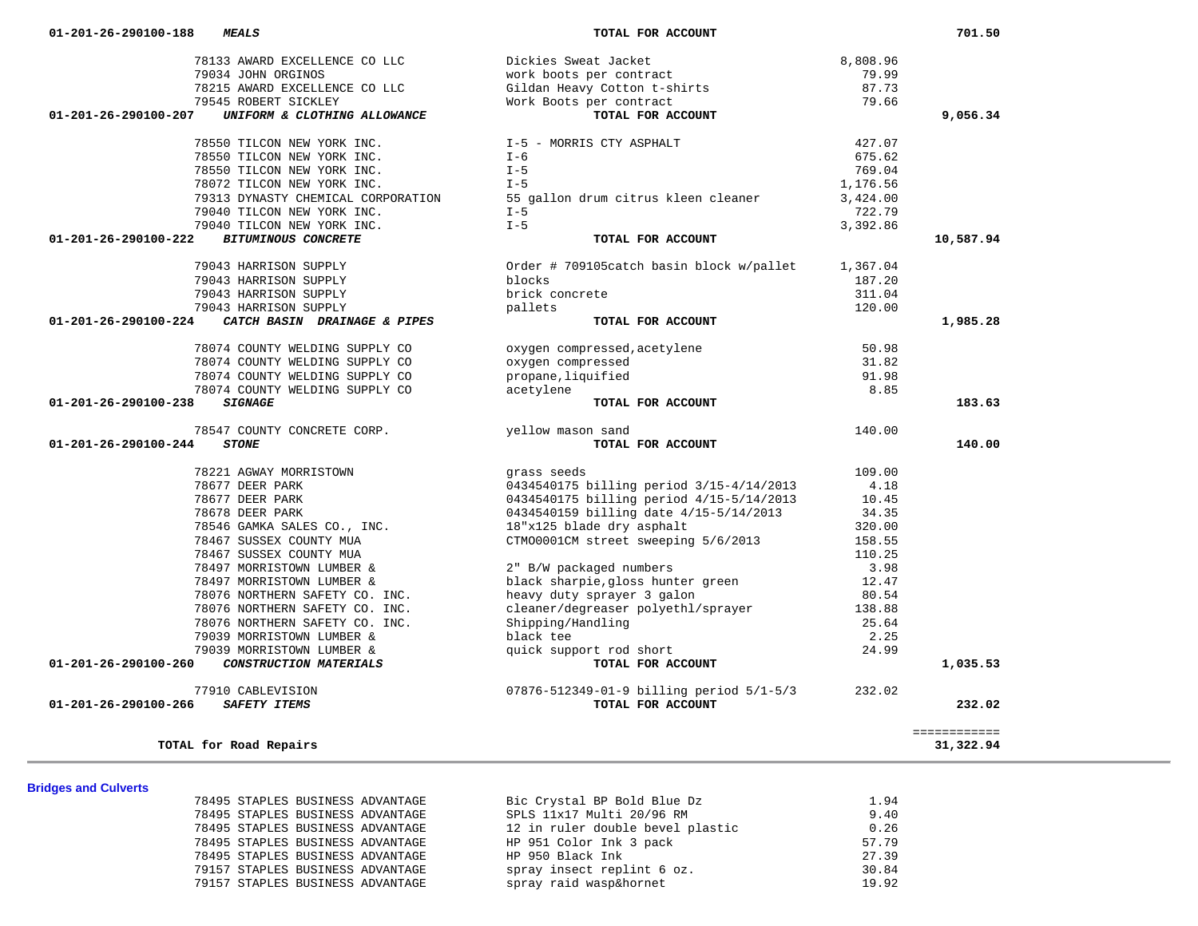| | | | | |
|---|---|---|---|---|
| **01-201-26-290100-188** | ***MEALS*** | **TOTAL FOR ACCOUNT** | | **701.50** |
| | 78133 AWARD EXCELLENCE CO LLC | Dickies Sweat Jacket | 8,808.96 | |
| | 79034 JOHN ORGINOS | work boots per contract | 79.99 | |
| | 78215 AWARD EXCELLENCE CO LLC | Gildan Heavy Cotton t-shirts | 87.73 | |
| | 79545 ROBERT SICKLEY | Work Boots per contract | 79.66 | |
| **01-201-26-290100-207** | ***UNIFORM & CLOTHING ALLOWANCE*** | **TOTAL FOR ACCOUNT** | | **9,056.34** |
| | 78550 TILCON NEW YORK INC. | I-5 - MORRIS CTY ASPHALT | 427.07 | |
| | 78550 TILCON NEW YORK INC. | I-6 | 675.62 | |
| | 78550 TILCON NEW YORK INC. | I-5 | 769.04 | |
| | 78072 TILCON NEW YORK INC. | I-5 | 1,176.56 | |
| | 79313 DYNASTY CHEMICAL CORPORATION | 55 gallon drum citrus kleen cleaner | 3,424.00 | |
| | 79040 TILCON NEW YORK INC. | I-5 | 722.79 | |
| | 79040 TILCON NEW YORK INC. | I-5 | 3,392.86 | |
| **01-201-26-290100-222** | ***BITUMINOUS CONCRETE*** | **TOTAL FOR ACCOUNT** | | **10,587.94** |
| | 79043 HARRISON SUPPLY | Order # 709105catch basin block w/pallet | 1,367.04 | |
| | 79043 HARRISON SUPPLY | blocks | 187.20 | |
| | 79043 HARRISON SUPPLY | brick concrete | 311.04 | |
| | 79043 HARRISON SUPPLY | pallets | 120.00 | |
| **01-201-26-290100-224** | ***CATCH BASIN DRAINAGE & PIPES*** | **TOTAL FOR ACCOUNT** | | **1,985.28** |
| | 78074 COUNTY WELDING SUPPLY CO | oxygen compressed,acetylene | 50.98 | |
| | 78074 COUNTY WELDING SUPPLY CO | oxygen compressed | 31.82 | |
| | 78074 COUNTY WELDING SUPPLY CO | propane,liquified | 91.98 | |
| | 78074 COUNTY WELDING SUPPLY CO | acetylene | 8.85 | |
| **01-201-26-290100-238** | ***SIGNAGE*** | **TOTAL FOR ACCOUNT** | | **183.63** |
| | 78547 COUNTY CONCRETE CORP. | yellow mason sand | 140.00 | |
| **01-201-26-290100-244** | ***STONE*** | **TOTAL FOR ACCOUNT** | | **140.00** |
| | 78221 AGWAY MORRISTOWN | grass seeds | 109.00 | |
| | 78677 DEER PARK | 0434540175 billing period 3/15-4/14/2013 | 4.18 | |
| | 78677 DEER PARK | 0434540175 billing period 4/15-5/14/2013 | 10.45 | |
| | 78678 DEER PARK | 0434540159 billing date 4/15-5/14/2013 | 34.35 | |
| | 78546 GAMKA SALES CO., INC. | 18"x125 blade dry asphalt | 320.00 | |
| | 78467 SUSSEX COUNTY MUA | CTMO0001CM street sweeping 5/6/2013 | 158.55 | |
| | 78467 SUSSEX COUNTY MUA | | 110.25 | |
| | 78497 MORRISTOWN LUMBER & | 2" B/W packaged numbers | 3.98 | |
| | 78497 MORRISTOWN LUMBER & | black sharpie,gloss hunter green | 12.47 | |
| | 78076 NORTHERN SAFETY CO. INC. | heavy duty sprayer 3 galon | 80.54 | |
| | 78076 NORTHERN SAFETY CO. INC. | cleaner/degreaser polyethl/sprayer | 138.88 | |
| | 78076 NORTHERN SAFETY CO. INC. | Shipping/Handling | 25.64 | |
| | 79039 MORRISTOWN LUMBER & | black tee | 2.25 | |
| | 79039 MORRISTOWN LUMBER & | quick support rod short | 24.99 | |
| **01-201-26-290100-260** | ***CONSTRUCTION MATERIALS*** | **TOTAL FOR ACCOUNT** | | **1,035.53** |
| | 77910 CABLEVISION | 07876-512349-01-9 billing period 5/1-5/3 | 232.02 | |
| **01-201-26-290100-266** | ***SAFETY ITEMS*** | **TOTAL FOR ACCOUNT** | | **232.02** |
| | | | | ============ |
| | **TOTAL for Road Repairs** | | | **31,322.94** |

**Bridges and Culverts**

| | | |
|---|---|---|
| 78495 STAPLES BUSINESS ADVANTAGE | Bic Crystal BP Bold Blue Dz | 1.94 |
| 78495 STAPLES BUSINESS ADVANTAGE | SPLS 11x17 Multi 20/96 RM | 9.40 |
| 78495 STAPLES BUSINESS ADVANTAGE | 12 in ruler double bevel plastic | 0.26 |
| 78495 STAPLES BUSINESS ADVANTAGE | HP 951 Color Ink 3 pack | 57.79 |
| 78495 STAPLES BUSINESS ADVANTAGE | HP 950 Black Ink | 27.39 |
| 79157 STAPLES BUSINESS ADVANTAGE | spray insect replint 6 oz. | 30.84 |
| 79157 STAPLES BUSINESS ADVANTAGE | spray raid wasp&hornet | 19.92 |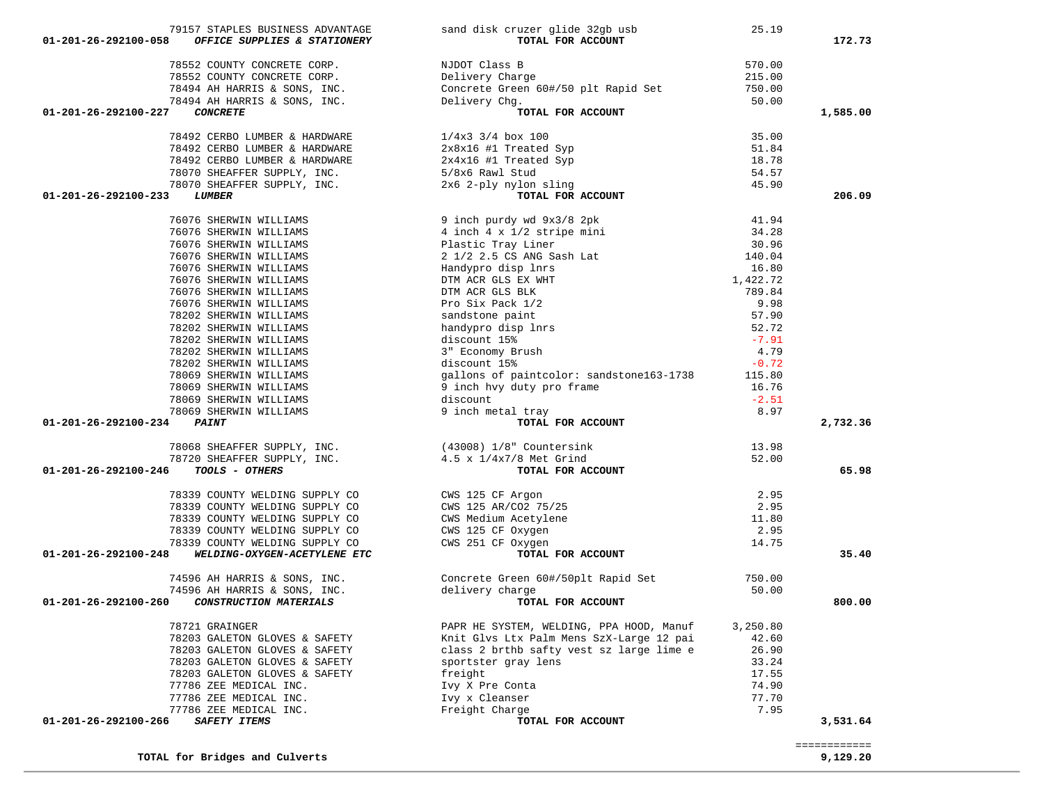| | | | | |
|---|---|---|---|---|
| | 79157 STAPLES BUSINESS ADVANTAGE | sand disk cruzer glide 32gb usb | 25.19 | |
| **01-201-26-292100-058** | ***OFFICE SUPPLIES & STATIONERY*** | **TOTAL FOR ACCOUNT** | | **172.73** |
| | 78552 COUNTY CONCRETE CORP. | NJDOT Class B | 570.00 | |
| | 78552 COUNTY CONCRETE CORP. | Delivery Charge | 215.00 | |
| | 78494 AH HARRIS & SONS, INC. | Concrete Green 60#/50 plt Rapid Set | 750.00 | |
| | 78494 AH HARRIS & SONS, INC. | Delivery Chg. | 50.00 | |
| **01-201-26-292100-227** | ***CONCRETE*** | **TOTAL FOR ACCOUNT** | | **1,585.00** |
| | 78492 CERBO LUMBER & HARDWARE | 1/4x3 3/4 box 100 | 35.00 | |
| | 78492 CERBO LUMBER & HARDWARE | 2x8x16 #1 Treated Syp | 51.84 | |
| | 78492 CERBO LUMBER & HARDWARE | 2x4x16 #1 Treated Syp | 18.78 | |
| | 78070 SHEAFFER SUPPLY, INC. | 5/8x6 Rawl Stud | 54.57 | |
| | 78070 SHEAFFER SUPPLY, INC. | 2x6 2-ply nylon sling | 45.90 | |
| **01-201-26-292100-233** | ***LUMBER*** | **TOTAL FOR ACCOUNT** | | **206.09** |
| | 76076 SHERWIN WILLIAMS | 9 inch purdy wd 9x3/8 2pk | 41.94 | |
| | 76076 SHERWIN WILLIAMS | 4 inch 4 x 1/2 stripe mini | 34.28 | |
| | 76076 SHERWIN WILLIAMS | Plastic Tray Liner | 30.96 | |
| | 76076 SHERWIN WILLIAMS | 2 1/2 2.5 CS ANG Sash Lat | 140.04 | |
| | 76076 SHERWIN WILLIAMS | Handypro disp lnrs | 16.80 | |
| | 76076 SHERWIN WILLIAMS | DTM ACR GLS EX WHT | 1,422.72 | |
| | 76076 SHERWIN WILLIAMS | DTM ACR GLS BLK | 789.84 | |
| | 76076 SHERWIN WILLIAMS | Pro Six Pack 1/2 | 9.98 | |
| | 78202 SHERWIN WILLIAMS | sandstone paint | 57.90 | |
| | 78202 SHERWIN WILLIAMS | handypro disp lnrs | 52.72 | |
| | 78202 SHERWIN WILLIAMS | discount 15% | -7.91 | |
| | 78202 SHERWIN WILLIAMS | 3" Economy Brush | 4.79 | |
| | 78202 SHERWIN WILLIAMS | discount 15% | -0.72 | |
| | 78069 SHERWIN WILLIAMS | gallons of paintcolor: sandstone163-1738 | 115.80 | |
| | 78069 SHERWIN WILLIAMS | 9 inch hvy duty pro frame | 16.76 | |
| | 78069 SHERWIN WILLIAMS | discount | -2.51 | |
| | 78069 SHERWIN WILLIAMS | 9 inch metal tray | 8.97 | |
| **01-201-26-292100-234** | ***PAINT*** | **TOTAL FOR ACCOUNT** | | **2,732.36** |
| | 78068 SHEAFFER SUPPLY, INC. | (43008) 1/8" Countersink | 13.98 | |
| | 78720 SHEAFFER SUPPLY, INC. | 4.5 x 1/4x7/8 Met Grind | 52.00 | |
| **01-201-26-292100-246** | ***TOOLS - OTHERS*** | **TOTAL FOR ACCOUNT** | | **65.98** |
| | 78339 COUNTY WELDING SUPPLY CO | CWS 125 CF Argon | 2.95 | |
| | 78339 COUNTY WELDING SUPPLY CO | CWS 125 AR/CO2 75/25 | 2.95 | |
| | 78339 COUNTY WELDING SUPPLY CO | CWS Medium Acetylene | 11.80 | |
| | 78339 COUNTY WELDING SUPPLY CO | CWS 125 CF Oxygen | 2.95 | |
| | 78339 COUNTY WELDING SUPPLY CO | CWS 251 CF Oxygen | 14.75 | |
| **01-201-26-292100-248** | ***WELDING-OXYGEN-ACETYLENE ETC*** | **TOTAL FOR ACCOUNT** | | **35.40** |
| | 74596 AH HARRIS & SONS, INC. | Concrete Green 60#/50plt Rapid Set | 750.00 | |
| | 74596 AH HARRIS & SONS, INC. | delivery charge | 50.00 | |
| **01-201-26-292100-260** | ***CONSTRUCTION MATERIALS*** | **TOTAL FOR ACCOUNT** | | **800.00** |
| | 78721 GRAINGER | PAPR HE SYSTEM, WELDING, PPA HOOD, Manuf | 3,250.80 | |
| | 78203 GALETON GLOVES & SAFETY | Knit Glvs Ltx Palm Mens SzX-Large 12 pai | 42.60 | |
| | 78203 GALETON GLOVES & SAFETY | class 2 brthb safty vest sz large lime e | 26.90 | |
| | 78203 GALETON GLOVES & SAFETY | sportster gray lens | 33.24 | |
| | 78203 GALETON GLOVES & SAFETY | freight | 17.55 | |
| | 77786 ZEE MEDICAL INC. | Ivy X Pre Conta | 74.90 | |
| | 77786 ZEE MEDICAL INC. | Ivy x Cleanser | 77.70 | |
| | 77786 ZEE MEDICAL INC. | Freight Charge | 7.95 | |
| **01-201-26-292100-266** | ***SAFETY ITEMS*** | **TOTAL FOR ACCOUNT** | | **3,531.64** |
| | | | | ============ |
| | **TOTAL for Bridges and Culverts** | | | **9,129.20** |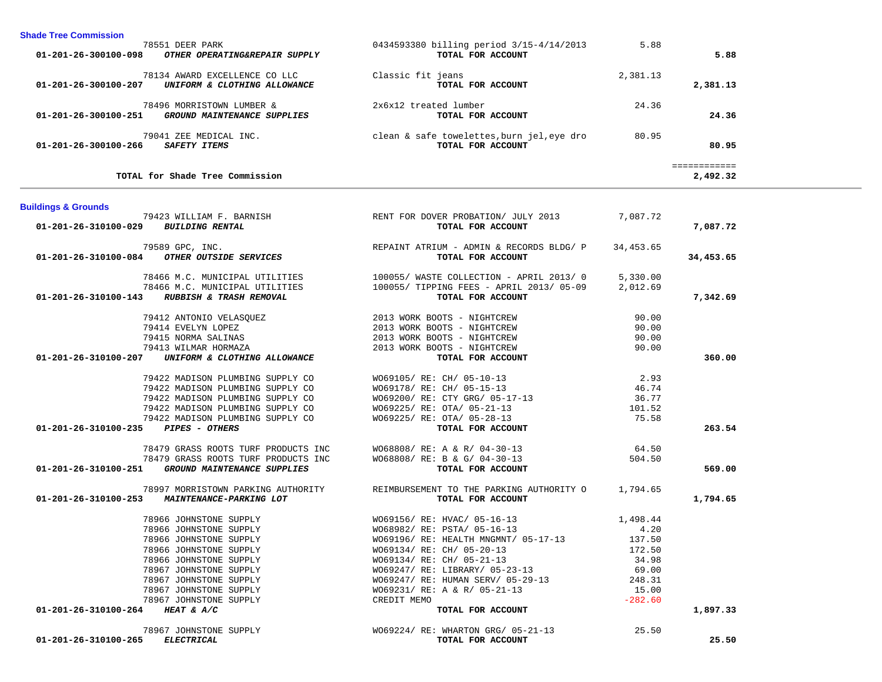### Shade Tree Commission

| | | | | |
|---|---|---|---|---|
| | 78551 DEER PARK | 0434593380 billing period 3/15-4/14/2013 | 5.88 | |
| 01-201-26-300100-098 | ***OTHER OPERATING&REPAIR SUPPLY*** | **TOTAL FOR ACCOUNT** | | **5.88** |
| | 78134 AWARD EXCELLENCE CO LLC | Classic fit jeans | 2,381.13 | |
| 01-201-26-300100-207 | ***UNIFORM & CLOTHING ALLOWANCE*** | **TOTAL FOR ACCOUNT** | | **2,381.13** |
| | 78496 MORRISTOWN LUMBER & | 2x6x12 treated lumber | 24.36 | |
| 01-201-26-300100-251 | ***GROUND MAINTENANCE SUPPLIES*** | **TOTAL FOR ACCOUNT** | | **24.36** |
| | 79041 ZEE MEDICAL INC. | clean & safe towelettes,burn jel,eye dro | 80.95 | |
| 01-201-26-300100-266 | ***SAFETY ITEMS*** | **TOTAL FOR ACCOUNT** | | **80.95** |
| | | | | ============ |
| | **TOTAL for Shade Tree Commission** | | | **2,492.32** |

### Buildings & Grounds

| | | | | |
|---|---|---|---|---|
| | 79423 WILLIAM F. BARNISH | RENT FOR DOVER PROBATION/ JULY 2013 | 7,087.72 | |
| 01-201-26-310100-029 | ***BUILDING RENTAL*** | **TOTAL FOR ACCOUNT** | | **7,087.72** |
| | 79589 GPC, INC. | REPAINT ATRIUM - ADMIN & RECORDS BLDG/ P | 34,453.65 | |
| 01-201-26-310100-084 | ***OTHER OUTSIDE SERVICES*** | **TOTAL FOR ACCOUNT** | | **34,453.65** |
| | 78466 M.C. MUNICIPAL UTILITIES | 100055/ WASTE COLLECTION - APRIL 2013/ 0 | 5,330.00 | |
| | 78466 M.C. MUNICIPAL UTILITIES | 100055/ TIPPING FEES - APRIL 2013/ 05-09 | 2,012.69 | |
| 01-201-26-310100-143 | ***RUBBISH & TRASH REMOVAL*** | **TOTAL FOR ACCOUNT** | | **7,342.69** |
| | 79412 ANTONIO VELASQUEZ | 2013 WORK BOOTS - NIGHTCREW | 90.00 | |
| | 79414 EVELYN LOPEZ | 2013 WORK BOOTS - NIGHTCREW | 90.00 | |
| | 79415 NORMA SALINAS | 2013 WORK BOOTS - NIGHTCREW | 90.00 | |
| | 79413 WILMAR HORMAZA | 2013 WORK BOOTS - NIGHTCREW | 90.00 | |
| 01-201-26-310100-207 | ***UNIFORM & CLOTHING ALLOWANCE*** | **TOTAL FOR ACCOUNT** | | **360.00** |
| | 79422 MADISON PLUMBING SUPPLY CO | WO69105/ RE: CH/ 05-10-13 | 2.93 | |
| | 79422 MADISON PLUMBING SUPPLY CO | WO69178/ RE: CH/ 05-15-13 | 46.74 | |
| | 79422 MADISON PLUMBING SUPPLY CO | WO69200/ RE: CTY GRG/ 05-17-13 | 36.77 | |
| | 79422 MADISON PLUMBING SUPPLY CO | WO69225/ RE: OTA/ 05-21-13 | 101.52 | |
| | 79422 MADISON PLUMBING SUPPLY CO | WO69225/ RE: OTA/ 05-28-13 | 75.58 | |
| 01-201-26-310100-235 | ***PIPES - OTHERS*** | **TOTAL FOR ACCOUNT** | | **263.54** |
| | 78479 GRASS ROOTS TURF PRODUCTS INC | WO68808/ RE: A & R/ 04-30-13 | 64.50 | |
| | 78479 GRASS ROOTS TURF PRODUCTS INC | WO68808/ RE: B & G/ 04-30-13 | 504.50 | |
| 01-201-26-310100-251 | ***GROUND MAINTENANCE SUPPLIES*** | **TOTAL FOR ACCOUNT** | | **569.00** |
| | 78997 MORRISTOWN PARKING AUTHORITY | REIMBURSEMENT TO THE PARKING AUTHORITY O | 1,794.65 | |
| 01-201-26-310100-253 | ***MAINTENANCE-PARKING LOT*** | **TOTAL FOR ACCOUNT** | | **1,794.65** |
| | 78966 JOHNSTONE SUPPLY | WO69156/ RE: HVAC/ 05-16-13 | 1,498.44 | |
| | 78966 JOHNSTONE SUPPLY | WO68982/ RE: PSTA/ 05-16-13 | 4.20 | |
| | 78966 JOHNSTONE SUPPLY | WO69196/ RE: HEALTH MNGMNT/ 05-17-13 | 137.50 | |
| | 78966 JOHNSTONE SUPPLY | WO69134/ RE: CH/ 05-20-13 | 172.50 | |
| | 78966 JOHNSTONE SUPPLY | WO69134/ RE: CH/ 05-21-13 | 34.98 | |
| | 78967 JOHNSTONE SUPPLY | WO69247/ RE: LIBRARY/ 05-23-13 | 69.00 | |
| | 78967 JOHNSTONE SUPPLY | WO69247/ RE: HUMAN SERV/ 05-29-13 | 248.31 | |
| | 78967 JOHNSTONE SUPPLY | WO69231/ RE: A & R/ 05-21-13 | 15.00 | |
| | 78967 JOHNSTONE SUPPLY | CREDIT MEMO | -282.60 | |
| 01-201-26-310100-264 | ***HEAT & A/C*** | **TOTAL FOR ACCOUNT** | | **1,897.33** |
| | 78967 JOHNSTONE SUPPLY | WO69224/ RE: WHARTON GRG/ 05-21-13 | 25.50 | |
| 01-201-26-310100-265 | ***ELECTRICAL*** | **TOTAL FOR ACCOUNT** | | **25.50** |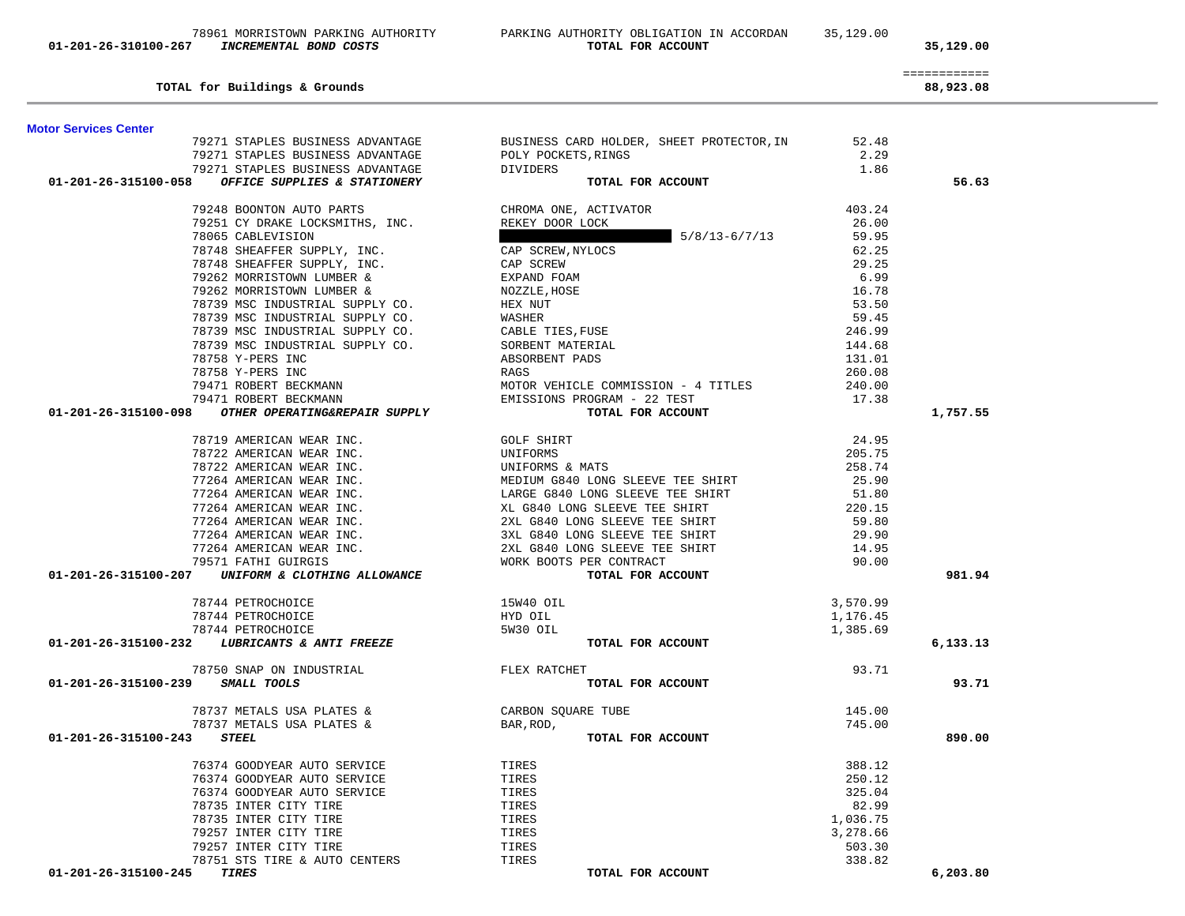| | | | | |
|---|---|---|---|---|
| | 78961 MORRISTOWN PARKING AUTHORITY | PARKING AUTHORITY OBLIGATION IN ACCORDAN | 35,129.00 | |
| **01-201-26-310100-267** | ***INCREMENTAL BOND COSTS*** | **TOTAL FOR ACCOUNT** | | **35,129.00** |
| | | | | ============ |
| | **TOTAL for Buildings & Grounds** | | | **88,923.08** |

**Motor Services Center**

| | | | | |
|---|---|---|---|---|
| | 79271 STAPLES BUSINESS ADVANTAGE | BUSINESS CARD HOLDER, SHEET PROTECTOR,IN | 52.48 | |
| | 79271 STAPLES BUSINESS ADVANTAGE | POLY POCKETS,RINGS | 2.29 | |
| | 79271 STAPLES BUSINESS ADVANTAGE | DIVIDERS | 1.86 | |
| **01-201-26-315100-058** | ***OFFICE SUPPLIES & STATIONERY*** | **TOTAL FOR ACCOUNT** | | **56.63** |
| | 79248 BOONTON AUTO PARTS | CHROMA ONE, ACTIVATOR | 403.24 | |
| | 79251 CY DRAKE LOCKSMITHS, INC. | REKEY DOOR LOCK | 26.00 | |
| | 78065 CABLEVISION | 5/8/13-6/7/13 | 59.95 | |
| | 78748 SHEAFFER SUPPLY, INC. | CAP SCREW,NYLOCS | 62.25 | |
| | 78748 SHEAFFER SUPPLY, INC. | CAP SCREW | 29.25 | |
| | 79262 MORRISTOWN LUMBER & | EXPAND FOAM | 6.99 | |
| | 79262 MORRISTOWN LUMBER & | NOZZLE,HOSE | 16.78 | |
| | 78739 MSC INDUSTRIAL SUPPLY CO. | HEX NUT | 53.50 | |
| | 78739 MSC INDUSTRIAL SUPPLY CO. | WASHER | 59.45 | |
| | 78739 MSC INDUSTRIAL SUPPLY CO. | CABLE TIES,FUSE | 246.99 | |
| | 78739 MSC INDUSTRIAL SUPPLY CO. | SORBENT MATERIAL | 144.68 | |
| | 78758 Y-PERS INC | ABSORBENT PADS | 131.01 | |
| | 78758 Y-PERS INC | RAGS | 260.08 | |
| | 79471 ROBERT BECKMANN | MOTOR VEHICLE COMMISSION - 4 TITLES | 240.00 | |
| | 79471 ROBERT BECKMANN | EMISSIONS PROGRAM - 22 TEST | 17.38 | |
| **01-201-26-315100-098** | ***OTHER OPERATING&REPAIR SUPPLY*** | **TOTAL FOR ACCOUNT** | | **1,757.55** |
| | 78719 AMERICAN WEAR INC. | GOLF SHIRT | 24.95 | |
| | 78722 AMERICAN WEAR INC. | UNIFORMS | 205.75 | |
| | 78722 AMERICAN WEAR INC. | UNIFORMS & MATS | 258.74 | |
| | 77264 AMERICAN WEAR INC. | MEDIUM G840 LONG SLEEVE TEE SHIRT | 25.90 | |
| | 77264 AMERICAN WEAR INC. | LARGE G840 LONG SLEEVE TEE SHIRT | 51.80 | |
| | 77264 AMERICAN WEAR INC. | XL G840 LONG SLEEVE TEE SHIRT | 220.15 | |
| | 77264 AMERICAN WEAR INC. | 2XL G840 LONG SLEEVE TEE SHIRT | 59.80 | |
| | 77264 AMERICAN WEAR INC. | 3XL G840 LONG SLEEVE TEE SHIRT | 29.90 | |
| | 77264 AMERICAN WEAR INC. | 2XL G840 LONG SLEEVE TEE SHIRT | 14.95 | |
| | 79571 FATHI GUIRGIS | WORK BOOTS PER CONTRACT | 90.00 | |
| **01-201-26-315100-207** | ***UNIFORM & CLOTHING ALLOWANCE*** | **TOTAL FOR ACCOUNT** | | **981.94** |
| | 78744 PETROCHOICE | 15W40 OIL | 3,570.99 | |
| | 78744 PETROCHOICE | HYD OIL | 1,176.45 | |
| | 78744 PETROCHOICE | 5W30 OIL | 1,385.69 | |
| **01-201-26-315100-232** | ***LUBRICANTS & ANTI FREEZE*** | **TOTAL FOR ACCOUNT** | | **6,133.13** |
| | 78750 SNAP ON INDUSTRIAL | FLEX RATCHET | 93.71 | |
| **01-201-26-315100-239** | ***SMALL TOOLS*** | **TOTAL FOR ACCOUNT** | | **93.71** |
| | 78737 METALS USA PLATES & | CARBON SQUARE TUBE | 145.00 | |
| | 78737 METALS USA PLATES & | BAR,ROD, | 745.00 | |
| **01-201-26-315100-243** | ***STEEL*** | **TOTAL FOR ACCOUNT** | | **890.00** |
| | 76374 GOODYEAR AUTO SERVICE | TIRES | 388.12 | |
| | 76374 GOODYEAR AUTO SERVICE | TIRES | 250.12 | |
| | 76374 GOODYEAR AUTO SERVICE | TIRES | 325.04 | |
| | 78735 INTER CITY TIRE | TIRES | 82.99 | |
| | 78735 INTER CITY TIRE | TIRES | 1,036.75 | |
| | 79257 INTER CITY TIRE | TIRES | 3,278.66 | |
| | 79257 INTER CITY TIRE | TIRES | 503.30 | |
| | 78751 STS TIRE & AUTO CENTERS | TIRES | 338.82 | |
| **01-201-26-315100-245** | ***TIRES*** | **TOTAL FOR ACCOUNT** | | **6,203.80** |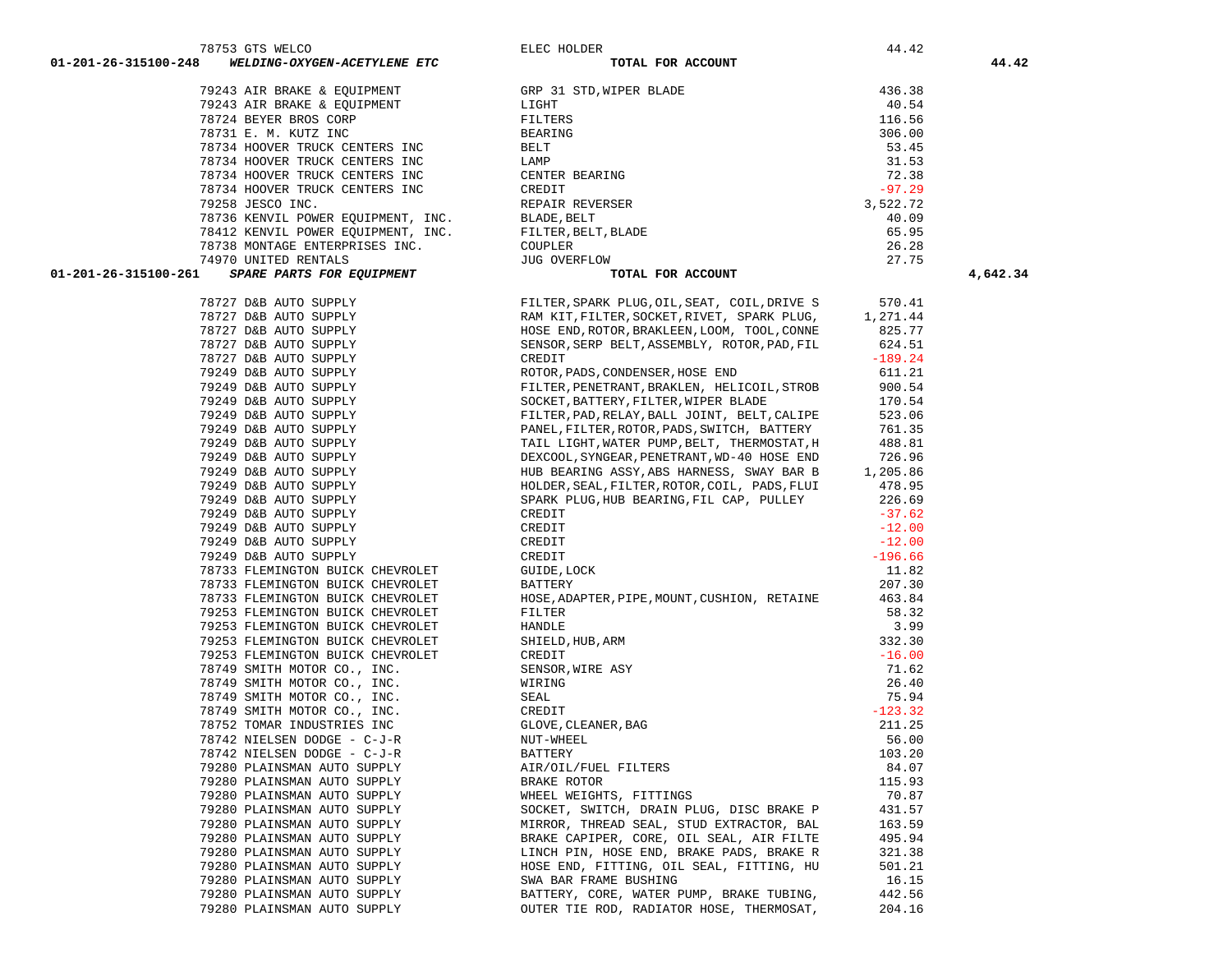| | | | | |
|---|---|---|---|---|
| | 78753 GTS WELCO | ELEC HOLDER | 44.42 | |
| 01-201-26-315100-248 | ***WELDING-OXYGEN-ACETYLENE ETC*** | **TOTAL FOR ACCOUNT** | | **44.42** |
| | 79243 AIR BRAKE & EQUIPMENT | GRP 31 STD,WIPER BLADE | 436.38 | |
| | 79243 AIR BRAKE & EQUIPMENT | LIGHT | 40.54 | |
| | 78724 BEYER BROS CORP | FILTERS | 116.56 | |
| | 78731 E. M. KUTZ INC | BEARING | 306.00 | |
| | 78734 HOOVER TRUCK CENTERS INC | BELT | 53.45 | |
| | 78734 HOOVER TRUCK CENTERS INC | LAMP | 31.53 | |
| | 78734 HOOVER TRUCK CENTERS INC | CENTER BEARING | 72.38 | |
| | 78734 HOOVER TRUCK CENTERS INC | CREDIT | -97.29 | |
| | 79258 JESCO INC. | REPAIR REVERSER | 3,522.72 | |
| | 78736 KENVIL POWER EQUIPMENT, INC. | BLADE,BELT | 40.09 | |
| | 78412 KENVIL POWER EQUIPMENT, INC. | FILTER,BELT,BLADE | 65.95 | |
| | 78738 MONTAGE ENTERPRISES INC. | COUPLER | 26.28 | |
| | 74970 UNITED RENTALS | JUG OVERFLOW | 27.75 | |
| 01-201-26-315100-261 | ***SPARE PARTS FOR EQUIPMENT*** | **TOTAL FOR ACCOUNT** | | **4,642.34** |
| | 78727 D&B AUTO SUPPLY | FILTER,SPARK PLUG,OIL,SEAT, COIL,DRIVE S | 570.41 | |
| | 78727 D&B AUTO SUPPLY | RAM KIT,FILTER,SOCKET,RIVET, SPARK PLUG, | 1,271.44 | |
| | 78727 D&B AUTO SUPPLY | HOSE END,ROTOR,BRAKLEEN,LOOM, TOOL,CONNE | 825.77 | |
| | 78727 D&B AUTO SUPPLY | SENSOR,SERP BELT,ASSEMBLY, ROTOR,PAD,FIL | 624.51 | |
| | 78727 D&B AUTO SUPPLY | CREDIT | -189.24 | |
| | 79249 D&B AUTO SUPPLY | ROTOR,PADS,CONDENSER,HOSE END | 611.21 | |
| | 79249 D&B AUTO SUPPLY | FILTER,PENETRANT,BRAKLEN, HELICOIL,STROB | 900.54 | |
| | 79249 D&B AUTO SUPPLY | SOCKET,BATTERY,FILTER,WIPER BLADE | 170.54 | |
| | 79249 D&B AUTO SUPPLY | FILTER,PAD,RELAY,BALL JOINT, BELT,CALIPE | 523.06 | |
| | 79249 D&B AUTO SUPPLY | PANEL,FILTER,ROTOR,PADS,SWITCH, BATTERY | 761.35 | |
| | 79249 D&B AUTO SUPPLY | TAIL LIGHT,WATER PUMP,BELT, THERMOSTAT,H | 488.81 | |
| | 79249 D&B AUTO SUPPLY | DEXCOOL,SYNGEAR,PENETRANT,WD-40 HOSE END | 726.96 | |
| | 79249 D&B AUTO SUPPLY | HUB BEARING ASSY,ABS HARNESS, SWAY BAR B | 1,205.86 | |
| | 79249 D&B AUTO SUPPLY | HOLDER,SEAL,FILTER,ROTOR,COIL, PADS,FLUI | 478.95 | |
| | 79249 D&B AUTO SUPPLY | SPARK PLUG,HUB BEARING,FIL CAP, PULLEY | 226.69 | |
| | 79249 D&B AUTO SUPPLY | CREDIT | -37.62 | |
| | 79249 D&B AUTO SUPPLY | CREDIT | -12.00 | |
| | 79249 D&B AUTO SUPPLY | CREDIT | -12.00 | |
| | 79249 D&B AUTO SUPPLY | CREDIT | -196.66 | |
| | 78733 FLEMINGTON BUICK CHEVROLET | GUIDE,LOCK | 11.82 | |
| | 78733 FLEMINGTON BUICK CHEVROLET | BATTERY | 207.30 | |
| | 78733 FLEMINGTON BUICK CHEVROLET | HOSE,ADAPTER,PIPE,MOUNT,CUSHION, RETAINE | 463.84 | |
| | 79253 FLEMINGTON BUICK CHEVROLET | FILTER | 58.32 | |
| | 79253 FLEMINGTON BUICK CHEVROLET | HANDLE | 3.99 | |
| | 79253 FLEMINGTON BUICK CHEVROLET | SHIELD,HUB,ARM | 332.30 | |
| | 79253 FLEMINGTON BUICK CHEVROLET | CREDIT | -16.00 | |
| | 78749 SMITH MOTOR CO., INC. | SENSOR,WIRE ASY | 71.62 | |
| | 78749 SMITH MOTOR CO., INC. | WIRING | 26.40 | |
| | 78749 SMITH MOTOR CO., INC. | SEAL | 75.94 | |
| | 78749 SMITH MOTOR CO., INC. | CREDIT | -123.32 | |
| | 78752 TOMAR INDUSTRIES INC | GLOVE,CLEANER,BAG | 211.25 | |
| | 78742 NIELSEN DODGE - C-J-R | NUT-WHEEL | 56.00 | |
| | 78742 NIELSEN DODGE - C-J-R | BATTERY | 103.20 | |
| | 79280 PLAINSMAN AUTO SUPPLY | AIR/OIL/FUEL FILTERS | 84.07 | |
| | 79280 PLAINSMAN AUTO SUPPLY | BRAKE ROTOR | 115.93 | |
| | 79280 PLAINSMAN AUTO SUPPLY | WHEEL WEIGHTS, FITTINGS | 70.87 | |
| | 79280 PLAINSMAN AUTO SUPPLY | SOCKET, SWITCH, DRAIN PLUG, DISC BRAKE P | 431.57 | |
| | 79280 PLAINSMAN AUTO SUPPLY | MIRROR, THREAD SEAL, STUD EXTRACTOR, BAL | 163.59 | |
| | 79280 PLAINSMAN AUTO SUPPLY | BRAKE CAPIPER, CORE, OIL SEAL, AIR FILTE | 495.94 | |
| | 79280 PLAINSMAN AUTO SUPPLY | LINCH PIN, HOSE END, BRAKE PADS, BRAKE R | 321.38 | |
| | 79280 PLAINSMAN AUTO SUPPLY | HOSE END, FITTING, OIL SEAL, FITTING, HU | 501.21 | |
| | 79280 PLAINSMAN AUTO SUPPLY | SWA BAR FRAME BUSHING | 16.15 | |
| | 79280 PLAINSMAN AUTO SUPPLY | BATTERY, CORE, WATER PUMP, BRAKE TUBING, | 442.56 | |
| | 79280 PLAINSMAN AUTO SUPPLY | OUTER TIE ROD, RADIATOR HOSE, THERMOSAT, | 204.16 | |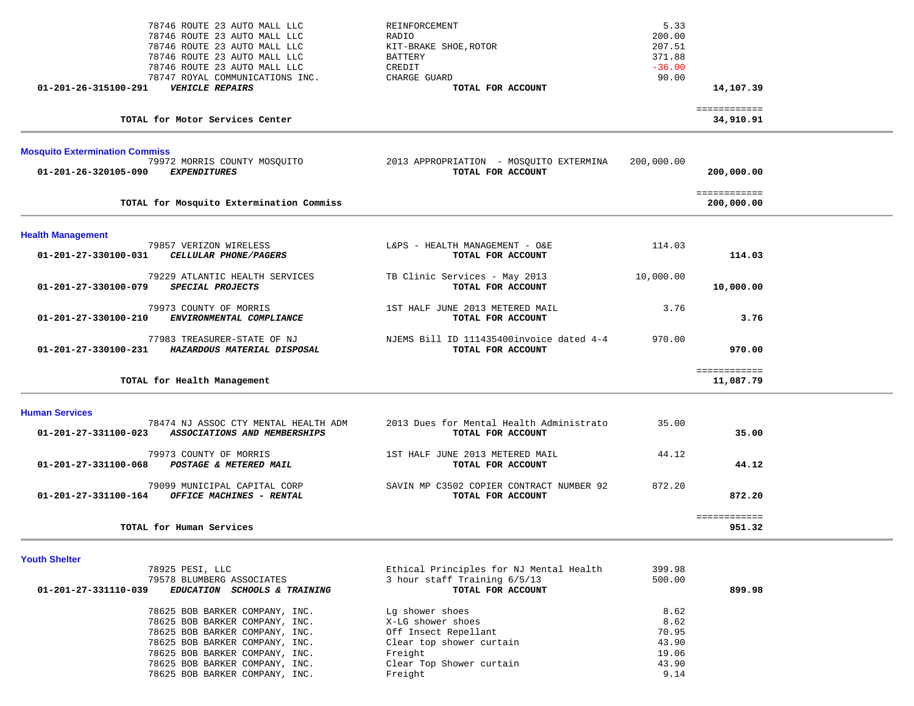| | | | | |
|---|---|---|---|---|
| | 78746 ROUTE 23 AUTO MALL LLC | REINFORCEMENT | 5.33 | |
| | 78746 ROUTE 23 AUTO MALL LLC | RADIO | 200.00 | |
| | 78746 ROUTE 23 AUTO MALL LLC | KIT-BRAKE SHOE,ROTOR | 207.51 | |
| | 78746 ROUTE 23 AUTO MALL LLC | BATTERY | 371.88 | |
| | 78746 ROUTE 23 AUTO MALL LLC | CREDIT | -36.00 | |
| | 78747 ROYAL COMMUNICATIONS INC. | CHARGE GUARD | 90.00 | |
| **01-201-26-315100-291** | ***VEHICLE REPAIRS*** | **TOTAL FOR ACCOUNT** | | **14,107.39** |
| | | | | ============ |
| | **TOTAL for Motor Services Center** | | | **34,910.91** |

## Mosquito Extermination Commiss

| | | | | |
|---|---|---|---|---|
| | 79972 MORRIS COUNTY MOSQUITO | 2013 APPROPRIATION - MOSQUITO EXTERMINA | 200,000.00 | |
| **01-201-26-320105-090** | ***EXPENDITURES*** | **TOTAL FOR ACCOUNT** | | **200,000.00** |
| | | | | ============ |
| | **TOTAL for Mosquito Extermination Commiss** | | | **200,000.00** |

## Health Management

| | | | | |
|---|---|---|---|---|
| | 79857 VERIZON WIRELESS | L&PS - HEALTH MANAGEMENT - O&E | 114.03 | |
| **01-201-27-330100-031** | ***CELLULAR PHONE/PAGERS*** | **TOTAL FOR ACCOUNT** | | **114.03** |
| | 79229 ATLANTIC HEALTH SERVICES | TB Clinic Services - May 2013 | 10,000.00 | |
| **01-201-27-330100-079** | ***SPECIAL PROJECTS*** | **TOTAL FOR ACCOUNT** | | **10,000.00** |
| | 79973 COUNTY OF MORRIS | 1ST HALF JUNE 2013 METERED MAIL | 3.76 | |
| **01-201-27-330100-210** | ***ENVIRONMENTAL COMPLIANCE*** | **TOTAL FOR ACCOUNT** | | **3.76** |
| | 77983 TREASURER-STATE OF NJ | NJEMS Bill ID 111435400invoice dated 4-4 | 970.00 | |
| **01-201-27-330100-231** | ***HAZARDOUS MATERIAL DISPOSAL*** | **TOTAL FOR ACCOUNT** | | **970.00** |
| | | | | ============ |
| | **TOTAL for Health Management** | | | **11,087.79** |

## Human Services

| | | | | |
|---|---|---|---|---|
| | 78474 NJ ASSOC CTY MENTAL HEALTH ADM | 2013 Dues for Mental Health Administrato | 35.00 | |
| **01-201-27-331100-023** | ***ASSOCIATIONS AND MEMBERSHIPS*** | **TOTAL FOR ACCOUNT** | | **35.00** |
| | 79973 COUNTY OF MORRIS | 1ST HALF JUNE 2013 METERED MAIL | 44.12 | |
| **01-201-27-331100-068** | ***POSTAGE & METERED MAIL*** | **TOTAL FOR ACCOUNT** | | **44.12** |
| | 79099 MUNICIPAL CAPITAL CORP | SAVIN MP C3502 COPIER CONTRACT NUMBER 92 | 872.20 | |
| **01-201-27-331100-164** | ***OFFICE MACHINES - RENTAL*** | **TOTAL FOR ACCOUNT** | | **872.20** |
| | | | | ============ |
| | **TOTAL for Human Services** | | | **951.32** |

## Youth Shelter

| | | | | |
|---|---|---|---|---|
| | 78925 PESI, LLC | Ethical Principles for NJ Mental Health | 399.98 | |
| | 79578 BLUMBERG ASSOCIATES | 3 hour staff Training 6/5/13 | 500.00 | |
| **01-201-27-331110-039** | ***EDUCATION SCHOOLS & TRAINING*** | **TOTAL FOR ACCOUNT** | | **899.98** |
| | 78625 BOB BARKER COMPANY, INC. | Lg shower shoes | 8.62 | |
| | 78625 BOB BARKER COMPANY, INC. | X-LG shower shoes | 8.62 | |
| | 78625 BOB BARKER COMPANY, INC. | Off Insect Repellant | 70.95 | |
| | 78625 BOB BARKER COMPANY, INC. | Clear top shower curtain | 43.90 | |
| | 78625 BOB BARKER COMPANY, INC. | Freight | 19.06 | |
| | 78625 BOB BARKER COMPANY, INC. | Clear Top Shower curtain | 43.90 | |
| | 78625 BOB BARKER COMPANY, INC. | Freight | 9.14 | |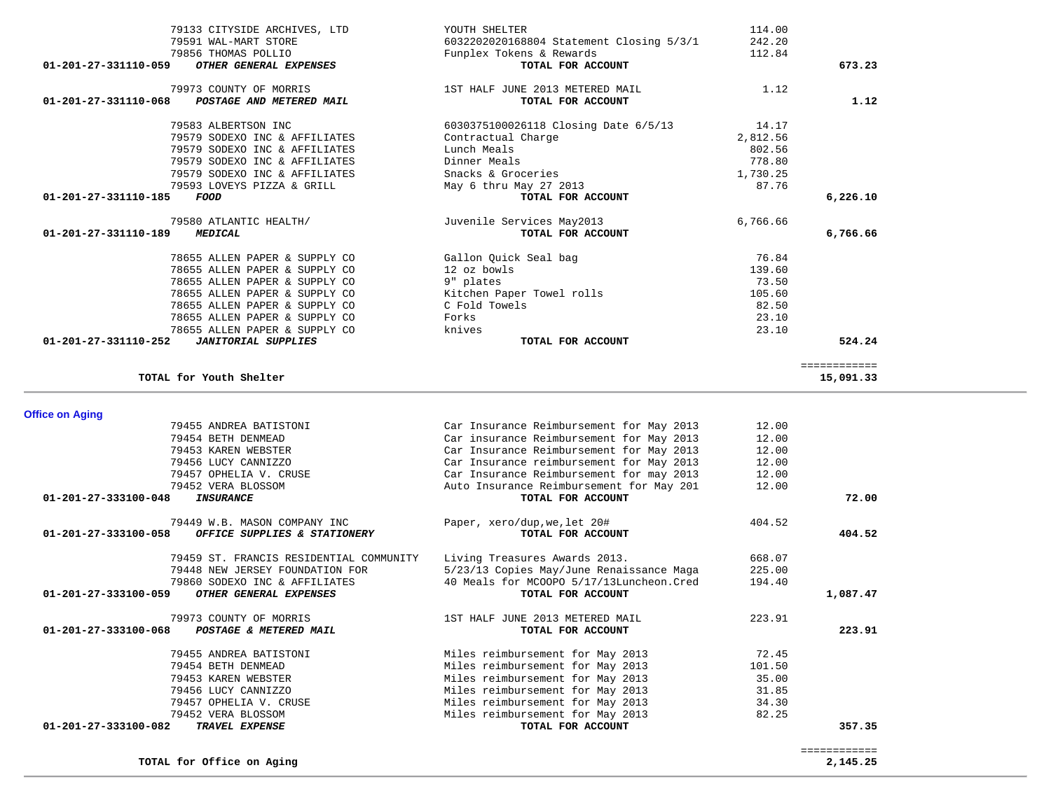| | | | |
|---|---|---|---|
| 79133 CITYSIDE ARCHIVES, LTD | YOUTH SHELTER | 114.00 | |
| 79591 WAL-MART STORE | 6032202020168804 Statement Closing 5/3/1 | 242.20 | |
| 79856 THOMAS POLLIO | Funplex Tokens & Rewards | 112.84 | |
| **01-201-27-331110-059** ***OTHER GENERAL EXPENSES*** | **TOTAL FOR ACCOUNT** | | **673.23** |
| 79973 COUNTY OF MORRIS | 1ST HALF JUNE 2013 METERED MAIL | 1.12 | |
| **01-201-27-331110-068** ***POSTAGE AND METERED MAIL*** | **TOTAL FOR ACCOUNT** | | **1.12** |
| 79583 ALBERTSON INC | 6030375100026118 Closing Date 6/5/13 | 14.17 | |
| 79579 SODEXO INC & AFFILIATES | Contractual Charge | 2,812.56 | |
| 79579 SODEXO INC & AFFILIATES | Lunch Meals | 802.56 | |
| 79579 SODEXO INC & AFFILIATES | Dinner Meals | 778.80 | |
| 79579 SODEXO INC & AFFILIATES | Snacks & Groceries | 1,730.25 | |
| 79593 LOVEYS PIZZA & GRILL | May 6 thru May 27 2013 | 87.76 | |
| **01-201-27-331110-185** ***FOOD*** | **TOTAL FOR ACCOUNT** | | **6,226.10** |
| 79580 ATLANTIC HEALTH/ | Juvenile Services May2013 | 6,766.66 | |
| **01-201-27-331110-189** ***MEDICAL*** | **TOTAL FOR ACCOUNT** | | **6,766.66** |
| 78655 ALLEN PAPER & SUPPLY CO | Gallon Quick Seal bag | 76.84 | |
| 78655 ALLEN PAPER & SUPPLY CO | 12 oz bowls | 139.60 | |
| 78655 ALLEN PAPER & SUPPLY CO | 9" plates | 73.50 | |
| 78655 ALLEN PAPER & SUPPLY CO | Kitchen Paper Towel rolls | 105.60 | |
| 78655 ALLEN PAPER & SUPPLY CO | C Fold Towels | 82.50 | |
| 78655 ALLEN PAPER & SUPPLY CO | Forks | 23.10 | |
| 78655 ALLEN PAPER & SUPPLY CO | knives | 23.10 | |
| **01-201-27-331110-252** ***JANITORIAL SUPPLIES*** | **TOTAL FOR ACCOUNT** | | **524.24** |
| | | | ============ |
| **TOTAL for Youth Shelter** | | | **15,091.33** |

**Office on Aging**

| | | | |
|---|---|---|---|
| 79455 ANDREA BATISTONI | Car Insurance Reimbursement for May 2013 | 12.00 | |
| 79454 BETH DENMEAD | Car insurance Reimbursement for May 2013 | 12.00 | |
| 79453 KAREN WEBSTER | Car Insurance Reimbursement for May 2013 | 12.00 | |
| 79456 LUCY CANNIZZO | Car Insurance reimbursement for May 2013 | 12.00 | |
| 79457 OPHELIA V. CRUSE | Car Insurance Reimbursement for may 2013 | 12.00 | |
| 79452 VERA BLOSSOM | Auto Insurance Reimbursement for May 201 | 12.00 | |
| **01-201-27-333100-048** ***INSURANCE*** | **TOTAL FOR ACCOUNT** | | **72.00** |
| 79449 W.B. MASON COMPANY INC | Paper, xero/dup,we,let 20# | 404.52 | |
| **01-201-27-333100-058** ***OFFICE SUPPLIES & STATIONERY*** | **TOTAL FOR ACCOUNT** | | **404.52** |
| 79459 ST. FRANCIS RESIDENTIAL COMMUNITY | Living Treasures Awards 2013. | 668.07 | |
| 79448 NEW JERSEY FOUNDATION FOR | 5/23/13 Copies May/June Renaissance Maga | 225.00 | |
| 79860 SODEXO INC & AFFILIATES | 40 Meals for MCOOPO 5/17/13Luncheon.Cred | 194.40 | |
| **01-201-27-333100-059** ***OTHER GENERAL EXPENSES*** | **TOTAL FOR ACCOUNT** | | **1,087.47** |
| 79973 COUNTY OF MORRIS | 1ST HALF JUNE 2013 METERED MAIL | 223.91 | |
| **01-201-27-333100-068** ***POSTAGE & METERED MAIL*** | **TOTAL FOR ACCOUNT** | | **223.91** |
| 79455 ANDREA BATISTONI | Miles reimbursement for May 2013 | 72.45 | |
| 79454 BETH DENMEAD | Miles reimbursement for May 2013 | 101.50 | |
| 79453 KAREN WEBSTER | Miles reimbursement for May 2013 | 35.00 | |
| 79456 LUCY CANNIZZO | Miles reimbursement for May 2013 | 31.85 | |
| 79457 OPHELIA V. CRUSE | Miles reimbursement for May 2013 | 34.30 | |
| 79452 VERA BLOSSOM | Miles reimbursement for May 2013 | 82.25 | |
| **01-201-27-333100-082** ***TRAVEL EXPENSE*** | **TOTAL FOR ACCOUNT** | | **357.35** |
| | | | ============ |
| **TOTAL for Office on Aging** | | | **2,145.25** |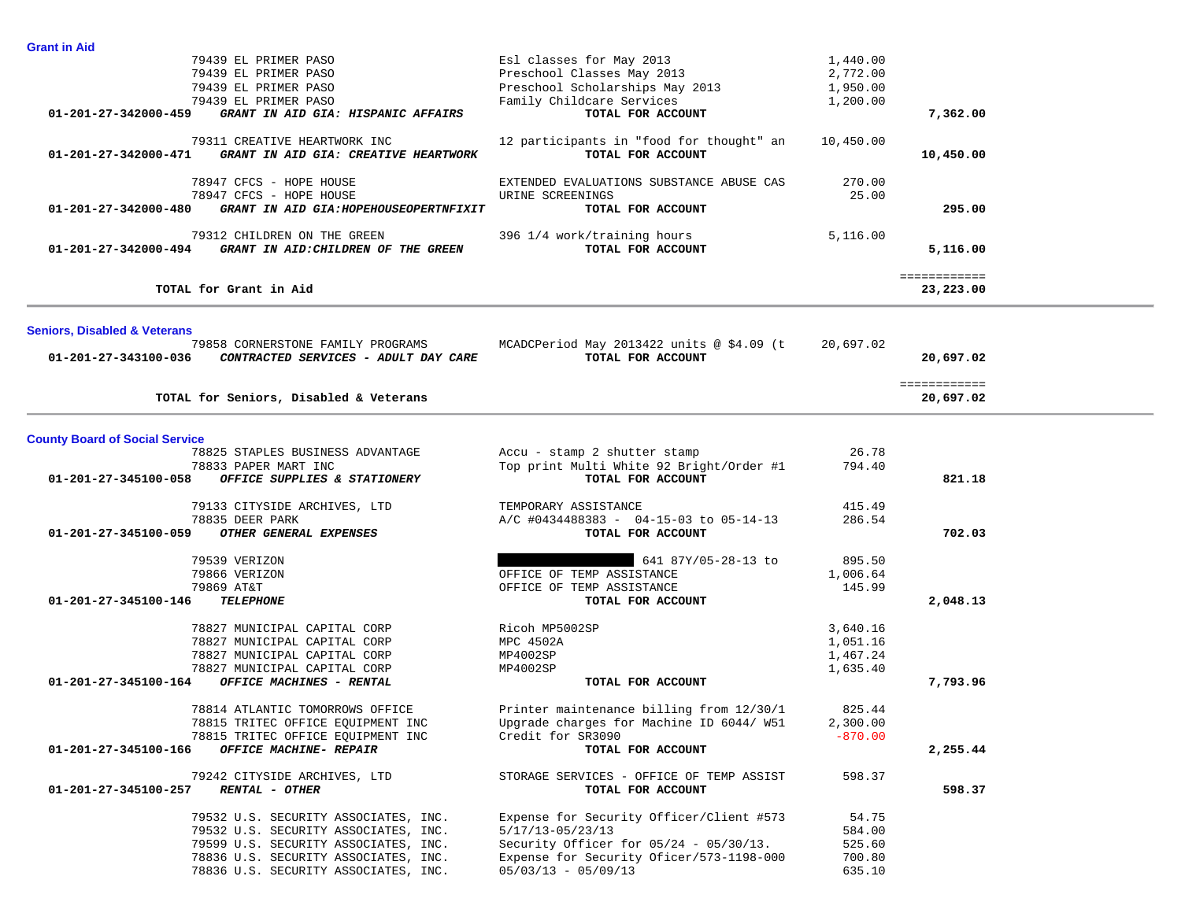## Grant in Aid

| | | | | |
|---|---|---|---|---|
| | 79439 EL PRIMER PASO | Esl classes for May 2013 | 1,440.00 | |
| | 79439 EL PRIMER PASO | Preschool Classes May 2013 | 2,772.00 | |
| | 79439 EL PRIMER PASO | Preschool Scholarships May 2013 | 1,950.00 | |
| | 79439 EL PRIMER PASO | Family Childcare Services | 1,200.00 | |
| **01-201-27-342000-459** | ***GRANT IN AID GIA: HISPANIC AFFAIRS*** | **TOTAL FOR ACCOUNT** | | **7,362.00** |
| | 79311 CREATIVE HEARTWORK INC | 12 participants in "food for thought" an | 10,450.00 | |
| **01-201-27-342000-471** | ***GRANT IN AID GIA: CREATIVE HEARTWORK*** | **TOTAL FOR ACCOUNT** | | **10,450.00** |
| | 78947 CFCS - HOPE HOUSE | EXTENDED EVALUATIONS SUBSTANCE ABUSE CAS | 270.00 | |
| | 78947 CFCS - HOPE HOUSE | URINE SCREENINGS | 25.00 | |
| **01-201-27-342000-480** | ***GRANT IN AID GIA:HOPEHOUSEOPERTNFIXIT*** | **TOTAL FOR ACCOUNT** | | **295.00** |
| | 79312 CHILDREN ON THE GREEN | 396 1/4 work/training hours | 5,116.00 | |
| **01-201-27-342000-494** | ***GRANT IN AID:CHILDREN OF THE GREEN*** | **TOTAL FOR ACCOUNT** | | **5,116.00** |
| | | | | ============ |
| | **TOTAL for Grant in Aid** | | | **23,223.00** |

## Seniors, Disabled & Veterans

| | | | | |
|---|---|---|---|---|
| | 79858 CORNERSTONE FAMILY PROGRAMS | MCADCPeriod May 2013422 units @ $4.09 (t | 20,697.02 | |
| **01-201-27-343100-036** | ***CONTRACTED SERVICES - ADULT DAY CARE*** | **TOTAL FOR ACCOUNT** | | **20,697.02** |
| | | | | ============ |
| | **TOTAL for Seniors, Disabled & Veterans** | | | **20,697.02** |

## County Board of Social Service

| | | | | |
|---|---|---|---|---|
| | 78825 STAPLES BUSINESS ADVANTAGE | Accu - stamp 2 shutter stamp | 26.78 | |
| | 78833 PAPER MART INC | Top print Multi White 92 Bright/Order #1 | 794.40 | |
| **01-201-27-345100-058** | ***OFFICE SUPPLIES & STATIONERY*** | **TOTAL FOR ACCOUNT** | | **821.18** |
| | 79133 CITYSIDE ARCHIVES, LTD | TEMPORARY ASSISTANCE | 415.49 | |
| | 78835 DEER PARK | A/C #0434488383 - 04-15-03 to 05-14-13 | 286.54 | |
| **01-201-27-345100-059** | ***OTHER GENERAL EXPENSES*** | **TOTAL FOR ACCOUNT** | | **702.03** |
| | 79539 VERIZON | [REDACTED] 641 87Y/05-28-13 to | 895.50 | |
| | 79866 VERIZON | OFFICE OF TEMP ASSISTANCE | 1,006.64 | |
| | 79869 AT&T | OFFICE OF TEMP ASSISTANCE | 145.99 | |
| **01-201-27-345100-146** | ***TELEPHONE*** | **TOTAL FOR ACCOUNT** | | **2,048.13** |
| | 78827 MUNICIPAL CAPITAL CORP | Ricoh MP5002SP | 3,640.16 | |
| | 78827 MUNICIPAL CAPITAL CORP | MPC 4502A | 1,051.16 | |
| | 78827 MUNICIPAL CAPITAL CORP | MP4002SP | 1,467.24 | |
| | 78827 MUNICIPAL CAPITAL CORP | MP4002SP | 1,635.40 | |
| **01-201-27-345100-164** | ***OFFICE MACHINES - RENTAL*** | **TOTAL FOR ACCOUNT** | | **7,793.96** |
| | 78814 ATLANTIC TOMORROWS OFFICE | Printer maintenance billing from 12/30/1 | 825.44 | |
| | 78815 TRITEC OFFICE EQUIPMENT INC | Upgrade charges for Machine ID 6044/ W51 | 2,300.00 | |
| | 78815 TRITEC OFFICE EQUIPMENT INC | Credit for SR3090 | -870.00 | |
| **01-201-27-345100-166** | ***OFFICE MACHINE- REPAIR*** | **TOTAL FOR ACCOUNT** | | **2,255.44** |
| | 79242 CITYSIDE ARCHIVES, LTD | STORAGE SERVICES - OFFICE OF TEMP ASSIST | 598.37 | |
| **01-201-27-345100-257** | ***RENTAL - OTHER*** | **TOTAL FOR ACCOUNT** | | **598.37** |
| | 79532 U.S. SECURITY ASSOCIATES, INC. | Expense for Security Officer/Client #573 | 54.75 | |
| | 79532 U.S. SECURITY ASSOCIATES, INC. | 5/17/13-05/23/13 | 584.00 | |
| | 79599 U.S. SECURITY ASSOCIATES, INC. | Security Officer for 05/24 - 05/30/13. | 525.60 | |
| | 78836 U.S. SECURITY ASSOCIATES, INC. | Expense for Security Oficer/573-1198-000 | 700.80 | |
| | 78836 U.S. SECURITY ASSOCIATES, INC. | 05/03/13 - 05/09/13 | 635.10 | |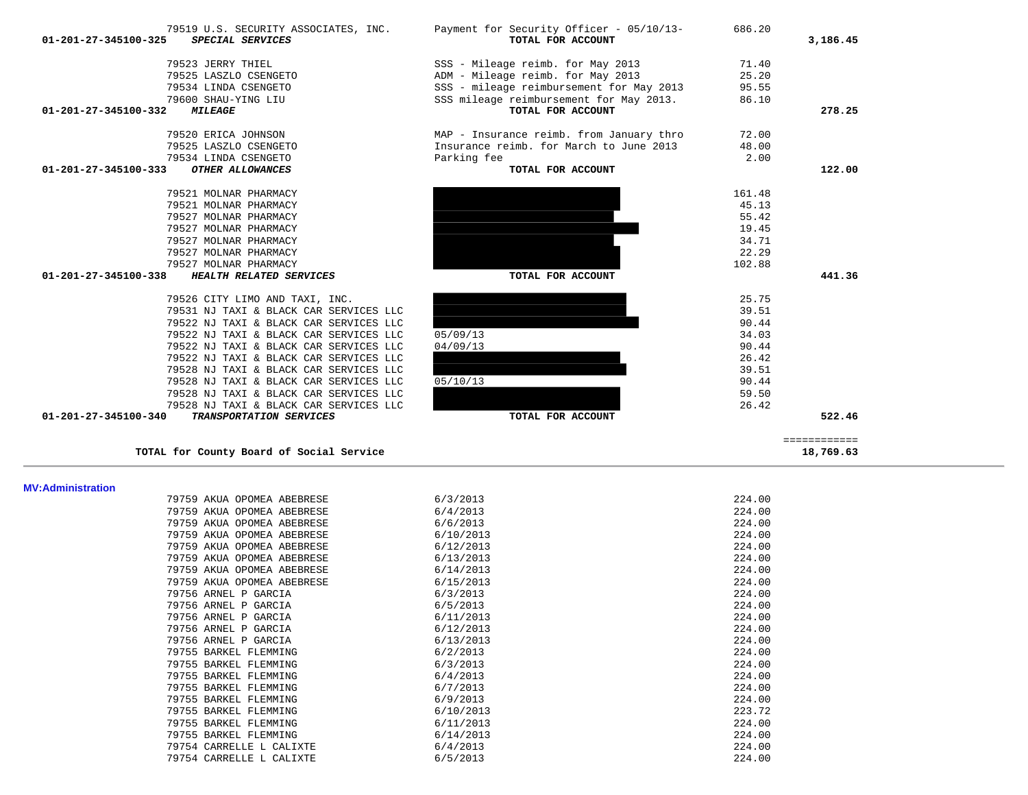| | | | | |
|---|---|---|---|---|
| | 79519 U.S. SECURITY ASSOCIATES, INC. | Payment for Security Officer - 05/10/13- | 686.20 | |
| 01-201-27-345100-325 | ***SPECIAL SERVICES*** | **TOTAL FOR ACCOUNT** | | **3,186.45** |
| | 79523 JERRY THIEL | SSS - Mileage reimb. for May 2013 | 71.40 | |
| | 79525 LASZLO CSENGETO | ADM - Mileage reimb. for May 2013 | 25.20 | |
| | 79534 LINDA CSENGETO | SSS - mileage reimbursement for May 2013 | 95.55 | |
| | 79600 SHAU-YING LIU | SSS mileage reimbursement for May 2013. | 86.10 | |
| 01-201-27-345100-332 | ***MILEAGE*** | **TOTAL FOR ACCOUNT** | | **278.25** |
| | 79520 ERICA JOHNSON | MAP - Insurance reimb. from January thro | 72.00 | |
| | 79525 LASZLO CSENGETO | Insurance reimb. for March to June 2013 | 48.00 | |
| | 79534 LINDA CSENGETO | Parking fee | 2.00 | |
| 01-201-27-345100-333 | ***OTHER ALLOWANCES*** | **TOTAL FOR ACCOUNT** | | **122.00** |
| | 79521 MOLNAR PHARMACY | | 161.48 | |
| | 79521 MOLNAR PHARMACY | | 45.13 | |
| | 79527 MOLNAR PHARMACY | | 55.42 | |
| | 79527 MOLNAR PHARMACY | | 19.45 | |
| | 79527 MOLNAR PHARMACY | | 34.71 | |
| | 79527 MOLNAR PHARMACY | | 22.29 | |
| | 79527 MOLNAR PHARMACY | | 102.88 | |
| 01-201-27-345100-338 | ***HEALTH RELATED SERVICES*** | **TOTAL FOR ACCOUNT** | | **441.36** |
| | 79526 CITY LIMO AND TAXI, INC. | | 25.75 | |
| | 79531 NJ TAXI & BLACK CAR SERVICES LLC | | 39.51 | |
| | 79522 NJ TAXI & BLACK CAR SERVICES LLC | | 90.44 | |
| | 79522 NJ TAXI & BLACK CAR SERVICES LLC | 05/09/13 | 34.03 | |
| | 79522 NJ TAXI & BLACK CAR SERVICES LLC | 04/09/13 | 90.44 | |
| | 79522 NJ TAXI & BLACK CAR SERVICES LLC | | 26.42 | |
| | 79528 NJ TAXI & BLACK CAR SERVICES LLC | | 39.51 | |
| | 79528 NJ TAXI & BLACK CAR SERVICES LLC | 05/10/13 | 90.44 | |
| | 79528 NJ TAXI & BLACK CAR SERVICES LLC | | 59.50 | |
| | 79528 NJ TAXI & BLACK CAR SERVICES LLC | | 26.42 | |
| 01-201-27-345100-340 | ***TRANSPORTATION SERVICES*** | **TOTAL FOR ACCOUNT** | | **522.46** |
| | **TOTAL for County Board of Social Service** | | | **18,769.63** |

**MV:Administration**

| | | |
|---|---|---|
| 79759 AKUA OPOMEA ABEBRESE | 6/3/2013 | 224.00 |
| 79759 AKUA OPOMEA ABEBRESE | 6/4/2013 | 224.00 |
| 79759 AKUA OPOMEA ABEBRESE | 6/6/2013 | 224.00 |
| 79759 AKUA OPOMEA ABEBRESE | 6/10/2013 | 224.00 |
| 79759 AKUA OPOMEA ABEBRESE | 6/12/2013 | 224.00 |
| 79759 AKUA OPOMEA ABEBRESE | 6/13/2013 | 224.00 |
| 79759 AKUA OPOMEA ABEBRESE | 6/14/2013 | 224.00 |
| 79759 AKUA OPOMEA ABEBRESE | 6/15/2013 | 224.00 |
| 79756 ARNEL P GARCIA | 6/3/2013 | 224.00 |
| 79756 ARNEL P GARCIA | 6/5/2013 | 224.00 |
| 79756 ARNEL P GARCIA | 6/11/2013 | 224.00 |
| 79756 ARNEL P GARCIA | 6/12/2013 | 224.00 |
| 79756 ARNEL P GARCIA | 6/13/2013 | 224.00 |
| 79755 BARKEL FLEMMING | 6/2/2013 | 224.00 |
| 79755 BARKEL FLEMMING | 6/3/2013 | 224.00 |
| 79755 BARKEL FLEMMING | 6/4/2013 | 224.00 |
| 79755 BARKEL FLEMMING | 6/7/2013 | 224.00 |
| 79755 BARKEL FLEMMING | 6/9/2013 | 224.00 |
| 79755 BARKEL FLEMMING | 6/10/2013 | 223.72 |
| 79755 BARKEL FLEMMING | 6/11/2013 | 224.00 |
| 79755 BARKEL FLEMMING | 6/14/2013 | 224.00 |
| 79754 CARRELLE L CALIXTE | 6/4/2013 | 224.00 |
| 79754 CARRELLE L CALIXTE | 6/5/2013 | 224.00 |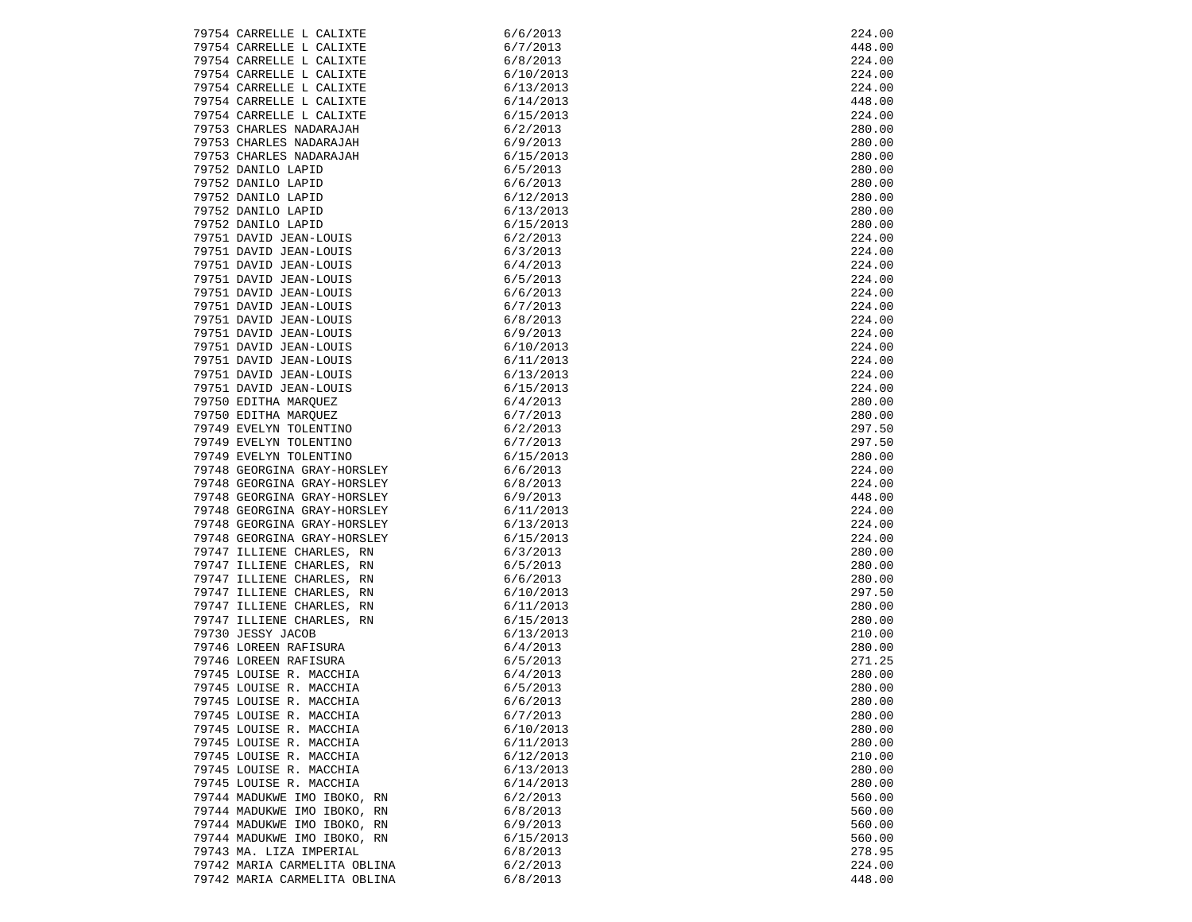| | | | |
|---|---|---|---|
| 79754 | CARRELLE L CALIXTE | 6/6/2013 | 224.00 |
| 79754 | CARRELLE L CALIXTE | 6/7/2013 | 448.00 |
| 79754 | CARRELLE L CALIXTE | 6/8/2013 | 224.00 |
| 79754 | CARRELLE L CALIXTE | 6/10/2013 | 224.00 |
| 79754 | CARRELLE L CALIXTE | 6/13/2013 | 224.00 |
| 79754 | CARRELLE L CALIXTE | 6/14/2013 | 448.00 |
| 79754 | CARRELLE L CALIXTE | 6/15/2013 | 224.00 |
| 79753 | CHARLES NADARAJAH | 6/2/2013 | 280.00 |
| 79753 | CHARLES NADARAJAH | 6/9/2013 | 280.00 |
| 79753 | CHARLES NADARAJAH | 6/15/2013 | 280.00 |
| 79752 | DANILO LAPID | 6/5/2013 | 280.00 |
| 79752 | DANILO LAPID | 6/6/2013 | 280.00 |
| 79752 | DANILO LAPID | 6/12/2013 | 280.00 |
| 79752 | DANILO LAPID | 6/13/2013 | 280.00 |
| 79752 | DANILO LAPID | 6/15/2013 | 280.00 |
| 79751 | DAVID JEAN-LOUIS | 6/2/2013 | 224.00 |
| 79751 | DAVID JEAN-LOUIS | 6/3/2013 | 224.00 |
| 79751 | DAVID JEAN-LOUIS | 6/4/2013 | 224.00 |
| 79751 | DAVID JEAN-LOUIS | 6/5/2013 | 224.00 |
| 79751 | DAVID JEAN-LOUIS | 6/6/2013 | 224.00 |
| 79751 | DAVID JEAN-LOUIS | 6/7/2013 | 224.00 |
| 79751 | DAVID JEAN-LOUIS | 6/8/2013 | 224.00 |
| 79751 | DAVID JEAN-LOUIS | 6/9/2013 | 224.00 |
| 79751 | DAVID JEAN-LOUIS | 6/10/2013 | 224.00 |
| 79751 | DAVID JEAN-LOUIS | 6/11/2013 | 224.00 |
| 79751 | DAVID JEAN-LOUIS | 6/13/2013 | 224.00 |
| 79751 | DAVID JEAN-LOUIS | 6/15/2013 | 224.00 |
| 79750 | EDITHA MARQUEZ | 6/4/2013 | 280.00 |
| 79750 | EDITHA MARQUEZ | 6/7/2013 | 280.00 |
| 79749 | EVELYN TOLENTINO | 6/2/2013 | 297.50 |
| 79749 | EVELYN TOLENTINO | 6/7/2013 | 297.50 |
| 79749 | EVELYN TOLENTINO | 6/15/2013 | 280.00 |
| 79748 | GEORGINA GRAY-HORSLEY | 6/6/2013 | 224.00 |
| 79748 | GEORGINA GRAY-HORSLEY | 6/8/2013 | 224.00 |
| 79748 | GEORGINA GRAY-HORSLEY | 6/9/2013 | 448.00 |
| 79748 | GEORGINA GRAY-HORSLEY | 6/11/2013 | 224.00 |
| 79748 | GEORGINA GRAY-HORSLEY | 6/13/2013 | 224.00 |
| 79748 | GEORGINA GRAY-HORSLEY | 6/15/2013 | 224.00 |
| 79747 | ILLIENE CHARLES, RN | 6/3/2013 | 280.00 |
| 79747 | ILLIENE CHARLES, RN | 6/5/2013 | 280.00 |
| 79747 | ILLIENE CHARLES, RN | 6/6/2013 | 280.00 |
| 79747 | ILLIENE CHARLES, RN | 6/10/2013 | 297.50 |
| 79747 | ILLIENE CHARLES, RN | 6/11/2013 | 280.00 |
| 79747 | ILLIENE CHARLES, RN | 6/15/2013 | 280.00 |
| 79730 | JESSY JACOB | 6/13/2013 | 210.00 |
| 79746 | LOREEN RAFISURA | 6/4/2013 | 280.00 |
| 79746 | LOREEN RAFISURA | 6/5/2013 | 271.25 |
| 79745 | LOUISE R. MACCHIA | 6/4/2013 | 280.00 |
| 79745 | LOUISE R. MACCHIA | 6/5/2013 | 280.00 |
| 79745 | LOUISE R. MACCHIA | 6/6/2013 | 280.00 |
| 79745 | LOUISE R. MACCHIA | 6/7/2013 | 280.00 |
| 79745 | LOUISE R. MACCHIA | 6/10/2013 | 280.00 |
| 79745 | LOUISE R. MACCHIA | 6/11/2013 | 280.00 |
| 79745 | LOUISE R. MACCHIA | 6/12/2013 | 210.00 |
| 79745 | LOUISE R. MACCHIA | 6/13/2013 | 280.00 |
| 79745 | LOUISE R. MACCHIA | 6/14/2013 | 280.00 |
| 79744 | MADUKWE IMO IBOKO, RN | 6/2/2013 | 560.00 |
| 79744 | MADUKWE IMO IBOKO, RN | 6/8/2013 | 560.00 |
| 79744 | MADUKWE IMO IBOKO, RN | 6/9/2013 | 560.00 |
| 79744 | MADUKWE IMO IBOKO, RN | 6/15/2013 | 560.00 |
| 79743 | MA. LIZA IMPERIAL | 6/8/2013 | 278.95 |
| 79742 | MARIA CARMELITA OBLINA | 6/2/2013 | 224.00 |
| 79742 | MARIA CARMELITA OBLINA | 6/8/2013 | 448.00 |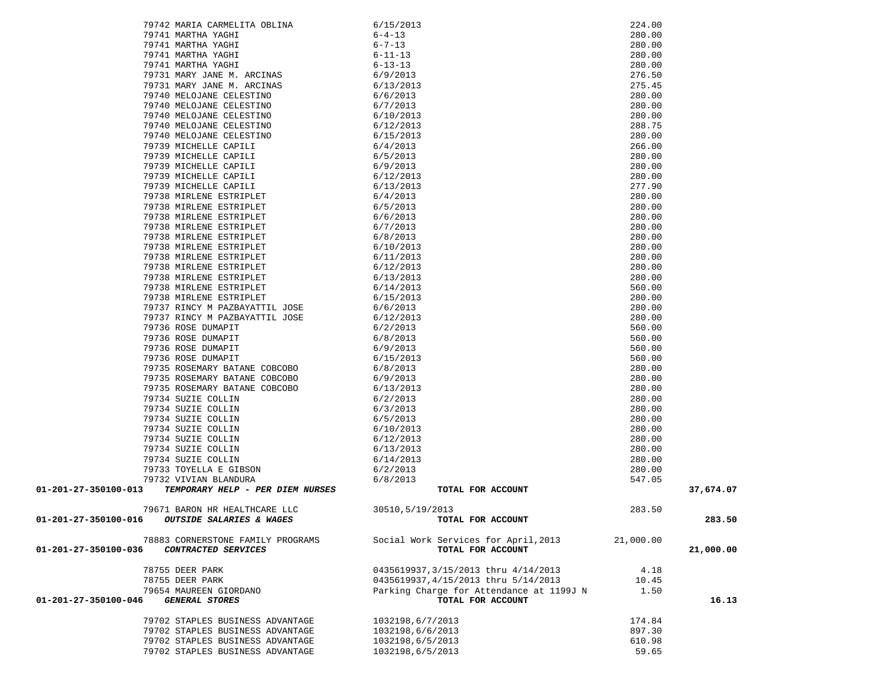| | | | | |
|---|---|---|---|---|
| | 79742 MARIA CARMELITA OBLINA | 6/15/2013 | 224.00 | |
| | 79741 MARTHA YAGHI | 6-4-13 | 280.00 | |
| | 79741 MARTHA YAGHI | 6-7-13 | 280.00 | |
| | 79741 MARTHA YAGHI | 6-11-13 | 280.00 | |
| | 79741 MARTHA YAGHI | 6-13-13 | 280.00 | |
| | 79731 MARY JANE M. ARCINAS | 6/9/2013 | 276.50 | |
| | 79731 MARY JANE M. ARCINAS | 6/13/2013 | 275.45 | |
| | 79740 MELOJANE CELESTINO | 6/6/2013 | 280.00 | |
| | 79740 MELOJANE CELESTINO | 6/7/2013 | 280.00 | |
| | 79740 MELOJANE CELESTINO | 6/10/2013 | 280.00 | |
| | 79740 MELOJANE CELESTINO | 6/12/2013 | 288.75 | |
| | 79740 MELOJANE CELESTINO | 6/15/2013 | 280.00 | |
| | 79739 MICHELLE CAPILI | 6/4/2013 | 266.00 | |
| | 79739 MICHELLE CAPILI | 6/5/2013 | 280.00 | |
| | 79739 MICHELLE CAPILI | 6/9/2013 | 280.00 | |
| | 79739 MICHELLE CAPILI | 6/12/2013 | 280.00 | |
| | 79739 MICHELLE CAPILI | 6/13/2013 | 277.90 | |
| | 79738 MIRLENE ESTRIPLET | 6/4/2013 | 280.00 | |
| | 79738 MIRLENE ESTRIPLET | 6/5/2013 | 280.00 | |
| | 79738 MIRLENE ESTRIPLET | 6/6/2013 | 280.00 | |
| | 79738 MIRLENE ESTRIPLET | 6/7/2013 | 280.00 | |
| | 79738 MIRLENE ESTRIPLET | 6/8/2013 | 280.00 | |
| | 79738 MIRLENE ESTRIPLET | 6/10/2013 | 280.00 | |
| | 79738 MIRLENE ESTRIPLET | 6/11/2013 | 280.00 | |
| | 79738 MIRLENE ESTRIPLET | 6/12/2013 | 280.00 | |
| | 79738 MIRLENE ESTRIPLET | 6/13/2013 | 280.00 | |
| | 79738 MIRLENE ESTRIPLET | 6/14/2013 | 560.00 | |
| | 79738 MIRLENE ESTRIPLET | 6/15/2013 | 280.00 | |
| | 79737 RINCY M PAZBAYATTIL JOSE | 6/6/2013 | 280.00 | |
| | 79737 RINCY M PAZBAYATTIL JOSE | 6/12/2013 | 280.00 | |
| | 79736 ROSE DUMAPIT | 6/2/2013 | 560.00 | |
| | 79736 ROSE DUMAPIT | 6/8/2013 | 560.00 | |
| | 79736 ROSE DUMAPIT | 6/9/2013 | 560.00 | |
| | 79736 ROSE DUMAPIT | 6/15/2013 | 560.00 | |
| | 79735 ROSEMARY BATANE COBCOBO | 6/8/2013 | 280.00 | |
| | 79735 ROSEMARY BATANE COBCOBO | 6/9/2013 | 280.00 | |
| | 79735 ROSEMARY BATANE COBCOBO | 6/13/2013 | 280.00 | |
| | 79734 SUZIE COLLIN | 6/2/2013 | 280.00 | |
| | 79734 SUZIE COLLIN | 6/3/2013 | 280.00 | |
| | 79734 SUZIE COLLIN | 6/5/2013 | 280.00 | |
| | 79734 SUZIE COLLIN | 6/10/2013 | 280.00 | |
| | 79734 SUZIE COLLIN | 6/12/2013 | 280.00 | |
| | 79734 SUZIE COLLIN | 6/13/2013 | 280.00 | |
| | 79734 SUZIE COLLIN | 6/14/2013 | 280.00 | |
| | 79733 TOYELLA E GIBSON | 6/2/2013 | 280.00 | |
| | 79732 VIVIAN BLANDURA | 6/8/2013 | 547.05 | |
| **01-201-27-350100-013** | ***TEMPORARY HELP - PER DIEM NURSES*** | **TOTAL FOR ACCOUNT** | | **37,674.07** |
| | 79671 BARON HR HEALTHCARE LLC | 30510,5/19/2013 | 283.50 | |
| **01-201-27-350100-016** | ***OUTSIDE SALARIES & WAGES*** | **TOTAL FOR ACCOUNT** | | **283.50** |
| | 78883 CORNERSTONE FAMILY PROGRAMS | Social Work Services for April,2013 | 21,000.00 | |
| **01-201-27-350100-036** | ***CONTRACTED SERVICES*** | **TOTAL FOR ACCOUNT** | | **21,000.00** |
| | 78755 DEER PARK | 0435619937,3/15/2013 thru 4/14/2013 | 4.18 | |
| | 78755 DEER PARK | 0435619937,4/15/2013 thru 5/14/2013 | 10.45 | |
| | 79654 MAUREEN GIORDANO | Parking Charge for Attendance at 1199J N | 1.50 | |
| **01-201-27-350100-046** | ***GENERAL STORES*** | **TOTAL FOR ACCOUNT** | | **16.13** |
| | 79702 STAPLES BUSINESS ADVANTAGE | 1032198,6/7/2013 | 174.84 | |
| | 79702 STAPLES BUSINESS ADVANTAGE | 1032198,6/6/2013 | 897.30 | |
| | 79702 STAPLES BUSINESS ADVANTAGE | 1032198,6/5/2013 | 610.98 | |
| | 79702 STAPLES BUSINESS ADVANTAGE | 1032198,6/5/2013 | 59.65 | |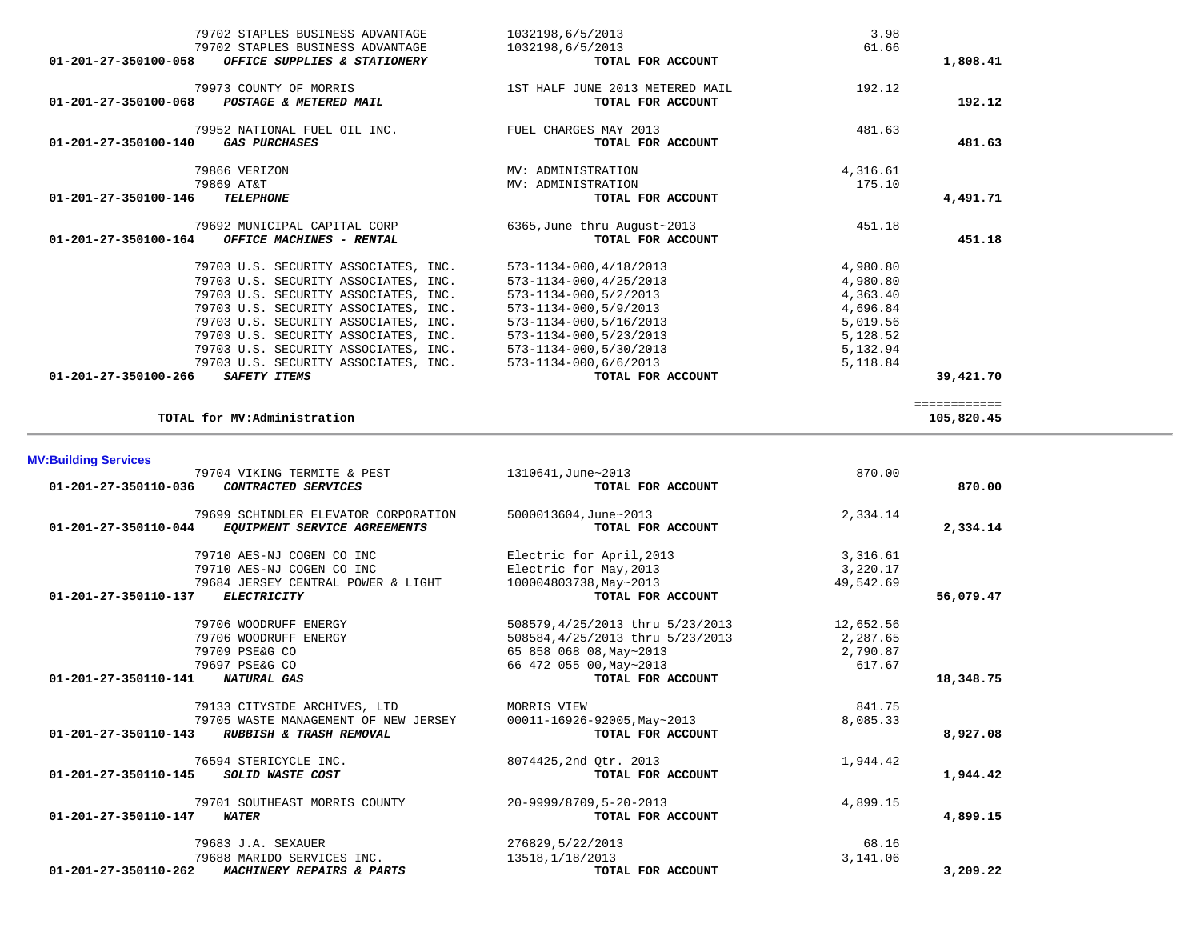| | | | | |
|---|---|---|---|---|
| | 79702 STAPLES BUSINESS ADVANTAGE | 1032198,6/5/2013 | 3.98 | |
| | 79702 STAPLES BUSINESS ADVANTAGE | 1032198,6/5/2013 | 61.66 | |
| **01-201-27-350100-058** | ***OFFICE SUPPLIES & STATIONERY*** | **TOTAL FOR ACCOUNT** | | **1,808.41** |
| | 79973 COUNTY OF MORRIS | 1ST HALF JUNE 2013 METERED MAIL | 192.12 | |
| **01-201-27-350100-068** | ***POSTAGE & METERED MAIL*** | **TOTAL FOR ACCOUNT** | | **192.12** |
| | 79952 NATIONAL FUEL OIL INC. | FUEL CHARGES MAY 2013 | 481.63 | |
| **01-201-27-350100-140** | ***GAS PURCHASES*** | **TOTAL FOR ACCOUNT** | | **481.63** |
| | 79866 VERIZON | MV: ADMINISTRATION | 4,316.61 | |
| | 79869 AT&T | MV: ADMINISTRATION | 175.10 | |
| **01-201-27-350100-146** | ***TELEPHONE*** | **TOTAL FOR ACCOUNT** | | **4,491.71** |
| | 79692 MUNICIPAL CAPITAL CORP | 6365,June thru August~2013 | 451.18 | |
| **01-201-27-350100-164** | ***OFFICE MACHINES - RENTAL*** | **TOTAL FOR ACCOUNT** | | **451.18** |
| | 79703 U.S. SECURITY ASSOCIATES, INC. | 573-1134-000,4/18/2013 | 4,980.80 | |
| | 79703 U.S. SECURITY ASSOCIATES, INC. | 573-1134-000,4/25/2013 | 4,980.80 | |
| | 79703 U.S. SECURITY ASSOCIATES, INC. | 573-1134-000,5/2/2013 | 4,363.40 | |
| | 79703 U.S. SECURITY ASSOCIATES, INC. | 573-1134-000,5/9/2013 | 4,696.84 | |
| | 79703 U.S. SECURITY ASSOCIATES, INC. | 573-1134-000,5/16/2013 | 5,019.56 | |
| | 79703 U.S. SECURITY ASSOCIATES, INC. | 573-1134-000,5/23/2013 | 5,128.52 | |
| | 79703 U.S. SECURITY ASSOCIATES, INC. | 573-1134-000,5/30/2013 | 5,132.94 | |
| | 79703 U.S. SECURITY ASSOCIATES, INC. | 573-1134-000,6/6/2013 | 5,118.84 | |
| **01-201-27-350100-266** | ***SAFETY ITEMS*** | **TOTAL FOR ACCOUNT** | | **39,421.70** |
| | | | | ============ |
| | **TOTAL for MV:Administration** | | | **105,820.45** |

**MV:Building Services**

| | | | | |
|---|---|---|---|---|
| | 79704 VIKING TERMITE & PEST | 1310641,June~2013 | 870.00 | |
| **01-201-27-350110-036** | ***CONTRACTED SERVICES*** | **TOTAL FOR ACCOUNT** | | **870.00** |
| | 79699 SCHINDLER ELEVATOR CORPORATION | 5000013604,June~2013 | 2,334.14 | |
| **01-201-27-350110-044** | ***EQUIPMENT SERVICE AGREEMENTS*** | **TOTAL FOR ACCOUNT** | | **2,334.14** |
| | 79710 AES-NJ COGEN CO INC | Electric for April,2013 | 3,316.61 | |
| | 79710 AES-NJ COGEN CO INC | Electric for May,2013 | 3,220.17 | |
| | 79684 JERSEY CENTRAL POWER & LIGHT | 100004803738,May~2013 | 49,542.69 | |
| **01-201-27-350110-137** | ***ELECTRICITY*** | **TOTAL FOR ACCOUNT** | | **56,079.47** |
| | 79706 WOODRUFF ENERGY | 508579,4/25/2013 thru 5/23/2013 | 12,652.56 | |
| | 79706 WOODRUFF ENERGY | 508584,4/25/2013 thru 5/23/2013 | 2,287.65 | |
| | 79709 PSE&G CO | 65 858 068 08,May~2013 | 2,790.87 | |
| | 79697 PSE&G CO | 66 472 055 00,May~2013 | 617.67 | |
| **01-201-27-350110-141** | ***NATURAL GAS*** | **TOTAL FOR ACCOUNT** | | **18,348.75** |
| | 79133 CITYSIDE ARCHIVES, LTD | MORRIS VIEW | 841.75 | |
| | 79705 WASTE MANAGEMENT OF NEW JERSEY | 00011-16926-92005,May~2013 | 8,085.33 | |
| **01-201-27-350110-143** | ***RUBBISH & TRASH REMOVAL*** | **TOTAL FOR ACCOUNT** | | **8,927.08** |
| | 76594 STERICYCLE INC. | 8074425,2nd Qtr. 2013 | 1,944.42 | |
| **01-201-27-350110-145** | ***SOLID WASTE COST*** | **TOTAL FOR ACCOUNT** | | **1,944.42** |
| | 79701 SOUTHEAST MORRIS COUNTY | 20-9999/8709,5-20-2013 | 4,899.15 | |
| **01-201-27-350110-147** | ***WATER*** | **TOTAL FOR ACCOUNT** | | **4,899.15** |
| | 79683 J.A. SEXAUER | 276829,5/22/2013 | 68.16 | |
| | 79688 MARIDO SERVICES INC. | 13518,1/18/2013 | 3,141.06 | |
| **01-201-27-350110-262** | ***MACHINERY REPAIRS & PARTS*** | **TOTAL FOR ACCOUNT** | | **3,209.22** |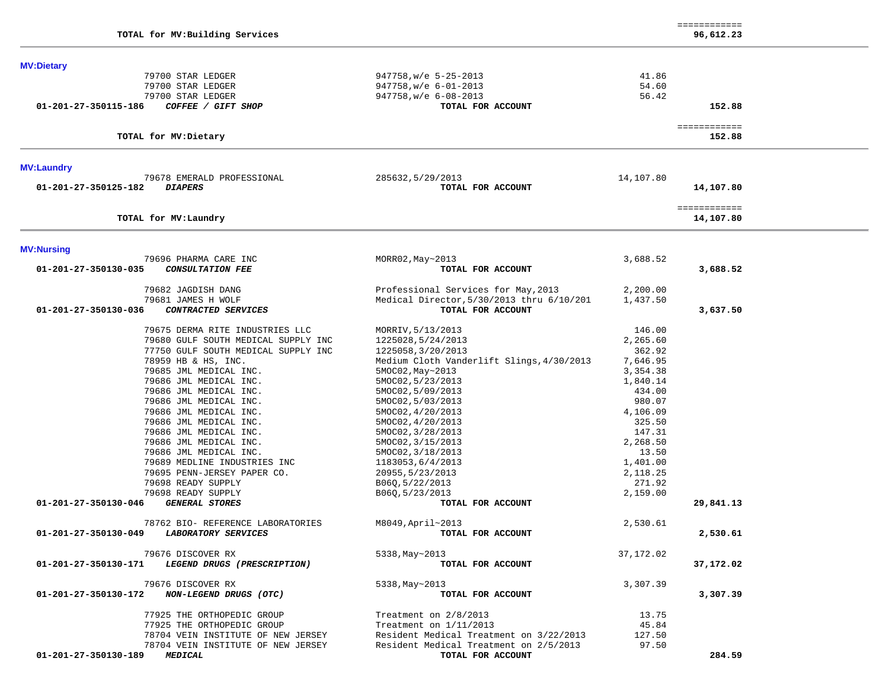| | | | |
|---|---|---|---|
| **TOTAL for MV:Building Services** | | | ============ **96,612.23** |

**MV:Dietary**

| | | | |
|---|---|---|---|
| 79700 STAR LEDGER | 947758,w/e 5-25-2013 | 41.86 | |
| 79700 STAR LEDGER | 947758,w/e 6-01-2013 | 54.60 | |
| 79700 STAR LEDGER | 947758,w/e 6-08-2013 | 56.42 | |
| **01-201-27-350115-186** ***COFFEE / GIFT SHOP*** | **TOTAL FOR ACCOUNT** | | **152.88** |
| **TOTAL for MV:Dietary** | | | ============ **152.88** |

**MV:Laundry**

| | | | |
|---|---|---|---|
| 79678 EMERALD PROFESSIONAL | 285632,5/29/2013 | 14,107.80 | |
| **01-201-27-350125-182** ***DIAPERS*** | **TOTAL FOR ACCOUNT** | | **14,107.80** |
| **TOTAL for MV:Laundry** | | | ============ **14,107.80** |

**MV:Nursing**

| | | | |
|---|---|---|---|
| 79696 PHARMA CARE INC | MORR02,May~2013 | 3,688.52 | |
| **01-201-27-350130-035** ***CONSULTATION FEE*** | **TOTAL FOR ACCOUNT** | | **3,688.52** |
| 79682 JAGDISH DANG | Professional Services for May,2013 | 2,200.00 | |
| 79681 JAMES H WOLF | Medical Director,5/30/2013 thru 6/10/201 | 1,437.50 | |
| **01-201-27-350130-036** ***CONTRACTED SERVICES*** | **TOTAL FOR ACCOUNT** | | **3,637.50** |
| 79675 DERMA RITE INDUSTRIES LLC | MORRIV,5/13/2013 | 146.00 | |
| 79680 GULF SOUTH MEDICAL SUPPLY INC | 1225028,5/24/2013 | 2,265.60 | |
| 77750 GULF SOUTH MEDICAL SUPPLY INC | 1225058,3/20/2013 | 362.92 | |
| 78959 HB & HS, INC. | Medium Cloth Vanderlift Slings,4/30/2013 | 7,646.95 | |
| 79685 JML MEDICAL INC. | 5MOC02,May~2013 | 3,354.38 | |
| 79686 JML MEDICAL INC. | 5MOC02,5/23/2013 | 1,840.14 | |
| 79686 JML MEDICAL INC. | 5MOC02,5/09/2013 | 434.00 | |
| 79686 JML MEDICAL INC. | 5MOC02,5/03/2013 | 980.07 | |
| 79686 JML MEDICAL INC. | 5MOC02,4/20/2013 | 4,106.09 | |
| 79686 JML MEDICAL INC. | 5MOC02,4/20/2013 | 325.50 | |
| 79686 JML MEDICAL INC. | 5MOC02,3/28/2013 | 147.31 | |
| 79686 JML MEDICAL INC. | 5MOC02,3/15/2013 | 2,268.50 | |
| 79686 JML MEDICAL INC. | 5MOC02,3/18/2013 | 13.50 | |
| 79689 MEDLINE INDUSTRIES INC | 1183053,6/4/2013 | 1,401.00 | |
| 79695 PENN-JERSEY PAPER CO. | 20955,5/23/2013 | 2,118.25 | |
| 79698 READY SUPPLY | B06Q,5/22/2013 | 271.92 | |
| 79698 READY SUPPLY | B06Q,5/23/2013 | 2,159.00 | |
| **01-201-27-350130-046** ***GENERAL STORES*** | **TOTAL FOR ACCOUNT** | | **29,841.13** |
| 78762 BIO- REFERENCE LABORATORIES | M8049,April~2013 | 2,530.61 | |
| **01-201-27-350130-049** ***LABORATORY SERVICES*** | **TOTAL FOR ACCOUNT** | | **2,530.61** |
| 79676 DISCOVER RX | 5338,May~2013 | 37,172.02 | |
| **01-201-27-350130-171** ***LEGEND DRUGS (PRESCRIPTION)*** | **TOTAL FOR ACCOUNT** | | **37,172.02** |
| 79676 DISCOVER RX | 5338,May~2013 | 3,307.39 | |
| **01-201-27-350130-172** ***NON-LEGEND DRUGS (OTC)*** | **TOTAL FOR ACCOUNT** | | **3,307.39** |
| 77925 THE ORTHOPEDIC GROUP | Treatment on 2/8/2013 | 13.75 | |
| 77925 THE ORTHOPEDIC GROUP | Treatment on 1/11/2013 | 45.84 | |
| 78704 VEIN INSTITUTE OF NEW JERSEY | Resident Medical Treatment on 3/22/2013 | 127.50 | |
| 78704 VEIN INSTITUTE OF NEW JERSEY | Resident Medical Treatment on 2/5/2013 | 97.50 | |
| **01-201-27-350130-189** ***MEDICAL*** | **TOTAL FOR ACCOUNT** | | **284.59** |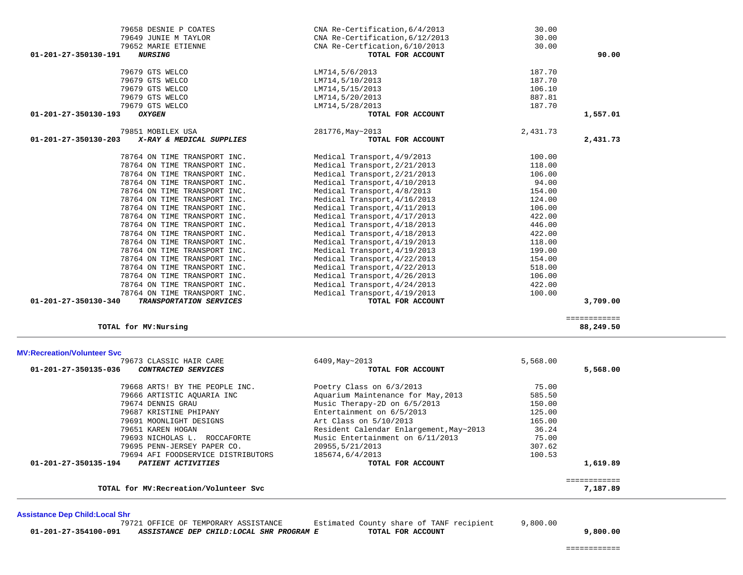| | | | |
|---|---|---|---|
| 79658 DESNIE P COATES | CNA Re-Certification,6/4/2013 | 30.00 | |
| 79649 JUNIE M TAYLOR | CNA Re-Certification,6/12/2013 | 30.00 | |
| 79652 MARIE ETIENNE | CNA Re-Certfication,6/10/2013 | 30.00 | |
| **01-201-27-350130-191** ***NURSING*** | **TOTAL FOR ACCOUNT** | | **90.00** |
| 79679 GTS WELCO | LM714,5/6/2013 | 187.70 | |
| 79679 GTS WELCO | LM714,5/10/2013 | 187.70 | |
| 79679 GTS WELCO | LM714,5/15/2013 | 106.10 | |
| 79679 GTS WELCO | LM714,5/20/2013 | 887.81 | |
| 79679 GTS WELCO | LM714,5/28/2013 | 187.70 | |
| **01-201-27-350130-193** ***OXYGEN*** | **TOTAL FOR ACCOUNT** | | **1,557.01** |
| 79851 MOBILEX USA | 281776,May~2013 | 2,431.73 | |
| **01-201-27-350130-203** ***X-RAY & MEDICAL SUPPLIES*** | **TOTAL FOR ACCOUNT** | | **2,431.73** |
| 78764 ON TIME TRANSPORT INC. | Medical Transport,4/9/2013 | 100.00 | |
| 78764 ON TIME TRANSPORT INC. | Medical Transport,2/21/2013 | 118.00 | |
| 78764 ON TIME TRANSPORT INC. | Medical Transport,2/21/2013 | 106.00 | |
| 78764 ON TIME TRANSPORT INC. | Medical Transport,4/10/2013 | 94.00 | |
| 78764 ON TIME TRANSPORT INC. | Medical Transport,4/8/2013 | 154.00 | |
| 78764 ON TIME TRANSPORT INC. | Medical Transport,4/16/2013 | 124.00 | |
| 78764 ON TIME TRANSPORT INC. | Medical Transport,4/11/2013 | 106.00 | |
| 78764 ON TIME TRANSPORT INC. | Medical Transport,4/17/2013 | 422.00 | |
| 78764 ON TIME TRANSPORT INC. | Medical Transport,4/18/2013 | 446.00 | |
| 78764 ON TIME TRANSPORT INC. | Medical Transport,4/18/2013 | 422.00 | |
| 78764 ON TIME TRANSPORT INC. | Medical Transport,4/19/2013 | 118.00 | |
| 78764 ON TIME TRANSPORT INC. | Medical Transport,4/19/2013 | 199.00 | |
| 78764 ON TIME TRANSPORT INC. | Medical Transport,4/22/2013 | 154.00 | |
| 78764 ON TIME TRANSPORT INC. | Medical Transport,4/22/2013 | 518.00 | |
| 78764 ON TIME TRANSPORT INC. | Medical Transport,4/26/2013 | 106.00 | |
| 78764 ON TIME TRANSPORT INC. | Medical Transport,4/24/2013 | 422.00 | |
| 78764 ON TIME TRANSPORT INC. | Medical Transport,4/19/2013 | 100.00 | |
| **01-201-27-350130-340** ***TRANSPORTATION SERVICES*** | **TOTAL FOR ACCOUNT** | | **3,709.00** |
| | | | ============ |
| **TOTAL for MV:Nursing** | | | **88,249.50** |

**MV:Recreation/Volunteer Svc**

| | | | |
|---|---|---|---|
| 79673 CLASSIC HAIR CARE | 6409,May~2013 | 5,568.00 | |
| **01-201-27-350135-036** ***CONTRACTED SERVICES*** | **TOTAL FOR ACCOUNT** | | **5,568.00** |
| 79668 ARTS! BY THE PEOPLE INC. | Poetry Class on 6/3/2013 | 75.00 | |
| 79666 ARTISTIC AQUARIA INC | Aquarium Maintenance for May,2013 | 585.50 | |
| 79674 DENNIS GRAU | Music Therapy-2D on 6/5/2013 | 150.00 | |
| 79687 KRISTINE PHIPANY | Entertainment on 6/5/2013 | 125.00 | |
| 79691 MOONLIGHT DESIGNS | Art Class on 5/10/2013 | 165.00 | |
| 79651 KAREN HOGAN | Resident Calendar Enlargement,May~2013 | 36.24 | |
| 79693 NICHOLAS L. ROCCAFORTE | Music Entertainment on 6/11/2013 | 75.00 | |
| 79695 PENN-JERSEY PAPER CO. | 20955,5/21/2013 | 307.62 | |
| 79694 AFI FOODSERVICE DISTRIBUTORS | 185674,6/4/2013 | 100.53 | |
| **01-201-27-350135-194** ***PATIENT ACTIVITIES*** | **TOTAL FOR ACCOUNT** | | **1,619.89** |
| | | | ============ |
| **TOTAL for MV:Recreation/Volunteer Svc** | | | **7,187.89** |

**Assistance Dep Child:Local Shr**

| | | | |
|---|---|---|---|
| 79721 OFFICE OF TEMPORARY ASSISTANCE | Estimated County share of TANF recipient | 9,800.00 | |
| **01-201-27-354100-091** ***ASSISTANCE DEP CHILD:LOCAL SHR PROGRAM E*** | **TOTAL FOR ACCOUNT** | | **9,800.00** |
| | | | ============ |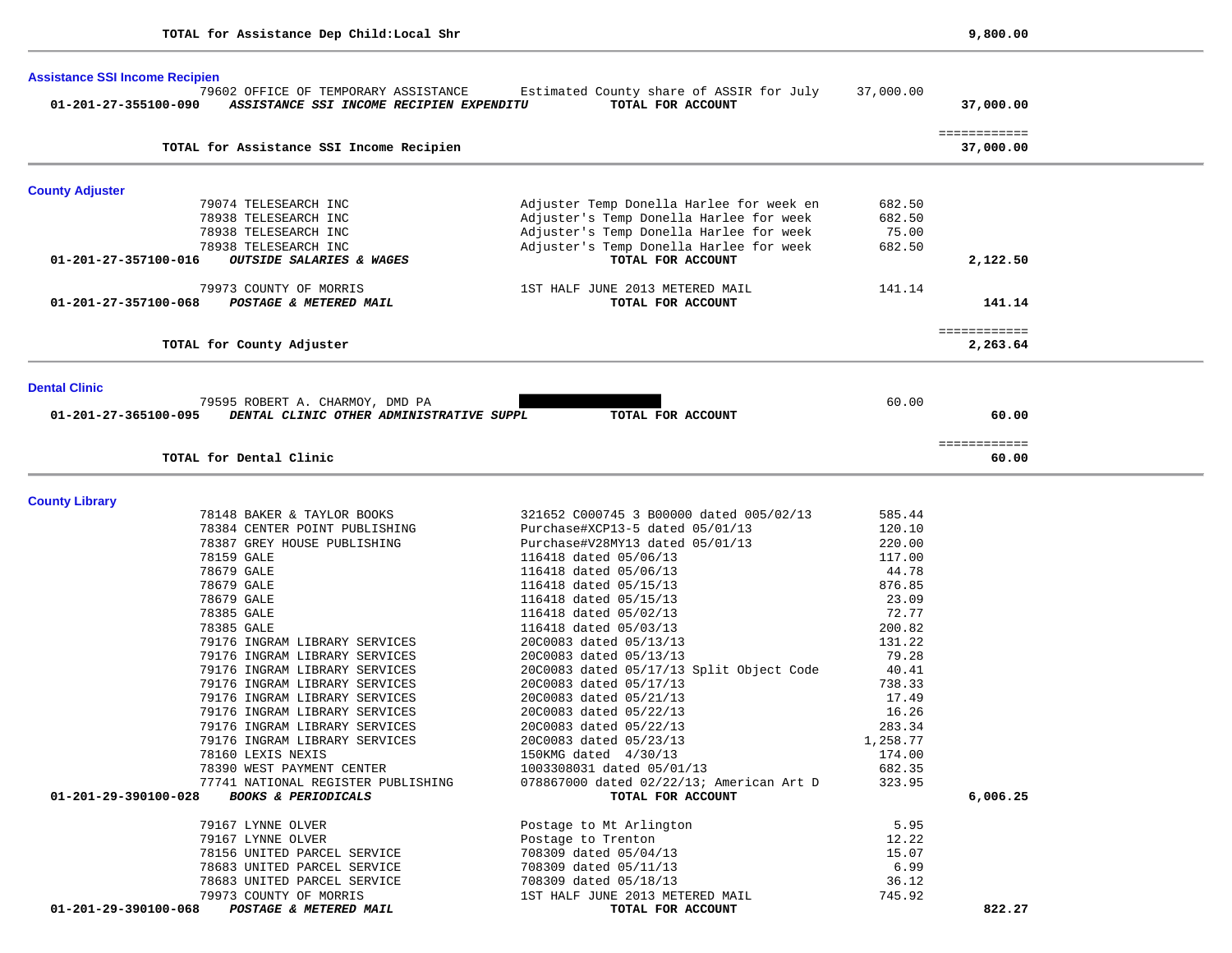**TOTAL for Assistance Dep Child:Local Shr** **9,800.00**

## Assistance SSI Income Recipien

| | | | | |
|---|---|---|---|---|
| | 79602 OFFICE OF TEMPORARY ASSISTANCE | Estimated County share of ASSIR for July | 37,000.00 | |
| **01-201-27-355100-090** | ***ASSISTANCE SSI INCOME RECIPIEN EXPENDITU*** | **TOTAL FOR ACCOUNT** | | **37,000.00** |

============

**TOTAL for Assistance SSI Income Recipien** **37,000.00**

## County Adjuster

| | | | | |
|---|---|---|---|---|
| | 79074 TELESEARCH INC | Adjuster Temp Donella Harlee for week en | 682.50 | |
| | 78938 TELESEARCH INC | Adjuster's Temp Donella Harlee for week | 682.50 | |
| | 78938 TELESEARCH INC | Adjuster's Temp Donella Harlee for week | 75.00 | |
| | 78938 TELESEARCH INC | Adjuster's Temp Donella Harlee for week | 682.50 | |
| **01-201-27-357100-016** | ***OUTSIDE SALARIES & WAGES*** | **TOTAL FOR ACCOUNT** | | **2,122.50** |
| | 79973 COUNTY OF MORRIS | 1ST HALF JUNE 2013 METERED MAIL | 141.14 | |
| **01-201-27-357100-068** | ***POSTAGE & METERED MAIL*** | **TOTAL FOR ACCOUNT** | | **141.14** |

============

**TOTAL for County Adjuster** **2,263.64**

## Dental Clinic

| | | | | |
|---|---|---|---|---|
| | 79595 ROBERT A. CHARMOY, DMD PA | [REDACTED] | 60.00 | |
| **01-201-27-365100-095** | ***DENTAL CLINIC OTHER ADMINISTRATIVE SUPPL*** | **TOTAL FOR ACCOUNT** | | **60.00** |

============

**TOTAL for Dental Clinic** **60.00**

## County Library

| | | | | |
|---|---|---|---|---|
| | 78148 BAKER & TAYLOR BOOKS | 321652 C000745 3 B00000 dated 005/02/13 | 585.44 | |
| | 78384 CENTER POINT PUBLISHING | Purchase#XCP13-5 dated 05/01/13 | 120.10 | |
| | 78387 GREY HOUSE PUBLISHING | Purchase#V28MY13 dated 05/01/13 | 220.00 | |
| | 78159 GALE | 116418 dated 05/06/13 | 117.00 | |
| | 78679 GALE | 116418 dated 05/06/13 | 44.78 | |
| | 78679 GALE | 116418 dated 05/15/13 | 876.85 | |
| | 78679 GALE | 116418 dated 05/15/13 | 23.09 | |
| | 78385 GALE | 116418 dated 05/02/13 | 72.77 | |
| | 78385 GALE | 116418 dated 05/03/13 | 200.82 | |
| | 79176 INGRAM LIBRARY SERVICES | 20C0083 dated 05/13/13 | 131.22 | |
| | 79176 INGRAM LIBRARY SERVICES | 20C0083 dated 05/13/13 | 79.28 | |
| | 79176 INGRAM LIBRARY SERVICES | 20C0083 dated 05/17/13 Split Object Code | 40.41 | |
| | 79176 INGRAM LIBRARY SERVICES | 20C0083 dated 05/17/13 | 738.33 | |
| | 79176 INGRAM LIBRARY SERVICES | 20C0083 dated 05/21/13 | 17.49 | |
| | 79176 INGRAM LIBRARY SERVICES | 20C0083 dated 05/22/13 | 16.26 | |
| | 79176 INGRAM LIBRARY SERVICES | 20C0083 dated 05/22/13 | 283.34 | |
| | 79176 INGRAM LIBRARY SERVICES | 20C0083 dated 05/23/13 | 1,258.77 | |
| | 78160 LEXIS NEXIS | 150KMG dated 4/30/13 | 174.00 | |
| | 78390 WEST PAYMENT CENTER | 1003308031 dated 05/01/13 | 682.35 | |
| | 77741 NATIONAL REGISTER PUBLISHING | 078867000 dated 02/22/13; American Art D | 323.95 | |
| **01-201-29-390100-028** | ***BOOKS & PERIODICALS*** | **TOTAL FOR ACCOUNT** | | **6,006.25** |
| | 79167 LYNNE OLVER | Postage to Mt Arlington | 5.95 | |
| | 79167 LYNNE OLVER | Postage to Trenton | 12.22 | |
| | 78156 UNITED PARCEL SERVICE | 708309 dated 05/04/13 | 15.07 | |
| | 78683 UNITED PARCEL SERVICE | 708309 dated 05/11/13 | 6.99 | |
| | 78683 UNITED PARCEL SERVICE | 708309 dated 05/18/13 | 36.12 | |
| | 79973 COUNTY OF MORRIS | 1ST HALF JUNE 2013 METERED MAIL | 745.92 | |
| **01-201-29-390100-068** | ***POSTAGE & METERED MAIL*** | **TOTAL FOR ACCOUNT** | | **822.27** |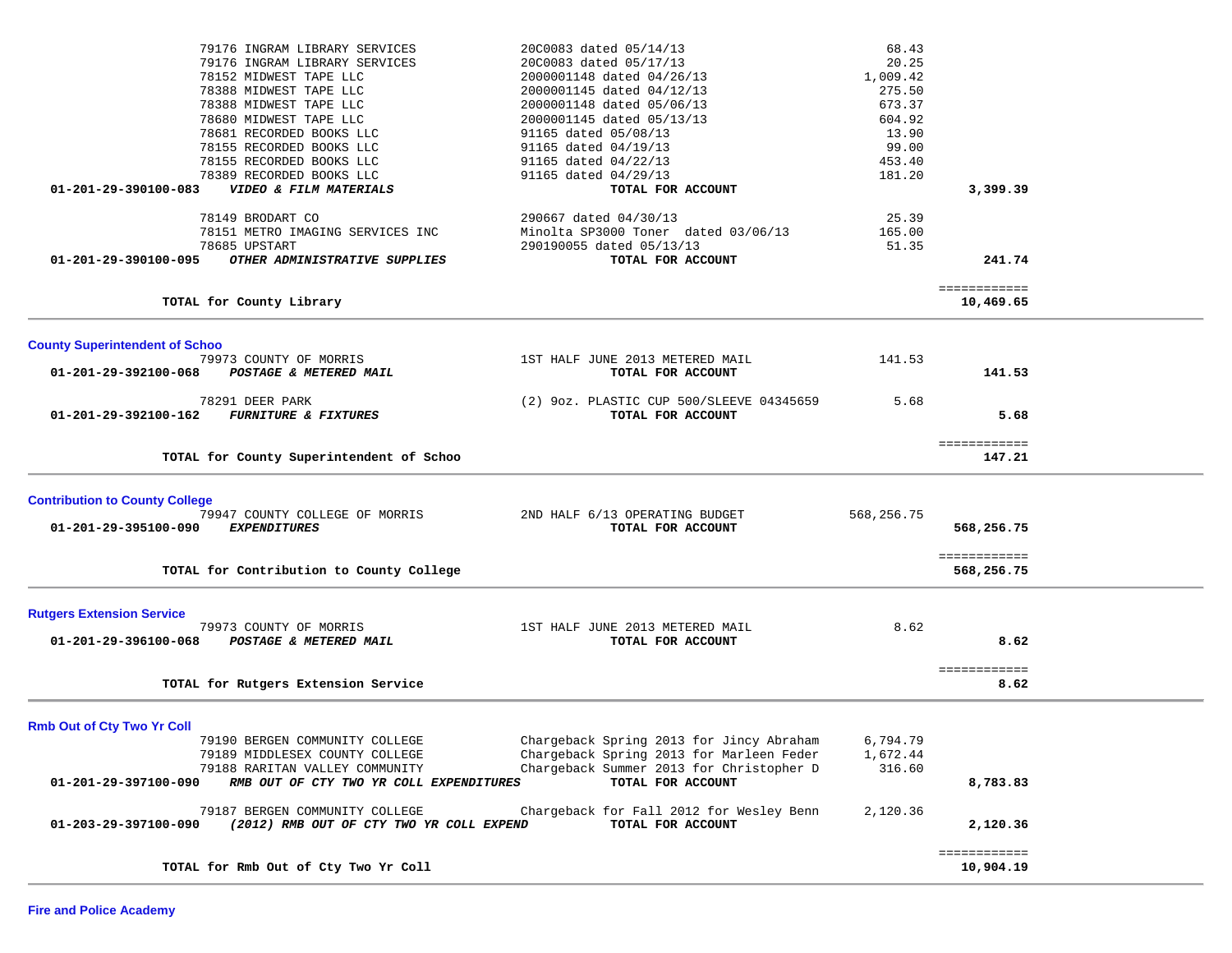| | | | | |
|---|---|---|---|---|
| | 79176 INGRAM LIBRARY SERVICES | 20C0083 dated 05/14/13 | 68.43 | |
| | 79176 INGRAM LIBRARY SERVICES | 20C0083 dated 05/17/13 | 20.25 | |
| | 78152 MIDWEST TAPE LLC | 2000001148 dated 04/26/13 | 1,009.42 | |
| | 78388 MIDWEST TAPE LLC | 2000001145 dated 04/12/13 | 275.50 | |
| | 78388 MIDWEST TAPE LLC | 2000001148 dated 05/06/13 | 673.37 | |
| | 78680 MIDWEST TAPE LLC | 2000001145 dated 05/13/13 | 604.92 | |
| | 78681 RECORDED BOOKS LLC | 91165 dated 05/08/13 | 13.90 | |
| | 78155 RECORDED BOOKS LLC | 91165 dated 04/19/13 | 99.00 | |
| | 78155 RECORDED BOOKS LLC | 91165 dated 04/22/13 | 453.40 | |
| | 78389 RECORDED BOOKS LLC | 91165 dated 04/29/13 | 181.20 | |
| **01-201-29-390100-083** | ***VIDEO & FILM MATERIALS*** | **TOTAL FOR ACCOUNT** | | **3,399.39** |
| | 78149 BRODART CO | 290667 dated 04/30/13 | 25.39 | |
| | 78151 METRO IMAGING SERVICES INC | Minolta SP3000 Toner dated 03/06/13 | 165.00 | |
| | 78685 UPSTART | 290190055 dated 05/13/13 | 51.35 | |
| **01-201-29-390100-095** | ***OTHER ADMINISTRATIVE SUPPLIES*** | **TOTAL FOR ACCOUNT** | | **241.74** |
| | **TOTAL for County Library** | | | ============ **10,469.65** |

## County Superintendent of Schoo

| | | | | |
|---|---|---|---|---|
| | 79973 COUNTY OF MORRIS | 1ST HALF JUNE 2013 METERED MAIL | 141.53 | |
| **01-201-29-392100-068** | ***POSTAGE & METERED MAIL*** | **TOTAL FOR ACCOUNT** | | **141.53** |
| | 78291 DEER PARK | (2) 9oz. PLASTIC CUP 500/SLEEVE 04345659 | 5.68 | |
| **01-201-29-392100-162** | ***FURNITURE & FIXTURES*** | **TOTAL FOR ACCOUNT** | | **5.68** |
| | **TOTAL for County Superintendent of Schoo** | | | ============ **147.21** |

## Contribution to County College

| | | | | |
|---|---|---|---|---|
| | 79947 COUNTY COLLEGE OF MORRIS | 2ND HALF 6/13 OPERATING BUDGET | 568,256.75 | |
| **01-201-29-395100-090** | ***EXPENDITURES*** | **TOTAL FOR ACCOUNT** | | **568,256.75** |
| | **TOTAL for Contribution to County College** | | | ============ **568,256.75** |

## Rutgers Extension Service

| | | | | |
|---|---|---|---|---|
| | 79973 COUNTY OF MORRIS | 1ST HALF JUNE 2013 METERED MAIL | 8.62 | |
| **01-201-29-396100-068** | ***POSTAGE & METERED MAIL*** | **TOTAL FOR ACCOUNT** | | **8.62** |
| | **TOTAL for Rutgers Extension Service** | | | ============ **8.62** |

## Rmb Out of Cty Two Yr Coll

| | | | | |
|---|---|---|---|---|
| | 79190 BERGEN COMMUNITY COLLEGE | Chargeback Spring 2013 for Jincy Abraham | 6,794.79 | |
| | 79189 MIDDLESEX COUNTY COLLEGE | Chargeback Spring 2013 for Marleen Feder | 1,672.44 | |
| | 79188 RARITAN VALLEY COMMUNITY | Chargeback Summer 2013 for Christopher D | 316.60 | |
| **01-201-29-397100-090** | ***RMB OUT OF CTY TWO YR COLL EXPENDITURES*** | **TOTAL FOR ACCOUNT** | | **8,783.83** |
| | 79187 BERGEN COMMUNITY COLLEGE | Chargeback for Fall 2012 for Wesley Benn | 2,120.36 | |
| **01-203-29-397100-090** | ***(2012) RMB OUT OF CTY TWO YR COLL EXPEND*** | **TOTAL FOR ACCOUNT** | | **2,120.36** |
| | **TOTAL for Rmb Out of Cty Two Yr Coll** | | | ============ **10,904.19** |

## Fire and Police Academy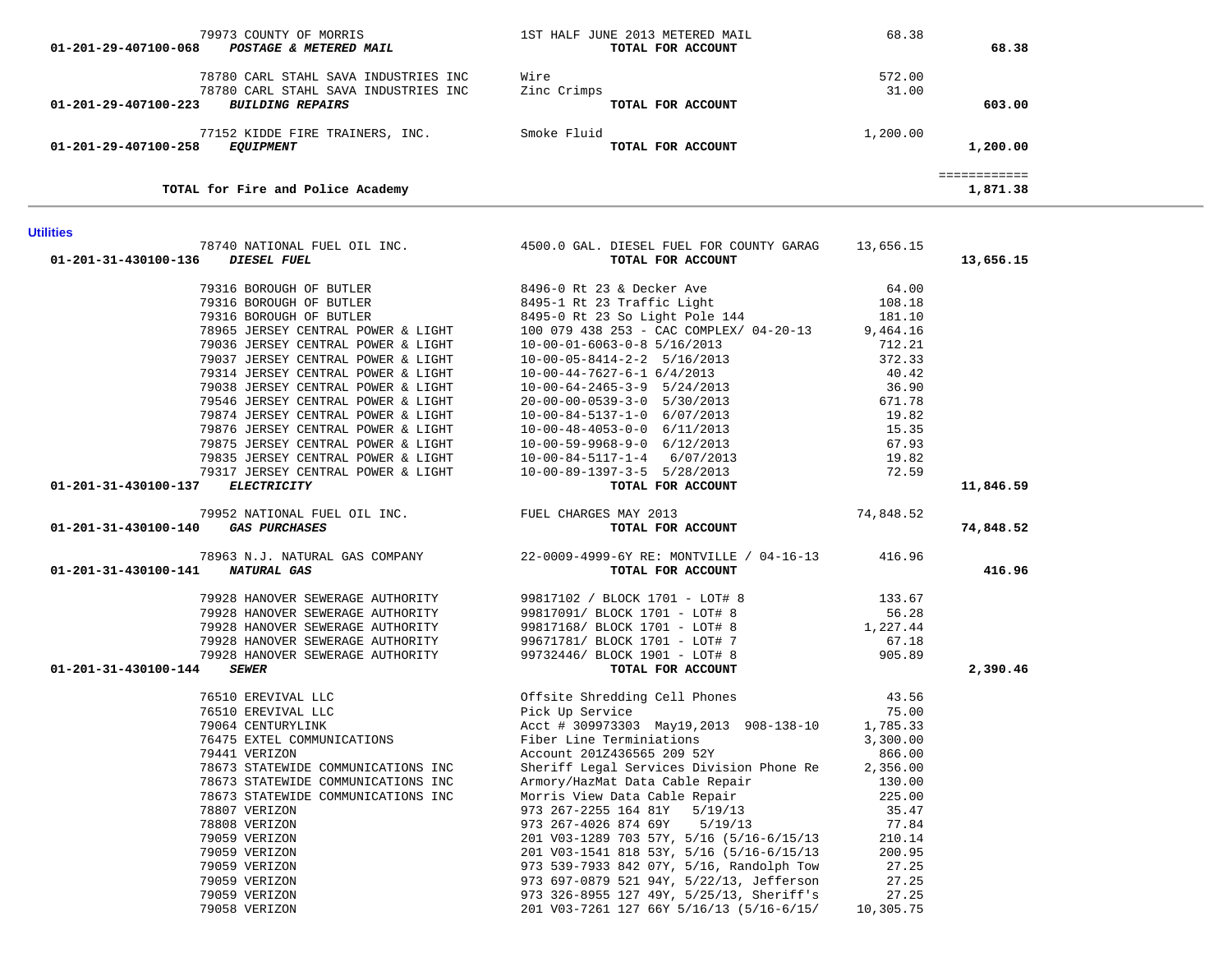| | | | | |
|---|---|---|---|---|
| | 79973 COUNTY OF MORRIS | 1ST HALF JUNE 2013 METERED MAIL | 68.38 | |
| 01-201-29-407100-068 | ***POSTAGE & METERED MAIL*** | **TOTAL FOR ACCOUNT** | | **68.38** |
| | 78780 CARL STAHL SAVA INDUSTRIES INC | Wire | 572.00 | |
| | 78780 CARL STAHL SAVA INDUSTRIES INC | Zinc Crimps | 31.00 | |
| 01-201-29-407100-223 | ***BUILDING REPAIRS*** | **TOTAL FOR ACCOUNT** | | **603.00** |
| | 77152 KIDDE FIRE TRAINERS, INC. | Smoke Fluid | 1,200.00 | |
| 01-201-29-407100-258 | ***EQUIPMENT*** | **TOTAL FOR ACCOUNT** | | **1,200.00** |
| | | | | ============ |
| | **TOTAL for Fire and Police Academy** | | | **1,871.38** |

**Utilities**

| | | | | |
|---|---|---|---|---|
| | 78740 NATIONAL FUEL OIL INC. | 4500.0 GAL. DIESEL FUEL FOR COUNTY GARAG | 13,656.15 | |
| 01-201-31-430100-136 | ***DIESEL FUEL*** | **TOTAL FOR ACCOUNT** | | **13,656.15** |
| | 79316 BOROUGH OF BUTLER | 8496-0 Rt 23 & Decker Ave | 64.00 | |
| | 79316 BOROUGH OF BUTLER | 8495-1 Rt 23 Traffic Light | 108.18 | |
| | 79316 BOROUGH OF BUTLER | 8495-0 Rt 23 So Light Pole 144 | 181.10 | |
| | 78965 JERSEY CENTRAL POWER & LIGHT | 100 079 438 253 - CAC COMPLEX/ 04-20-13 | 9,464.16 | |
| | 79036 JERSEY CENTRAL POWER & LIGHT | 10-00-01-6063-0-8 5/16/2013 | 712.21 | |
| | 79037 JERSEY CENTRAL POWER & LIGHT | 10-00-05-8414-2-2 5/16/2013 | 372.33 | |
| | 79314 JERSEY CENTRAL POWER & LIGHT | 10-00-44-7627-6-1 6/4/2013 | 40.42 | |
| | 79038 JERSEY CENTRAL POWER & LIGHT | 10-00-64-2465-3-9 5/24/2013 | 36.90 | |
| | 79546 JERSEY CENTRAL POWER & LIGHT | 20-00-00-0539-3-0 5/30/2013 | 671.78 | |
| | 79874 JERSEY CENTRAL POWER & LIGHT | 10-00-84-5137-1-0 6/07/2013 | 19.82 | |
| | 79876 JERSEY CENTRAL POWER & LIGHT | 10-00-48-4053-0-0 6/11/2013 | 15.35 | |
| | 79875 JERSEY CENTRAL POWER & LIGHT | 10-00-59-9968-9-0 6/12/2013 | 67.93 | |
| | 79835 JERSEY CENTRAL POWER & LIGHT | 10-00-84-5117-1-4 6/07/2013 | 19.82 | |
| | 79317 JERSEY CENTRAL POWER & LIGHT | 10-00-89-1397-3-5 5/28/2013 | 72.59 | |
| 01-201-31-430100-137 | ***ELECTRICITY*** | **TOTAL FOR ACCOUNT** | | **11,846.59** |
| | 79952 NATIONAL FUEL OIL INC. | FUEL CHARGES MAY 2013 | 74,848.52 | |
| 01-201-31-430100-140 | ***GAS PURCHASES*** | **TOTAL FOR ACCOUNT** | | **74,848.52** |
| | 78963 N.J. NATURAL GAS COMPANY | 22-0009-4999-6Y RE: MONTVILLE / 04-16-13 | 416.96 | |
| 01-201-31-430100-141 | ***NATURAL GAS*** | **TOTAL FOR ACCOUNT** | | **416.96** |
| | 79928 HANOVER SEWERAGE AUTHORITY | 99817102 / BLOCK 1701 - LOT# 8 | 133.67 | |
| | 79928 HANOVER SEWERAGE AUTHORITY | 99817091/ BLOCK 1701 - LOT# 8 | 56.28 | |
| | 79928 HANOVER SEWERAGE AUTHORITY | 99817168/ BLOCK 1701 - LOT# 8 | 1,227.44 | |
| | 79928 HANOVER SEWERAGE AUTHORITY | 99671781/ BLOCK 1701 - LOT# 7 | 67.18 | |
| | 79928 HANOVER SEWERAGE AUTHORITY | 99732446/ BLOCK 1901 - LOT# 8 | 905.89 | |
| 01-201-31-430100-144 | ***SEWER*** | **TOTAL FOR ACCOUNT** | | **2,390.46** |
| | 76510 EREVIVAL LLC | Offsite Shredding Cell Phones | 43.56 | |
| | 76510 EREVIVAL LLC | Pick Up Service | 75.00 | |
| | 79064 CENTURYLINK | Acct # 309973303 May19,2013 908-138-10 | 1,785.33 | |
| | 76475 EXTEL COMMUNICATIONS | Fiber Line Terminiations | 3,300.00 | |
| | 79441 VERIZON | Account 201Z436565 209 52Y | 866.00 | |
| | 78673 STATEWIDE COMMUNICATIONS INC | Sheriff Legal Services Division Phone Re | 2,356.00 | |
| | 78673 STATEWIDE COMMUNICATIONS INC | Armory/HazMat Data Cable Repair | 130.00 | |
| | 78673 STATEWIDE COMMUNICATIONS INC | Morris View Data Cable Repair | 225.00 | |
| | 78807 VERIZON | 973 267-2255 164 81Y 5/19/13 | 35.47 | |
| | 78808 VERIZON | 973 267-4026 874 69Y 5/19/13 | 77.84 | |
| | 79059 VERIZON | 201 V03-1289 703 57Y, 5/16 (5/16-6/15/13 | 210.14 | |
| | 79059 VERIZON | 201 V03-1541 818 53Y, 5/16 (5/16-6/15/13 | 200.95 | |
| | 79059 VERIZON | 973 539-7933 842 07Y, 5/16, Randolph Tow | 27.25 | |
| | 79059 VERIZON | 973 697-0879 521 94Y, 5/22/13, Jefferson | 27.25 | |
| | 79059 VERIZON | 973 326-8955 127 49Y, 5/25/13, Sheriff's | 27.25 | |
| | 79058 VERIZON | 201 V03-7261 127 66Y 5/16/13 (5/16-6/15/ | 10,305.75 | |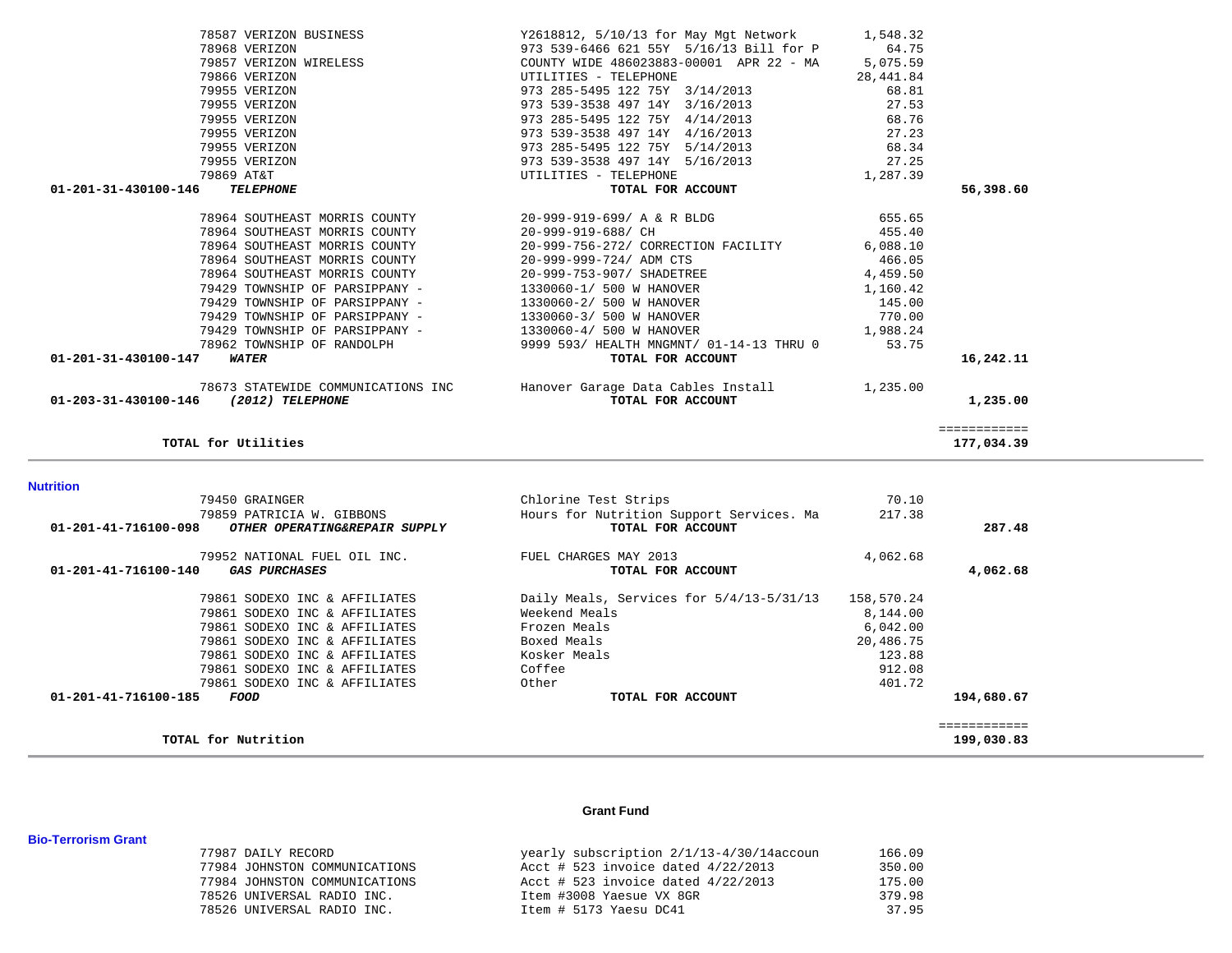| | | | |
|---|---|---|---|
| 78587 VERIZON BUSINESS | Y2618812, 5/10/13 for May Mgt Network | 1,548.32 | |
| 78968 VERIZON | 973 539-6466 621 55Y 5/16/13 Bill for P | 64.75 | |
| 79857 VERIZON WIRELESS | COUNTY WIDE 486023883-00001 APR 22 - MA | 5,075.59 | |
| 79866 VERIZON | UTILITIES - TELEPHONE | 28,441.84 | |
| 79955 VERIZON | 973 285-5495 122 75Y 3/14/2013 | 68.81 | |
| 79955 VERIZON | 973 539-3538 497 14Y 3/16/2013 | 27.53 | |
| 79955 VERIZON | 973 285-5495 122 75Y 4/14/2013 | 68.76 | |
| 79955 VERIZON | 973 539-3538 497 14Y 4/16/2013 | 27.23 | |
| 79955 VERIZON | 973 285-5495 122 75Y 5/14/2013 | 68.34 | |
| 79955 VERIZON | 973 539-3538 497 14Y 5/16/2013 | 27.25 | |
| 79869 AT&T | UTILITIES - TELEPHONE | 1,287.39 | |
| **01-201-31-430100-146** ***TELEPHONE*** | **TOTAL FOR ACCOUNT** | | **56,398.60** |
| 78964 SOUTHEAST MORRIS COUNTY | 20-999-919-699/ A & R BLDG | 655.65 | |
| 78964 SOUTHEAST MORRIS COUNTY | 20-999-919-688/ CH | 455.40 | |
| 78964 SOUTHEAST MORRIS COUNTY | 20-999-756-272/ CORRECTION FACILITY | 6,088.10 | |
| 78964 SOUTHEAST MORRIS COUNTY | 20-999-999-724/ ADM CTS | 466.05 | |
| 78964 SOUTHEAST MORRIS COUNTY | 20-999-753-907/ SHADETREE | 4,459.50 | |
| 79429 TOWNSHIP OF PARSIPPANY - | 1330060-1/ 500 W HANOVER | 1,160.42 | |
| 79429 TOWNSHIP OF PARSIPPANY - | 1330060-2/ 500 W HANOVER | 145.00 | |
| 79429 TOWNSHIP OF PARSIPPANY - | 1330060-3/ 500 W HANOVER | 770.00 | |
| 79429 TOWNSHIP OF PARSIPPANY - | 1330060-4/ 500 W HANOVER | 1,988.24 | |
| 78962 TOWNSHIP OF RANDOLPH | 9999 593/ HEALTH MNGMNT/ 01-14-13 THRU 0 | 53.75 | |
| **01-201-31-430100-147** ***WATER*** | **TOTAL FOR ACCOUNT** | | **16,242.11** |
| 78673 STATEWIDE COMMUNICATIONS INC | Hanover Garage Data Cables Install | 1,235.00 | |
| **01-203-31-430100-146** ***(2012) TELEPHONE*** | **TOTAL FOR ACCOUNT** | | **1,235.00** |
| | | | ============ |
| **TOTAL for Utilities** | | | **177,034.39** |

**Nutrition**

| | | | |
|---|---|---|---|
| 79450 GRAINGER | Chlorine Test Strips | 70.10 | |
| 79859 PATRICIA W. GIBBONS | Hours for Nutrition Support Services. Ma | 217.38 | |
| **01-201-41-716100-098** ***OTHER OPERATING&REPAIR SUPPLY*** | **TOTAL FOR ACCOUNT** | | **287.48** |
| 79952 NATIONAL FUEL OIL INC. | FUEL CHARGES MAY 2013 | 4,062.68 | |
| **01-201-41-716100-140** ***GAS PURCHASES*** | **TOTAL FOR ACCOUNT** | | **4,062.68** |
| 79861 SODEXO INC & AFFILIATES | Daily Meals, Services for 5/4/13-5/31/13 | 158,570.24 | |
| 79861 SODEXO INC & AFFILIATES | Weekend Meals | 8,144.00 | |
| 79861 SODEXO INC & AFFILIATES | Frozen Meals | 6,042.00 | |
| 79861 SODEXO INC & AFFILIATES | Boxed Meals | 20,486.75 | |
| 79861 SODEXO INC & AFFILIATES | Kosker Meals | 123.88 | |
| 79861 SODEXO INC & AFFILIATES | Coffee | 912.08 | |
| 79861 SODEXO INC & AFFILIATES | Other | 401.72 | |
| **01-201-41-716100-185** ***FOOD*** | **TOTAL FOR ACCOUNT** | | **194,680.67** |
| | | | ============ |
| **TOTAL for Nutrition** | | | **199,030.83** |

## Grant Fund

**Bio-Terrorism Grant**

| | | |
|---|---|---|
| 77987 DAILY RECORD | yearly subscription 2/1/13-4/30/14accoun | 166.09 |
| 77984 JOHNSTON COMMUNICATIONS | Acct # 523 invoice dated 4/22/2013 | 350.00 |
| 77984 JOHNSTON COMMUNICATIONS | Acct # 523 invoice dated 4/22/2013 | 175.00 |
| 78526 UNIVERSAL RADIO INC. | Item #3008 Yaesue VX 8GR | 379.98 |
| 78526 UNIVERSAL RADIO INC. | Item # 5173 Yaesu DC41 | 37.95 |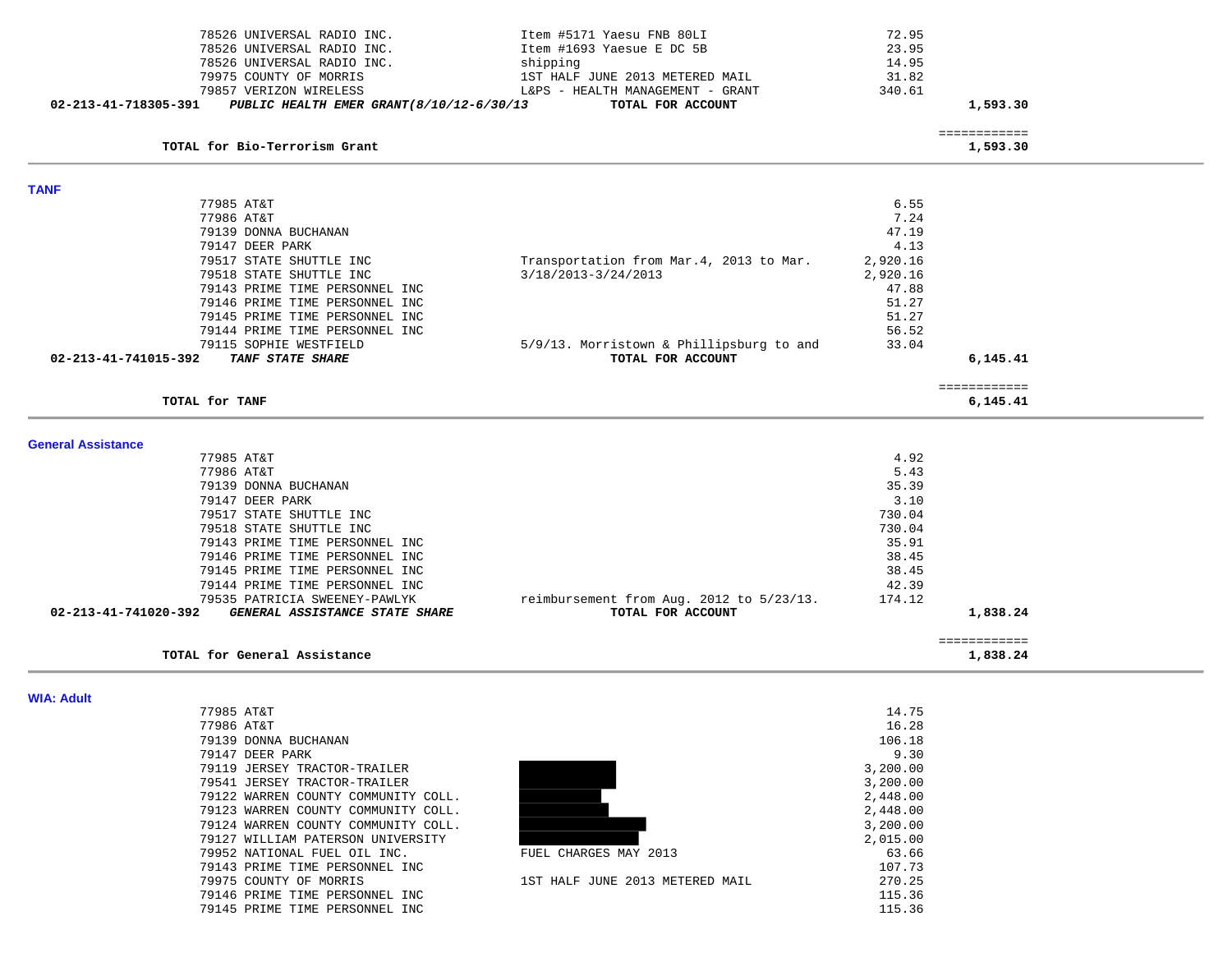| | | | |
|---|---|---|---|
| 78526 UNIVERSAL RADIO INC. | Item #5171 Yaesu FNB 80LI | 72.95 | |
| 78526 UNIVERSAL RADIO INC. | Item #1693 Yaesue E DC 5B | 23.95 | |
| 78526 UNIVERSAL RADIO INC. | shipping | 14.95 | |
| 79975 COUNTY OF MORRIS | 1ST HALF JUNE 2013 METERED MAIL | 31.82 | |
| 79857 VERIZON WIRELESS | L&PS - HEALTH MANAGEMENT - GRANT | 340.61 | |
| **02-213-41-718305-391** ***PUBLIC HEALTH EMER GRANT(8/10/12-6/30/13*** | **TOTAL FOR ACCOUNT** | | **1,593.30** |
| | | | ============ |
| **TOTAL for Bio-Terrorism Grant** | | | **1,593.30** |

## TANF

| | | | |
|---|---|---|---|
| 77985 AT&T | | 6.55 | |
| 77986 AT&T | | 7.24 | |
| 79139 DONNA BUCHANAN | | 47.19 | |
| 79147 DEER PARK | | 4.13 | |
| 79517 STATE SHUTTLE INC | Transportation from Mar.4, 2013 to Mar. | 2,920.16 | |
| 79518 STATE SHUTTLE INC | 3/18/2013-3/24/2013 | 2,920.16 | |
| 79143 PRIME TIME PERSONNEL INC | | 47.88 | |
| 79146 PRIME TIME PERSONNEL INC | | 51.27 | |
| 79145 PRIME TIME PERSONNEL INC | | 51.27 | |
| 79144 PRIME TIME PERSONNEL INC | | 56.52 | |
| 79115 SOPHIE WESTFIELD | 5/9/13. Morristown & Phillipsburg to and | 33.04 | |
| **02-213-41-741015-392** ***TANF STATE SHARE*** | **TOTAL FOR ACCOUNT** | | **6,145.41** |
| | | | ============ |
| **TOTAL for TANF** | | | **6,145.41** |

## General Assistance

| | | | |
|---|---|---|---|
| 77985 AT&T | | 4.92 | |
| 77986 AT&T | | 5.43 | |
| 79139 DONNA BUCHANAN | | 35.39 | |
| 79147 DEER PARK | | 3.10 | |
| 79517 STATE SHUTTLE INC | | 730.04 | |
| 79518 STATE SHUTTLE INC | | 730.04 | |
| 79143 PRIME TIME PERSONNEL INC | | 35.91 | |
| 79146 PRIME TIME PERSONNEL INC | | 38.45 | |
| 79145 PRIME TIME PERSONNEL INC | | 38.45 | |
| 79144 PRIME TIME PERSONNEL INC | | 42.39 | |
| 79535 PATRICIA SWEENEY-PAWLYK | reimbursement from Aug. 2012 to 5/23/13. | 174.12 | |
| **02-213-41-741020-392** ***GENERAL ASSISTANCE STATE SHARE*** | **TOTAL FOR ACCOUNT** | | **1,838.24** |
| | | | ============ |
| **TOTAL for General Assistance** | | | **1,838.24** |

## WIA: Adult

| | | | |
|---|---|---|---|
| 77985 AT&T | | 14.75 | |
| 77986 AT&T | | 16.28 | |
| 79139 DONNA BUCHANAN | | 106.18 | |
| 79147 DEER PARK | | 9.30 | |
| 79119 JERSEY TRACTOR-TRAILER | | 3,200.00 | |
| 79541 JERSEY TRACTOR-TRAILER | | 3,200.00 | |
| 79122 WARREN COUNTY COMMUNITY COLL. | | 2,448.00 | |
| 79123 WARREN COUNTY COMMUNITY COLL. | | 2,448.00 | |
| 79124 WARREN COUNTY COMMUNITY COLL. | | 3,200.00 | |
| 79127 WILLIAM PATERSON UNIVERSITY | | 2,015.00 | |
| 79952 NATIONAL FUEL OIL INC. | FUEL CHARGES MAY 2013 | 63.66 | |
| 79143 PRIME TIME PERSONNEL INC | | 107.73 | |
| 79975 COUNTY OF MORRIS | 1ST HALF JUNE 2013 METERED MAIL | 270.25 | |
| 79146 PRIME TIME PERSONNEL INC | | 115.36 | |
| 79145 PRIME TIME PERSONNEL INC | | 115.36 | |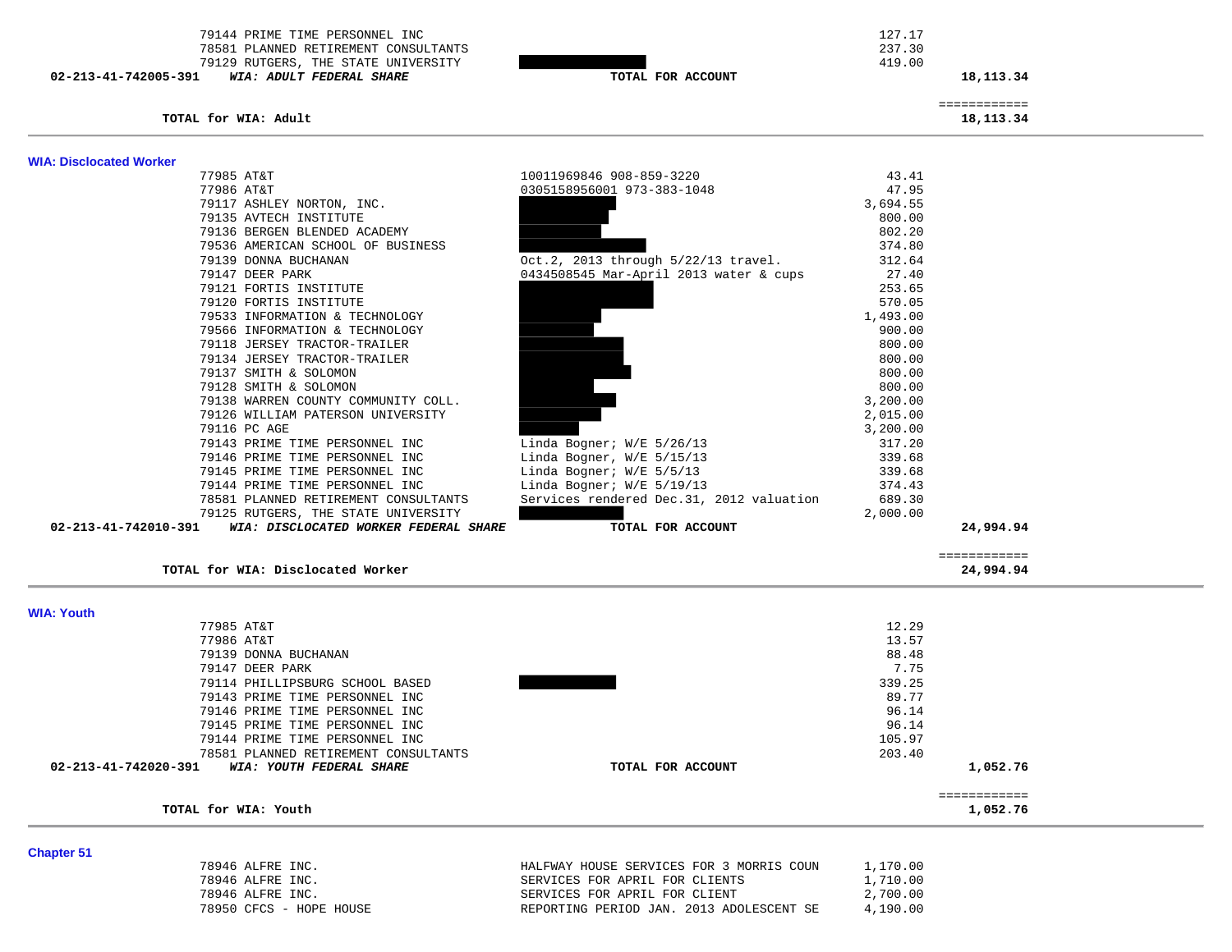| | | | | |
|---|---|---|---|---|
| | 79144 PRIME TIME PERSONNEL INC | | 127.17 | |
| | 78581 PLANNED RETIREMENT CONSULTANTS | | 237.30 | |
| | 79129 RUTGERS, THE STATE UNIVERSITY | █████ | 419.00 | |
| **02-213-41-742005-391** | ***WIA: ADULT FEDERAL SHARE*** | **TOTAL FOR ACCOUNT** | | **18,113.34** |
| | | | | ============ |
| | **TOTAL for WIA: Adult** | | | **18,113.34** |

## WIA: Dislocated Worker

| | | | | |
|---|---|---|---|---|
| | 77985 AT&T | 10011969846 908-859-3220 | 43.41 | |
| | 77986 AT&T | 0305158956001 973-383-1048 | 47.95 | |
| | 79117 ASHLEY NORTON, INC. | █████ | 3,694.55 | |
| | 79135 AVTECH INSTITUTE | █████ | 800.00 | |
| | 79136 BERGEN BLENDED ACADEMY | █████ | 802.20 | |
| | 79536 AMERICAN SCHOOL OF BUSINESS | █████ | 374.80 | |
| | 79139 DONNA BUCHANAN | Oct.2, 2013 through 5/22/13 travel. | 312.64 | |
| | 79147 DEER PARK | 0434508545 Mar-April 2013 water & cups | 27.40 | |
| | 79121 FORTIS INSTITUTE | █████ | 253.65 | |
| | 79120 FORTIS INSTITUTE | █████ | 570.05 | |
| | 79533 INFORMATION & TECHNOLOGY | █████ | 1,493.00 | |
| | 79566 INFORMATION & TECHNOLOGY | █████ | 900.00 | |
| | 79118 JERSEY TRACTOR-TRAILER | █████ | 800.00 | |
| | 79134 JERSEY TRACTOR-TRAILER | █████ | 800.00 | |
| | 79137 SMITH & SOLOMON | █████ | 800.00 | |
| | 79128 SMITH & SOLOMON | █████ | 800.00 | |
| | 79138 WARREN COUNTY COMMUNITY COLL. | █████ | 3,200.00 | |
| | 79126 WILLIAM PATERSON UNIVERSITY | █████ | 2,015.00 | |
| | 79116 PC AGE | █████ | 3,200.00 | |
| | 79143 PRIME TIME PERSONNEL INC | Linda Bogner; W/E 5/26/13 | 317.20 | |
| | 79146 PRIME TIME PERSONNEL INC | Linda Bogner, W/E 5/15/13 | 339.68 | |
| | 79145 PRIME TIME PERSONNEL INC | Linda Bogner; W/E 5/5/13 | 339.68 | |
| | 79144 PRIME TIME PERSONNEL INC | Linda Bogner; W/E 5/19/13 | 374.43 | |
| | 78581 PLANNED RETIREMENT CONSULTANTS | Services rendered Dec.31, 2012 valuation | 689.30 | |
| | 79125 RUTGERS, THE STATE UNIVERSITY | █████ | 2,000.00 | |
| **02-213-41-742010-391** | ***WIA: DISLOCATED WORKER FEDERAL SHARE*** | **TOTAL FOR ACCOUNT** | | **24,994.94** |
| | | | | ============ |
| | **TOTAL for WIA: Dislocated Worker** | | | **24,994.94** |

## WIA: Youth

| | | | | |
|---|---|---|---|---|
| | 77985 AT&T | | 12.29 | |
| | 77986 AT&T | | 13.57 | |
| | 79139 DONNA BUCHANAN | | 88.48 | |
| | 79147 DEER PARK | | 7.75 | |
| | 79114 PHILLIPSBURG SCHOOL BASED | █████ | 339.25 | |
| | 79143 PRIME TIME PERSONNEL INC | | 89.77 | |
| | 79146 PRIME TIME PERSONNEL INC | | 96.14 | |
| | 79145 PRIME TIME PERSONNEL INC | | 96.14 | |
| | 79144 PRIME TIME PERSONNEL INC | | 105.97 | |
| | 78581 PLANNED RETIREMENT CONSULTANTS | | 203.40 | |
| **02-213-41-742020-391** | ***WIA: YOUTH FEDERAL SHARE*** | **TOTAL FOR ACCOUNT** | | **1,052.76** |
| | | | | ============ |
| | **TOTAL for WIA: Youth** | | | **1,052.76** |

## Chapter 51

| | | | |
|---|---|---|---|
| 78946 ALFRE INC. | HALFWAY HOUSE SERVICES FOR 3 MORRIS COUN | 1,170.00 | |
| 78946 ALFRE INC. | SERVICES FOR APRIL FOR CLIENTS | 1,710.00 | |
| 78946 ALFRE INC. | SERVICES FOR APRIL FOR CLIENT | 2,700.00 | |
| 78950 CFCS - HOPE HOUSE | REPORTING PERIOD JAN. 2013 ADOLESCENT SE | 4,190.00 | |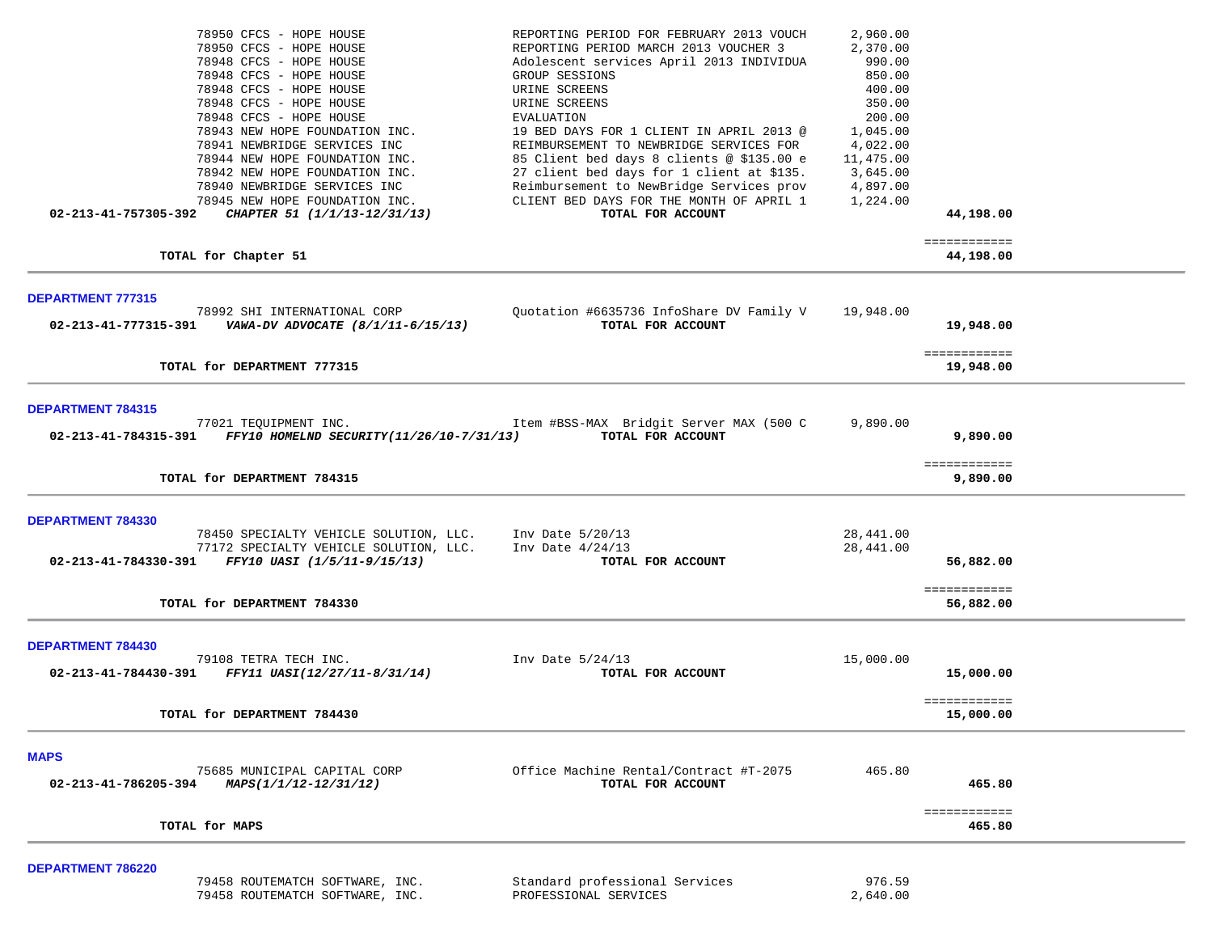| | | | | |
|---|---|---|---|---|
| | 78950 CFCS - HOPE HOUSE | REPORTING PERIOD FOR FEBRUARY 2013 VOUCH | 2,960.00 | |
| | 78950 CFCS - HOPE HOUSE | REPORTING PERIOD MARCH 2013 VOUCHER 3 | 2,370.00 | |
| | 78948 CFCS - HOPE HOUSE | Adolescent services April 2013 INDIVIDUA | 990.00 | |
| | 78948 CFCS - HOPE HOUSE | GROUP SESSIONS | 850.00 | |
| | 78948 CFCS - HOPE HOUSE | URINE SCREENS | 400.00 | |
| | 78948 CFCS - HOPE HOUSE | URINE SCREENS | 350.00 | |
| | 78948 CFCS - HOPE HOUSE | EVALUATION | 200.00 | |
| | 78943 NEW HOPE FOUNDATION INC. | 19 BED DAYS FOR 1 CLIENT IN APRIL 2013 @ | 1,045.00 | |
| | 78941 NEWBRIDGE SERVICES INC | REIMBURSEMENT TO NEWBRIDGE SERVICES FOR | 4,022.00 | |
| | 78944 NEW HOPE FOUNDATION INC. | 85 Client bed days 8 clients @ $135.00 e | 11,475.00 | |
| | 78942 NEW HOPE FOUNDATION INC. | 27 client bed days for 1 client at $135. | 3,645.00 | |
| | 78940 NEWBRIDGE SERVICES INC | Reimbursement to NewBridge Services prov | 4,897.00 | |
| | 78945 NEW HOPE FOUNDATION INC. | CLIENT BED DAYS FOR THE MONTH OF APRIL 1 | 1,224.00 | |
| **02-213-41-757305-392** | ***CHAPTER 51 (1/1/13-12/31/13)*** | **TOTAL FOR ACCOUNT** | | **44,198.00** |

**TOTAL for Chapter 51** ============ **44,198.00**

## DEPARTMENT 777315

| | | | | |
|---|---|---|---|---|
| | 78992 SHI INTERNATIONAL CORP | Quotation #6635736 InfoShare DV Family V | 19,948.00 | |
| **02-213-41-777315-391** | ***VAWA-DV ADVOCATE (8/1/11-6/15/13)*** | **TOTAL FOR ACCOUNT** | | **19,948.00** |

**TOTAL for DEPARTMENT 777315** ============ **19,948.00**

## DEPARTMENT 784315

| | | | | |
|---|---|---|---|---|
| | 77021 TEQUIPMENT INC. | Item #BSS-MAX Bridgit Server MAX (500 C | 9,890.00 | |
| **02-213-41-784315-391** | ***FFY10 HOMELND SECURITY(11/26/10-7/31/13)*** | **TOTAL FOR ACCOUNT** | | **9,890.00** |

**TOTAL for DEPARTMENT 784315** ============ **9,890.00**

## DEPARTMENT 784330

| | | | | |
|---|---|---|---|---|
| | 78450 SPECIALTY VEHICLE SOLUTION, LLC. | Inv Date 5/20/13 | 28,441.00 | |
| | 77172 SPECIALTY VEHICLE SOLUTION, LLC. | Inv Date 4/24/13 | 28,441.00 | |
| **02-213-41-784330-391** | ***FFY10 UASI (1/5/11-9/15/13)*** | **TOTAL FOR ACCOUNT** | | **56,882.00** |

**TOTAL for DEPARTMENT 784330** ============ **56,882.00**

## DEPARTMENT 784430

| | | | | |
|---|---|---|---|---|
| | 79108 TETRA TECH INC. | Inv Date 5/24/13 | 15,000.00 | |
| **02-213-41-784430-391** | ***FFY11 UASI(12/27/11-8/31/14)*** | **TOTAL FOR ACCOUNT** | | **15,000.00** |

**TOTAL for DEPARTMENT 784430** ============ **15,000.00**

## MAPS

| | | | | |
|---|---|---|---|---|
| | 75685 MUNICIPAL CAPITAL CORP | Office Machine Rental/Contract #T-2075 | 465.80 | |
| **02-213-41-786205-394** | ***MAPS(1/1/12-12/31/12)*** | **TOTAL FOR ACCOUNT** | | **465.80** |

**TOTAL for MAPS** ============ **465.80**

## DEPARTMENT 786220

| | | | | |
|---|---|---|---|---|
| | 79458 ROUTEMATCH SOFTWARE, INC. | Standard professional Services | 976.59 | |
| | 79458 ROUTEMATCH SOFTWARE, INC. | PROFESSIONAL SERVICES | 2,640.00 | |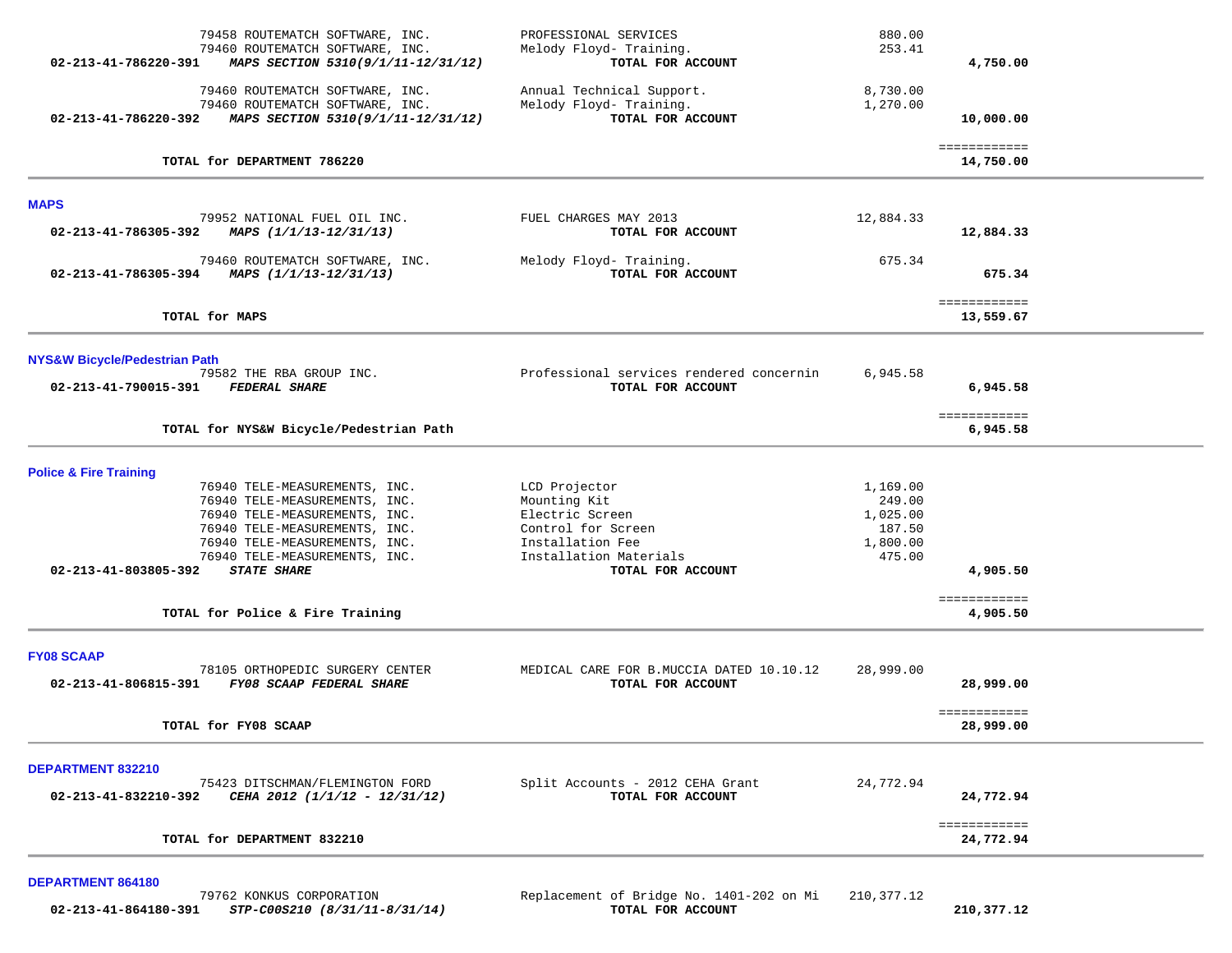| | | | | |
|---|---|---|---|---|
| | 79458 ROUTEMATCH SOFTWARE, INC. | PROFESSIONAL SERVICES | 880.00 | |
| | 79460 ROUTEMATCH SOFTWARE, INC. | Melody Floyd- Training. | 253.41 | |
| **02-213-41-786220-391** | ***MAPS SECTION 5310(9/1/11-12/31/12)*** | **TOTAL FOR ACCOUNT** | | **4,750.00** |
| | 79460 ROUTEMATCH SOFTWARE, INC. | Annual Technical Support. | 8,730.00 | |
| | 79460 ROUTEMATCH SOFTWARE, INC. | Melody Floyd- Training. | 1,270.00 | |
| **02-213-41-786220-392** | ***MAPS SECTION 5310(9/1/11-12/31/12)*** | **TOTAL FOR ACCOUNT** | | **10,000.00** |
| | | | | ============ |
| | **TOTAL for DEPARTMENT 786220** | | | **14,750.00** |

## MAPS

| | | | | |
|---|---|---|---|---|
| | 79952 NATIONAL FUEL OIL INC. | FUEL CHARGES MAY 2013 | 12,884.33 | |
| **02-213-41-786305-392** | ***MAPS (1/1/13-12/31/13)*** | **TOTAL FOR ACCOUNT** | | **12,884.33** |
| | 79460 ROUTEMATCH SOFTWARE, INC. | Melody Floyd- Training. | 675.34 | |
| **02-213-41-786305-394** | ***MAPS (1/1/13-12/31/13)*** | **TOTAL FOR ACCOUNT** | | **675.34** |
| | | | | ============ |
| | **TOTAL for MAPS** | | | **13,559.67** |

## NYS&W Bicycle/Pedestrian Path

| | | | | |
|---|---|---|---|---|
| | 79582 THE RBA GROUP INC. | Professional services rendered concernin | 6,945.58 | |
| **02-213-41-790015-391** | ***FEDERAL SHARE*** | **TOTAL FOR ACCOUNT** | | **6,945.58** |
| | | | | ============ |
| | **TOTAL for NYS&W Bicycle/Pedestrian Path** | | | **6,945.58** |

## Police & Fire Training

| | | | | |
|---|---|---|---|---|
| | 76940 TELE-MEASUREMENTS, INC. | LCD Projector | 1,169.00 | |
| | 76940 TELE-MEASUREMENTS, INC. | Mounting Kit | 249.00 | |
| | 76940 TELE-MEASUREMENTS, INC. | Electric Screen | 1,025.00 | |
| | 76940 TELE-MEASUREMENTS, INC. | Control for Screen | 187.50 | |
| | 76940 TELE-MEASUREMENTS, INC. | Installation Fee | 1,800.00 | |
| | 76940 TELE-MEASUREMENTS, INC. | Installation Materials | 475.00 | |
| **02-213-41-803805-392** | ***STATE SHARE*** | **TOTAL FOR ACCOUNT** | | **4,905.50** |
| | | | | ============ |
| | **TOTAL for Police & Fire Training** | | | **4,905.50** |

## FY08 SCAAP

| | | | | |
|---|---|---|---|---|
| | 78105 ORTHOPEDIC SURGERY CENTER | MEDICAL CARE FOR B.MUCCIA DATED 10.10.12 | 28,999.00 | |
| **02-213-41-806815-391** | ***FY08 SCAAP FEDERAL SHARE*** | **TOTAL FOR ACCOUNT** | | **28,999.00** |
| | | | | ============ |
| | **TOTAL for FY08 SCAAP** | | | **28,999.00** |

## DEPARTMENT 832210

| | | | | |
|---|---|---|---|---|
| | 75423 DITSCHMAN/FLEMINGTON FORD | Split Accounts - 2012 CEHA Grant | 24,772.94 | |
| **02-213-41-832210-392** | ***CEHA 2012 (1/1/12 - 12/31/12)*** | **TOTAL FOR ACCOUNT** | | **24,772.94** |
| | | | | ============ |
| | **TOTAL for DEPARTMENT 832210** | | | **24,772.94** |

## DEPARTMENT 864180

| | | | | |
|---|---|---|---|---|
| | 79762 KONKUS CORPORATION | Replacement of Bridge No. 1401-202 on Mi | 210,377.12 | |
| **02-213-41-864180-391** | ***STP-C00S210 (8/31/11-8/31/14)*** | **TOTAL FOR ACCOUNT** | | **210,377.12** |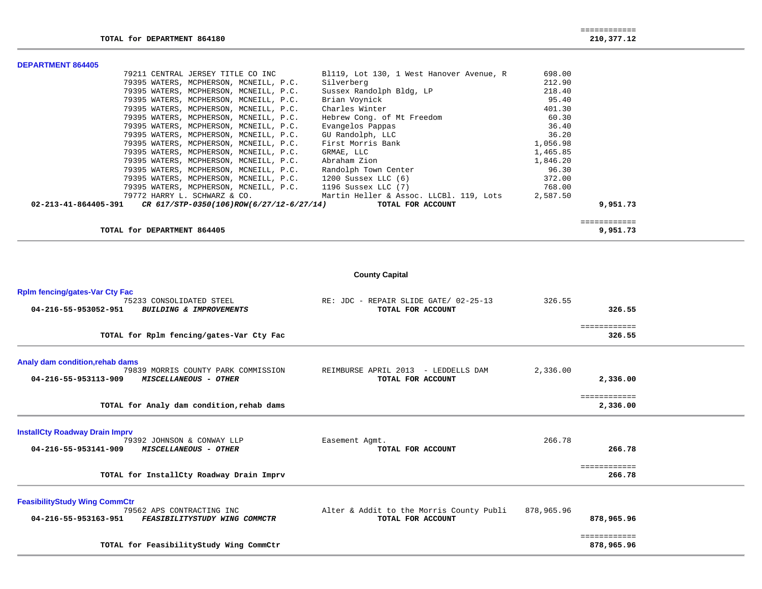| | | | |
|---|---|---|---|
| **TOTAL for DEPARTMENT 864180** | | | ============ **210,377.12** |

## DEPARTMENT 864405

| | | | |
|---|---|---|---|
| 79211 CENTRAL JERSEY TITLE CO INC | Bl119, Lot 130, 1 West Hanover Avenue, R | 698.00 | |
| 79395 WATERS, MCPHERSON, MCNEILL, P.C. | Silverberg | 212.90 | |
| 79395 WATERS, MCPHERSON, MCNEILL, P.C. | Sussex Randolph Bldg, LP | 218.40 | |
| 79395 WATERS, MCPHERSON, MCNEILL, P.C. | Brian Voynick | 95.40 | |
| 79395 WATERS, MCPHERSON, MCNEILL, P.C. | Charles Winter | 401.30 | |
| 79395 WATERS, MCPHERSON, MCNEILL, P.C. | Hebrew Cong. of Mt Freedom | 60.30 | |
| 79395 WATERS, MCPHERSON, MCNEILL, P.C. | Evangelos Pappas | 36.40 | |
| 79395 WATERS, MCPHERSON, MCNEILL, P.C. | GU Randolph, LLC | 36.20 | |
| 79395 WATERS, MCPHERSON, MCNEILL, P.C. | First Morris Bank | 1,056.98 | |
| 79395 WATERS, MCPHERSON, MCNEILL, P.C. | GRMAE, LLC | 1,465.85 | |
| 79395 WATERS, MCPHERSON, MCNEILL, P.C. | Abraham Zion | 1,846.20 | |
| 79395 WATERS, MCPHERSON, MCNEILL, P.C. | Randolph Town Center | 96.30 | |
| 79395 WATERS, MCPHERSON, MCNEILL, P.C. | 1200 Sussex LLC (6) | 372.00 | |
| 79395 WATERS, MCPHERSON, MCNEILL, P.C. | 1196 Sussex LLC (7) | 768.00 | |
| 79772 HARRY L. SCHWARZ & CO. | Martin Heller & Assoc. LLCBl. 119, Lots | 2,587.50 | |
| **02-213-41-864405-391** ***CR 617/STP-0350(106)ROW(6/27/12-6/27/14)*** | **TOTAL FOR ACCOUNT** | | **9,951.73** |
| **TOTAL for DEPARTMENT 864405** | | | ============ **9,951.73** |

## County Capital

### Rplm fencing/gates-Var Cty Fac

| | | | |
|---|---|---|---|
| 75233 CONSOLIDATED STEEL | RE: JDC - REPAIR SLIDE GATE/ 02-25-13 | 326.55 | |
| **04-216-55-953052-951** ***BUILDING & IMPROVEMENTS*** | **TOTAL FOR ACCOUNT** | | **326.55** |
| **TOTAL for Rplm fencing/gates-Var Cty Fac** | | | ============ **326.55** |

### Analy dam condition,rehab dams

| | | | |
|---|---|---|---|
| 79839 MORRIS COUNTY PARK COMMISSION | REIMBURSE APRIL 2013 - LEDDELLS DAM | 2,336.00 | |
| **04-216-55-953113-909** ***MISCELLANEOUS - OTHER*** | **TOTAL FOR ACCOUNT** | | **2,336.00** |
| **TOTAL for Analy dam condition,rehab dams** | | | ============ **2,336.00** |

### InstallCty Roadway Drain Imprv

| | | | |
|---|---|---|---|
| 79392 JOHNSON & CONWAY LLP | Easement Agmt. | 266.78 | |
| **04-216-55-953141-909** ***MISCELLANEOUS - OTHER*** | **TOTAL FOR ACCOUNT** | | **266.78** |
| **TOTAL for InstallCty Roadway Drain Imprv** | | | ============ **266.78** |

### FeasibilityStudy Wing CommCtr

| | | | |
|---|---|---|---|
| 79562 APS CONTRACTING INC | Alter & Addit to the Morris County Publi | 878,965.96 | |
| **04-216-55-953163-951** ***FEASIBILITYSTUDY WING COMMCTR*** | **TOTAL FOR ACCOUNT** | | **878,965.96** |
| **TOTAL for FeasibilityStudy Wing CommCtr** | | | ============ **878,965.96** |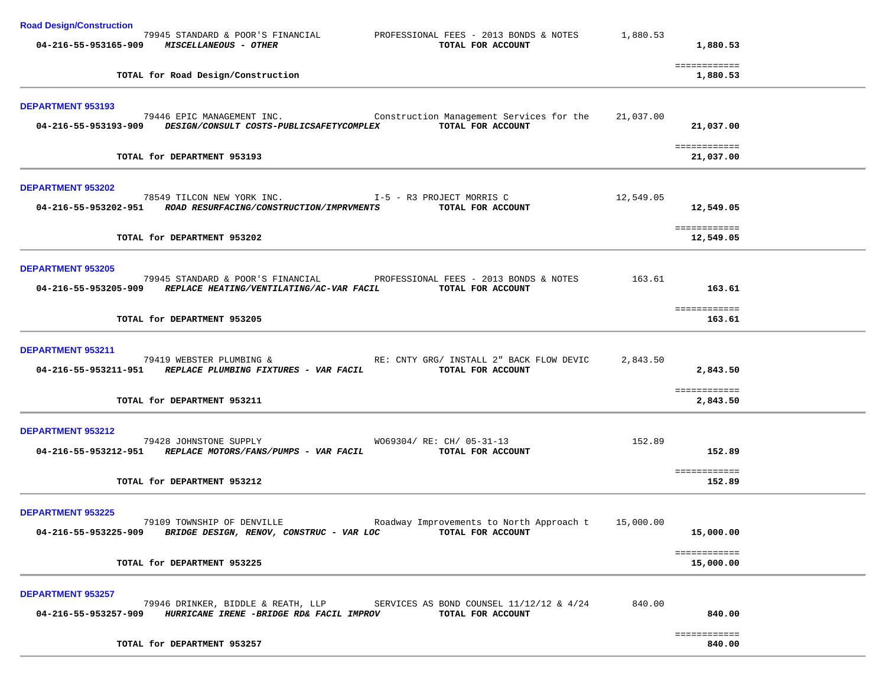**Road Design/Construction**

| | | | | |
|---|---|---|---|---|
| | 79945 STANDARD & POOR'S FINANCIAL | PROFESSIONAL FEES - 2013 BONDS & NOTES | 1,880.53 | |
| **04-216-55-953165-909** | ***MISCELLANEOUS - OTHER*** | **TOTAL FOR ACCOUNT** | | **1,880.53** |
| | | | | ============ |
| | **TOTAL for Road Design/Construction** | | | **1,880.53** |

**DEPARTMENT 953193**

| | | | | |
|---|---|---|---|---|
| | 79446 EPIC MANAGEMENT INC. | Construction Management Services for the | 21,037.00 | |
| **04-216-55-953193-909** | ***DESIGN/CONSULT COSTS-PUBLICSAFETYCOMPLEX*** | **TOTAL FOR ACCOUNT** | | **21,037.00** |
| | | | | ============ |
| | **TOTAL for DEPARTMENT 953193** | | | **21,037.00** |

**DEPARTMENT 953202**

| | | | | |
|---|---|---|---|---|
| | 78549 TILCON NEW YORK INC. | I-5 - R3 PROJECT MORRIS C | 12,549.05 | |
| **04-216-55-953202-951** | ***ROAD RESURFACING/CONSTRUCTION/IMPRVMENTS*** | **TOTAL FOR ACCOUNT** | | **12,549.05** |
| | | | | ============ |
| | **TOTAL for DEPARTMENT 953202** | | | **12,549.05** |

**DEPARTMENT 953205**

| | | | | |
|---|---|---|---|---|
| | 79945 STANDARD & POOR'S FINANCIAL | PROFESSIONAL FEES - 2013 BONDS & NOTES | 163.61 | |
| **04-216-55-953205-909** | ***REPLACE HEATING/VENTILATING/AC-VAR FACIL*** | **TOTAL FOR ACCOUNT** | | **163.61** |
| | | | | ============ |
| | **TOTAL for DEPARTMENT 953205** | | | **163.61** |

**DEPARTMENT 953211**

| | | | | |
|---|---|---|---|---|
| | 79419 WEBSTER PLUMBING & | RE: CNTY GRG/ INSTALL 2" BACK FLOW DEVIC | 2,843.50 | |
| **04-216-55-953211-951** | ***REPLACE PLUMBING FIXTURES - VAR FACIL*** | **TOTAL FOR ACCOUNT** | | **2,843.50** |
| | | | | ============ |
| | **TOTAL for DEPARTMENT 953211** | | | **2,843.50** |

**DEPARTMENT 953212**

| | | | | |
|---|---|---|---|---|
| | 79428 JOHNSTONE SUPPLY | WO69304/ RE: CH/ 05-31-13 | 152.89 | |
| **04-216-55-953212-951** | ***REPLACE MOTORS/FANS/PUMPS - VAR FACIL*** | **TOTAL FOR ACCOUNT** | | **152.89** |
| | | | | ============ |
| | **TOTAL for DEPARTMENT 953212** | | | **152.89** |

**DEPARTMENT 953225**

| | | | | |
|---|---|---|---|---|
| | 79109 TOWNSHIP OF DENVILLE | Roadway Improvements to North Approach t | 15,000.00 | |
| **04-216-55-953225-909** | ***BRIDGE DESIGN, RENOV, CONSTRUC - VAR LOC*** | **TOTAL FOR ACCOUNT** | | **15,000.00** |
| | | | | ============ |
| | **TOTAL for DEPARTMENT 953225** | | | **15,000.00** |

**DEPARTMENT 953257**

| | | | | |
|---|---|---|---|---|
| | 79946 DRINKER, BIDDLE & REATH, LLP | SERVICES AS BOND COUNSEL 11/12/12 & 4/24 | 840.00 | |
| **04-216-55-953257-909** | ***HURRICANE IRENE -BRIDGE RD& FACIL IMPROV*** | **TOTAL FOR ACCOUNT** | | **840.00** |
| | | | | ============ |
| | **TOTAL for DEPARTMENT 953257** | | | **840.00** |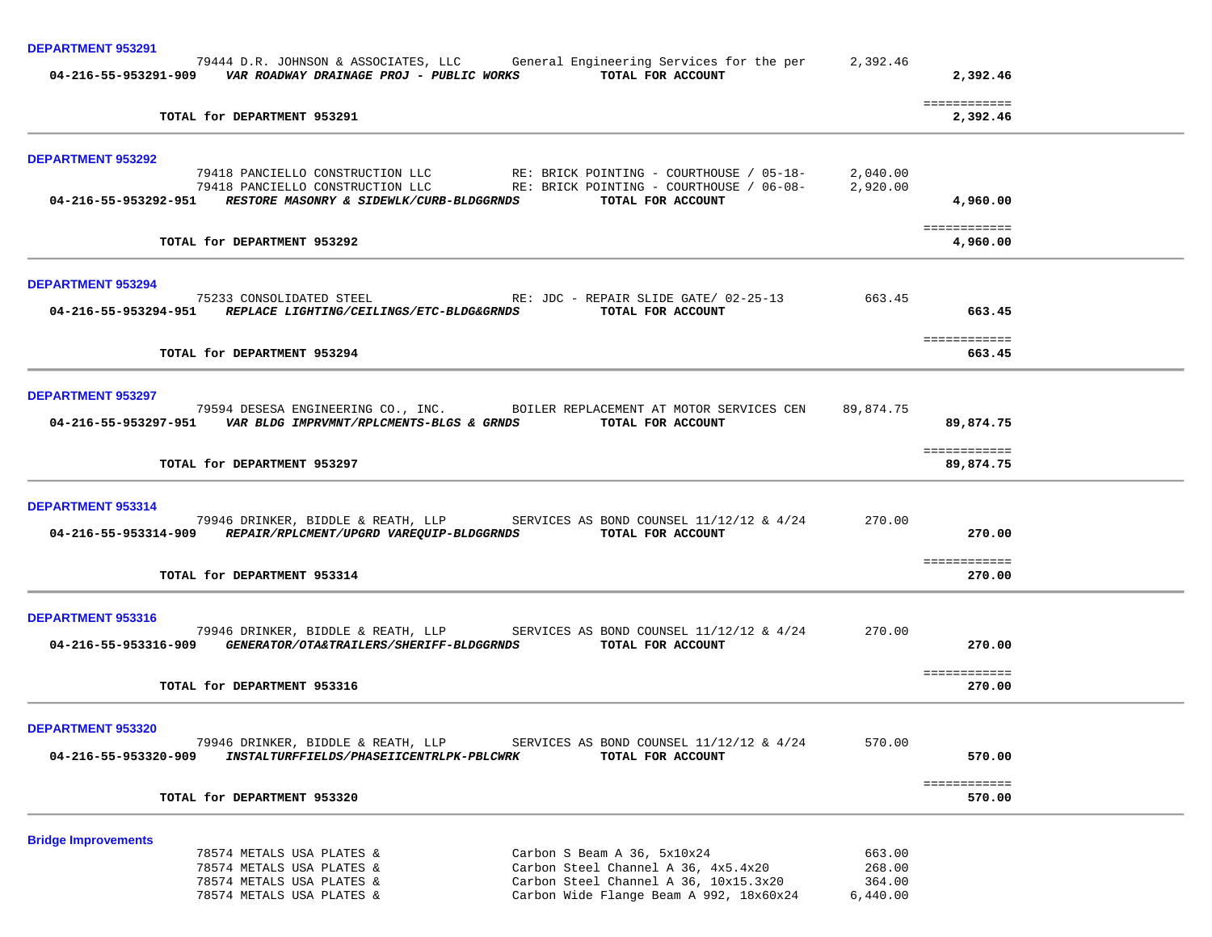**DEPARTMENT 953291**

| | | | | |
|---|---|---|---|---|
| | 79444 D.R. JOHNSON & ASSOCIATES, LLC | General Engineering Services for the per | 2,392.46 | |
| 04-216-55-953291-909 | *VAR ROADWAY DRAINAGE PROJ - PUBLIC WORKS* | TOTAL FOR ACCOUNT | | 2,392.46 |
| | | | | ============ |
| | TOTAL for DEPARTMENT 953291 | | | 2,392.46 |

**DEPARTMENT 953292**

| | | | | |
|---|---|---|---|---|
| | 79418 PANCIELLO CONSTRUCTION LLC | RE: BRICK POINTING - COURTHOUSE / 05-18- | 2,040.00 | |
| | 79418 PANCIELLO CONSTRUCTION LLC | RE: BRICK POINTING - COURTHOUSE / 06-08- | 2,920.00 | |
| 04-216-55-953292-951 | *RESTORE MASONRY & SIDEWLK/CURB-BLDGGRNDS* | TOTAL FOR ACCOUNT | | 4,960.00 |
| | | | | ============ |
| | TOTAL for DEPARTMENT 953292 | | | 4,960.00 |

**DEPARTMENT 953294**

| | | | | |
|---|---|---|---|---|
| | 75233 CONSOLIDATED STEEL | RE: JDC - REPAIR SLIDE GATE/ 02-25-13 | 663.45 | |
| 04-216-55-953294-951 | *REPLACE LIGHTING/CEILINGS/ETC-BLDG&GRNDS* | TOTAL FOR ACCOUNT | | 663.45 |
| | | | | ============ |
| | TOTAL for DEPARTMENT 953294 | | | 663.45 |

**DEPARTMENT 953297**

| | | | | |
|---|---|---|---|---|
| | 79594 DESESA ENGINEERING CO., INC. | BOILER REPLACEMENT AT MOTOR SERVICES CEN | 89,874.75 | |
| 04-216-55-953297-951 | *VAR BLDG IMPRVMNT/RPLCMENTS-BLGS & GRNDS* | TOTAL FOR ACCOUNT | | 89,874.75 |
| | | | | ============ |
| | TOTAL for DEPARTMENT 953297 | | | 89,874.75 |

**DEPARTMENT 953314**

| | | | | |
|---|---|---|---|---|
| | 79946 DRINKER, BIDDLE & REATH, LLP | SERVICES AS BOND COUNSEL 11/12/12 & 4/24 | 270.00 | |
| 04-216-55-953314-909 | *REPAIR/RPLCMENT/UPGRD VAREQUIP-BLDGGRNDS* | TOTAL FOR ACCOUNT | | 270.00 |
| | | | | ============ |
| | TOTAL for DEPARTMENT 953314 | | | 270.00 |

**DEPARTMENT 953316**

| | | | | |
|---|---|---|---|---|
| | 79946 DRINKER, BIDDLE & REATH, LLP | SERVICES AS BOND COUNSEL 11/12/12 & 4/24 | 270.00 | |
| 04-216-55-953316-909 | *GENERATOR/OTA&TRAILERS/SHERIFF-BLDGGRNDS* | TOTAL FOR ACCOUNT | | 270.00 |
| | | | | ============ |
| | TOTAL for DEPARTMENT 953316 | | | 270.00 |

**DEPARTMENT 953320**

| | | | | |
|---|---|---|---|---|
| | 79946 DRINKER, BIDDLE & REATH, LLP | SERVICES AS BOND COUNSEL 11/12/12 & 4/24 | 570.00 | |
| 04-216-55-953320-909 | *INSTALTURFFIELDS/PHASEIICENTRLPK-PBLCWRK* | TOTAL FOR ACCOUNT | | 570.00 |
| | | | | ============ |
| | TOTAL for DEPARTMENT 953320 | | | 570.00 |

**Bridge Improvements**

| | | | | |
|---|---|---|---|---|
| | 78574 METALS USA PLATES & | Carbon S Beam A 36, 5x10x24 | 663.00 | |
| | 78574 METALS USA PLATES & | Carbon Steel Channel A 36, 4x5.4x20 | 268.00 | |
| | 78574 METALS USA PLATES & | Carbon Steel Channel A 36, 10x15.3x20 | 364.00 | |
| | 78574 METALS USA PLATES & | Carbon Wide Flange Beam A 992, 18x60x24 | 6,440.00 | |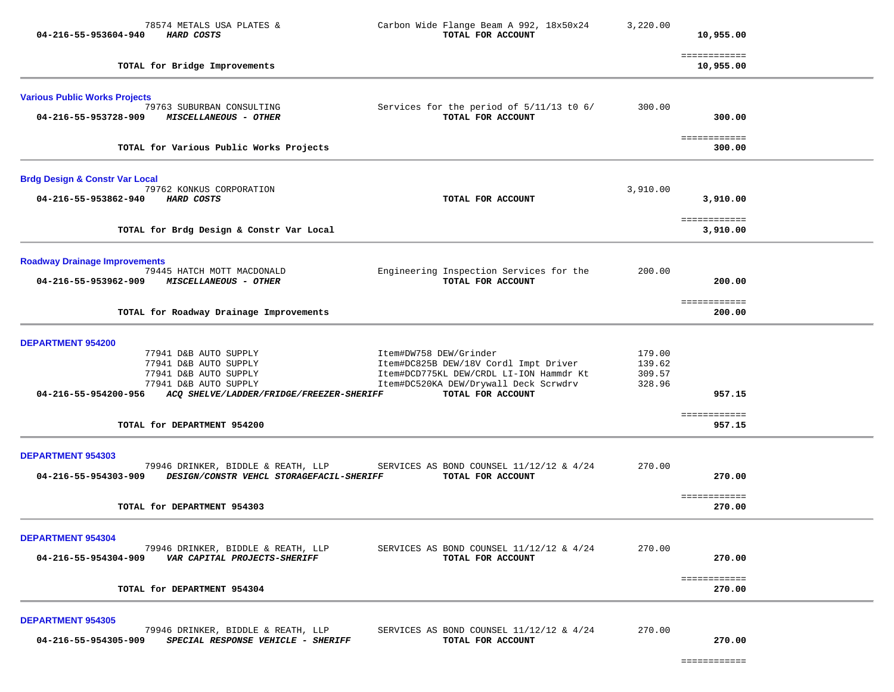| | | | | |
|---|---|---|---|---|
| | 78574 METALS USA PLATES & | Carbon Wide Flange Beam A 992, 18x50x24 | 3,220.00 | |
| **04-216-55-953604-940** | ***HARD COSTS*** | **TOTAL FOR ACCOUNT** | | **10,955.00** |
| | | | | ============ |
| | **TOTAL for Bridge Improvements** | | | **10,955.00** |

**Various Public Works Projects**

| | | | | |
|---|---|---|---|---|
| | 79763 SUBURBAN CONSULTING | Services for the period of 5/11/13 t0 6/ | 300.00 | |
| **04-216-55-953728-909** | ***MISCELLANEOUS - OTHER*** | **TOTAL FOR ACCOUNT** | | **300.00** |
| | | | | ============ |
| | **TOTAL for Various Public Works Projects** | | | **300.00** |

**Brdg Design & Constr Var Local**

| | | | | |
|---|---|---|---|---|
| | 79762 KONKUS CORPORATION | | 3,910.00 | |
| **04-216-55-953862-940** | ***HARD COSTS*** | **TOTAL FOR ACCOUNT** | | **3,910.00** |
| | | | | ============ |
| | **TOTAL for Brdg Design & Constr Var Local** | | | **3,910.00** |

**Roadway Drainage Improvements**

| | | | | |
|---|---|---|---|---|
| | 79445 HATCH MOTT MACDONALD | Engineering Inspection Services for the | 200.00 | |
| **04-216-55-953962-909** | ***MISCELLANEOUS - OTHER*** | **TOTAL FOR ACCOUNT** | | **200.00** |
| | | | | ============ |
| | **TOTAL for Roadway Drainage Improvements** | | | **200.00** |

**DEPARTMENT 954200**

| | | | | |
|---|---|---|---|---|
| | 77941 D&B AUTO SUPPLY | Item#DW758 DEW/Grinder | 179.00 | |
| | 77941 D&B AUTO SUPPLY | Item#DC825B DEW/18V Cordl Impt Driver | 139.62 | |
| | 77941 D&B AUTO SUPPLY | Item#DCD775KL DEW/CRDL LI-ION Hammdr Kt | 309.57 | |
| | 77941 D&B AUTO SUPPLY | Item#DC520KA DEW/Drywall Deck Scrwdrv | 328.96 | |
| **04-216-55-954200-956** | ***ACQ SHELVE/LADDER/FRIDGE/FREEZER-SHERIFF*** | **TOTAL FOR ACCOUNT** | | **957.15** |
| | | | | ============ |
| | **TOTAL for DEPARTMENT 954200** | | | **957.15** |

**DEPARTMENT 954303**

| | | | | |
|---|---|---|---|---|
| | 79946 DRINKER, BIDDLE & REATH, LLP | SERVICES AS BOND COUNSEL 11/12/12 & 4/24 | 270.00 | |
| **04-216-55-954303-909** | ***DESIGN/CONSTR VEHCL STORAGEFACIL-SHERIFF*** | **TOTAL FOR ACCOUNT** | | **270.00** |
| | | | | ============ |
| | **TOTAL for DEPARTMENT 954303** | | | **270.00** |

**DEPARTMENT 954304**

| | | | | |
|---|---|---|---|---|
| | 79946 DRINKER, BIDDLE & REATH, LLP | SERVICES AS BOND COUNSEL 11/12/12 & 4/24 | 270.00 | |
| **04-216-55-954304-909** | ***VAR CAPITAL PROJECTS-SHERIFF*** | **TOTAL FOR ACCOUNT** | | **270.00** |
| | | | | ============ |
| | **TOTAL for DEPARTMENT 954304** | | | **270.00** |

**DEPARTMENT 954305**

| | | | | |
|---|---|---|---|---|
| | 79946 DRINKER, BIDDLE & REATH, LLP | SERVICES AS BOND COUNSEL 11/12/12 & 4/24 | 270.00 | |
| **04-216-55-954305-909** | ***SPECIAL RESPONSE VEHICLE - SHERIFF*** | **TOTAL FOR ACCOUNT** | | **270.00** |
| | | | | ============ |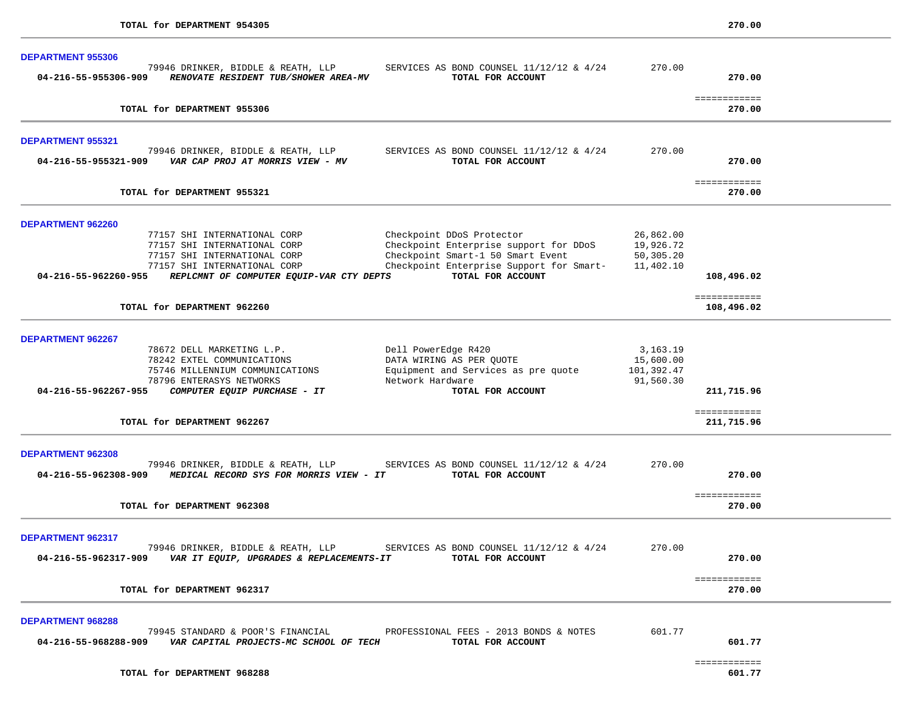TOTAL for DEPARTMENT 954305 270.00

**DEPARTMENT 955306**

| | | | | |
|---|---|---|---|---|
| | 79946 DRINKER, BIDDLE & REATH, LLP | SERVICES AS BOND COUNSEL 11/12/12 & 4/24 | 270.00 | |
| **04-216-55-955306-909** | ***RENOVATE RESIDENT TUB/SHOWER AREA-MV*** | **TOTAL FOR ACCOUNT** | | **270.00** |

**TOTAL for DEPARTMENT 955306** ============ **270.00**

**DEPARTMENT 955321**

| | | | | |
|---|---|---|---|---|
| | 79946 DRINKER, BIDDLE & REATH, LLP | SERVICES AS BOND COUNSEL 11/12/12 & 4/24 | 270.00 | |
| **04-216-55-955321-909** | ***VAR CAP PROJ AT MORRIS VIEW - MV*** | **TOTAL FOR ACCOUNT** | | **270.00** |

**TOTAL for DEPARTMENT 955321** ============ **270.00**

**DEPARTMENT 962260**

| | | | | |
|---|---|---|---|---|
| | 77157 SHI INTERNATIONAL CORP | Checkpoint DDoS Protector | 26,862.00 | |
| | 77157 SHI INTERNATIONAL CORP | Checkpoint Enterprise support for DDoS | 19,926.72 | |
| | 77157 SHI INTERNATIONAL CORP | Checkpoint Smart-1 50 Smart Event | 50,305.20 | |
| | 77157 SHI INTERNATIONAL CORP | Checkpoint Enterprise Support for Smart- | 11,402.10 | |
| **04-216-55-962260-955** | ***REPLCMNT OF COMPUTER EQUIP-VAR CTY DEPTS*** | **TOTAL FOR ACCOUNT** | | **108,496.02** |

**TOTAL for DEPARTMENT 962260** ============ **108,496.02**

**DEPARTMENT 962267**

| | | | | |
|---|---|---|---|---|
| | 78672 DELL MARKETING L.P. | Dell PowerEdge R420 | 3,163.19 | |
| | 78242 EXTEL COMMUNICATIONS | DATA WIRING AS PER QUOTE | 15,600.00 | |
| | 75746 MILLENNIUM COMMUNICATIONS | Equipment and Services as pre quote | 101,392.47 | |
| | 78796 ENTERASYS NETWORKS | Network Hardware | 91,560.30 | |
| **04-216-55-962267-955** | ***COMPUTER EQUIP PURCHASE - IT*** | **TOTAL FOR ACCOUNT** | | **211,715.96** |

**TOTAL for DEPARTMENT 962267** ============ **211,715.96**

**DEPARTMENT 962308**

| | | | | |
|---|---|---|---|---|
| | 79946 DRINKER, BIDDLE & REATH, LLP | SERVICES AS BOND COUNSEL 11/12/12 & 4/24 | 270.00 | |
| **04-216-55-962308-909** | ***MEDICAL RECORD SYS FOR MORRIS VIEW - IT*** | **TOTAL FOR ACCOUNT** | | **270.00** |

**TOTAL for DEPARTMENT 962308** ============ **270.00**

**DEPARTMENT 962317**

| | | | | |
|---|---|---|---|---|
| | 79946 DRINKER, BIDDLE & REATH, LLP | SERVICES AS BOND COUNSEL 11/12/12 & 4/24 | 270.00 | |
| **04-216-55-962317-909** | ***VAR IT EQUIP, UPGRADES & REPLACEMENTS-IT*** | **TOTAL FOR ACCOUNT** | | **270.00** |

**TOTAL for DEPARTMENT 962317** ============ **270.00**

**DEPARTMENT 968288**

| | | | | |
|---|---|---|---|---|
| | 79945 STANDARD & POOR'S FINANCIAL | PROFESSIONAL FEES - 2013 BONDS & NOTES | 601.77 | |
| **04-216-55-968288-909** | ***VAR CAPITAL PROJECTS-MC SCHOOL OF TECH*** | **TOTAL FOR ACCOUNT** | | **601.77** |

**TOTAL for DEPARTMENT 968288** ============ **601.77**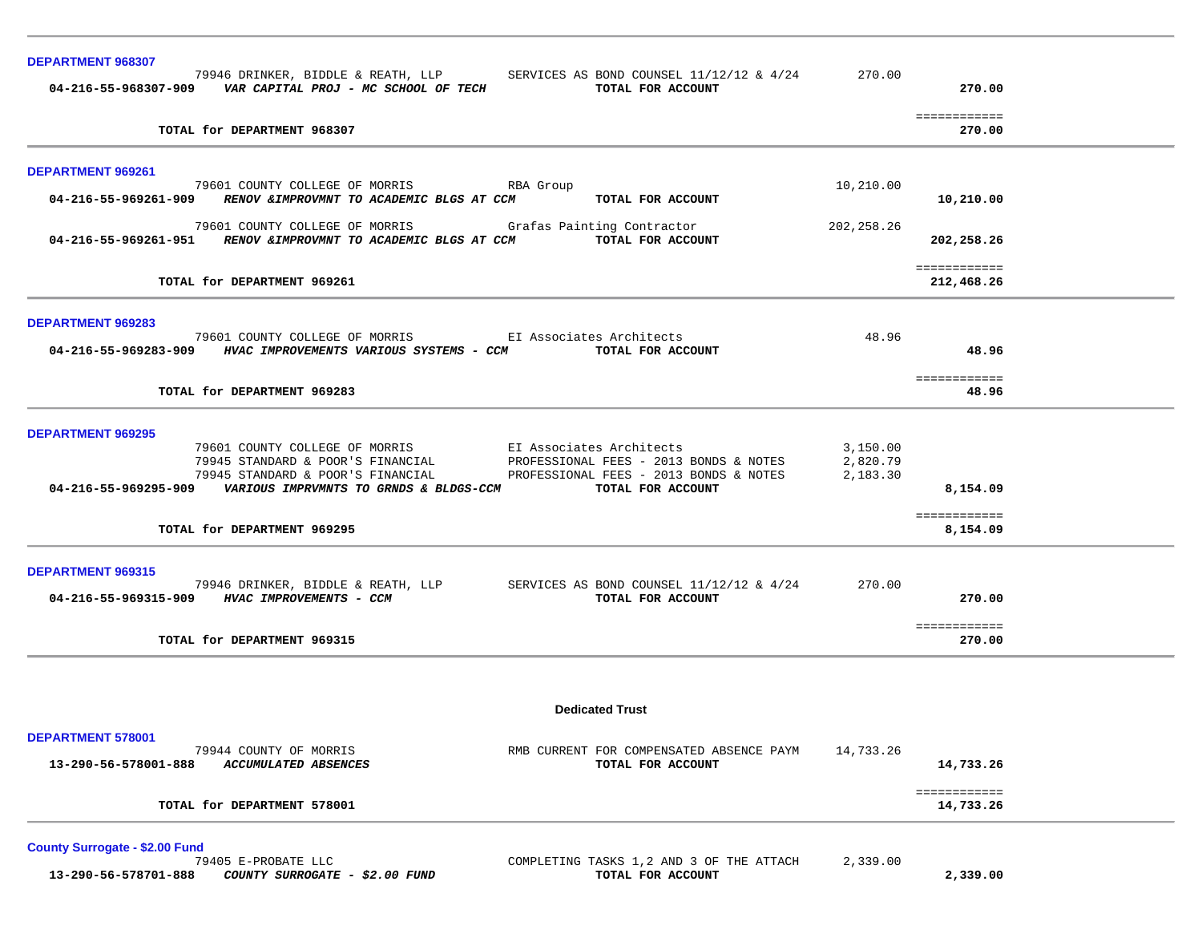**DEPARTMENT 968307**

| | | | | |
|---|---|---|---|---|
| | 79946 DRINKER, BIDDLE & REATH, LLP | SERVICES AS BOND COUNSEL 11/12/12 & 4/24 | 270.00 | |
| 04-216-55-968307-909 | *VAR CAPITAL PROJ - MC SCHOOL OF TECH* | TOTAL FOR ACCOUNT | | 270.00 |
| | TOTAL for DEPARTMENT 968307 | | | 270.00 |

**DEPARTMENT 969261**

| | | | | |
|---|---|---|---|---|
| | 79601 COUNTY COLLEGE OF MORRIS | RBA Group | 10,210.00 | |
| 04-216-55-969261-909 | *RENOV &IMPROVMNT TO ACADEMIC BLGS AT CCM* | TOTAL FOR ACCOUNT | | 10,210.00 |
| | 79601 COUNTY COLLEGE OF MORRIS | Grafas Painting Contractor | 202,258.26 | |
| 04-216-55-969261-951 | *RENOV &IMPROVMNT TO ACADEMIC BLGS AT CCM* | TOTAL FOR ACCOUNT | | 202,258.26 |
| | TOTAL for DEPARTMENT 969261 | | | 212,468.26 |

**DEPARTMENT 969283**

| | | | | |
|---|---|---|---|---|
| | 79601 COUNTY COLLEGE OF MORRIS | EI Associates Architects | 48.96 | |
| 04-216-55-969283-909 | *HVAC IMPROVEMENTS VARIOUS SYSTEMS - CCM* | TOTAL FOR ACCOUNT | | 48.96 |
| | TOTAL for DEPARTMENT 969283 | | | 48.96 |

**DEPARTMENT 969295**

| | | | | |
|---|---|---|---|---|
| | 79601 COUNTY COLLEGE OF MORRIS | EI Associates Architects | 3,150.00 | |
| | 79945 STANDARD & POOR'S FINANCIAL | PROFESSIONAL FEES - 2013 BONDS & NOTES | 2,820.79 | |
| | 79945 STANDARD & POOR'S FINANCIAL | PROFESSIONAL FEES - 2013 BONDS & NOTES | 2,183.30 | |
| 04-216-55-969295-909 | *VARIOUS IMPRVMNTS TO GRNDS & BLDGS-CCM* | TOTAL FOR ACCOUNT | | 8,154.09 |
| | TOTAL for DEPARTMENT 969295 | | | 8,154.09 |

**DEPARTMENT 969315**

| | | | | |
|---|---|---|---|---|
| | 79946 DRINKER, BIDDLE & REATH, LLP | SERVICES AS BOND COUNSEL 11/12/12 & 4/24 | 270.00 | |
| 04-216-55-969315-909 | *HVAC IMPROVEMENTS - CCM* | TOTAL FOR ACCOUNT | | 270.00 |
| | TOTAL for DEPARTMENT 969315 | | | 270.00 |

## Dedicated Trust

**DEPARTMENT 578001**

| | | | | |
|---|---|---|---|---|
| | 79944 COUNTY OF MORRIS | RMB CURRENT FOR COMPENSATED ABSENCE PAYM | 14,733.26 | |
| 13-290-56-578001-888 | *ACCUMULATED ABSENCES* | TOTAL FOR ACCOUNT | | 14,733.26 |
| | TOTAL for DEPARTMENT 578001 | | | 14,733.26 |

**County Surrogate - $2.00 Fund**

| | | | | |
|---|---|---|---|---|
| | 79405 E-PROBATE LLC | COMPLETING TASKS 1,2 AND 3 OF THE ATTACH | 2,339.00 | |
| 13-290-56-578701-888 | *COUNTY SURROGATE - $2.00 FUND* | TOTAL FOR ACCOUNT | | 2,339.00 |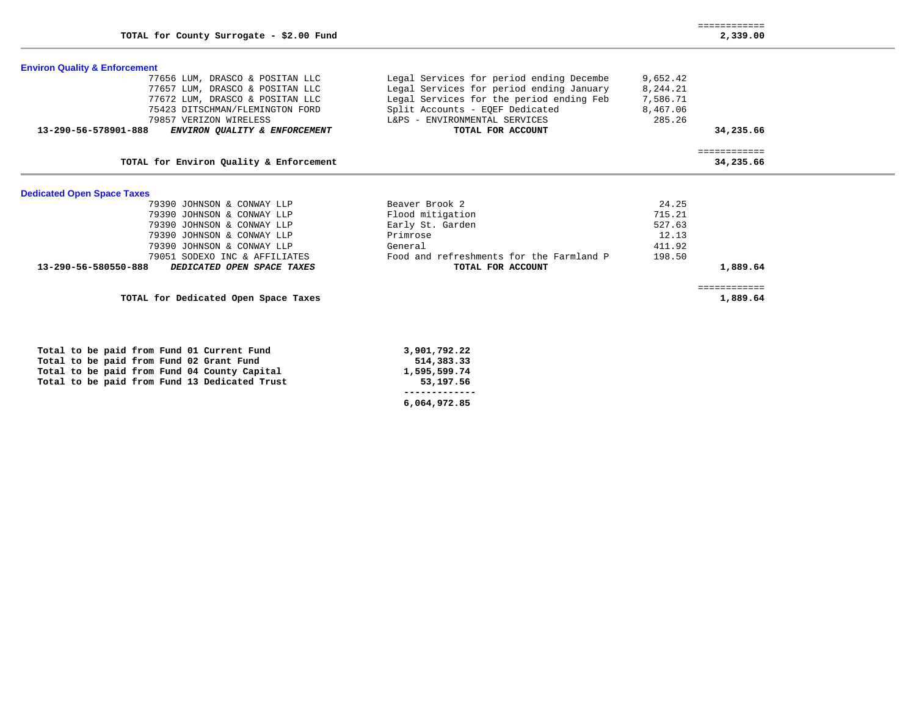| | | | | |
|---|---|---|---|---|
| | **TOTAL for County Surrogate - $2.00 Fund** | | | ============ **2,339.00** |

## Environ Quality & Enforcement

| | | | | |
|---|---|---|---|---|
| | 77656 LUM, DRASCO & POSITAN LLC | Legal Services for period ending Decembe | 9,652.42 | |
| | 77657 LUM, DRASCO & POSITAN LLC | Legal Services for period ending January | 8,244.21 | |
| | 77672 LUM, DRASCO & POSITAN LLC | Legal Services for the period ending Feb | 7,586.71 | |
| | 75423 DITSCHMAN/FLEMINGTON FORD | Split Accounts - EQEF Dedicated | 8,467.06 | |
| | 79857 VERIZON WIRELESS | L&PS - ENVIRONMENTAL SERVICES | 285.26 | |
| **13-290-56-578901-888** | ***ENVIRON QUALITY & ENFORCEMENT*** | **TOTAL FOR ACCOUNT** | | **34,235.66** |
| | **TOTAL for Environ Quality & Enforcement** | | | ============ **34,235.66** |

## Dedicated Open Space Taxes

| | | | | |
|---|---|---|---|---|
| | 79390 JOHNSON & CONWAY LLP | Beaver Brook 2 | 24.25 | |
| | 79390 JOHNSON & CONWAY LLP | Flood mitigation | 715.21 | |
| | 79390 JOHNSON & CONWAY LLP | Early St. Garden | 527.63 | |
| | 79390 JOHNSON & CONWAY LLP | Primrose | 12.13 | |
| | 79390 JOHNSON & CONWAY LLP | General | 411.92 | |
| | 79051 SODEXO INC & AFFILIATES | Food and refreshments for the Farmland P | 198.50 | |
| **13-290-56-580550-888** | ***DEDICATED OPEN SPACE TAXES*** | **TOTAL FOR ACCOUNT** | | **1,889.64** |
| | **TOTAL for Dedicated Open Space Taxes** | | | ============ **1,889.64** |

| | |
|---|---|
| **Total to be paid from Fund 01 Current Fund** | **3,901,792.22** |
| **Total to be paid from Fund 02 Grant Fund** | **514,383.33** |
| **Total to be paid from Fund 04 County Capital** | **1,595,599.74** |
| **Total to be paid from Fund 13 Dedicated Trust** | **53,197.56** |
| | ------------- |
| | **6,064,972.85** |